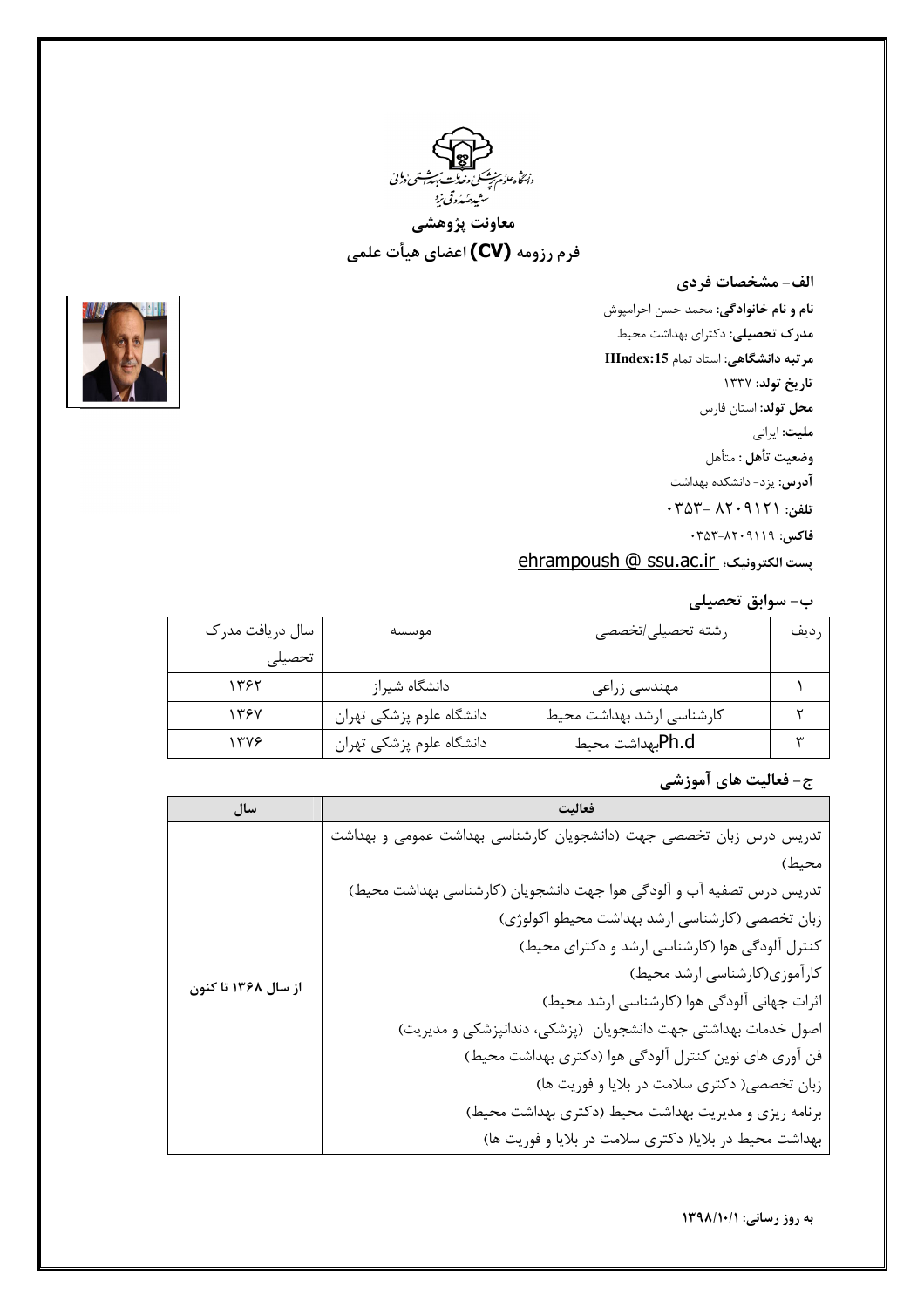دانشگاه علوم پزشکی و خدمات بهداشتی درمانی شهید صدوقی یزد

**معاونت پژوهشی**

**فرم رزومه (CV) اعضای هیأت علمی**

## الف- مشخصات فردی

**نام و نام خانوادگی:** محمد حسن احرامپوش

**مدرک تحصیلی:** دکترای بهداشت محیط

**مرتبه دانشگاهی:** استاد تمام **HIndex:15**

**تاریخ تولد:** ۱۳۳۷

**محل تولد:** استان فارس

**ملیت:** ایرانی

**وضعیت تأهل** : متأهل

**آدرس:** یزد- دانشکده بهداشت

**تلفن:** ۰۳۵۳- ۸۲۰۹۱۲۱

**فاکس:** ۰۳۵۳-۸۲۰۹۱۱۹

**پست الکترونیک:** ehrampoush @ ssu.ac.ir

## ب- سوابق تحصیلی

| ردیف | رشته تحصیلی/تخصصی | موسسه | سال دریافت مدرک تحصیلی |
|---|---|---|---|
| ۱ | مهندسی زراعی | دانشگاه شیراز | ۱۳۶۲ |
| ۲ | کارشناسی ارشد بهداشت محیط | دانشگاه علوم پزشکی تهران | ۱۳۶۷ |
| ۳ | Ph.dبهداشت محیط | دانشگاه علوم پزشکی تهران | ۱۳۷۶ |

## ج- فعالیت های آموزشی

| فعالیت | سال |
|---|---|
| تدریس درس زبان تخصصی جهت (دانشجویان کارشناسی بهداشت عمومی و بهداشت محیط)<br>تدریس درس تصفیه آب و آلودگی هوا جهت دانشجویان (کارشناسی بهداشت محیط)<br>زبان تخصصی (کارشناسی ارشد بهداشت محیطو اکولوژی)<br>کنترل آلودگی هوا (کارشناسی ارشد و دکترای محیط)<br>کارآموزی(کارشناسی ارشد محیط)<br>اثرات جهانی آلودگی هوا (کارشناسی ارشد محیط)<br>اصول خدمات بهداشتی جهت دانشجویان (پزشکی، دندانپزشکی و مدیریت)<br>فن آوری های نوین کنترل آلودگی هوا (دکتری بهداشت محیط)<br>زبان تخصصی( دکتری سلامت در بلایا و فوریت ها)<br>برنامه ریزی و مدیریت بهداشت محیط (دکتری بهداشت محیط)<br>بهداشت محیط در بلایا( دکتری سلامت در بلایا و فوریت ها) | **از سال ۱۳۶۸ تا کنون** |

**به روز رسانی: ۱۳۹۸/۱۰/۱**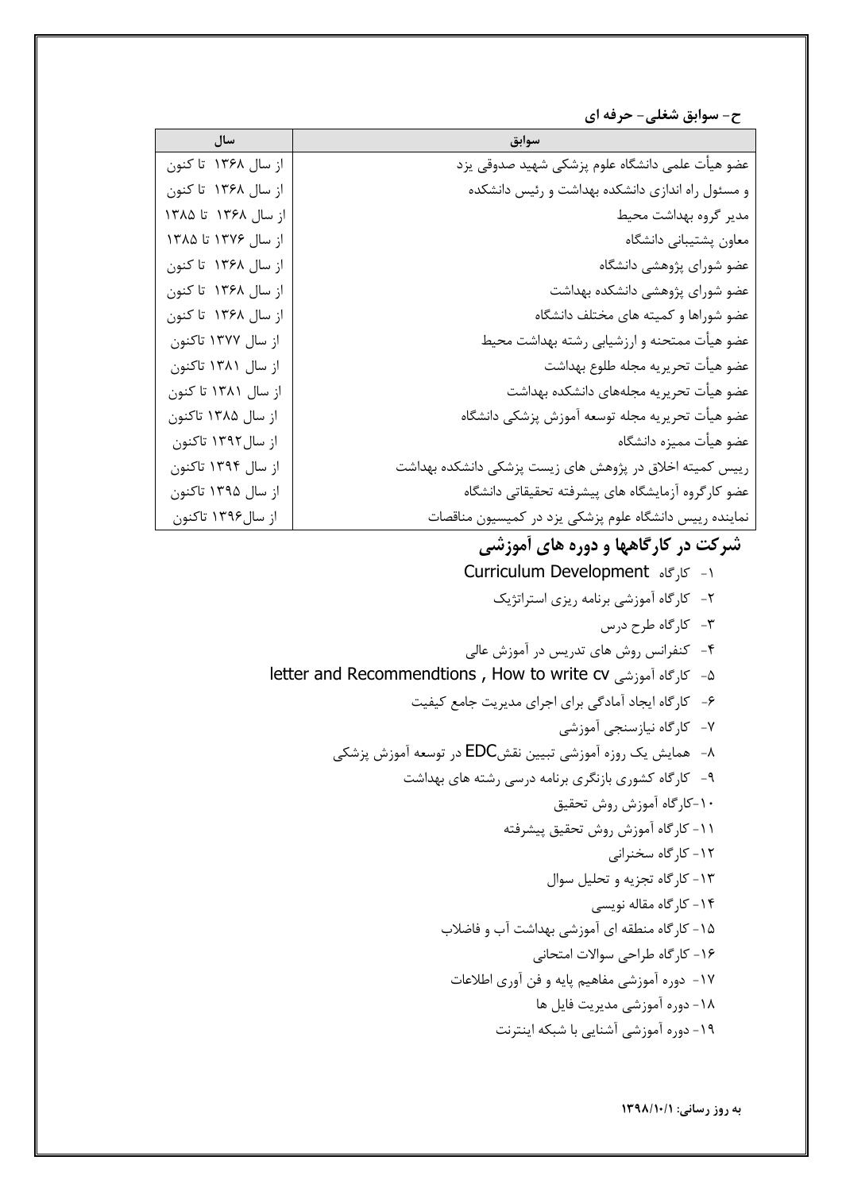### ح- سوابق شغلی- حرفه ای

| سوابق | سال |
|---|---|
| عضو هیأت علمی دانشگاه علوم پزشکی شهید صدوقی یزد | از سال ۱۳۶۸ تا کنون |
| و مسئول راه اندازی دانشکده بهداشت و رئیس دانشکده | از سال ۱۳۶۸ تا کنون |
| مدیر گروه بهداشت محیط | از سال ۱۳۶۸ تا ۱۳۸۵ |
| معاون پشتیبانی دانشگاه | از سال ۱۳۷۶ تا ۱۳۸۵ |
| عضو شورای پژوهشی دانشگاه | از سال ۱۳۶۸ تا کنون |
| عضو شورای پژوهشی دانشکده بهداشت | از سال ۱۳۶۸ تا کنون |
| عضو شوراها و کمیته های مختلف دانشگاه | از سال ۱۳۶۸ تا کنون |
| عضو هیأت ممتحنه و ارزشیابی رشته بهداشت محیط | از سال ۱۳۷۷ تاکنون |
| عضو هیأت تحریریه مجله طلوع بهداشت | از سال ۱۳۸۱ تاکنون |
| عضو هیأت تحریریه مجله‌های دانشکده بهداشت | از سال ۱۳۸۱ تا کنون |
| عضو هیأت تحریریه مجله توسعه آموزش پزشکی دانشگاه | از سال ۱۳۸۵ تاکنون |
| عضو هیأت ممیزه دانشگاه | از سال۱۳۹۲ تاکنون |
| رییس کمیته اخلاق در پژوهش های زیست پزشکی دانشکده بهداشت | از سال ۱۳۹۴ تاکنون |
| عضو کارگروه آزمایشگاه های پیشرفته تحقیقاتی دانشگاه | از سال ۱۳۹۵ تاکنون |
| نماینده رییس دانشگاه علوم پزشکی یزد در کمیسیون مناقصات | از سال۱۳۹۶ تاکنون |

## شرکت در کارگاهها و دوره های آموزشی

۱- کارگاه Curriculum Development

۲- کارگاه آموزشی برنامه ریزی استراتژیک

۳- کارگاه طرح درس

۴- کنفرانس روش های تدریس در آموزش عالی

۵- کارگاه آموزشی How to write cv , letter and Recommendtions

۶- کارگاه ایجاد آمادگی برای اجرای مدیریت جامع کیفیت

۷- کارگاه نیازسنجی آموزشی

۸- همایش یک روزه آموزشی تبیین نقشEDC در توسعه آموزش پزشکی

۹- کارگاه کشوری بازنگری برنامه درسی رشته های بهداشت

۱۰-کارگاه آموزش روش تحقیق

۱۱- کارگاه آموزش روش تحقیق پیشرفته

۱۲- کارگاه سخنرانی

۱۳- کارگاه تجزیه و تحلیل سوال

۱۴- کارگاه مقاله نویسی

۱۵- کارگاه منطقه ای آموزشی بهداشت آب و فاضلاب

۱۶- کارگاه طراحی سوالات امتحانی

۱۷- دوره آموزشی مفاهیم پایه و فن آوری اطلاعات

۱۸- دوره آموزشی مدیریت فایل ها

۱۹- دوره آموزشی آشنایی با شبکه اینترنت

**به روز رسانی: ۱۳۹۸/۱۰/۱**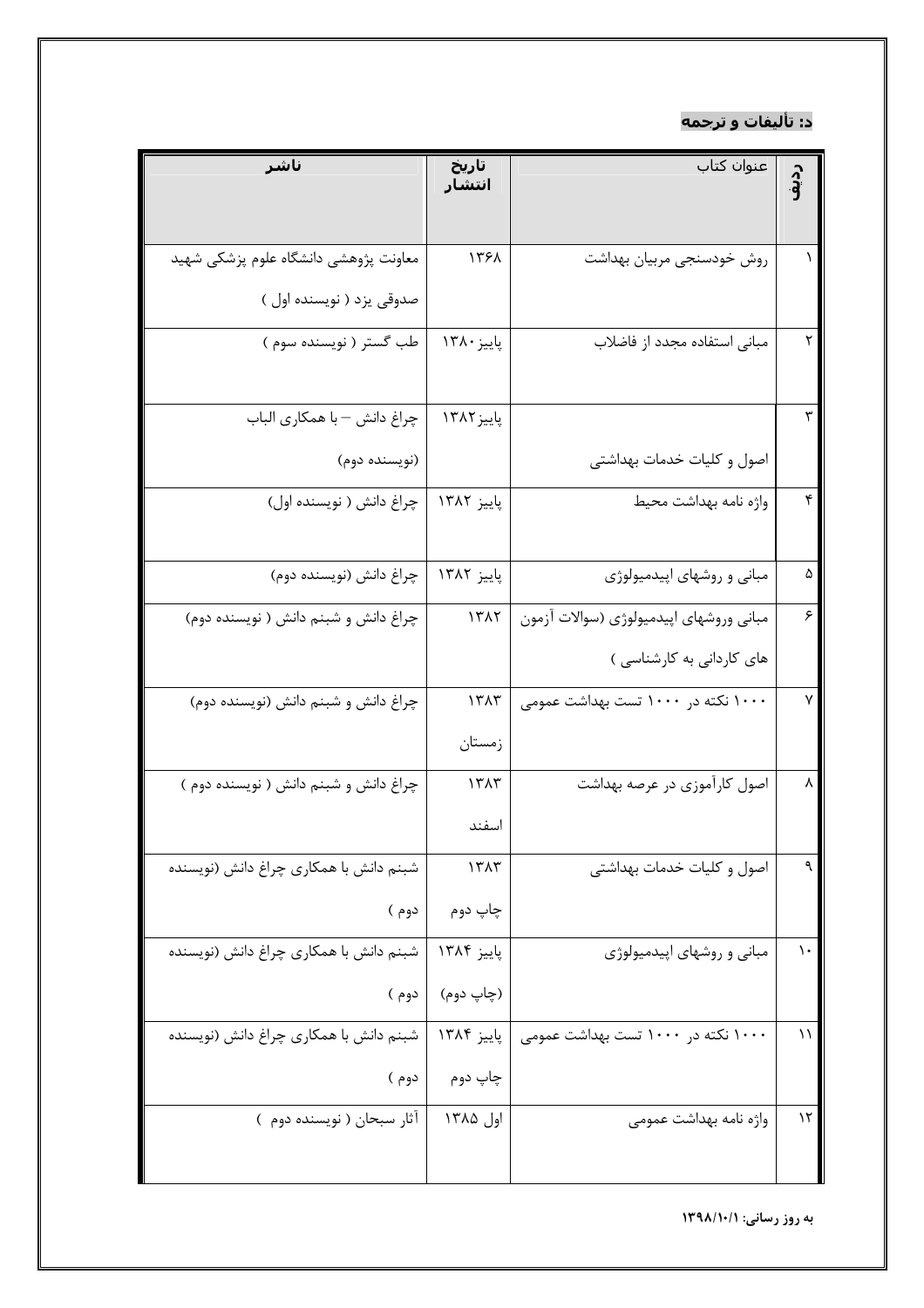## د: تألیفات و ترجمه

| ردیف | عنوان کتاب | تاریخ انتشار | ناشر |
| --- | --- | --- | --- |
| ۱ | روش خودسنجی مربیان بهداشت | ۱۳۶۸ | معاونت پژوهشی دانشگاه علوم پزشکی شهید صدوقی یزد ( نویسنده اول ) |
| ۲ | مبانی استفاده مجدد از فاضلاب | پاییز ۱۳۸۰ | طب گستر ( نویسنده سوم ) |
| ۳ | اصول و کلیات خدمات بهداشتی | پاییز۱۳۸۲ | چراغ دانش – با همکاری الباب (نویسنده دوم) |
| ۴ | واژه نامه بهداشت محیط | پاییز ۱۳۸۲ | چراغ دانش ( نویسنده اول) |
| ۵ | مبانی و روشهای اپیدمیولوژی | پاییز ۱۳۸۲ | چراغ دانش (نویسنده دوم) |
| ۶ | مبانی وروشهای اپیدمیولوژی (سوالات آزمون های کاردانی به کارشناسی ) | ۱۳۸۲ | چراغ دانش و شبنم دانش ( نویسنده دوم) |
| ۷ | ۱۰۰۰ نکته در ۱۰۰۰ تست بهداشت عمومی | ۱۳۸۳ زمستان | چراغ دانش و شبنم دانش (نویسنده دوم) |
| ۸ | اصول کارآموزی در عرصه بهداشت | ۱۳۸۳ اسفند | چراغ دانش و شبنم دانش ( نویسنده دوم ) |
| ۹ | اصول و کلیات خدمات بهداشتی | ۱۳۸۳ چاپ دوم | شبنم دانش با همکاری چراغ دانش (نویسنده دوم ) |
| ۱۰ | مبانی و روشهای اپیدمیولوژی | پاییز ۱۳۸۴ (چاپ دوم) | شبنم دانش با همکاری چراغ دانش (نویسنده دوم ) |
| ۱۱ | ۱۰۰۰ نکته در ۱۰۰۰ تست بهداشت عمومی | پاییز ۱۳۸۴ چاپ دوم | شبنم دانش با همکاری چراغ دانش (نویسنده دوم ) |
| ۱۲ | واژه نامه بهداشت عمومی | اول ۱۳۸۵ | آثار سبحان ( نویسنده دوم ) |

**به روز رسانی: ۱۳۹۸/۱۰/۱**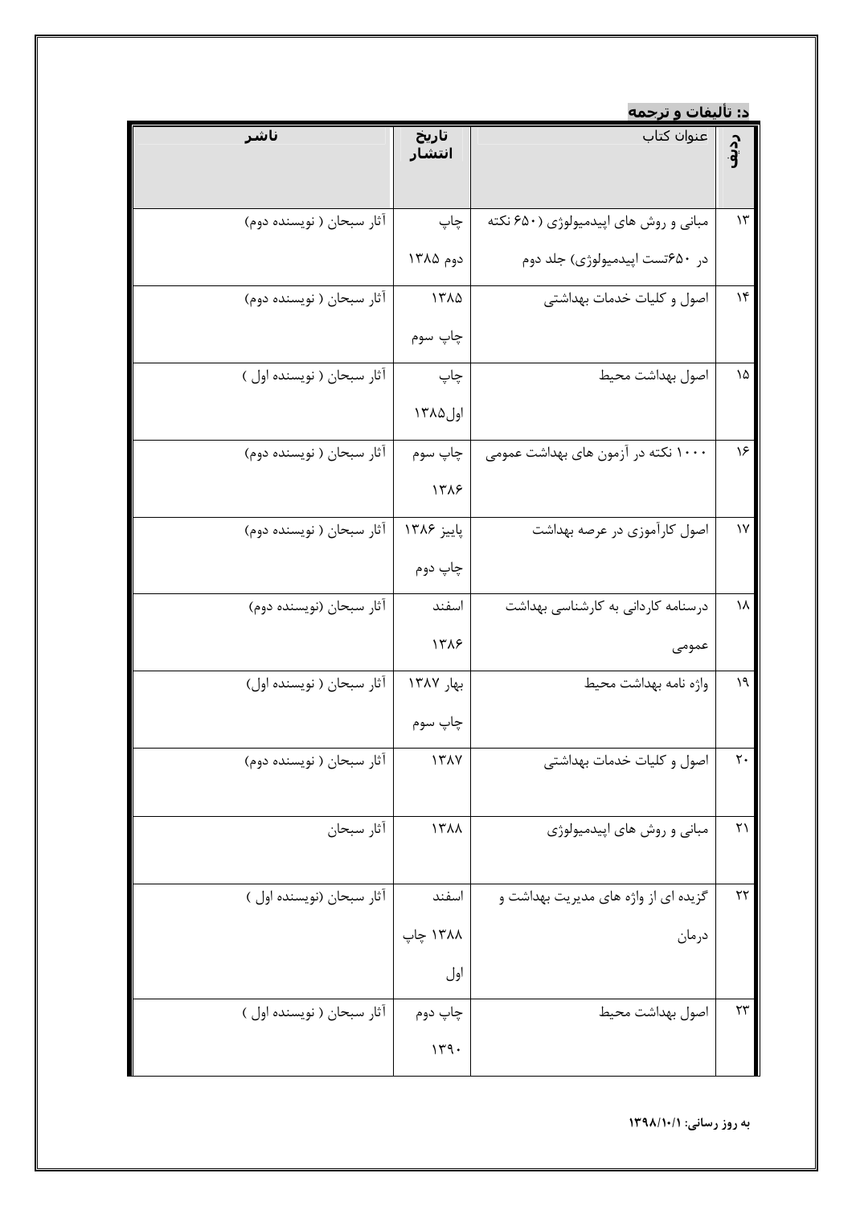**د: تألیفات و ترجمه**

| ردیف | عنوان کتاب | تاریخ انتشار | ناشر |
| --- | --- | --- | --- |
| ۱۳ | مبانی و روش های اپیدمیولوژی (۶۵۰ نکته در ۶۵۰تست اپیدمیولوژی) جلد دوم | چاپ دوم ۱۳۸۵ | آثار سبحان ( نویسنده دوم) |
| ۱۴ | اصول و کلیات خدمات بهداشتی | ۱۳۸۵ چاپ سوم | آثار سبحان ( نویسنده دوم) |
| ۱۵ | اصول بهداشت محیط | چاپ اول۱۳۸۵ | آثار سبحان ( نویسنده اول ) |
| ۱۶ | ۱۰۰۰ نکته در آزمون های بهداشت عمومی | چاپ سوم ۱۳۸۶ | آثار سبحان ( نویسنده دوم) |
| ۱۷ | اصول کارآموزی در عرصه بهداشت | پاییز ۱۳۸۶ چاپ دوم | آثار سبحان ( نویسنده دوم) |
| ۱۸ | درسنامه کاردانی به کارشناسی بهداشت عمومی | اسفند ۱۳۸۶ | آثار سبحان (نویسنده دوم) |
| ۱۹ | واژه نامه بهداشت محیط | بهار ۱۳۸۷ چاپ سوم | آثار سبحان ( نویسنده اول) |
| ۲۰ | اصول و کلیات خدمات بهداشتی | ۱۳۸۷ | آثار سبحان ( نویسنده دوم) |
| ۲۱ | مبانی و روش های اپیدمیولوژی | ۱۳۸۸ | آثار سبحان |
| ۲۲ | گزیده ای از واژه های مدیریت بهداشت و درمان | اسفند ۱۳۸۸ چاپ اول | آثار سبحان (نویسنده اول ) |
| ۲۳ | اصول بهداشت محیط | چاپ دوم ۱۳۹۰ | آثار سبحان ( نویسنده اول ) |

**به روز رسانی: ۱۳۹۸/۱۰/۱**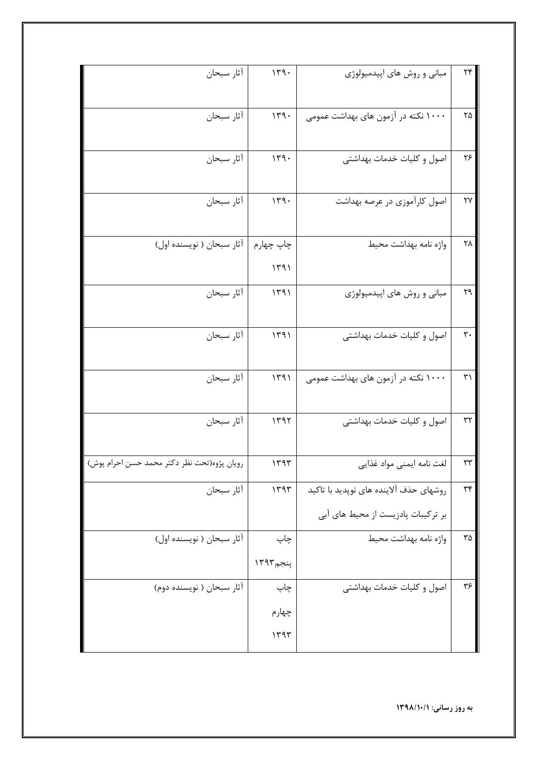| ۲۴ | مبانی و روش های اپیدمیولوژی | ۱۳۹۰ | آثار سبحان |
|---|---|---|---|
| ۲۵ | ۱۰۰۰ نکته در آزمون های بهداشت عمومی | ۱۳۹۰ | آثار سبحان |
| ۲۶ | اصول و کلیات خدمات بهداشتی | ۱۳۹۰ | آثار سبحان |
| ۲۷ | اصول کارآموزی در عرصه بهداشت | ۱۳۹۰ | آثار سبحان |
| ۲۸ | واژه نامه بهداشت محیط | چاپ چهارم ۱۳۹۱ | آثار سبحان ( نویسنده اول) |
| ۲۹ | مبانی و روش های اپیدمیولوژی | ۱۳۹۱ | آثار سبحان |
| ۳۰ | اصول و کلیات خدمات بهداشتی | ۱۳۹۱ | آثار سبحان |
| ۳۱ | ۱۰۰۰ نکته در آزمون های بهداشت عمومی | ۱۳۹۱ | آثار سبحان |
| ۳۲ | اصول و کلیات خدمات بهداشتی | ۱۳۹۲ | آثار سبحان |
| ۳۳ | لغت نامه ایمنی مواد غذایی | ۱۳۹۳ | رویان پژوه(تحت نظر دکتر محمد حسن احرام پوش) |
| ۳۴ | روشهای حذف آلاینده های نوپدید با تاکید بر ترکیبات پادزیست از محیط های آبی | ۱۳۹۳ | آثار سبحان |
| ۳۵ | واژه نامه بهداشت محیط | چاپ پنجم۱۳۹۳ | آثار سبحان ( نویسنده اول) |
| ۳۶ | اصول و کلیات خدمات بهداشتی | چاپ چهارم ۱۳۹۳ | آثار سبحان ( نویسنده دوم) |

**به روز رسانی: ۱۳۹۸/۱۰/۱**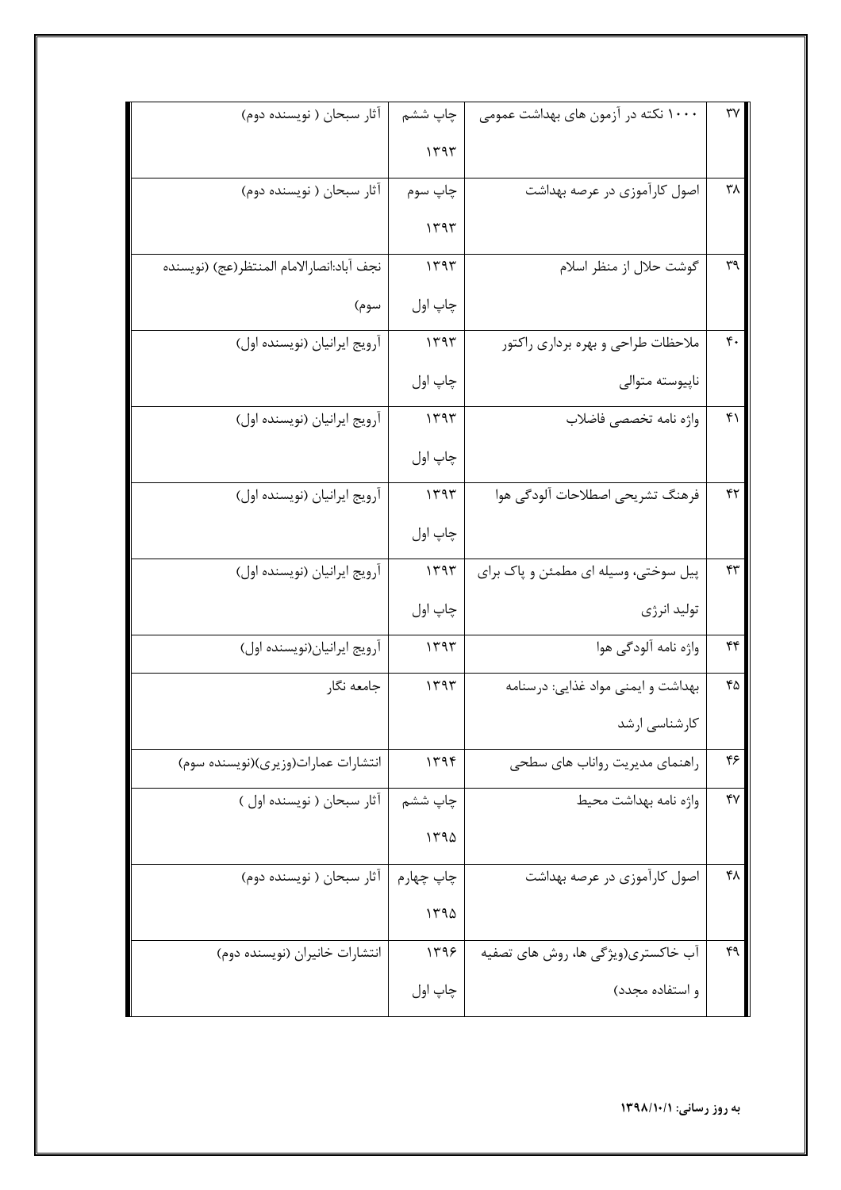| ۳۷ | ۱۰۰۰ نکته در آزمون های بهداشت عمومی | چاپ ششم ۱۳۹۳ | آثار سبحان ( نویسنده دوم) |
|---|---|---|---|
| ۳۸ | اصول کارآموزی در عرصه بهداشت | چاپ سوم ۱۳۹۳ | آثار سبحان ( نویسنده دوم) |
| ۳۹ | گوشت حلال از منظر اسلام | ۱۳۹۳ چاپ اول | نجف آباد:انصارالامام المنتظر(عج) (نویسنده سوم) |
| ۴۰ | ملاحظات طراحی و بهره برداری راکتور ناپیوسته متوالی | ۱۳۹۳ چاپ اول | آرویج ایرانیان (نویسنده اول) |
| ۴۱ | واژه نامه تخصصی فاضلاب | ۱۳۹۳ چاپ اول | آرویج ایرانیان (نویسنده اول) |
| ۴۲ | فرهنگ تشریحی اصطلاحات آلودگی هوا | ۱۳۹۳ چاپ اول | آرویج ایرانیان (نویسنده اول) |
| ۴۳ | پیل سوختی، وسیله ای مطمئن و پاک برای تولید انرژی | ۱۳۹۳ چاپ اول | آرویج ایرانیان (نویسنده اول) |
| ۴۴ | واژه نامه آلودگی هوا | ۱۳۹۳ | آرویج ایرانیان(نویسنده اول) |
| ۴۵ | بهداشت و ایمنی مواد غذایی: درسنامه کارشناسی ارشد | ۱۳۹۳ | جامعه نگار |
| ۴۶ | راهنمای مدیریت رواناب های سطحی | ۱۳۹۴ | انتشارات عمارات(وزیری)(نویسنده سوم) |
| ۴۷ | واژه نامه بهداشت محیط | چاپ ششم ۱۳۹۵ | آثار سبحان ( نویسنده اول ) |
| ۴۸ | اصول کارآموزی در عرصه بهداشت | چاپ چهارم ۱۳۹۵ | آثار سبحان ( نویسنده دوم) |
| ۴۹ | آب خاکستری(ویژگی ها، روش های تصفیه و استفاده مجدد) | ۱۳۹۶ چاپ اول | انتشارات خانیران (نویسنده دوم) |

**به روز رسانی: ۱۳۹۸/۱۰/۱**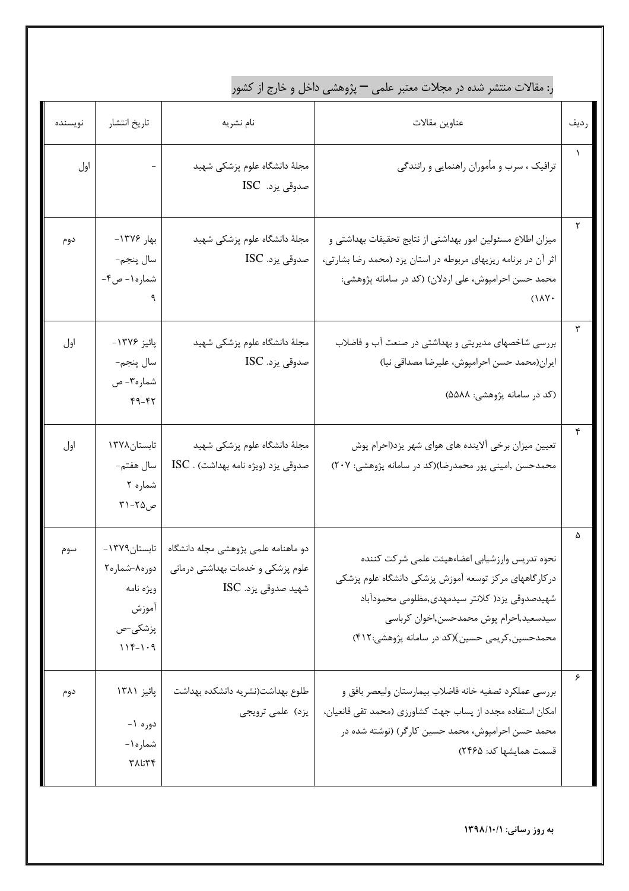ر: مقالات منتشر شده در مجلات معتبر علمی – پژوهشی داخل و خارج از کشور

| ردیف | عناوین مقالات | نام نشریه | تاریخ انتشار | نویسنده |
|---|---|---|---|---|
| ۱ | ترافیک ، سرب و مأموران راهنمایی و رانندگی | مجلهٔ دانشگاه علوم پزشکی شهید صدوقی یزد. ISC | - | اول |
| ۲ | میزان اطلاع مسئولین امور بهداشتی از نتایج تحقیقات بهداشتی و اثر آن در برنامه ریزیهای مربوطه در استان یزد (محمد رضا بشارتی، محمد حسن احرامپوش، علی اردلان) (کد در سامانه پژوهشی: ۱۸۷۰) | مجلهٔ دانشگاه علوم پزشکی شهید صدوقی یزد. ISC | بهار ۱۳۷۶- سال پنجم- شماره۱- ص۴-۹ | دوم |
| ۳ | بررسی شاخصهای مدیریتی و بهداشتی در صنعت آب و فاضلاب ایران(محمد حسن احرامپوش، علیرضا مصداقی نیا) (کد در سامانه پژوهشی: ۵۵۸۸) | مجلهٔ دانشگاه علوم پزشکی شهید صدوقی یزد. ISC | پائیز ۱۳۷۶- سال پنجم- شماره۳- ص ۴۲-۴۹ | اول |
| ۴ | تعیین میزان برخی آلاینده های هوای شهر یزد(احرام پوش محمدحسن ,امینی پور محمدرضا)(کد در سامانه پژوهشی: ۲۰۷) | مجلهٔ دانشگاه علوم پزشکی شهید صدوقی یزد (ویژه نامه بهداشت) . ISC | تابستان۱۳۷۸ سال هفتم- شماره ۲ ص۲۵-۳۱ | اول |
| ۵ | نحوه تدریس وارزشیابی اعضاءهیئت علمی شرکت کننده درکارگاههای مرکز توسعه آموزش پزشکی دانشگاه علوم پزشکی شهیدصدوقی یزد( کلانتر سیدمهدی,مظلومی محمودآباد سیدسعید,احرام پوش محمدحسن,اخوان کرباسی محمدحسین,کریمی حسین)(کد در سامانه پژوهشی:۴۱۲) | دو ماهنامه علمی پژوهشی مجله دانشگاه علوم پزشکی و خدمات بهداشتی درمانی شهید صدوقی یزد. ISC | تابستان۱۳۷۹- دوره۸-شماره۲ ویژه نامه آموزش پزشکی-ص ۱۰۹-۱۱۴ | سوم |
| ۶ | بررسی عملکرد تصفیه خانه فاضلاب بیمارستان ولیعصر بافق و امکان استفاده مجدد از پساب جهت کشاورزی (محمد تقی قانعیان، محمد حسن احرامپوش، محمد حسین کارگر) (نوشته شده در قسمت همایشها کد: ۲۴۶۵) | طلوع بهداشت(نشریه دانشکده بهداشت یزد) علمی ترویجی | پائیز ۱۳۸۱ دوره ۱- شماره۱- ۳۴تا۳۸ | دوم |

**به روز رسانی: ۱۳۹۸/۱۰/۱**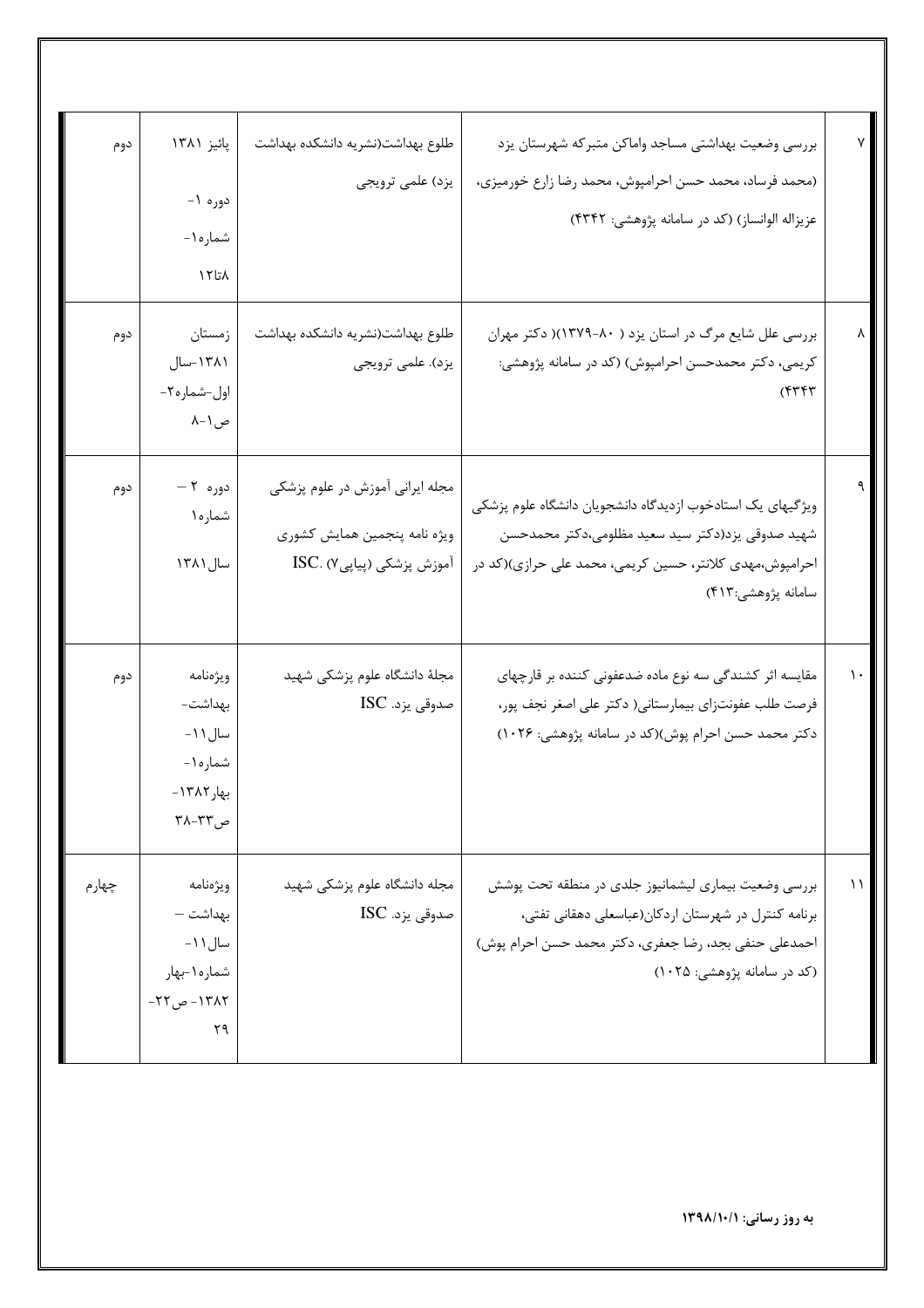| | | | | |
|---|---|---|---|---|
| ۷ | بررسی وضعیت بهداشتی مساجد واماکن متبرکه شهرستان یزد (محمد فرساد، محمد حسن احرامپوش، محمد رضا زارع خورمیزی، عزیزاله الوانساز) (کد در سامانه پژوهشی: ۴۳۴۲) | طلوع بهداشت(نشریه دانشکده بهداشت یزد) علمی ترویجی | پائیز ۱۳۸۱ دوره ۱- شماره۱- ۱۲تا۸ | دوم |
| ۸ | بررسی علل شایع مرگ در استان یزد ( ۸۰-۱۳۷۹)( دکتر مهران کریمی، دکتر محمدحسن احرامپوش) (کد در سامانه پژوهشی: ۴۳۴۳) | طلوع بهداشت(نشریه دانشکده بهداشت یزد). علمی ترویجی | زمستان ۱۳۸۱-سال اول-شماره۲- ص۱-۸ | دوم |
| ۹ | ویژگیهای یک استادخوب ازدیدگاه دانشجویان دانشگاه علوم پزشکی شهید صدوقی یزد(دکتر سید سعید مظلومی،دکتر محمدحسن احرامپوش،مهدی کلانتر، حسین کریمی، محمد علی حرازی)(کد در سامانه پژوهشی:۴۱۳) | مجله ایرانی آموزش در علوم پزشکی ویژه نامه پنجمین همایش کشوری آموزش پزشکی (پیاپی۷) .ISC | دوره ۲ – شماره۱ سال۱۳۸۱ | دوم |
| ۱۰ | مقایسه اثر کشندگی سه نوع ماده ضدعفونی کننده بر قارچهای فرصت طلب عفونت‌زای بیمارستانی( دکتر علی اصغر نجف پور، دکتر محمد حسن احرام پوش)(کد در سامانه پژوهشی: ۱۰۲۶) | مجلهٔ دانشگاه علوم پزشکی شهید صدوقی یزد. ISC | ویژه‌نامه بهداشت- سال۱۱- شماره۱- بهار۱۳۸۲- ص۳۳-۳۸ | دوم |
| ۱۱ | بررسی وضعیت بیماری لیشمانیوز جلدی در منطقه تحت پوشش برنامه کنترل در شهرستان اردکان(عباسعلی دهقانی تفتی، احمدعلی حنفی بجد، رضا جعفری، دکتر محمد حسن احرام پوش) (کد در سامانه پژوهشی: ۱۰۲۵) | مجله دانشگاه علوم پزشکی شهید صدوقی یزد. ISC | ویژه‌نامه بهداشت – سال۱۱- شماره۱-بهار ۱۳۸۲- ص۲۲- ۲۹ | چهارم |

**به روز رسانی: ۱۳۹۸/۱۰/۱**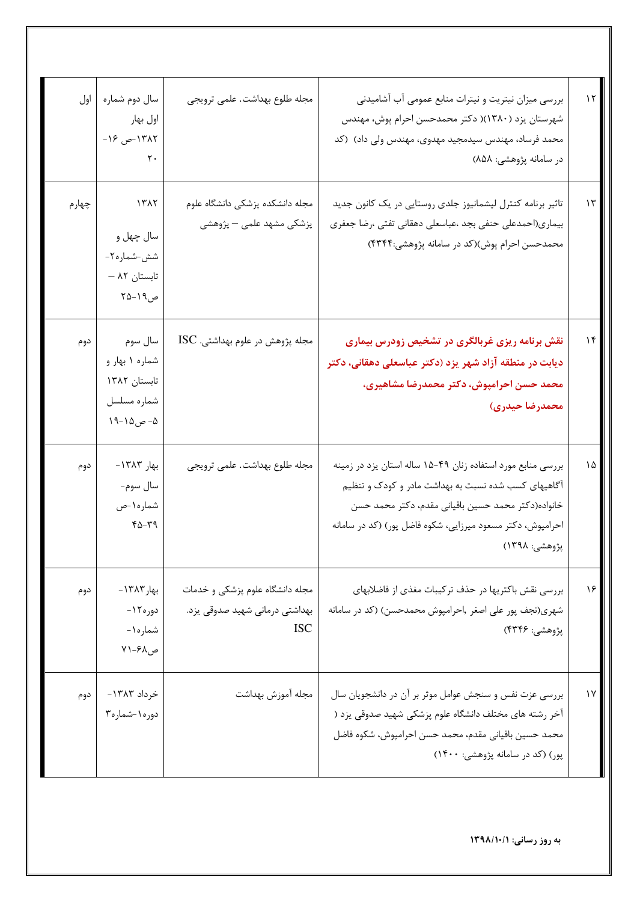| | | | | |
|---|---|---|---|---|
| ۱۲ | بررسی میزان نیتریت و نیترات منابع عمومی آب آشامیدنی شهرستان یزد (۱۳۸۰)( دکتر محمدحسن احرام پوش، مهندس محمد فرساد، مهندس سیدمجید مهدوی، مهندس ولی داد) (کد در سامانه پژوهشی: ۸۵۸) | مجله طلوع بهداشت. علمی ترویجی | سال دوم شماره اول بهار ۱۳۸۲-ص ۱۶-۲۰ | اول |
| ۱۳ | تاثیر برنامه کنترل لیشمانیوز جلدی روستایی در یک کانون جدید بیماری(احمدعلی حنفی بجد ،عباسعلی دهقانی تفتی ،رضا جعفری محمدحسن احرام پوش)(کد در سامانه پژوهشی:۴۳۴۴) | مجله دانشکده پزشکی دانشگاه علوم پزشکی مشهد علمی – پژوهشی | ۱۳۸۲ سال چهل و شش-شماره۲- تابستان ۸۲ – ص۱۹-۲۵ | چهارم |
| ۱۴ | **نقش برنامه ریزی غربالگری در تشخیص زودرس بیماری دیابت در منطقه آزاد شهر یزد (دکتر عباسعلی دهقانی، دکتر محمد حسن احرامپوش، دکتر محمدرضا مشاهیری، محمدرضا حیدری)** | مجله پژوهش در علوم بهداشتی. ISC | سال سوم شماره ۱ بهار و تابستان ۱۳۸۲ شماره مسلسل ۵- ص۱۵-۱۹ | دوم |
| ۱۵ | بررسی منابع مورد استفاده زنان ۴۹-۱۵ ساله استان یزد در زمینه آگاهیهای کسب شده نسبت به بهداشت مادر و کودک و تنظیم خانواده(دکتر محمد حسین باقیانی مقدم، دکتر محمد حسن احرامپوش، دکتر مسعود میرزایی، شکوه فاضل پور) (کد در سامانه پژوهشی: ۱۳۹۸) | مجله طلوع بهداشت. علمی ترویجی | بهار ۱۳۸۳- سال سوم- شماره۱-ص ۳۹-۴۵ | دوم |
| ۱۶ | بررسی نقش باکتریها در حذف ترکیبات مغذی از فاضلابهای شهری(نجف پور علی اصغر ,احرامپوش محمدحسن) (کد در سامانه پژوهشی: ۴۳۴۶) | مجله دانشگاه علوم پزشکی و خدمات بهداشتی درمانی شهید صدوقی یزد. ISC | بهار۱۳۸۳- دوره۱۲- شماره۱- ص۶۸-۷۱ | دوم |
| ۱۷ | بررسی عزت نفس و سنجش عوامل موثر بر آن در دانشجویان سال آخر رشته های مختلف دانشگاه علوم پزشکی شهید صدوقی یزد ( محمد حسین باقیانی مقدم، محمد حسن احرامپوش، شکوه فاضل پور) (کد در سامانه پژوهشی: ۱۴۰۰) | مجله آموزش بهداشت | خرداد ۱۳۸۳- دوره۱-شماره۳ | دوم |

**به روز رسانی: ۱۳۹۸/۱۰/۱**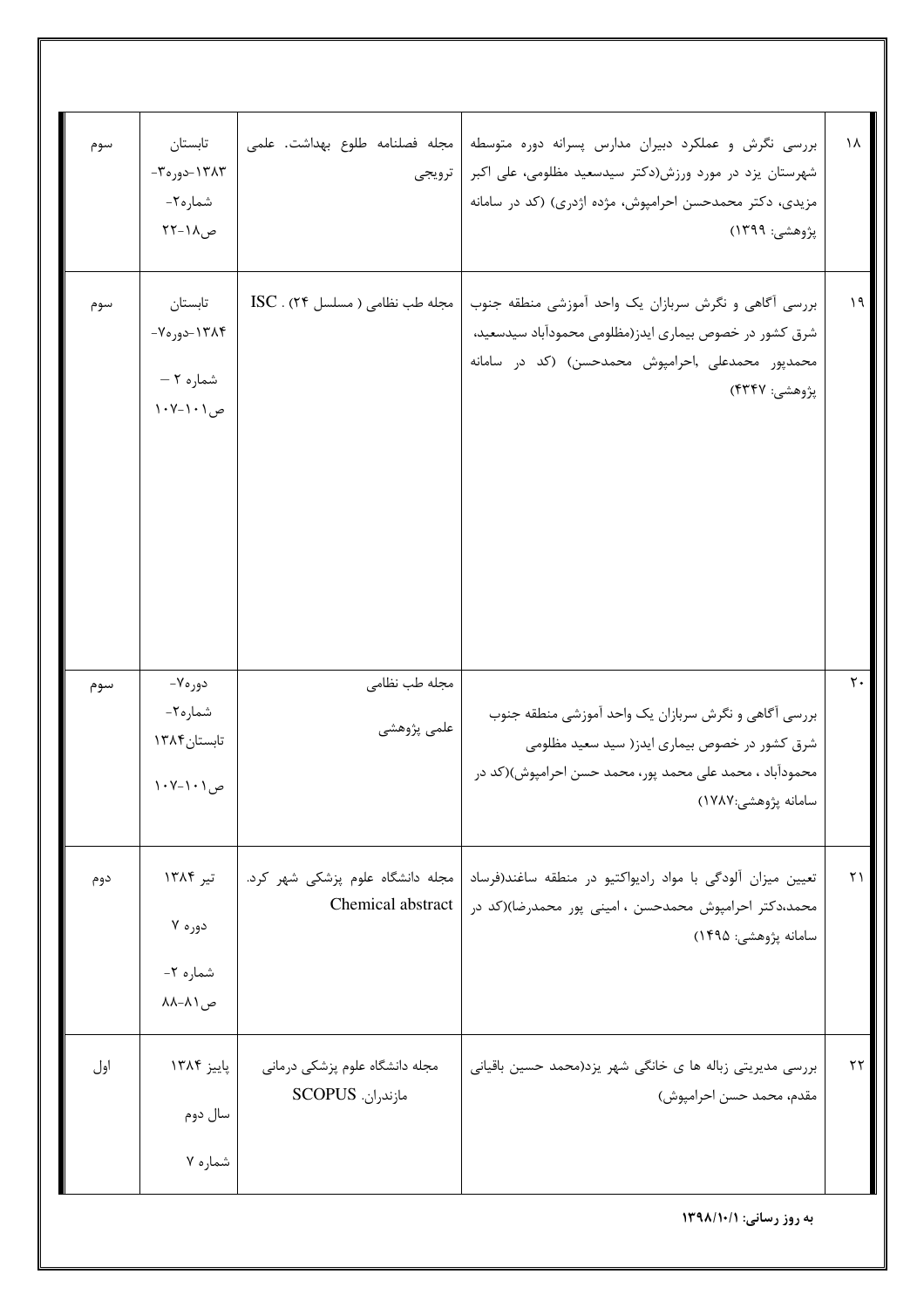| ۱۸ | بررسی نگرش و عملکرد دبیران مدارس پسرانه دوره متوسطه شهرستان یزد در مورد ورزش(دکتر سیدسعید مظلومی، علی اکبر مزیدی، دکتر محمدحسن احرامپوش، مژده اژدری) (کد در سامانه پژوهشی: ۱۳۹۹) | مجله فصلنامه طلوع بهداشت. علمی ترویجی | تابستان ۱۳۸۳-دوره۳-شماره۲-ص۱۸-۲۲ | سوم |
|---|---|---|---|---|
| ۱۹ | بررسی آگاهی و نگرش سربازان یک واحد آموزشی منطقه جنوب شرق کشور در خصوص بیماری ایدز(مظلومی محمودآباد سیدسعید، محمدپور محمدعلی ,احرامپوش محمدحسن) (کد در سامانه پژوهشی: ۴۳۴۷) | مجله طب نظامی ( مسلسل ۲۴) . ISC | تابستان ۱۳۸۴-دوره۷-شماره ۲ – ص۱۰۱-۱۰۷ | سوم |
| ۲۰ | بررسی آگاهی و نگرش سربازان یک واحد آموزشی منطقه جنوب شرق کشور در خصوص بیماری ایدز( سید سعید مظلومی محمودآباد ، محمد علی محمد پور، محمد حسن احرامپوش)(کد در سامانه پژوهشی:۱۷۸۷) | مجله طب نظامی علمی پژوهشی | دوره۷-شماره۲-تابستان۱۳۸۴ ص۱۰۱-۱۰۷ | سوم |
| ۲۱ | تعیین میزان آلودگی با مواد رادیواکتیو در منطقه ساغند(فرساد محمد،دکتر احرامپوش محمدحسن ، امینی پور محمدرضا)(کد در سامانه پژوهشی: ۱۴۹۵) | مجله دانشگاه علوم پزشکی شهر کرد. Chemical abstract | تیر ۱۳۸۴ دوره ۷ شماره ۲- ص۸۱-۸۸ | دوم |
| ۲۲ | بررسی مدیریتی زباله ها ی خانگی شهر یزد(محمد حسین باقیانی مقدم، محمد حسن احرامپوش) | مجله دانشگاه علوم پزشکی درمانی مازندران. SCOPUS | پاییز ۱۳۸۴ سال دوم شماره ۷ | اول |

**به روز رسانی: ۱۳۹۸/۱۰/۱**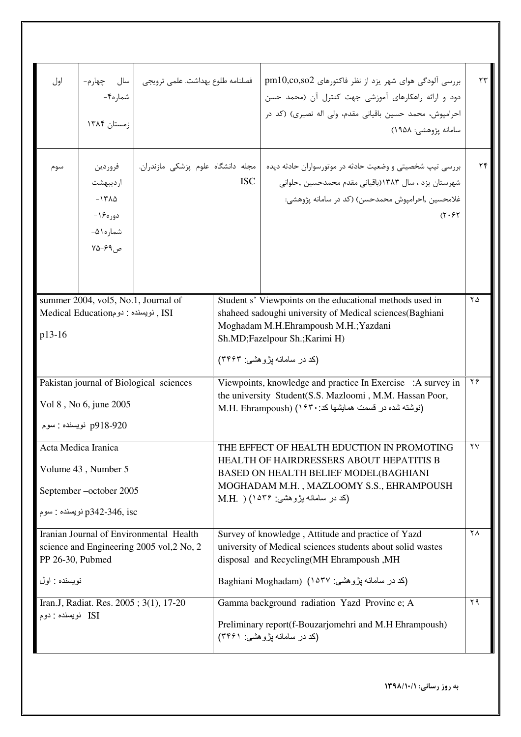| | | | | |
|---|---|---|---|---|
| ۲۳ | بررسی آلودگی هوای شهر یزد از نظر فاکتورهای pm10,co,so2 دود و ارائه راهکارهای آموزشی جهت کنترل آن (محمد حسن احرامپوش، محمد حسین باقیانی مقدم، ولی اله نصیری) (کد در سامانه پژوهشی: ۱۹۵۸) | فصلنامه طلوع بهداشت. علمی ترویجی | سال چهارم- شماره۴- زمستان ۱۳۸۴ | اول |
| ۲۴ | بررسی تیپ شخصیتی و وضعیت حادثه در موتورسواران حادثه دیده شهرستان یزد ، سال ۱۳۸۳(باقیانی مقدم محمدحسین ,حلوانی غلامحسین ,احرامپوش محمدحسن) (کد در سامانه پژوهشی: ۲۰۶۲) | مجله دانشگاه علوم پزشکی مازندران. ISC | فروردین اردیبهشت -۱۳۸۵ دوره۱۶- شماره۵۱- ص۶۹-۷۵ | سوم |
| ۲۵ | Student s' Viewpoints on the educational methods used in shaheed sadoughi university of Medical sciences(Baghiani Moghadam M.H.Ehrampoush M.H.;Yazdani Sh.MD;Fazelpour Sh.;Karimi H) (کد در سامانه پژوهشی: ۳۴۶۳) | summer 2004, vol5, No.1, Journal of Medical Education نویسنده : دوم , ISI p13-16 | | |
| ۲۶ | Viewpoints, knowledge and practice In Exercise :A survey in the university Student(S.S. Mazloomi , M.M. Hassan Poor, M.H. Ehrampoush) (نوشته شده در قسمت همایشها کد:۱۶۳۰) | Pakistan journal of Biological sciences Vol 8 , No 6, june 2005 p918-920 نویسنده : سوم | | |
| ۲۷ | THE EFFECT OF HEALTH EDUCTION IN PROMOTING HEALTH OF HAIRDRESSERS ABOUT HEPATITIS B BASED ON HEALTH BELIEF MODEL(BAGHIANI MOGHADAM M.H. , MAZLOOMY S.S., EHRAMPOUSH M.H. ) (کد در سامانه پژوهشی: ۱۵۳۶) | Acta Medica Iranica Volume 43 , Number 5 September –october 2005 p342-346, isc نویسنده : سوم | | |
| ۲۸ | Survey of knowledge , Attitude and practice of Yazd university of Medical sciences students about solid wastes disposal and Recycling(MH Ehrampoush ,MH Baghiani Moghadam) (کد در سامانه پژوهشی: ۱۵۳۷) | Iranian Journal of Environmental Health science and Engineering 2005 vol,2 No, 2 PP 26-30, Pubmed نویسنده : اول | | |
| ۲۹ | Gamma background radiation Yazd Provinc e; A Preliminary report(f-Bouzarjomehri and M.H Ehrampoush) (کد در سامانه پژوهشی: ۳۴۶۱) | Iran.J, Radiat. Res. 2005 ; 3(1), 17-20 ISI نویسنده : دوم | | |

**به روز رسانی: ۱۳۹۸/۱۰/۱**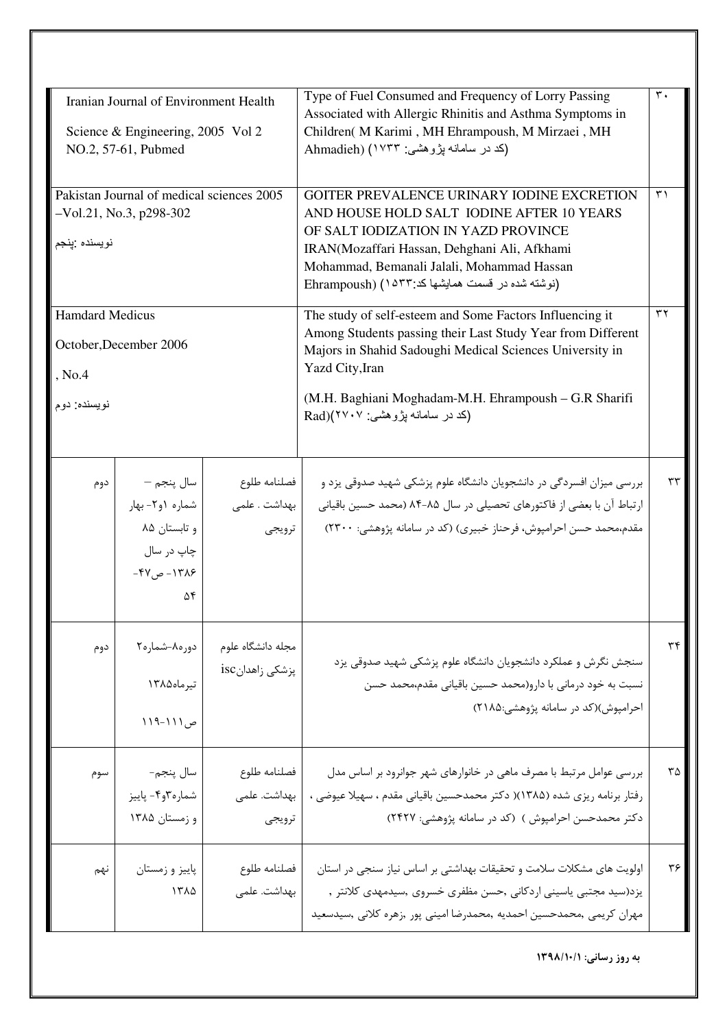| Iranian Journal of Environment Health Science & Engineering, 2005 Vol 2 NO.2, 57-61, Pubmed | | | Type of Fuel Consumed and Frequency of Lorry Passing Associated with Allergic Rhinitis and Asthma Symptoms in Children( M Karimi , MH Ehrampoush, M Mirzaei , MH Ahmadieh) (کد در سامانه پژوهشی: ۱۷۳۳) | ۳۰ |
|---|---|---|---|---|
| Pakistan Journal of medical sciences 2005 –Vol.21, No.3, p298-302<br>نویسنده :پنجم | | | GOITER PREVALENCE URINARY IODINE EXCRETION AND HOUSE HOLD SALT IODINE AFTER 10 YEARS OF SALT IODIZATION IN YAZD PROVINCE IRAN(Mozaffari Hassan, Dehghani Ali, Afkhami Mohammad, Bemanali Jalali, Mohammad Hassan Ehrampoush) (نوشته شده در قسمت همایشها کد:۱۵۳۳) | ۳۱ |
| Hamdard Medicus<br>October,December 2006<br>, No.4<br>نویسنده: دوم | | | The study of self-esteem and Some Factors Influencing it Among Students passing their Last Study Year from Different Majors in Shahid Sadoughi Medical Sciences University in Yazd City,Iran<br>(M.H. Baghiani Moghadam-M.H. Ehrampoush – G.R Sharifi Rad)(کد در سامانه پژوهشی: ۲۷۰۷) | ۳۲ |
| دوم | سال پنجم – شماره ۱و۲- بهار و تابستان ۸۵ چاپ در سال ۱۳۸۶- ص۴۷-۵۴ | فصلنامه طلوع بهداشت . علمی ترویجی | بررسی میزان افسردگی در دانشجویان دانشگاه علوم پزشکی شهید صدوقی یزد و ارتباط آن با بعضی از فاکتورهای تحصیلی در سال ۸۵-۸۴ (محمد حسین باقیانی مقدم،محمد حسن احرامپوش، فرحناز خبیری) (کد در سامانه پژوهشی: ۲۳۰۰) | ۳۳ |
| دوم | دوره۸-شماره۲<br>تیرماه۱۳۸۵<br>ص۱۱۱-۱۱۹ | مجله دانشگاه علوم پزشکی زاهدانisc | سنجش نگرش و عملکرد دانشجویان دانشگاه علوم پزشکی شهید صدوقی یزد نسبت به خود درمانی با دارو(محمد حسین باقیانی مقدم،محمد حسن احرامپوش)(کد در سامانه پژوهشی:۲۱۸۵) | ۳۴ |
| سوم | سال پنجم- شماره۳و۴- پاییز و زمستان ۱۳۸۵ | فصلنامه طلوع بهداشت. علمی ترویجی | بررسی عوامل مرتبط با مصرف ماهی در خانوارهای شهر جوانرود بر اساس مدل رفتار برنامه ریزی شده (۱۳۸۵)( دکتر محمدحسین باقیانی مقدم ، سهیلا عیوضی ، دکتر محمدحسن احرامپوش ) (کد در سامانه پژوهشی: ۲۴۲۷) | ۳۵ |
| نهم | پاییز و زمستان ۱۳۸۵ | فصلنامه طلوع بهداشت. علمی | اولویت های مشکلات سلامت و تحقیقات بهداشتی بر اساس نیاز سنجی در استان یزد(سید مجتبی یاسینی اردکانی ,حسن مظفری خسروی ,سیدمهدی کلانتر , مهران کریمی ,محمدحسین احمدیه ,محمدرضا امینی پور ,زهره کلانی ,سیدسعید | ۳۶ |

**به روز رسانی: ۱۳۹۸/۱۰/۱**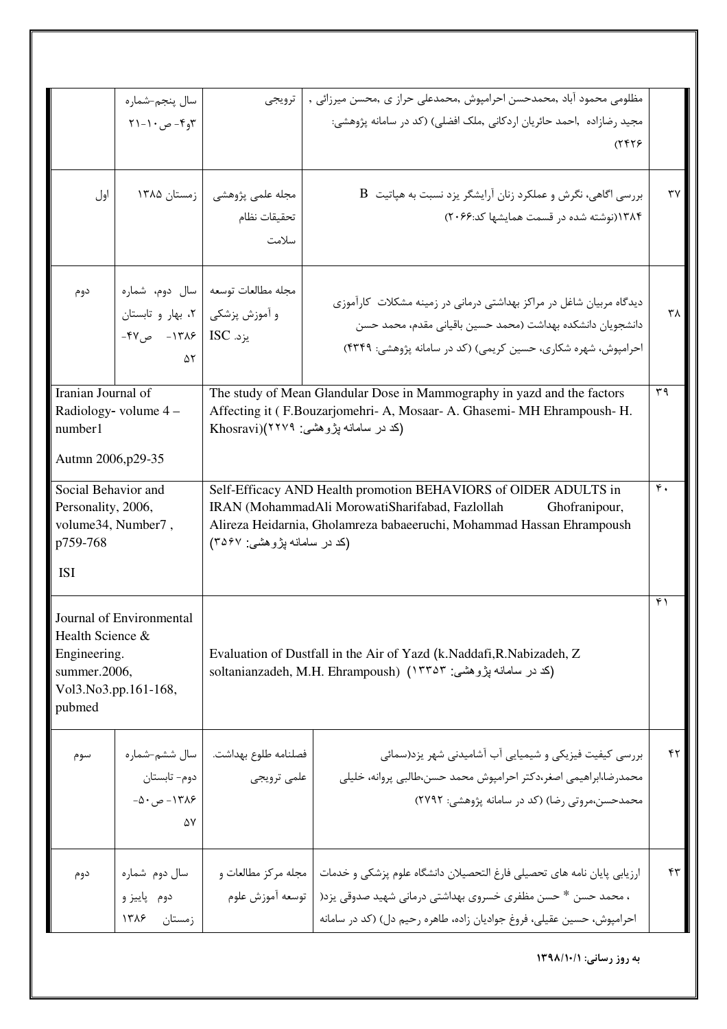| | | | | |
|---|---|---|---|---|
| | مظلومی محمود آباد ،محمدحسن احرامپوش ،محمدعلی حراز ی ،محسن میرزائی ، مجید رضازاده ،احمد حائریان اردکانی ،ملک افضلی) (کد در سامانه پژوهشی: ۲۴۲۶) | ترویجی | سال پنجم-شماره ۳و۴- ص ۱۰-۲۱ | |
| ۳۷ | بررسی اگاهی، نگرش و عملکرد زنان آرایشگر یزد نسبت به هپاتیت B ۱۳۸۴(نوشته شده در قسمت همایشها کد:۲۰۶۶) | مجله علمی پژوهشی تحقیقات نظام سلامت | زمستان ۱۳۸۵ | اول |
| ۳۸ | دیدگاه مربیان شاغل در مراکز بهداشتی درمانی در زمینه مشکلات کارآموزی دانشجویان دانشکده بهداشت (محمد حسین باقیانی مقدم، محمد حسن احرامپوش، شهره شکاری، حسین کریمی) (کد در سامانه پژوهشی: ۴۳۴۹) | مجله مطالعات توسعه و آموزش پزشکی یزد. ISC | سال دوم، شماره ۲، بهار و تابستان ۱۳۸۶- ص۴۷-۵۲ | دوم |
| ۳۹ | The study of Mean Glandular Dose in Mammography in yazd and the factors Affecting it ( F.Bouzarjomehri- A, Mosaar- A. Ghasemi- MH Ehrampoush- H. Khosravi)(کد در سامانه پژوهشی: ۲۲۷۹) | | Iranian Journal of Radiology- volume 4 – number1<br>Autmn 2006,p29-35 | |
| ۴۰ | Self-Efficacy AND Health promotion BEHAVIORS of OlDER ADULTS in IRAN (MohammadAli MorowatiSharifabad, Fazlollah Ghofranipour, Alireza Heidarnia, Gholamreza babaeeruchi, Mohammad Hassan Ehrampoush (کد در سامانه پژوهشی: ۳۵۶۷) | | Social Behavior and Personality, 2006, volume34, Number7 , p759-768<br>ISI | |
| ۴۱ | Evaluation of Dustfall in the Air of Yazd (k.Naddafi,R.Nabizadeh, Z soltanianzadeh, M.H. Ehrampoush) (کد در سامانه پژوهشی: ۱۳۳۵۳) | | Journal of Environmental Health Science & Engineering. summer.2006, Vol3.No3.pp.161-168, pubmed | |
| ۴۲ | بررسی کیفیت فیزیکی و شیمیایی آب آشامیدنی شهر یزد(سمائی محمدرضا،ابراهیمی اصغر،دکتر احرامپوش محمد حسن،طالبی پروانه، خلیلی محمدحسن،مروتی رضا) (کد در سامانه پژوهشی: ۲۷۹۲) | فصلنامه طلوع بهداشت. علمی ترویجی | سال ششم-شماره دوم- تابستان ۱۳۸۶- ص۵۰-۵۷ | سوم |
| ۴۳ | ارزیابی پایان نامه های تحصیلی فارغ التحصیلان دانشگاه علوم پزشکی و خدمات بهداشتی درمانی شهید صدوقی یزد( ، محمد حسن * حسن مظفری خسروی احرامپوش، حسین عقیلی، فروغ جوادیان زاده، طاهره رحیم دل) (کد در سامانه | مجله مرکز مطالعات و توسعه آموزش علوم | سال دوم شماره دوم پاییز و زمستان ۱۳۸۶ | دوم |

**به روز رسانی: ۱۳۹۸/۱۰/۱**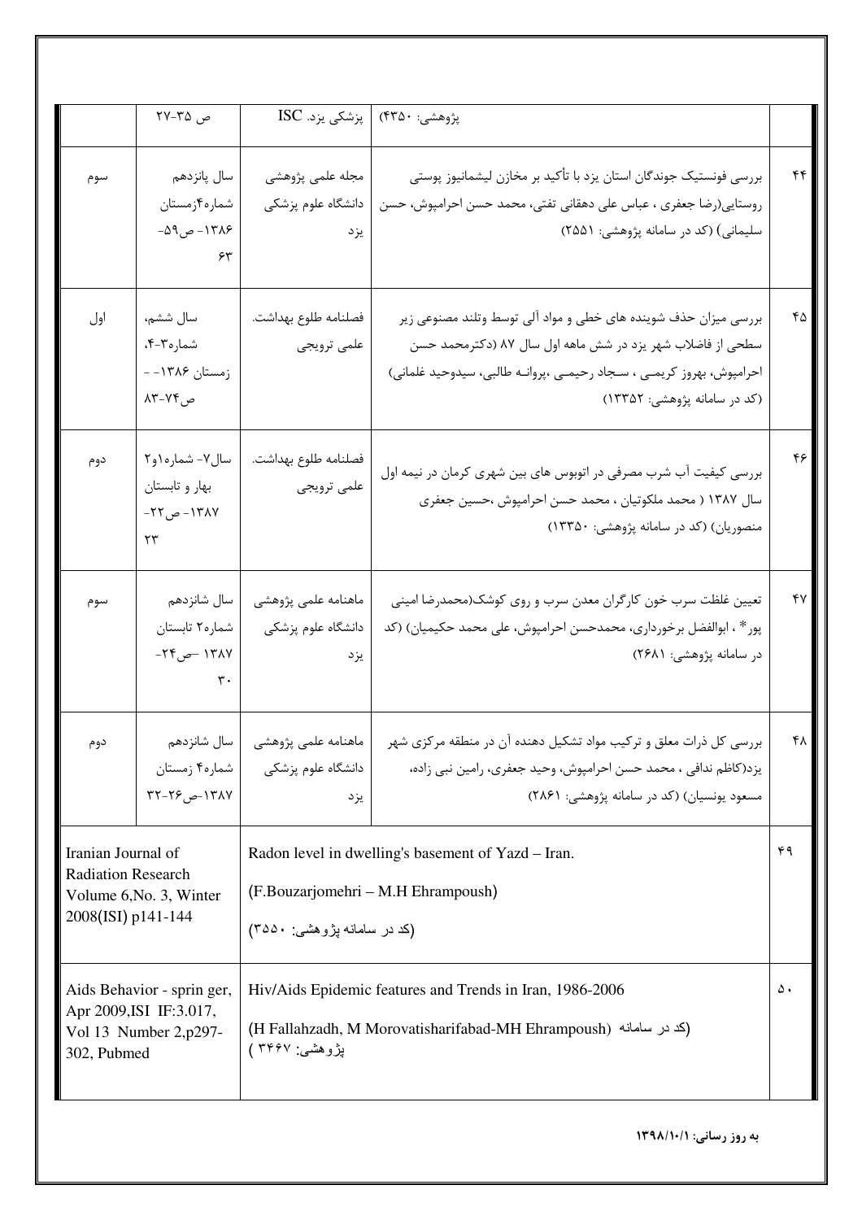|  |  |  |  |  |
|---|---|---|---|---|
|  | پژوهشی: ۴۳۵۰) | پزشکی یزد. ISC | ص ۳۵-۲۷ |  |
| ۴۴ | بررسی فونستیک جوندگان استان یزد با تأکید بر مخازن لیشمانیوز پوستی روستایی(رضا جعفری ، عباس علی دهقانی تفتی، محمد حسن احرامپوش، حسن سلیمانی) (کد در سامانه پژوهشی: ۲۵۵۱) | مجله علمی پژوهشی دانشگاه علوم پزشکی یزد | سال پانزدهم شماره۴زمستان ۱۳۸۶- ص۵۹-۶۳ | سوم |
| ۴۵ | بررسی میزان حذف شوینده های خطی و مواد آلی توسط وتلند مصنوعی زیر سطحی از فاضلاب شهر یزد در شش ماهه اول سال ۸۷ (دکترمحمد حسن احرامپوش، بهروز کریمی ، سجاد رحیمی ،پروانه طالبی، سیدوحید غلمانی) (کد در سامانه پژوهشی: ۱۳۳۵۲) | فصلنامه طلوع بهداشت. علمی ترویجی | سال ششم، شماره۳-۴، زمستان ۱۳۸۶- - ص۷۴-۸۳ | اول |
| ۴۶ | بررسی کیفیت آب شرب مصرفی در اتوبوس های بین شهری کرمان در نیمه اول سال ۱۳۸۷ ( محمد ملکوتیان ، محمد حسن احرامپوش ،حسین جعفری منصوریان) (کد در سامانه پژوهشی: ۱۳۳۵۰) | فصلنامه طلوع بهداشت. علمی ترویجی | سال۷- شماره۱و۲ بهار و تابستان ۱۳۸۷- ص۲۲-۲۳ | دوم |
| ۴۷ | تعیین غلظت سرب خون کارگران معدن سرب و روی کوشک(محمدرضا امینی پور* ، ابوالفضل برخورداری، محمدحسن احرامپوش، علی محمد حکیمیان) (کد در سامانه پژوهشی: ۲۶۸۱) | ماهنامه علمی پژوهشی دانشگاه علوم پزشکی یزد | سال شانزدهم شماره۲ تابستان ۱۳۸۷ –ص۲۴-۳۰ | سوم |
| ۴۸ | بررسی کل ذرات معلق و ترکیب مواد تشکیل دهنده آن در منطقه مرکزی شهر یزد(کاظم ندافی ، محمد حسن احرامپوش، وحید جعفری، رامین نبی زاده، مسعود یونسیان) (کد در سامانه پژوهشی: ۲۸۶۱) | ماهنامه علمی پژوهشی دانشگاه علوم پزشکی یزد | سال شانزدهم شماره۴ زمستان ۱۳۸۷-ص۲۶-۳۲ | دوم |
| ۴۹ | Radon level in dwelling's basement of Yazd – Iran. (F.Bouzarjomehri – M.H Ehrampoush) (کد در سامانه پژوهشی: ۳۵۵۰) | Iranian Journal of Radiation Research Volume 6,No. 3, Winter 2008(ISI) p141-144 | | |
| ۵۰ | Hiv/Aids Epidemic features and Trends in Iran, 1986-2006 (H Fallahzadh, M Morovatisharifabad-MH Ehrampoush) (کد در سامانه پژوهشی: ۳۴۶۷ ) | Aids Behavior - sprin ger, Apr 2009,ISI IF:3.017, Vol 13 Number 2,p297-302, Pubmed | | |

**به روز رسانی: ۱۳۹۸/۱۰/۱**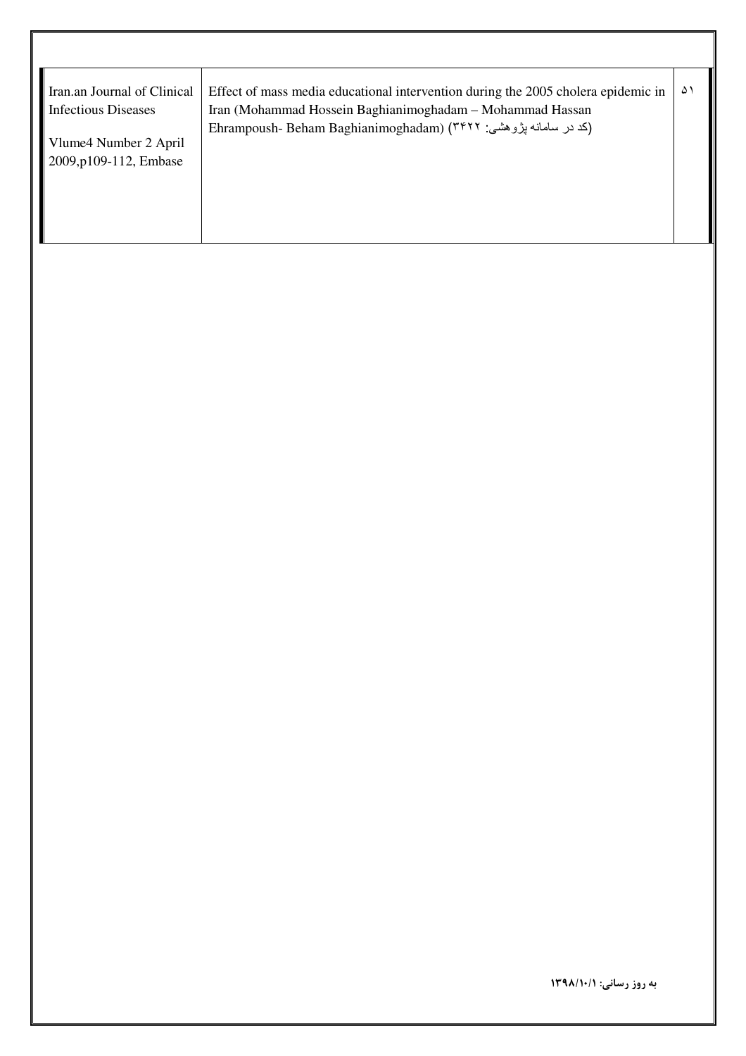| Iran.an Journal of Clinical Infectious Diseases<br><br>Vlume4 Number 2 April 2009,p109-112, Embase | Effect of mass media educational intervention during the 2005 cholera epidemic in Iran (Mohammad Hossein Baghianimoghadam – Mohammad Hassan Ehrampoush- Beham Baghianimoghadam) (کد در سامانه پژوهشی: ۳۴۲۲) | ۵۱ |
|---|---|---|

**به روز رسانی: ۱۳۹۸/۱۰/۱**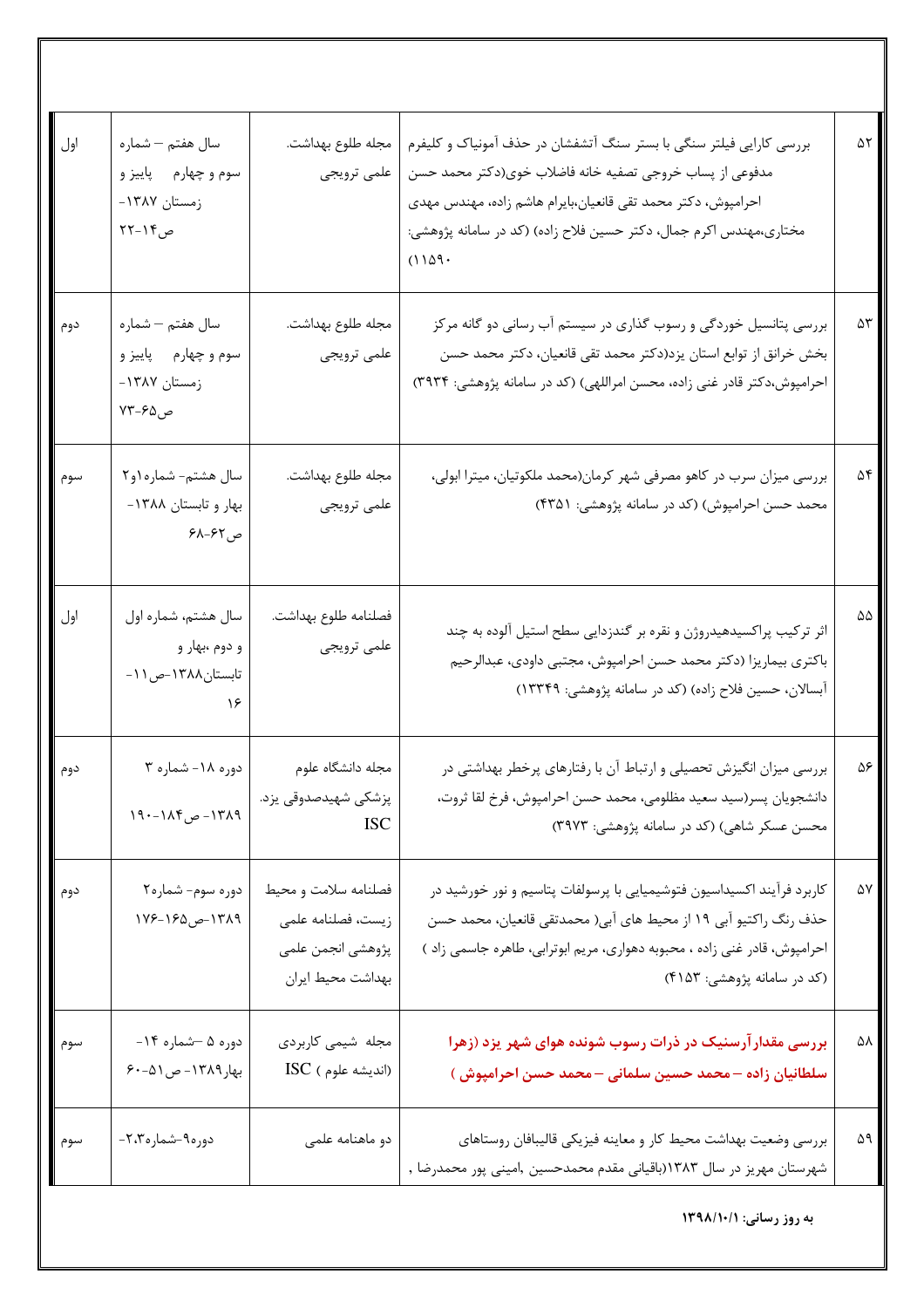| ۵۲ | بررسی کارایی فیلتر سنگی با بستر سنگ آتشفشان در حذف آمونیاک و کلیفرم مدفوعی از پساب خروجی تصفیه خانه فاضلاب خوی(دکتر محمد حسن احرامپوش، دکتر محمد تقی قانعیان،بایرام هاشم زاده، مهندس مهدی مختاری،مهندس اکرم جمال، دکتر حسین فلاح زاده) (کد در سامانه پژوهشی: ۱۱۵۹۰) | مجله طلوع بهداشت. علمی ترویجی | سال هفتم – شماره سوم و چهارم پاییز و زمستان ۱۳۸۷- ص۱۴-۲۲ | اول |
|---|---|---|---|---|
| ۵۳ | بررسی پتانسیل خوردگی و رسوب گذاری در سیستم آب رسانی دو گانه مرکز بخش خرانق از توابع استان یزد(دکتر محمد تقی قانعیان، دکتر محمد حسن احرامپوش،دکتر قادر غنی زاده، محسن امراللهی) (کد در سامانه پژوهشی: ۳۹۳۴) | مجله طلوع بهداشت. علمی ترویجی | سال هفتم – شماره سوم و چهارم پاییز و زمستان ۱۳۸۷- ص۶۵-۷۳ | دوم |
| ۵۴ | بررسی میزان سرب در کاهو مصرفی شهر کرمان(محمد ملکوتیان، میترا ابولی، محمد حسن احرامپوش) (کد در سامانه پژوهشی: ۴۳۵۱) | مجله طلوع بهداشت. علمی ترویجی | سال هشتم- شماره۱و۲ بهار و تابستان ۱۳۸۸- ص۶۲-۶۸ | سوم |
| ۵۵ | اثر ترکیب پراکسیدهیدروژن و نقره بر گندزدایی سطح استیل آلوده به چند باکتری بیماریزا (دکتر محمد حسن احرامپوش، مجتبی داودی، عبدالرحیم آبسالان، حسین فلاح زاده) (کد در سامانه پژوهشی: ۱۳۳۴۹) | فصلنامه طلوع بهداشت. علمی ترویجی | سال هشتم، شماره اول و دوم ،بهار و تابستان۱۳۸۸-ص۱۱-۱۶ | اول |
| ۵۶ | بررسی میزان انگیزش تحصیلی و ارتباط آن با رفتارهای پرخطر بهداشتی در دانشجویان پسر(سید سعید مظلومی، محمد حسن احرامپوش، فرخ لقا ثروت، محسن عسکر شاهی) (کد در سامانه پژوهشی: ۳۹۷۳) | مجله دانشگاه علوم پزشکی شهیدصدوقی یزد. ISC | دوره ۱۸- شماره ۳ ۱۳۸۹- ص۱۸۴-۱۹۰ | دوم |
| ۵۷ | کاربرد فرآیند اکسیداسیون فتوشیمیایی با پرسولفات پتاسیم و نور خورشید در حذف رنگ راکتیو آبی ۱۹ از محیط های آبی( محمدتقی قانعیان، محمد حسن احرامپوش، قادر غنی زاده ، محبوبه دهواری، مریم ابوترابی، طاهره جاسمی زاد ) (کد در سامانه پژوهشی: ۴۱۵۳) | فصلنامه سلامت و محیط زیست، فصلنامه علمی پژوهشی انجمن علمی بهداشت محیط ایران | دوره سوم- شماره۲ ۱۳۸۹-ص۱۶۵-۱۷۶ | دوم |
| ۵۸ | **بررسی مقدار آرسنیک در ذرات رسوب شونده هوای شهر یزد (زهرا سلطانیان زاده – محمد حسین سلمانی – محمد حسن احرامپوش )** | مجله شیمی کاربردی (اندیشه علوم ) ISC | دوره ۵ –شماره ۱۴- بهار۱۳۸۹- ص۵۱-۶۰ | سوم |
| ۵۹ | بررسی وضعیت بهداشت محیط کار و معاینه فیزیکی قالیبافان روستاهای شهرستان مهریز در سال ۱۳۸۳(باقیانی مقدم محمدحسین ,امینی پور محمدرضا , | دو ماهنامه علمی | دوره۹-شماره۲،۳- | سوم |

**به روز رسانی: ۱۳۹۸/۱۰/۱**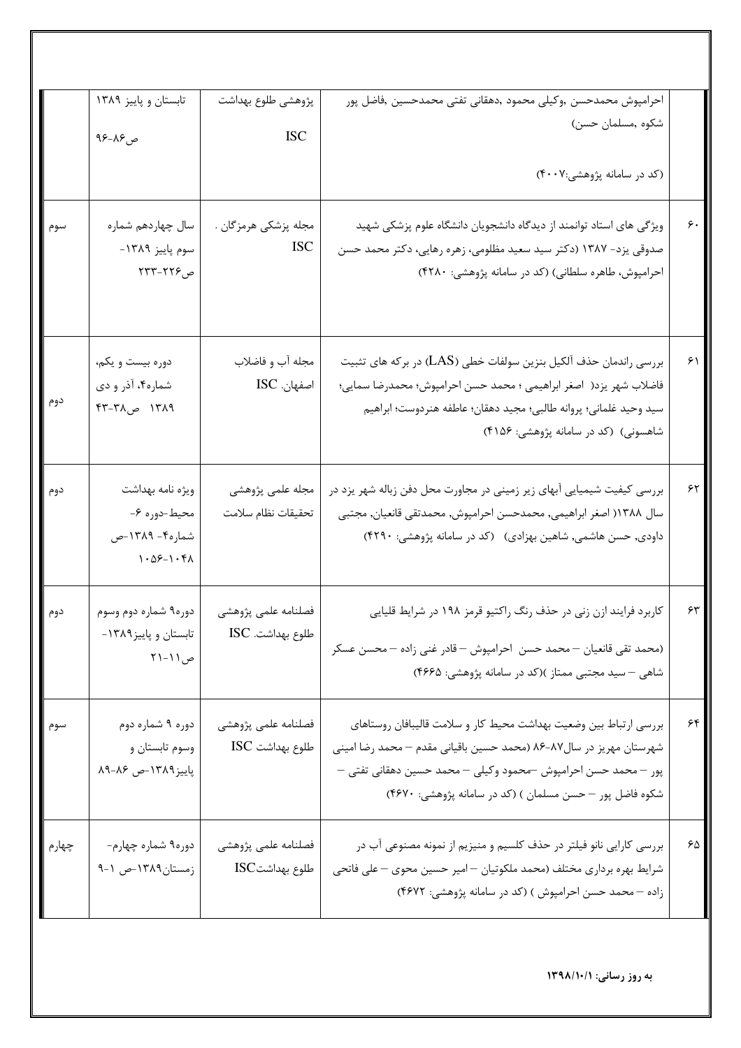| | | | | |
|---|---|---|---|---|
| | احرامپوش محمدحسن ,وکیلی محمود ,دهقانی تفتی محمدحسین ,فاضل پور شکوه ,مسلمان حسن)<br><br>(کد در سامانه پژوهشی:۴۰۰۷) | پژوهشی طلوع بهداشت<br><br>ISC | تابستان و پاییز ۱۳۸۹<br><br>ص۸۶-۹۶ | |
| ۶۰ | ویژگی های استاد توانمند از دیدگاه دانشجویان دانشگاه علوم پزشکی شهید صدوقی یزد- ۱۳۸۷ (دکتر سید سعید مظلومی، زهره رهایی، دکتر محمد حسن احرامپوش، طاهره سلطانی) (کد در سامانه پژوهشی: ۴۲۸۰) | مجله پزشکی هرمزگان .<br>ISC | سال چهاردهم شماره سوم پاییز ۱۳۸۹-<br>ص۲۲۶-۲۳۳ | سوم |
| ۶۱ | بررسی راندمان حذف آلکیل بنزین سولفات خطی (LAS) در برکه های تثبیت فاضلاب شهر یزد( اصغر ابراهیمی ؛ محمد حسن احرامپوش؛ محمدرضا سمایی؛ سید وحید غلمانی؛ پروانه طالبی؛ مجید دهقان؛ عاطفه هنردوست؛ ابراهیم شاهسونی) (کد در سامانه پژوهشی: ۴۱۵۶) | مجله آب و فاضلاب اصفهان. ISC | دوره بیست و یکم، شماره۴، آذر و دی ۱۳۸۹ ص۳۸-۴۳ | دوم |
| ۶۲ | بررسی کیفیت شیمیایی آبهای زیر زمینی در مجاورت محل دفن زباله شهر یزد در سال ۱۳۸۸( اصغر ابراهیمی, محمدحسن احرامپوش, محمدتقی قانعیان, مجتبی داودی, حسن هاشمی, شاهین بهزادی) (کد در سامانه پژوهشی: ۴۲۹۰) | مجله علمی پژوهشی تحقیقات نظام سلامت | ویژه نامه بهداشت محیط-دوره ۶- شماره۴- ۱۳۸۹-ص ۱۰۴۸-۱۰۵۶ | دوم |
| ۶۳ | کاربرد فرایند ازن زنی در حذف رنگ راکتیو قرمز ۱۹۸ در شرایط قلیایی<br><br>(محمد تقی قانعیان – محمد حسن احرامپوش – قادر غنی زاده – محسن عسکر شاهی – سید مجتبی ممتاز )(کد در سامانه پژوهشی: ۴۶۶۵) | فصلنامه علمی پژوهشی طلوع بهداشت. ISC | دوره۹ شماره دوم وسوم تابستان و پاییز۱۳۸۹-<br>ص۱۱-۲۱ | دوم |
| ۶۴ | بررسی ارتباط بین وضعیت بهداشت محیط کار و سلامت قالیبافان روستاهای شهرستان مهریز در سال۸۷-۸۶ (محمد حسین باقیانی مقدم – محمد رضا امینی پور – محمد حسن احرامپوش –محمود وکیلی – محمد حسین دهقانی تفتی – شکوه فاضل پور – حسن مسلمان ) (کد در سامانه پژوهشی: ۴۶۷۰) | فصلنامه علمی پژوهشی طلوع بهداشت ISC | دوره ۹ شماره دوم وسوم تابستان و پاییز۱۳۸۹-ص ۸۶-۸۹ | سوم |
| ۶۵ | بررسی کارایی نانو فیلتر در حذف کلسیم و منیزیم از نمونه مصنوعی آب در شرایط بهره برداری مختلف (محمد ملکوتیان – امیر حسین محوی – علی فاتحی زاده – محمد حسن احرامپوش ) (کد در سامانه پژوهشی: ۴۶۷۲) | فصلنامه علمی پژوهشی طلوع بهداشتISC | دوره۹ شماره چهارم- زمستان۱۳۸۹-ص ۱-۹ | چهارم |

**به روز رسانی: ۱۳۹۸/۱۰/۱**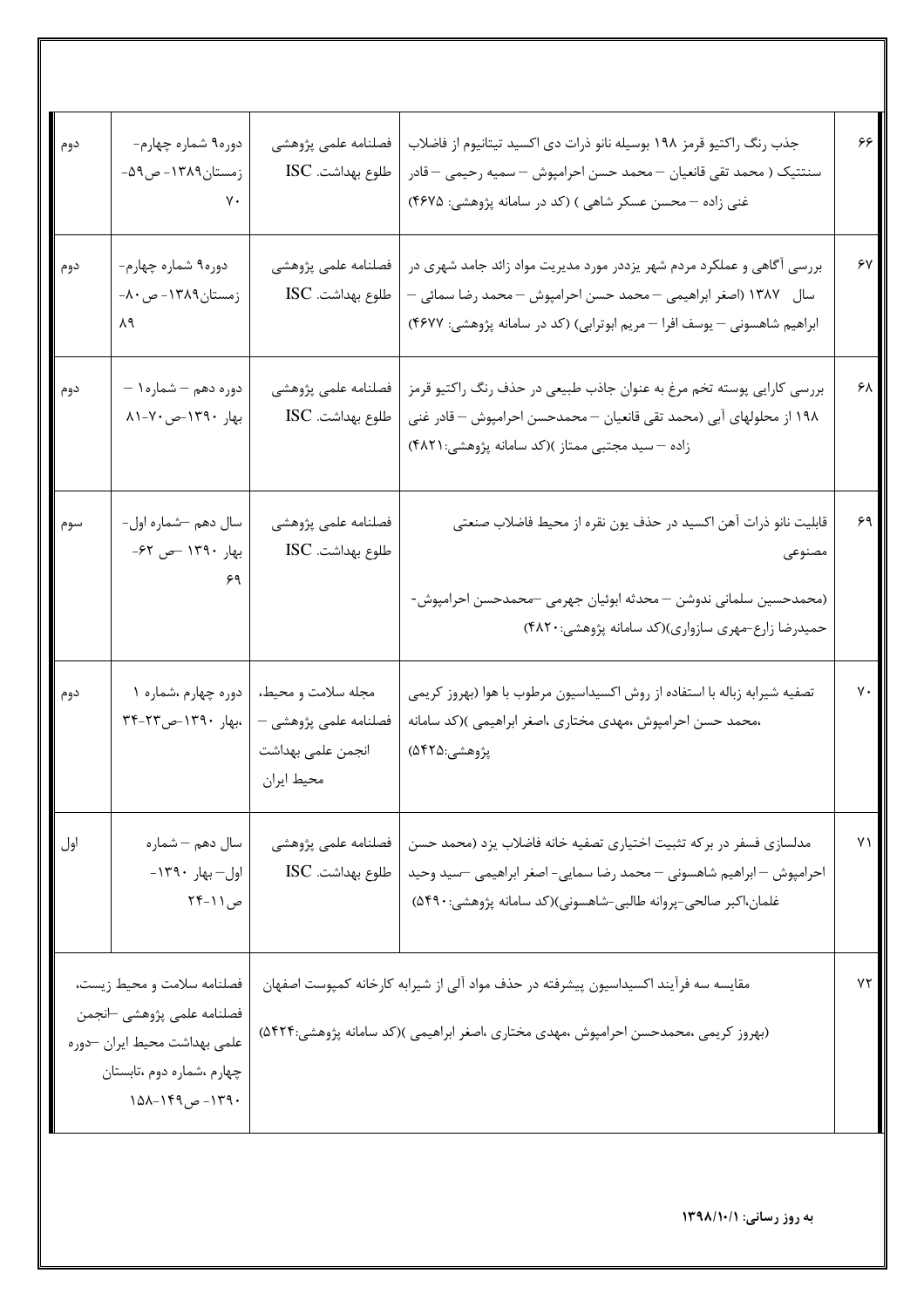| ۶۶ | جذب رنگ راکتیو قرمز ۱۹۸ بوسیله نانو ذرات دی اکسید تیتانیوم از فاضلاب سنتتیک ( محمد تقی قانعیان – محمد حسن احرامپوش – سمیه رحیمی – قادر غنی زاده – محسن عسکر شاهی ) (کد در سامانه پژوهشی: ۴۶۷۵) | فصلنامه علمی پژوهشی طلوع بهداشت. ISC | دوره۹ شماره چهارم- زمستان۱۳۸۹- ص۵۹-۷۰ | دوم |
|---|---|---|---|---|
| ۶۷ | بررسی آگاهی و عملکرد مردم شهر یزددر مورد مدیریت مواد زائد جامد شهری در سال ۱۳۸۷ (اصغر ابراهیمی – محمد حسن احرامپوش – محمد رضا سمائی – ابراهیم شاهسونی – یوسف افرا – مریم ابوترابی) (کد در سامانه پژوهشی: ۴۶۷۷) | فصلنامه علمی پژوهشی طلوع بهداشت. ISC | دوره۹ شماره چهارم- زمستان۱۳۸۹- ص۸۰-۸۹ | دوم |
| ۶۸ | بررسی کارایی پوسته تخم مرغ به عنوان جاذب طبیعی در حذف رنگ راکتیو قرمز ۱۹۸ از محلولهای آبی (محمد تقی قانعیان – محمدحسن احرامپوش – قادر غنی زاده – سید مجتبی ممتاز )(کد سامانه پژوهشی:۴۸۲۱) | فصلنامه علمی پژوهشی طلوع بهداشت. ISC | دوره دهم – شماره۱ – بهار ۱۳۹۰-ص۷۰-۸۱ | دوم |
| ۶۹ | قابلیت نانو ذرات آهن اکسید در حذف یون نقره از محیط فاضلاب صنعتی مصنوعی (محمدحسین سلمانی ندوشن – محدثه ابوئیان جهرمی –محمدحسن احرامپوش-حمیدرضا زارع-مهری سازواری)(کد سامانه پژوهشی:۴۸۲۰) | فصلنامه علمی پژوهشی طلوع بهداشت. ISC | سال دهم –شماره اول-بهار ۱۳۹۰ –ص ۶۲-۶۹ | سوم |
| ۷۰ | تصفیه شیرابه زباله با استفاده از روش اکسیداسیون مرطوب با هوا (بهروز کریمی ،محمد حسن احرامپوش ،مهدی مختاری ،اصغر ابراهیمی )(کد سامانه پژوهشی:۵۴۲۵) | مجله سلامت و محیط، فصلنامه علمی پژوهشی – انجمن علمی بهداشت محیط ایران | دوره چهارم ،شماره ۱ ،بهار ۱۳۹۰-ص۲۳-۳۴ | دوم |
| ۷۱ | مدلسازی فسفر در برکه تثبیت اختیاری تصفیه خانه فاضلاب یزد (محمد حسن احرامپوش – ابراهیم شاهسونی – محمد رضا سمایی- اصغر ابراهیمی –سید وحید غلمان،اکبر صالحی-پروانه طالبی-شاهسونی)(کد سامانه پژوهشی:۵۴۹۰) | فصلنامه علمی پژوهشی طلوع بهداشت. ISC | سال دهم – شماره اول– بهار ۱۳۹۰-ص۱۱-۲۴ | اول |
| ۷۲ | مقایسه سه فرآیند اکسیداسیون پیشرفته در حذف مواد آلی از شیرابه کارخانه کمپوست اصفهان (بهروز کریمی ،محمدحسن احرامپوش ،مهدی مختاری ،اصغر ابراهیمی )(کد سامانه پژوهشی:۵۴۲۴) | | فصلنامه سلامت و محیط زیست، فصلنامه علمی پژوهشی –انجمن علمی بهداشت محیط ایران –دوره چهارم ،شماره دوم ،تابستان ۱۳۹۰- ص۱۴۹-۱۵۸ | |

**به روز رسانی: ۱۳۹۸/۱۰/۱**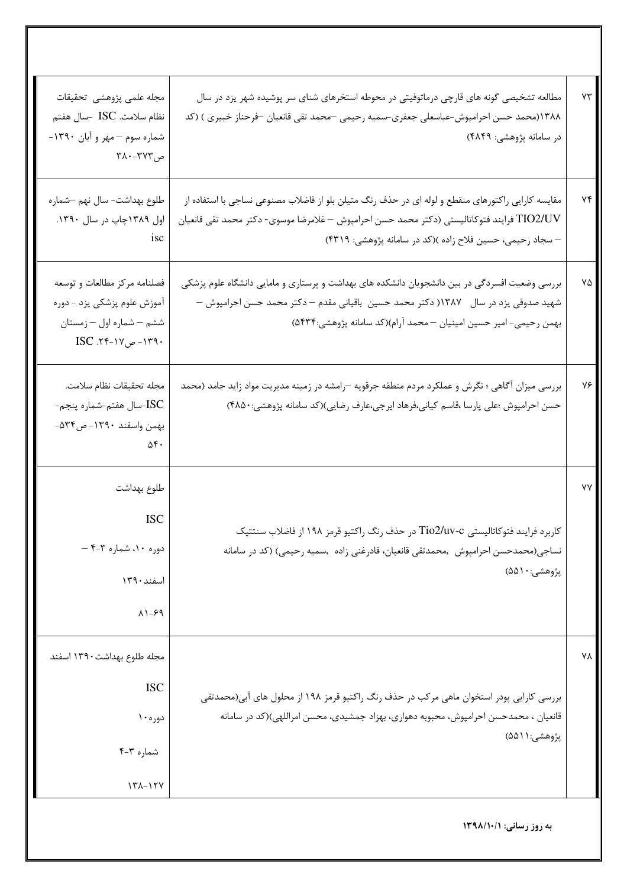| | | |
|---|---|---|
| ۷۳ | مطالعه تشخیصی گونه های قارچی درماتوفیتی در محوطه استخرهای شنای سر پوشیده شهر یزد در سال ۱۳۸۸(محمد حسن احرامپوش-عباسعلی جعفری-سمیه رحیمی –محمد تقی قانعیان –فرحناز خبیری ) (کد در سامانه پژوهشی: ۴۸۴۹) | مجله علمی پژوهشی تحقیقات نظام سلامت. ISC –سال هفتم شماره سوم – مهر و آبان ۱۳۹۰-ص۳۷۳-۳۸۰ |
| ۷۴ | مقایسه کارایی راکتورهای منقطع و لوله ای در حذف رنگ متیلن بلو از فاضلاب مصنوعی نساجی با استفاده از TIO2/UV فرایند فتوکاتالیستی (دکتر محمد حسن احرامپوش – غلامرضا موسوی- دکتر محمد تقی قانعیان – سجاد رحیمی، حسین فلاح زاده )(کد در سامانه پژوهشی: ۴۳۱۹) | طلوع بهداشت- سال نهم –شماره اول ۱۳۸۹چاپ در سال ۱۳۹۰. isc |
| ۷۵ | بررسی وضعیت افسردگی در بین دانشجویان دانشکده های بهداشت و پرستاری و مامایی دانشگاه علوم پزشکی شهید صدوقی یزد در سال ۱۳۸۷( دکتر محمد حسین باقیانی مقدم – دکتر محمد حسن احرامپوش – بهمن رحیمی- امیر حسین امینیان – محمد آرام)(کد سامانه پژوهشی:۵۴۳۴) | فصلنامه مرکز مطالعات و توسعه آموزش علوم پزشکی یزد - دوره ششم – شماره اول – زمستان ۱۳۹۰- ص۱۷-۲۴. ISC |
| ۷۶ | بررسی میزان آگاهی ؛ نگرش و عملکرد مردم منطقه جرقویه –رامشه در زمینه مدیریت مواد زاید جامد (محمد حسن احرامپوش ؛علی پارسا ،قاسم کیانی،فرهاد ایرجی،عارف رضایی)(کد سامانه پژوهشی:۴۸۵۰) | مجله تحقیقات نظام سلامت. ISC-سال هفتم-شماره پنجم- بهمن واسفند ۱۳۹۰- ص۵۳۴-۵۴۰ |
| ۷۷ | کاربرد فرایند فتوکاتالیستی Tio2/uv-c در حذف رنگ راکتیو قرمز ۱۹۸ از فاضلاب سنتتیک نساجی(محمدحسن احرامپوش ,محمدتقی قانعیان، قادرغنی زاده ,سمیه رحیمی) (کد در سامانه پژوهشی:۵۵۱۰) | طلوع بهداشت<br>ISC<br>دوره ۱۰، شماره ۳-۴ –<br>اسفند۱۳۹۰<br>۶۹-۸۱ |
| ۷۸ | بررسی کارایی پودر استخوان ماهی مرکب در حذف رنگ راکتیو قرمز ۱۹۸ از محلول های آبی(محمدتقی قانعیان ، محمدحسن احرامپوش، محبوبه دهواری، بهزاد جمشیدی، محسن امراللهی)(کد در سامانه پژوهشی:۵۵۱۱) | مجله طلوع بهداشت۱۳۹۰ اسفند<br>ISC<br>دوره۱۰<br>شماره ۳-۴<br>۱۲۷-۱۳۸ |

**به روز رسانی: ۱۳۹۸/۱۰/۱**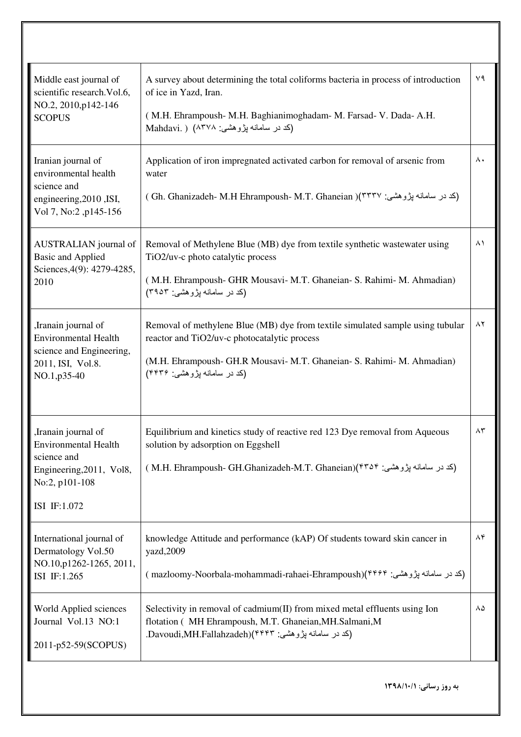| | | |
|---|---|---|
| Middle east journal of scientific research.Vol.6, NO.2, 2010,p142-146 SCOPUS | A survey about determining the total coliforms bacteria in process of introduction of ice in Yazd, Iran.<br><br>( M.H. Ehrampoush- M.H. Baghianimoghadam- M. Farsad- V. Dada- A.H. Mahdavi. ) (کد در سامانه پژوهشی: ۸۳۷۸) | ۷۹ |
| Iranian journal of environmental health science and engineering,2010 ,ISI, Vol 7, No:2 ,p145-156 | Application of iron impregnated activated carbon for removal of arsenic from water<br><br>( Gh. Ghanizadeh- M.H Ehrampoush- M.T. Ghaneian )(کد در سامانه پژوهشی: ۳۳۳۷) | ۸۰ |
| AUSTRALIAN journal of Basic and Applied Sciences,4(9): 4279-4285, 2010 | Removal of Methylene Blue (MB) dye from textile synthetic wastewater using $TiO_2$/uv-c photo catalytic process<br><br>( M.H. Ehrampoush- GHR Mousavi- M.T. Ghaneian- S. Rahimi- M. Ahmadian) (کد در سامانه پژوهشی: ۳۹۵۳) | ۸۱ |
| ,Iranain journal of Environmental Health science and Engineering, 2011, ISI, Vol.8. NO.1,p35-40 | Removal of methylene Blue (MB) dye from textile simulated sample using tubular reactor and $TiO_2$/uv-c photocatalytic process<br><br>(M.H. Ehrampoush- GH.R Mousavi- M.T. Ghaneian- S. Rahimi- M. Ahmadian) (کد در سامانه پژوهشی: ۴۴۳۶) | ۸۲ |
| ,Iranain journal of Environmental Health science and Engineering,2011, Vol8, No:2, p101-108<br><br>ISI IF:1.072 | Equilibrium and kinetics study of reactive red 123 Dye removal from Aqueous solution by adsorption on Eggshell<br><br>( M.H. Ehrampoush- GH.Ghanizadeh-M.T. Ghaneian)(کد در سامانه پژوهشی: ۴۳۵۴) | ۸۳ |
| International journal of Dermatology Vol.50 NO.10,p1262-1265, 2011, ISI IF:1.265 | knowledge Attitude and performance (kAP) Of students toward skin cancer in yazd,2009<br><br>( mazloomy-Noorbala-mohammadi-rahaei-Ehrampoush)(کد در سامانه پژوهشی: ۴۴۶۴) | ۸۴ |
| World Applied sciences Journal Vol.13 NO:1<br><br>2011-p52-59(SCOPUS) | Selectivity in removal of cadmium(II) from mixed metal effluents using Ion flotation ( MH Ehrampoush, M.T. Ghaneian,MH.Salmani,M .Davoudi,MH.Fallahzadeh)(کد در سامانه پژوهشی: ۴۴۴۳) | ۸۵ |

به روز رسانی: ۱۳۹۸/۱۰/۱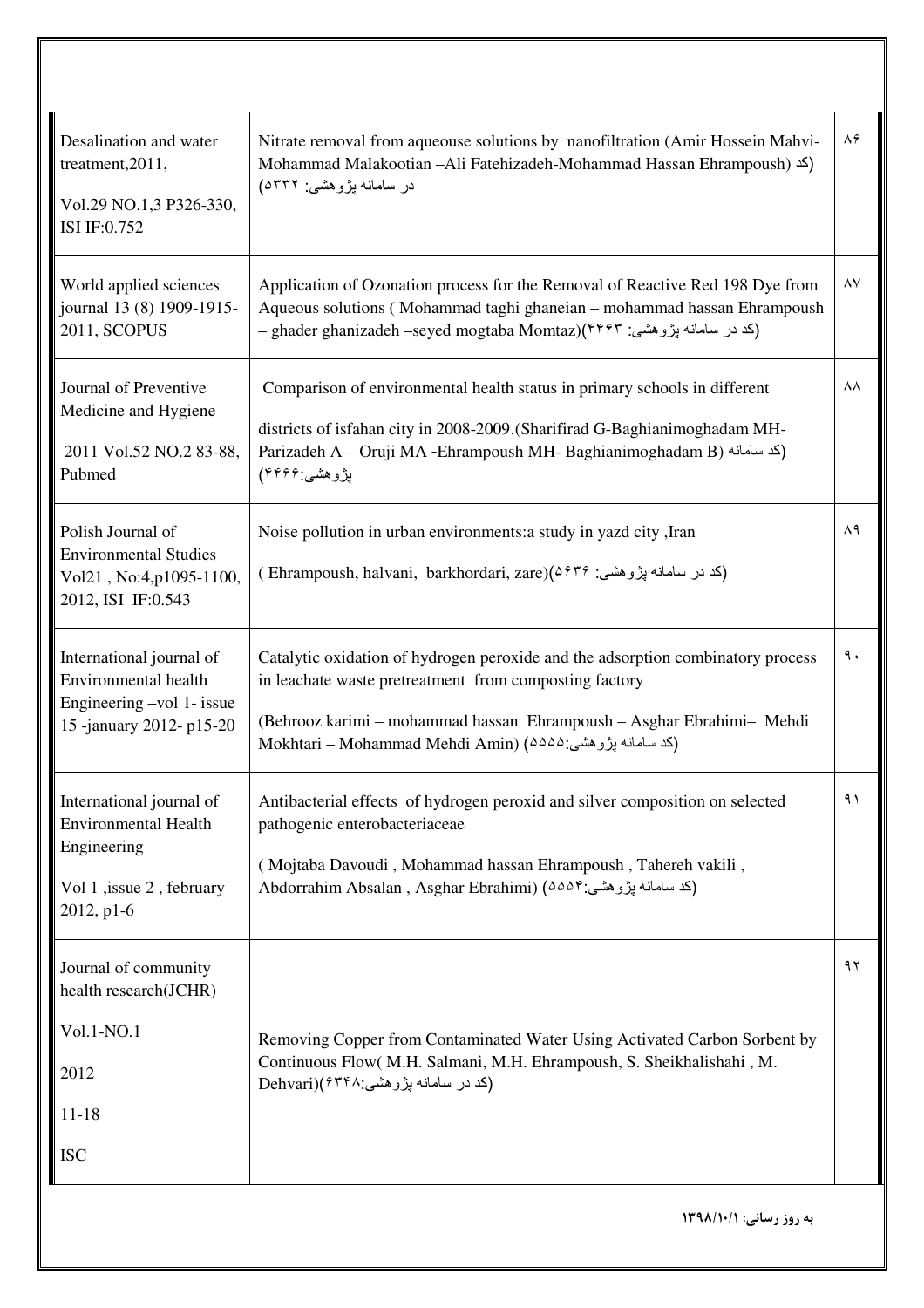| Desalination and water treatment,2011, Vol.29 NO.1,3 P326-330, ISI IF:0.752 | Nitrate removal from aqueouse solutions by nanofiltration (Amir Hossein Mahvi-Mohammad Malakootian –Ali Fatehizadeh-Mohammad Hassan Ehrampoush) (کد در سامانه پژوهشی: ۵۳۳۲) | ۸۶ |
|---|---|---|
| World applied sciences journal 13 (8) 1909-1915-2011, SCOPUS | Application of Ozonation process for the Removal of Reactive Red 198 Dye from Aqueous solutions ( Mohammad taghi ghaneian – mohammad hassan Ehrampoush – ghader ghanizadeh –seyed mogtaba Momtaz)(کد در سامانه پژوهشی: ۴۴۶۳) | ۸۷ |
| Journal of Preventive Medicine and Hygiene 2011 Vol.52 NO.2 83-88, Pubmed | Comparison of environmental health status in primary schools in different districts of isfahan city in 2008-2009.(Sharifirad G-Baghianimoghadam MH-Parizadeh A – Oruji MA -Ehrampoush MH- Baghianimoghadam B) (کد سامانه پژوهشی:۴۴۶۶) | ۸۸ |
| Polish Journal of Environmental Studies Vol21 , No:4,p1095-1100, 2012, ISI IF:0.543 | Noise pollution in urban environments:a study in yazd city ,Iran ( Ehrampoush, halvani, barkhordari, zare)(کد در سامانه پژوهشی: ۵۶۳۶) | ۸۹ |
| International journal of Environmental health Engineering –vol 1- issue 15 -january 2012- p15-20 | Catalytic oxidation of hydrogen peroxide and the adsorption combinatory process in leachate waste pretreatment from composting factory (Behrooz karimi – mohammad hassan Ehrampoush – Asghar Ebrahimi– Mehdi Mokhtari – Mohammad Mehdi Amin) (کد سامانه پژوهشی:۵۵۵۵) | ۹۰ |
| International journal of Environmental Health Engineering Vol 1 ,issue 2 , february 2012, p1-6 | Antibacterial effects of hydrogen peroxid and silver composition on selected pathogenic enterobacteriaceae ( Mojtaba Davoudi , Mohammad hassan Ehrampoush , Tahereh vakili , Abdorrahim Absalan , Asghar Ebrahimi) (کد سامانه پژوهشی:۵۵۵۴) | ۹۱ |
| Journal of community health research(JCHR) Vol.1-NO.1 2012 11-18 ISC | Removing Copper from Contaminated Water Using Activated Carbon Sorbent by Continuous Flow( M.H. Salmani, M.H. Ehrampoush, S. Sheikhalishahi , M. Dehvari)(کد در سامانه پژوهشی:۶۳۴۸) | ۹۲ |

**به روز رسانی: ۱۳۹۸/۱۰/۱**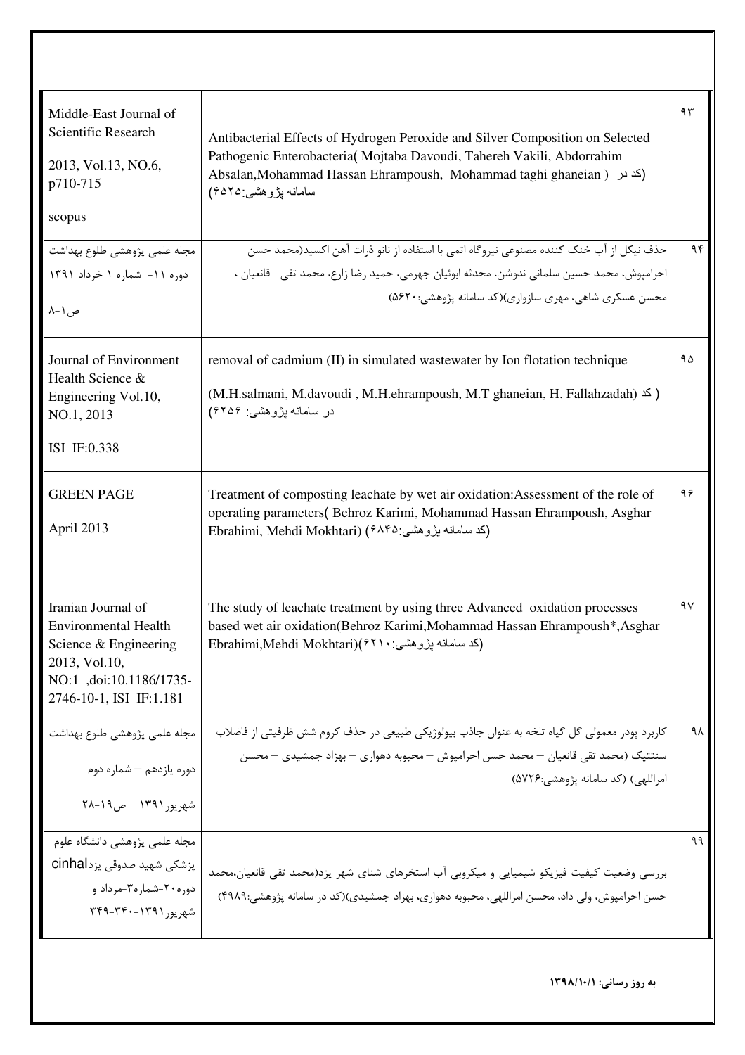| | | |
|---|---|---|
| Middle-East Journal of Scientific Research<br>2013, Vol.13, NO.6, p710-715<br>scopus | Antibacterial Effects of Hydrogen Peroxide and Silver Composition on Selected Pathogenic Enterobacteria( Mojtaba Davoudi, Tahereh Vakili, Abdorrahim Absalan,Mohammad Hassan Ehrampoush, Mohammad taghi ghaneian ) (کد در سامانه پژوهشی:۶۵۲۵) | ۹۳ |
| مجله علمی پژوهشی طلوع بهداشت<br>دوره ۱۱- شماره ۱ خرداد ۱۳۹۱<br>ص۱-۸ | حذف نیکل از آب خنک کننده مصنوعی نیروگاه اتمی با استفاده از نانو ذرات آهن اکسید(محمد حسن احرامپوش، محمد حسین سلمانی ندوشن، محدثه ابوئیان جهرمی، حمید رضا زارع، محمد تقی قانعیان ، محسن عسکری شاهی، مهری سازواری)(کد سامانه پژوهشی:۵۶۲۰) | ۹۴ |
| Journal of Environment Health Science & Engineering Vol.10, NO.1, 2013<br>ISI IF:0.338 | removal of cadmium (II) in simulated wastewater by Ion flotation technique<br>(M.H.salmani, M.davoudi , M.H.ehrampoush, M.T ghaneian, H. Fallahzadah) ( کد در سامانه پژوهشی: ۶۲۵۶) | ۹۵ |
| GREEN PAGE<br>April 2013 | Treatment of composting leachate by wet air oxidation:Assessment of the role of operating parameters( Behroz Karimi, Mohammad Hassan Ehrampoush, Asghar Ebrahimi, Mehdi Mokhtari) (کد سامانه پژوهشی:۶۸۴۵) | ۹۶ |
| Iranian Journal of Environmental Health Science & Engineering 2013, Vol.10, NO:1 ,doi:10.1186/1735-2746-10-1, ISI IF:1.181 | The study of leachate treatment by using three Advanced oxidation processes based wet air oxidation(Behroz Karimi,Mohammad Hassan Ehrampoush*,Asghar Ebrahimi,Mehdi Mokhtari)(کد سامانه پژوهشی:۶۲۱۰) | ۹۷ |
| مجله علمی پژوهشی طلوع بهداشت<br>دوره یازدهم – شماره دوم<br>شهریور۱۳۹۱ ص۱۹-۲۸ | کاربرد پودر معمولی گل گیاه تلخه به عنوان جاذب بیولوژیکی طبیعی در حذف کروم شش ظرفیتی از فاضلاب سنتتیک (محمد تقی قانعیان – محمد حسن احرامپوش – محبوبه دهواری – بهزاد جمشیدی – محسن امراللهی) (کد سامانه پژوهشی:۵۷۲۶) | ۹۸ |
| مجله علمی پژوهشی دانشگاه علوم پزشکی شهید صدوقی یزدcinhal<br>دوره۲۰-شماره۳-مرداد و شهریور۱۳۹۱-۳۴۰-۳۴۹ | بررسی وضعیت کیفیت فیزیکو شیمیایی و میکروبی آب استخرهای شنای شهر یزد(محمد تقی قانعیان،محمد حسن احرامپوش، ولی داد، محسن امراللهی، محبوبه دهواری، بهزاد جمشیدی)(کد در سامانه پژوهشی:۴۹۸۹) | ۹۹ |

**به روز رسانی: ۱۳۹۸/۱۰/۱**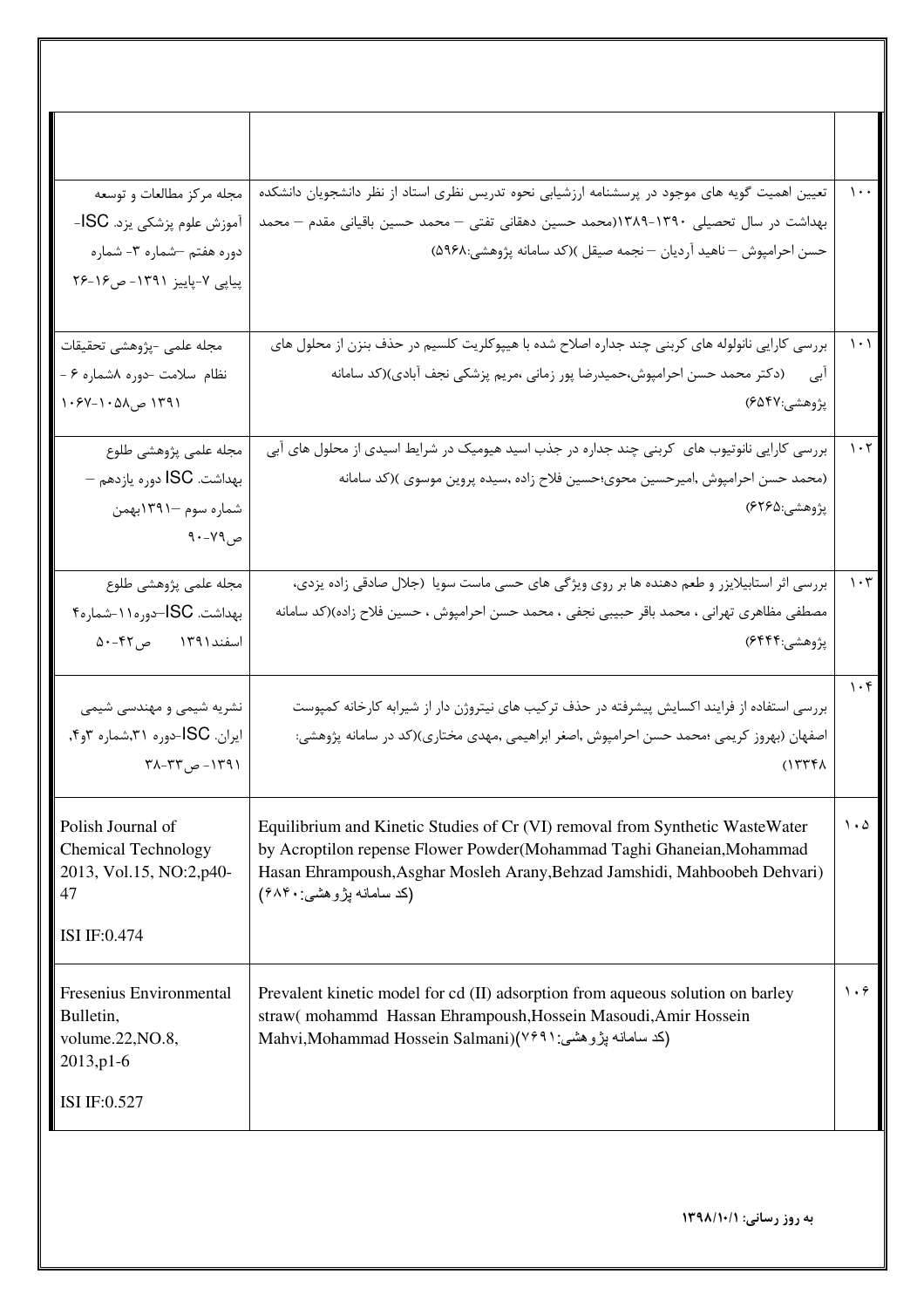| | | |
|---|---|---|
| ۱۰۰ | تعیین اهمیت گویه های موجود در پرسشنامه ارزشیابی نحوه تدریس نظری استاد از نظر دانشجویان دانشکده بهداشت در سال تحصیلی ۱۳۹۰-۱۳۸۹(محمد حسین دهقانی تفتی – محمد حسین باقیانی مقدم – محمد حسن احرامپوش – ناهید آردیان – نجمه صیقل )(کد سامانه پژوهشی:۵۹۶۸) | مجله مرکز مطالعات و توسعه آموزش علوم پزشکی یزد. ISC- دوره هفتم –شماره ۳- شماره پیاپی ۷-پاییز ۱۳۹۱- ص۱۶-۲۶ |
| ۱۰۱ | بررسی کارایی نانولوله های کربنی چند جداره اصلاح شده با هیپوکلریت کلسیم در حذف بنزن از محلول های آبی (دکتر محمد حسن احرامپوش،حمیدرضا پور زمانی ،مریم پزشکی نجف آبادی)(کد سامانه پژوهشی:۶۵۴۷) | مجله علمی -پژوهشی تحقیقات نظام سلامت -دوره ۸شماره ۶ - ۱۳۹۱ ص۱۰۵۸-۱۰۶۷ |
| ۱۰۲ | بررسی کارایی نانوتیوب های کربنی چند جداره در جذب اسید هیومیک در شرایط اسیدی از محلول های آبی (محمد حسن احرامپوش ,امیرحسین محوی؛حسین فلاح زاده ,سیده پروین موسوی )(کد سامانه پژوهشی:۶۲۶۵) | مجله علمی پژوهشی طلوع بهداشت. ISC دوره یازدهم – شماره سوم –۱۳۹۱بهمن ص۷۹-۹۰ |
| ۱۰۳ | بررسی اثر استابیلایزر و طعم دهنده ها بر روی ویژگی های حسی ماست سویا (جلال صادقی زاده یزدی، مصطفی مظاهری تهرانی ، محمد باقر حبیبی نجفی ، محمد حسن احرامپوش ، حسین فلاح زاده)(کد سامانه پژوهشی:۶۴۴۴) | مجله علمی پژوهشی طلوع بهداشت. ISC–دوره۱۱-شماره۴ اسفند۱۳۹۱ ص۴۲-۵۰ |
| ۱۰۴ | بررسی استفاده از فرایند اکسایش پیشرفته در حذف ترکیب های نیتروژن دار از شیرابه کارخانه کمپوست اصفهان (بهروز کریمی ؛محمد حسن احرامپوش ,اصغر ابراهیمی ,مهدی مختاری)(کد در سامانه پژوهشی: ۱۳۳۴۸) | نشریه شیمی و مهندسی شیمی ایران. ISC-دوره ۳۱,شماره ۳و۴, ۱۳۹۱- ص۳۳-۳۸ |
| ۱۰۵ | Equilibrium and Kinetic Studies of Cr (VI) removal from Synthetic WasteWater by Acroptilon repense Flower Powder(Mohammad Taghi Ghaneian,Mohammad Hasan Ehrampoush,Asghar Mosleh Arany,Behzad Jamshidi, Mahboobeh Dehvari) (کد سامانه پژوهشی:۶۸۴۰) | Polish Journal of Chemical Technology 2013, Vol.15, NO:2,p40-47<br><br>ISI IF:0.474 |
| ۱۰۶ | Prevalent kinetic model for cd (II) adsorption from aqueous solution on barley straw( mohammd Hassan Ehrampoush,Hossein Masoudi,Amir Hossein Mahvi,Mohammad Hossein Salmani)(کد سامانه پژوهشی:۷۶۹۱) | Fresenius Environmental Bulletin, volume.22,NO.8, 2013,p1-6<br><br>ISI IF:0.527 |

**به روز رسانی: ۱۳۹۸/۱۰/۱**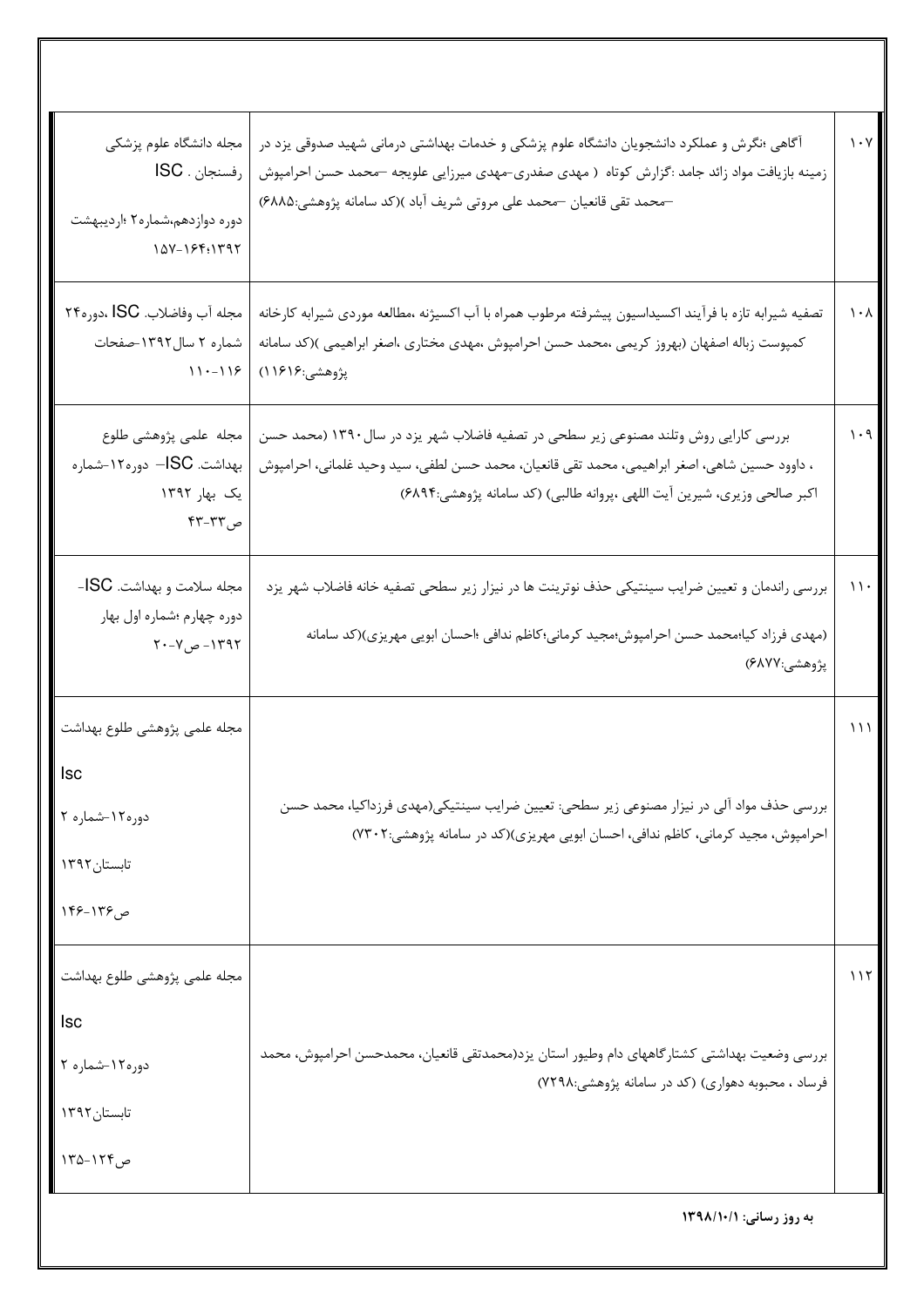| | | |
|---|---|---|
| ۱۰۷ | آگاهی ،نگرش و عملکرد دانشجویان دانشگاه علوم پزشکی و خدمات بهداشتی درمانی شهید صدوقی یزد در زمینه بازیافت مواد زائد جامد :گزارش کوتاه ( مهدی صفدری-مهدی میرزایی علویجه –محمد حسن احرامپوش –محمد تقی قانعیان –محمد علی مروتی شریف آباد )(کد سامانه پژوهشی:۶۸۸۵) | مجله دانشگاه علوم پزشکی رفسنجان . ISC دوره دوازدهم،شماره۲ ؛اردیبهشت ۱۵۷-۱۶۴؛۱۳۹۲ |
| ۱۰۸ | تصفیه شیرابه تازه با فرآیند اکسیداسیون پیشرفته مرطوب همراه با آب اکسیژنه ،مطالعه موردی شیرابه کارخانه کمپوست زباله اصفهان (بهروز کریمی ،محمد حسن احرامپوش ،مهدی مختاری ،اصغر ابراهیمی )(کد سامانه پژوهشی:۱۱۶۱۶) | مجله آب وفاضلاب. ISC ،دوره۲۴ شماره ۲ سال۱۳۹۲-صفحات ۱۱۰-۱۱۶ |
| ۱۰۹ | بررسی کارایی روش وتلند مصنوعی زیر سطحی در تصفیه فاضلاب شهر یزد در سال۱۳۹۰ (محمد حسن ، داوود حسین شاهی، اصغر ابراهیمی، محمد تقی قانعیان، محمد حسن لطفی، سید وحید غلمانی، احرامپوش اکبر صالحی وزیری، شیرین آیت اللهی ،پروانه طالبی) (کد سامانه پژوهشی:۶۸۹۴) | مجله علمی پژوهشی طلوع بهداشت. ISC– دوره۱۲-شماره یک بهار ۱۳۹۲ ص۳۳-۴۳ |
| ۱۱۰ | بررسی راندمان و تعیین ضرایب سینتیکی حذف نوترینت ها در نیزار زیر سطحی تصفیه خانه فاضلاب شهر یزد (مهدی فرزاد کیا؛محمد حسن احرامپوش؛مجید کرمانی؛کاظم ندافی ؛احسان ابویی مهریزی)(کد سامانه پژوهشی:۶۸۷۷) | مجله سلامت و بهداشت. ISC- دوره چهارم ؛شماره اول بهار ۱۳۹۲- ص۷-۲۰ |
| ۱۱۱ | بررسی حذف مواد آلی در نیزار مصنوعی زیر سطحی: تعیین ضرایب سینتیکی(مهدی فرزداکیا، محمد حسن احرامپوش، مجید کرمانی، کاظم ندافی، احسان ابویی مهریزی)(کد در سامانه پژوهشی:۷۳۰۲) | مجله علمی پژوهشی طلوع بهداشت Isc دوره۱۲-شماره ۲ تابستان۱۳۹۲ ص۱۳۶-۱۴۶ |
| ۱۱۲ | بررسی وضعیت بهداشتی کشتارگاههای دام وطیور استان یزد(محمدتقی قانعیان، محمدحسن احرامپوش، محمد فرساد ، محبوبه دهواری) (کد در سامانه پژوهشی:۷۲۹۸) | مجله علمی پژوهشی طلوع بهداشت Isc دوره۱۲-شماره ۲ تابستان۱۳۹۲ ص۱۲۴-۱۳۵ |

**به روز رسانی: ۱۳۹۸/۱۰/۱**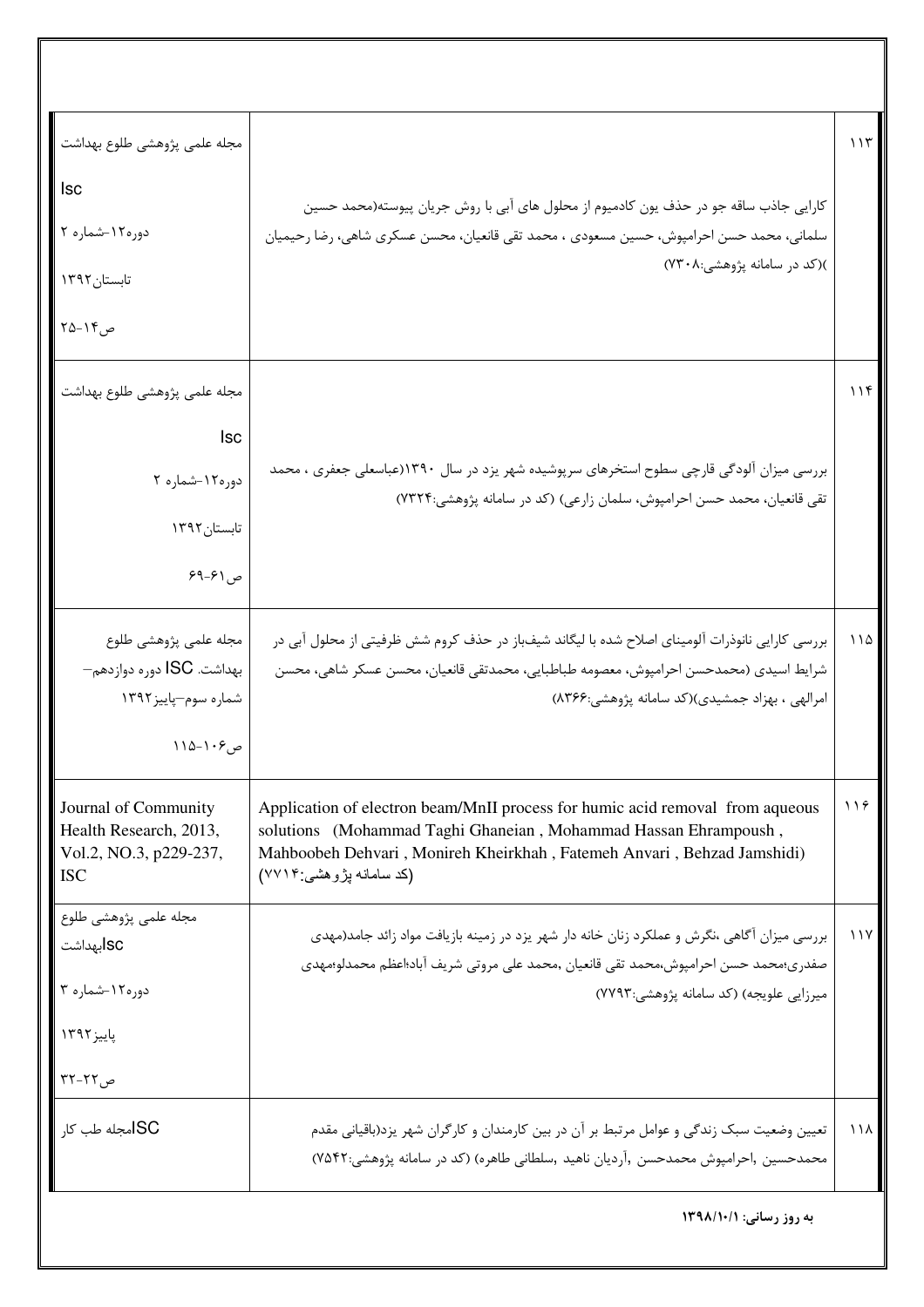| | | |
|---|---|---|
| ۱۱۳ | کارایی جاذب ساقه جو در حذف یون کادمیوم از محلول های آبی با روش جریان پیوسته(محمد حسین سلمانی، محمد حسن احرامپوش، حسین مسعودی ، محمد تقی قانعیان، محسن عسکری شاهی، رضا رحیمیان )(کد در سامانه پژوهشی:۷۳۰۸) | مجله علمی پژوهشی طلوع بهداشت Isc دوره۱۲-شماره ۲ تابستان۱۳۹۲ ص۱۴-۲۵ |
| ۱۱۴ | بررسی میزان آلودگی قارچی سطوح استخرهای سرپوشیده شهر یزد در سال ۱۳۹۰(عباسعلی جعفری ، محمد تقی قانعیان، محمد حسن احرامپوش، سلمان زارعی) (کد در سامانه پژوهشی:۷۳۲۴) | مجله علمی پژوهشی طلوع بهداشت Isc دوره۱۲-شماره ۲ تابستان۱۳۹۲ ص۶۱-۶۹ |
| ۱۱۵ | بررسی کارایی نانوذرات آلومینای اصلاح شده با لیگاند شیف‌باز در حذف کروم شش ظرفیتی از محلول آبی در شرایط اسیدی (محمدحسن احرامپوش، معصومه طباطبایی، محمدتقی قانعیان، محسن عسکر شاهی، محسن امرالهی ، بهزاد جمشیدی)(کد سامانه پژوهشی:۸۳۶۶) | مجله علمی پژوهشی طلوع بهداشت. ISC دوره دوازدهم– شماره سوم–پاییز۱۳۹۲ ص۱۰۶-۱۱۵ |
| ۱۱۶ | Application of electron beam/MnII process for humic acid removal from aqueous solutions (Mohammad Taghi Ghaneian , Mohammad Hassan Ehrampoush , Mahboobeh Dehvari , Monireh Kheirkhah , Fatemeh Anvari , Behzad Jamshidi) (کد سامانه پژوهشی:۷۷۱۴) | Journal of Community Health Research, 2013, Vol.2, NO.3, p229-237, ISC |
| ۱۱۷ | بررسی میزان آگاهی ،نگرش و عملکرد زنان خانه دار شهر یزد در زمینه بازیافت مواد زائد جامد(مهدی صفدری؛محمد حسن احرامپوش،محمد تقی قانعیان ،محمد علی مروتی شریف آباد؛اعظم محمدلو؛مهدی میرزایی علویجه) (کد سامانه پژوهشی:۷۷۹۳) | مجله علمی پژوهشی طلوع بهداشتIsc دوره۱۲-شماره ۳ پاییز۱۳۹۲ ص۲۲-۳۲ |
| ۱۱۸ | تعیین وضعیت سبک زندگی و عوامل مرتبط بر آن در بین کارمندان و کارگران شهر یزد(باقیانی مقدم محمدحسین ,احرامپوش محمدحسن ,آردیان ناهید ,سلطانی طاهره) (کد در سامانه پژوهشی:۷۵۴۲) | ISCمجله طب کار |

**به روز رسانی: ۱۳۹۸/۱۰/۱**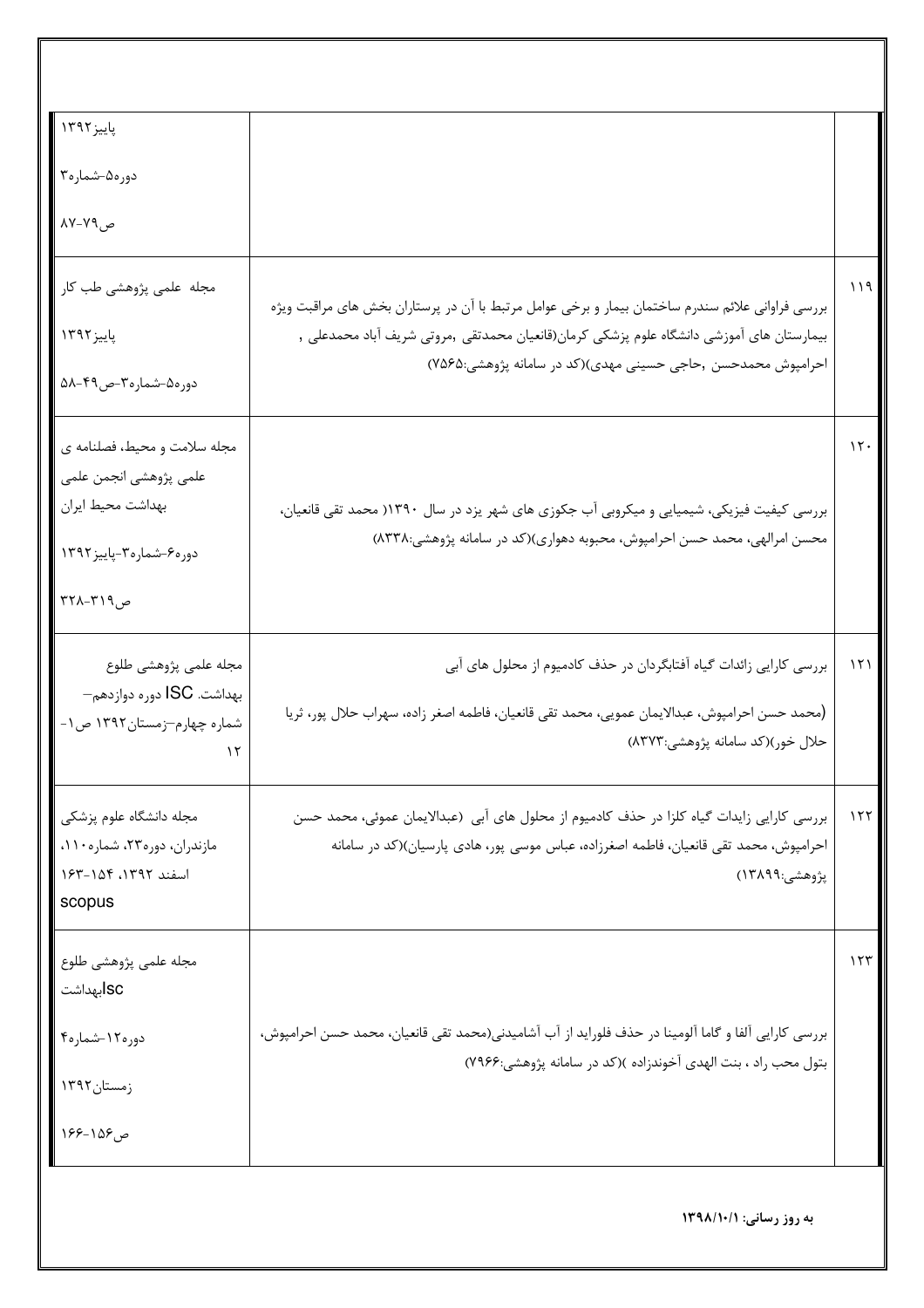| | | |
|---|---|---|
| | | پاییز۱۳۹۲<br>دوره۵-شماره۳<br>ص۷۹-۸۷ |
| ۱۱۹ | بررسی فراوانی علائم سندرم ساختمان بیمار و برخی عوامل مرتبط با آن در پرستاران بخش های مراقبت ویژه بیمارستان های آموزشی دانشگاه علوم پزشکی کرمان(قانعیان محمدتقی ,مروتی شریف آباد محمدعلی , احرامپوش محمدحسن ,حاجی حسینی مهدی)(کد در سامانه پژوهشی:۷۵۶۵) | مجله علمی پژوهشی طب کار<br>پاییز۱۳۹۲<br>دوره۵-شماره۳-ص۴۹-۵۸ |
| ۱۲۰ | بررسی کیفیت فیزیکی، شیمیایی و میکروبی آب جکوزی های شهر یزد در سال ۱۳۹۰( محمد تقی قانعیان، محسن امرالهی، محمد حسن احرامپوش، محبوبه دهواری)(کد در سامانه پژوهشی:۸۳۳۸) | مجله سلامت و محیط، فصلنامه ی علمی پژوهشی انجمن علمی بهداشت محیط ایران<br>دوره۶-شماره۳-پاییز۱۳۹۲<br>ص۳۱۹-۳۲۸ |
| ۱۲۱ | بررسی کارایی زائدات گیاه آفتابگردان در حذف کادمیوم از محلول های آبی<br>(محمد حسن احرامپوش، عبدالایمان عمویی، محمد تقی قانعیان، فاطمه اصغر زاده، سهراب حلال پور، ثریا حلال خور)(کد سامانه پژوهشی:۸۳۷۳) | مجله علمی پژوهشی طلوع بهداشت. ISC دوره دوازدهم- شماره چهارم-زمستان۱۳۹۲ ص۱-۱۲ |
| ۱۲۲ | بررسی کارایی زایدات گیاه کلزا در حذف کادمیوم از محلول های آبی (عبدالایمان عموئی، محمد حسن احرامپوش، محمد تقی قانعیان، فاطمه اصغرزاده، عباس موسی پور، هادی پارسیان)(کد در سامانه پژوهشی:۱۳۸۹۹) | مجله دانشگاه علوم پزشکی مازندران، دوره۲۳، شماره۱۱۰، اسفند ۱۳۹۲، ۱۵۴-۱۶۳<br>scopus |
| ۱۲۳ | بررسی کارایی آلفا و گاما آلومینا در حذف فلوراید از آب آشامیدنی(محمد تقی قانعیان، محمد حسن احرامپوش، بتول محب راد ، بنت الهدی آخوندزاده )(کد در سامانه پژوهشی:۷۹۶۶) | مجله علمی پژوهشی طلوع بهداشتisc<br>دوره۱۲-شماره۴<br>زمستان۱۳۹۲<br>ص۱۵۶-۱۶۶ |

**به روز رسانی: ۱۳۹۸/۱۰/۱**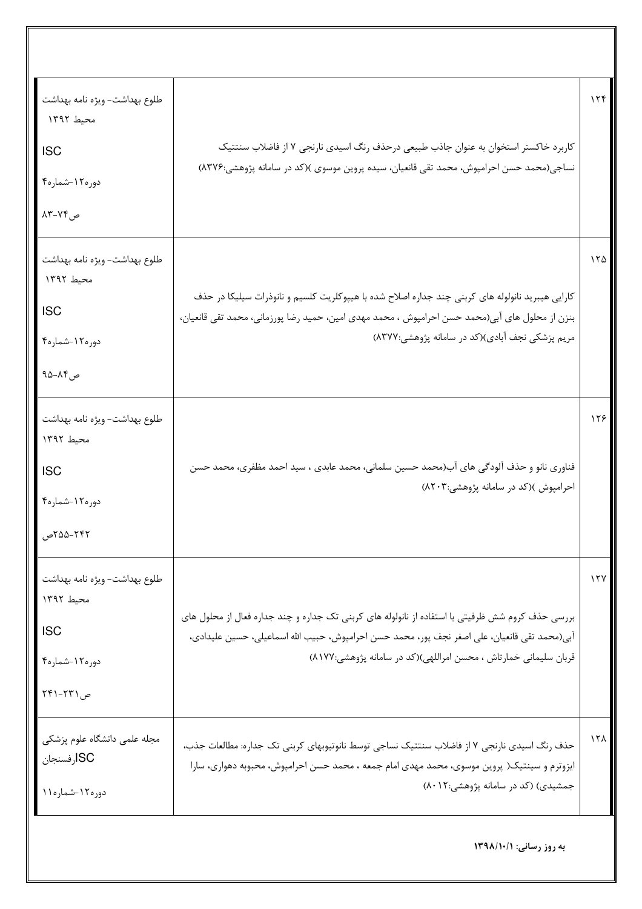| | | |
|---|---|---|
| ۱۲۴ | کاربرد خاکستر استخوان به عنوان جاذب طبیعی درحذف رنگ اسیدی نارنجی ۷ از فاضلاب سنتتیک نساجی(محمد حسن احرامپوش، محمد تقی قانعیان، سیده پروین موسوی )(کد در سامانه پژوهشی:۸۳۷۶) | طلوع بهداشت- ویژه نامه بهداشت محیط ۱۳۹۲<br>ISC<br>دوره۱۲-شماره۴<br>ص۷۴-۸۳ |
| ۱۲۵ | کارایی هیبرید نانولوله های کربنی چند جداره اصلاح شده با هیپوکلریت کلسیم و نانوذرات سیلیکا در حذف بنزن از محلول های آبی(محمد حسن احرامپوش ، محمد مهدی امین، حمید رضا پورزمانی، محمد تقی قانعیان، مریم پزشکی نجف آبادی)(کد در سامانه پژوهشی:۸۳۷۷) | طلوع بهداشت- ویژه نامه بهداشت محیط ۱۳۹۲<br>ISC<br>دوره۱۲-شماره۴<br>ص۸۴-۹۵ |
| ۱۲۶ | فناوری نانو و حذف آلودگی های آب(محمد حسین سلمانی، محمد عابدی ، سید احمد مظفری، محمد حسن احرامپوش )(کد در سامانه پژوهشی:۸۲۰۳) | طلوع بهداشت- ویژه نامه بهداشت محیط ۱۳۹۲<br>ISC<br>دوره۱۲-شماره۴<br>۲۴۲-۲۵۵ص |
| ۱۲۷ | بررسی حذف کروم شش ظرفیتی با استفاده از نانولوله های کربنی تک جداره و چند جداره فعال از محلول های آبی(محمد تقی قانعیان، علی اصغر نجف پور، محمد حسن احرامپوش، حبیب الله اسماعیلی، حسین علیدادی، قربان سلیمانی خمارتاش ، محسن امراللهی)(کد در سامانه پژوهشی:۸۱۷۷) | طلوع بهداشت- ویژه نامه بهداشت محیط ۱۳۹۲<br>ISC<br>دوره۱۲-شماره۴<br>ص۲۳۱-۲۴۱ |
| ۱۲۸ | حذف رنگ اسیدی نارنجی ۷ از فاضلاب سنتتیک نساجی توسط نانوتیوبهای کربنی تک جداره: مطالعات جذب، ایزوترم و سینتیک( پروین موسوی، محمد مهدی امام جمعه ، محمد حسن احرامپوش، محبوبه دهواری، سارا جمشیدی) (کد در سامانه پژوهشی:۸۰۱۲) | مجله علمی دانشگاه علوم پزشکی رفسنجانISC<br>دوره۱۲-شماره۱۱ |

**به روز رسانی: ۱۳۹۸/۱۰/۱**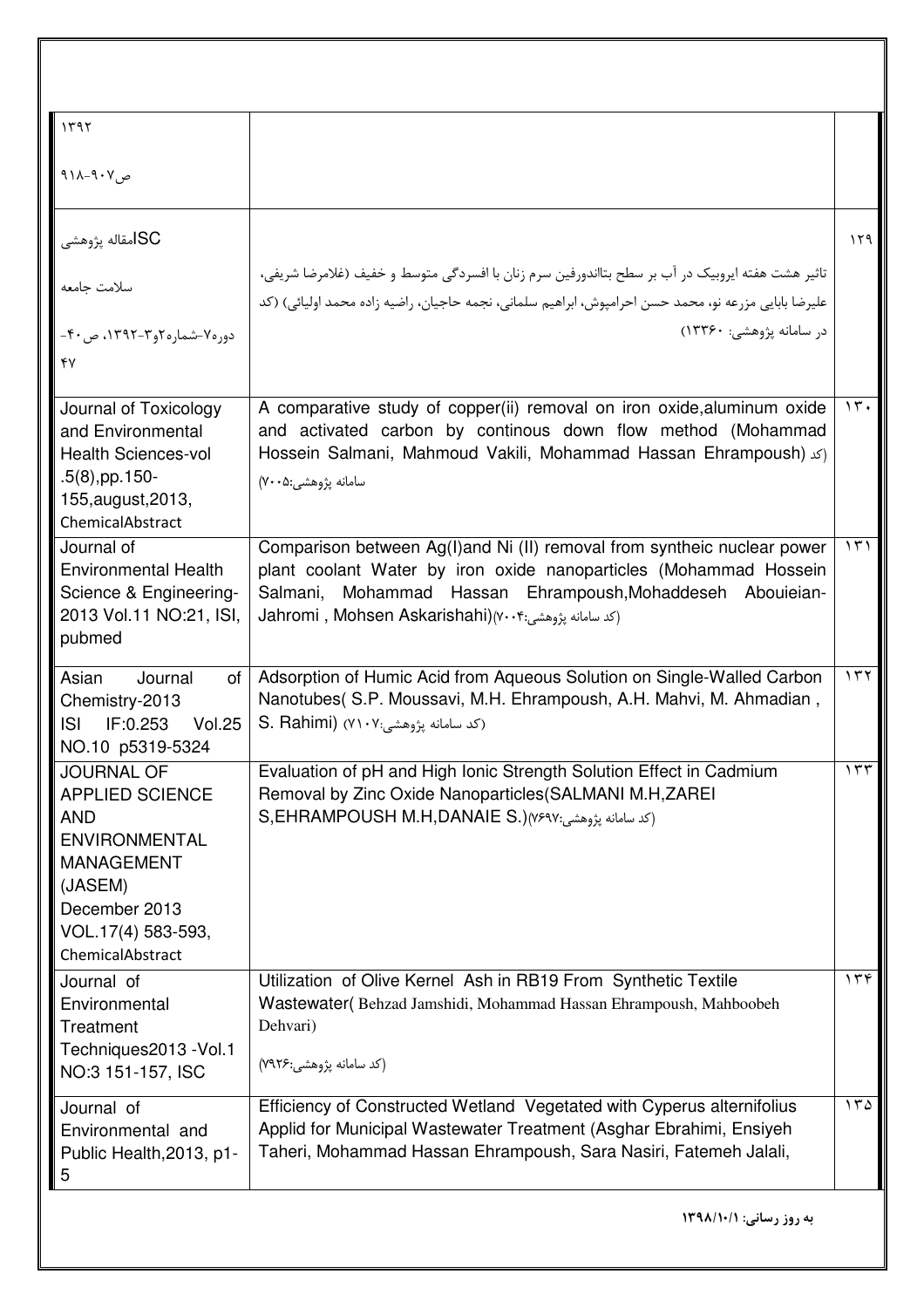| | | |
|---|---|---|
| ۱۳۹۲<br>ص۹۰۷-۹۱۸ | | |
| ISCمقاله پژوهشی<br>سلامت جامعه<br>دوره۷-شماره۲و۳-۱۳۹۲، ص۴۰-۴۷ | تاثیر هشت هفته ایروبیک در آب بر سطح بتااندورفین سرم زنان با افسردگی متوسط و خفیف (غلامرضا شریفی، علیرضا بابایی مزرعه نو، محمد حسن احرامپوش، ابراهیم سلمانی، نجمه حاجیان، راضیه زاده محمد اولیائی) (کد در سامانه پژوهشی: ۱۳۳۶۰) | ۱۲۹ |
| Journal of Toxicology and Environmental Health Sciences-vol .5(8),pp.150-155,august,2013, ChemicalAbstract | A comparative study of copper(ii) removal on iron oxide,aluminum oxide and activated carbon by continous down flow method (Mohammad Hossein Salmani, Mahmoud Vakili, Mohammad Hassan Ehrampoush) (کد سامانه پژوهشی:۷۰۰۵) | ۱۳۰ |
| Journal of Environmental Health Science & Engineering-2013 Vol.11 NO:21, ISI, pubmed | Comparison between Ag(I)and Ni (II) removal from syntheic nuclear power plant coolant Water by iron oxide nanoparticles (Mohammad Hossein Salmani, Mohammad Hassan Ehrampoush,Mohaddeseh Abouieian-Jahromi , Mohsen Askarishahi)(کد سامانه پژوهشی:۷۰۰۴) | ۱۳۱ |
| Asian Journal of Chemistry-2013 ISI IF:0.253 Vol.25 NO.10 p5319-5324 | Adsorption of Humic Acid from Aqueous Solution on Single-Walled Carbon Nanotubes( S.P. Moussavi, M.H. Ehrampoush, A.H. Mahvi, M. Ahmadian , S. Rahimi) (کد سامانه پژوهشی:۷۱۰۷) | ۱۳۲ |
| JOURNAL OF APPLIED SCIENCE AND ENVIRONMENTAL MANAGEMENT (JASEM) December 2013 VOL.17(4) 583-593, ChemicalAbstract | Evaluation of pH and High Ionic Strength Solution Effect in Cadmium Removal by Zinc Oxide Nanoparticles(SALMANI M.H,ZAREI S,EHRAMPOUSH M.H,DANAIE S.)(کد سامانه پژوهشی:۷۶۹۷) | ۱۳۳ |
| Journal of Environmental Treatment Techniques2013 -Vol.1 NO:3 151-157, ISC | Utilization of Olive Kernel Ash in RB19 From Synthetic Textile Wastewater( Behzad Jamshidi, Mohammad Hassan Ehrampoush, Mahboobeh Dehvari)<br>(کد سامانه پژوهشی:۷۹۲۶) | ۱۳۴ |
| Journal of Environmental and Public Health,2013, p1-5 | Efficiency of Constructed Wetland Vegetated with Cyperus alternifolius Applid for Municipal Wastewater Treatment (Asghar Ebrahimi, Ensiyeh Taheri, Mohammad Hassan Ehrampoush, Sara Nasiri, Fatemeh Jalali, | ۱۳۵ |

**به روز رسانی: ۱۳۹۸/۱۰/۱**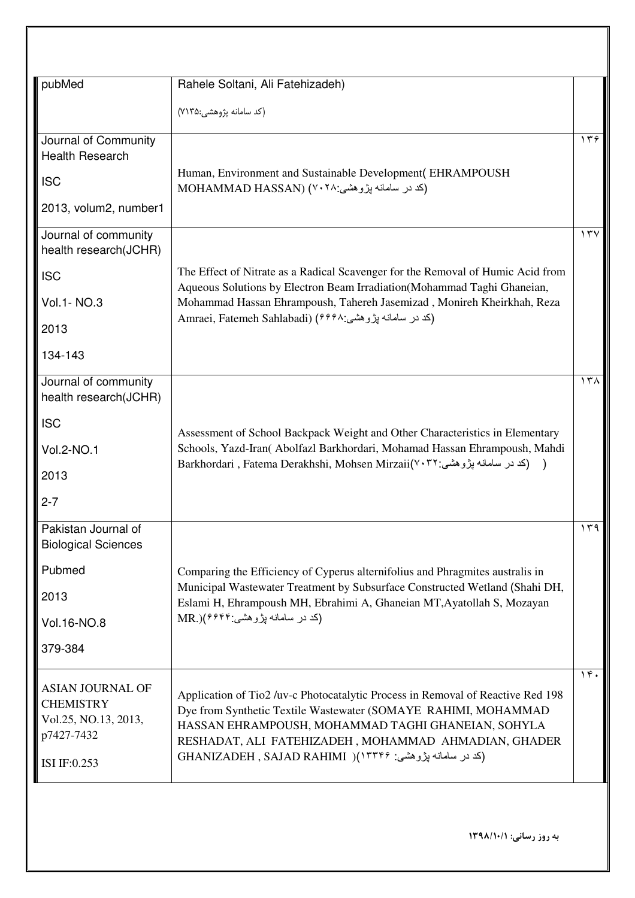| | | |
|---|---|---|
| pubMed | Rahele Soltani, Ali Fatehizadeh) (کد سامانه پژوهشی:۷۱۳۵) | |
| Journal of Community Health Research<br>ISC<br>2013, volum2, number1 | Human, Environment and Sustainable Development( EHRAMPOUSH MOHAMMAD HASSAN) (کد در سامانه پژوهشی:۷۰۲۸) | ۱۳۶ |
| Journal of community health research(JCHR)<br>ISC<br>Vol.1- NO.3<br>2013<br>134-143 | The Effect of Nitrate as a Radical Scavenger for the Removal of Humic Acid from Aqueous Solutions by Electron Beam Irradiation(Mohammad Taghi Ghaneian, Mohammad Hassan Ehrampoush, Tahereh Jasemizad , Monireh Kheirkhah, Reza Amraei, Fatemeh Sahlabadi) (کد در سامانه پژوهشی:۶۶۶۸) | ۱۳۷ |
| Journal of community health research(JCHR)<br>ISC<br>Vol.2-NO.1<br>2013<br>2-7 | Assessment of School Backpack Weight and Other Characteristics in Elementary Schools, Yazd-Iran( Abolfazl Barkhordari, Mohamad Hassan Ehrampoush, Mahdi Barkhordari , Fatema Derakhshi, Mohsen Mirzaii(کد در سامانه پژوهشی:۷۰۳۲) ) | ۱۳۸ |
| Pakistan Journal of Biological Sciences<br>Pubmed<br>2013<br>Vol.16-NO.8<br>379-384 | Comparing the Efficiency of Cyperus alternifolius and Phragmites australis in Municipal Wastewater Treatment by Subsurface Constructed Wetland (Shahi DH, Eslami H, Ehrampoush MH, Ebrahimi A, Ghaneian MT,Ayatollah S, Mozayan MR.)(کد در سامانه پژوهشی:۶۶۴۴) | ۱۳۹ |
| ASIAN JOURNAL OF CHEMISTRY<br>Vol.25, NO.13, 2013, p7427-7432<br>ISI IF:0.253 | Application of Tio2 /uv-c Photocatalytic Process in Removal of Reactive Red 198 Dye from Synthetic Textile Wastewater (SOMAYE RAHIMI, MOHAMMAD HASSAN EHRAMPOUSH, MOHAMMAD TAGHI GHANEIAN, SOHYLA RESHADAT, ALI FATEHIZADEH , MOHAMMAD AHMADIAN, GHADER GHANIZADEH , SAJAD RAHIMI )(کد در سامانه پژوهشی: ۱۳۳۴۶) | ۱۴۰ |

**به روز رسانی: ۱۳۹۸/۱۰/۱**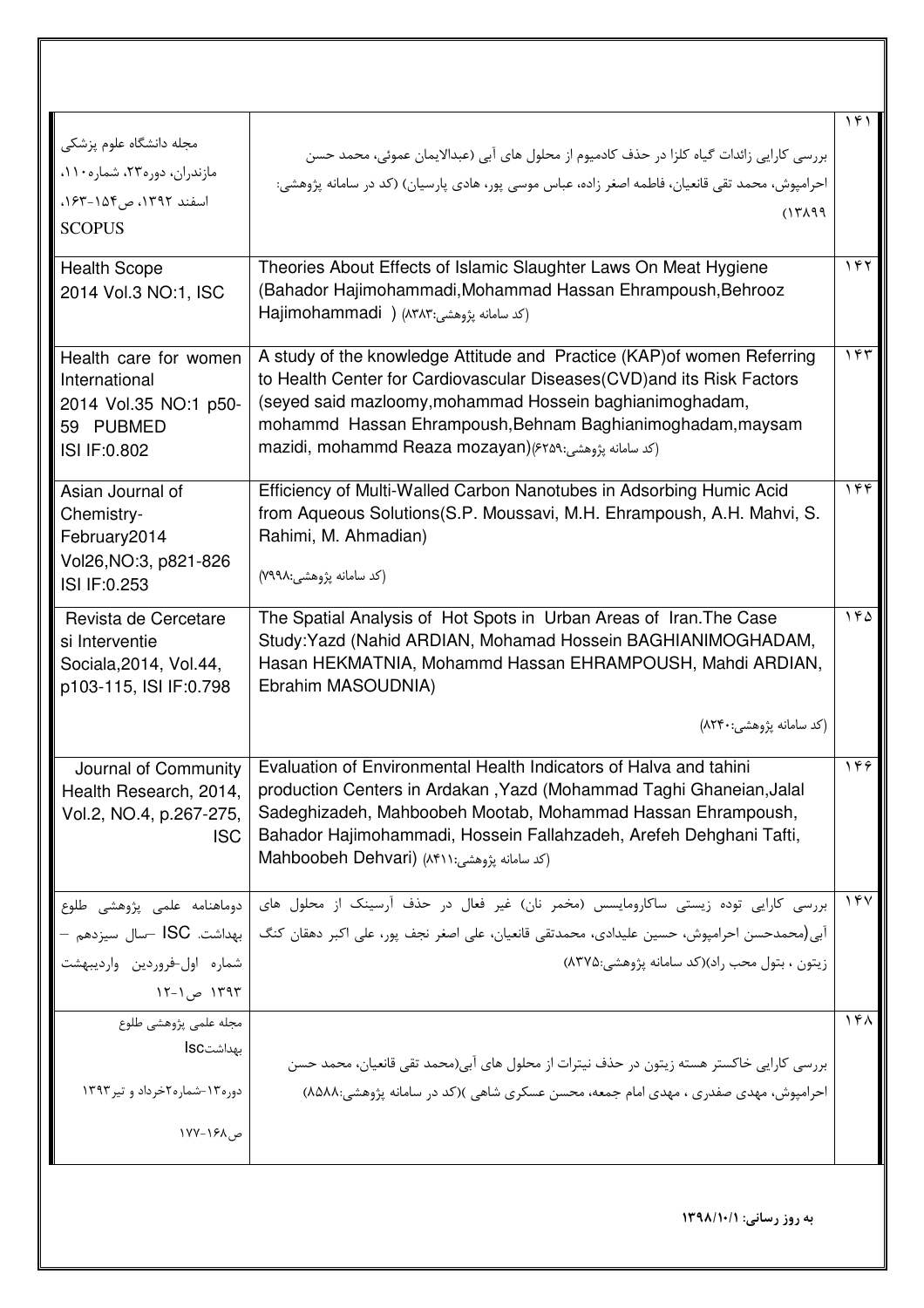| | | |
|---|---|---|
| ۱۴۱ | بررسی کارایی زائدات گیاه کلزا در حذف کادمیوم از محلول های آبی (عبدالایمان عموئی، محمد حسن احرامپوش، محمد تقی قانعیان، فاطمه اصغر زاده، عباس موسی پور، هادی پارسیان) (کد در سامانه پژوهشی: ۱۳۸۹۹) | مجله دانشگاه علوم پزشکی مازندران، دوره۲۳، شماره۱۱۰، اسفند ۱۳۹۲، ص۱۵۴-۱۶۳، SCOPUS |
| ۱۴۲ | Theories About Effects of Islamic Slaughter Laws On Meat Hygiene (Bahador Hajimohammadi,Mohammad Hassan Ehrampoush,Behrooz Hajimohammadi ) (کد سامانه پژوهشی:۸۳۸۳) | Health Scope 2014 Vol.3 NO:1, ISC |
| ۱۴۳ | A study of the knowledge Attitude and Practice (KAP)of women Referring to Health Center for Cardiovascular Diseases(CVD)and its Risk Factors (seyed said mazloomy,mohammad Hossein baghianimoghadam, mohammd Hassan Ehrampoush,Behnam Baghianimoghadam,maysam mazidi, mohammd Reaza mozayan)(کد سامانه پژوهشی:۶۲۵۹) | Health care for women International 2014 Vol.35 NO:1 p50-59 PUBMED ISI IF:0.802 |
| ۱۴۴ | Efficiency of Multi-Walled Carbon Nanotubes in Adsorbing Humic Acid from Aqueous Solutions(S.P. Moussavi, M.H. Ehrampoush, A.H. Mahvi, S. Rahimi, M. Ahmadian) (کد سامانه پژوهشی:۷۹۹۸) | Asian Journal of Chemistry-February2014 Vol26,NO:3, p821-826 ISI IF:0.253 |
| ۱۴۵ | The Spatial Analysis of Hot Spots in Urban Areas of Iran.The Case Study:Yazd (Nahid ARDIAN, Mohamad Hossein BAGHIANIMOGHADAM, Hasan HEKMATNIA, Mohammd Hassan EHRAMPOUSH, Mahdi ARDIAN, Ebrahim MASOUDNIA) (کد سامانه پژوهشی:۸۲۴۰) | Revista de Cercetare si Interventie Sociala,2014, Vol.44, p103-115, ISI IF:0.798 |
| ۱۴۶ | Evaluation of Environmental Health Indicators of Halva and tahini production Centers in Ardakan ,Yazd (Mohammad Taghi Ghaneian,Jalal Sadeghizadeh, Mahboobeh Mootab, Mohammad Hassan Ehrampoush, Bahador Hajimohammadi, Hossein Fallahzadeh, Arefeh Dehghani Tafti, Mahboobeh Dehvari) (کد سامانه پژوهشی:۸۴۱۱) | Journal of Community Health Research, 2014, Vol.2, NO.4, p.267-275, ISC |
| ۱۴۷ | بررسی کارایی توده زیستی ساکارومایسس (مخمر نان) غیر فعال در حذف آرسینک از محلول های آبی(محمدحسن احرامپوش، حسین علیدادی، محمدتقی قانعیان، علی اصغر نجف پور، علی اکبر دهقان کنگ زیتون ، بتول محب راد)(کد سامانه پژوهشی:۸۳۷۵) | دوماهنامه علمی پژوهشی طلوع بهداشت. ISC –سال سیزدهم – شماره اول-فروردین واردیبهشت ۱۳۹۳ ص۱-۱۲ |
| ۱۴۸ | بررسی کارایی خاکستر هسته زیتون در حذف نیترات از محلول های آبی(محمد تقی قانعیان، محمد حسن احرامپوش، مهدی صفدری ، مهدی امام جمعه، محسن عسکری شاهی )(کد در سامانه پژوهشی:۸۵۸۸) | مجله علمی پژوهشی طلوع بهداشتIsc دوره۱۳-شماره۲خرداد و تیر۱۳۹۳ ص۱۶۸-۱۷۷ |

**به روز رسانی: ۱۳۹۸/۱۰/۱**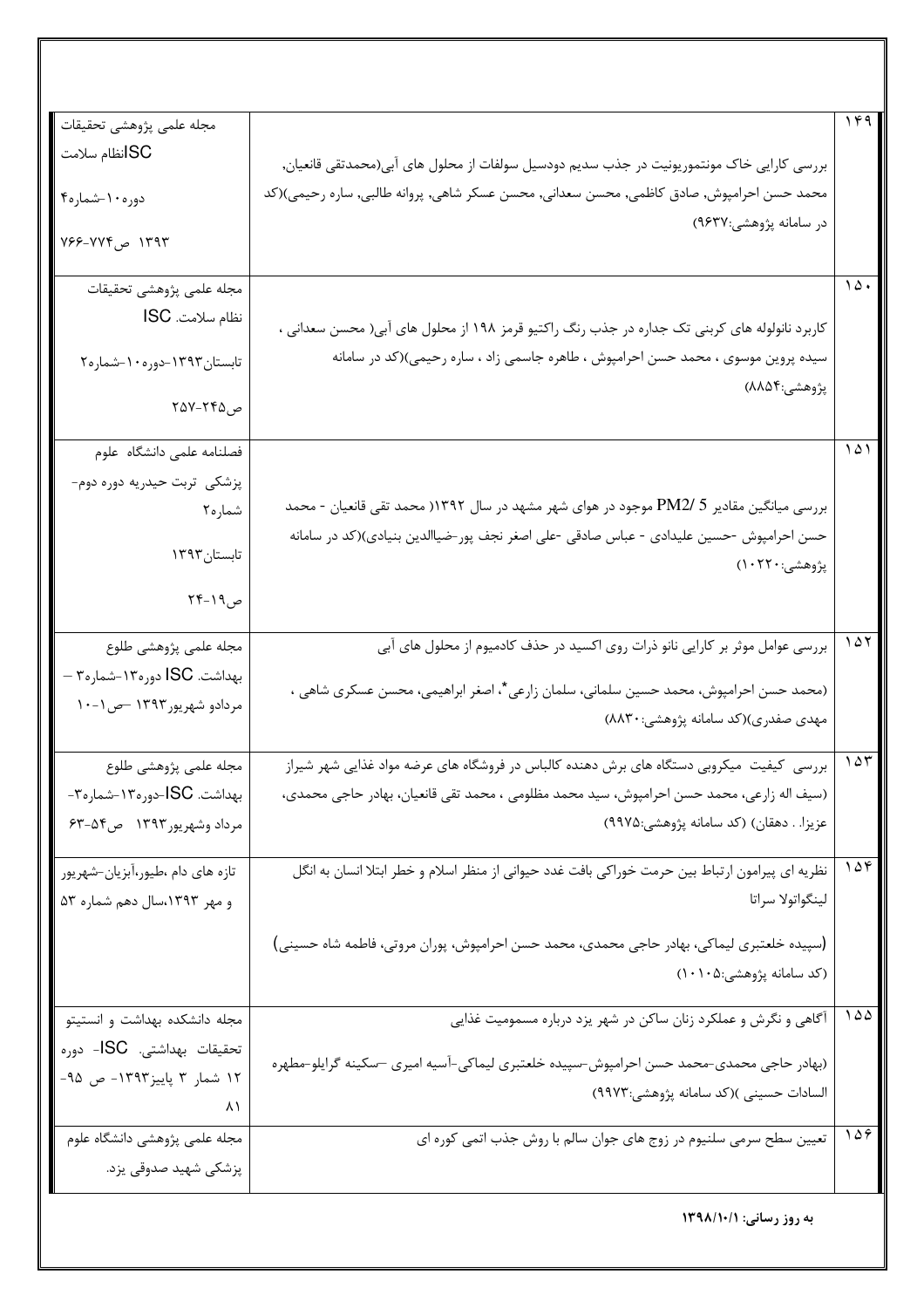| | | |
|---|---|---|
| ۱۴۹ | بررسی کارایی خاک مونتموریونیت در جذب سدیم دودسیل سولفات از محلول های آبی(محمدتقی قانعیان, محمد حسن احرامپوش, صادق کاظمی, محسن سعدانی, محسن عسکر شاهی, پروانه طالبی, ساره رحیمی)(کد در سامانه پژوهشی:۹۶۳۷) | مجله علمی پژوهشی تحقیقات ISCنظام سلامت دوره۱۰-شماره۴ ۱۳۹۳ ص۷۷۴-۷۶۶ |
| ۱۵۰ | کاربرد نانولوله های کربنی تک جداره در جذب رنگ راکتیو قرمز ۱۹۸ از محلول های آبی( محسن سعدانی ، سیده پروین موسوی ، محمد حسن احرامپوش ، طاهره جاسمی زاد ، ساره رحیمی)(کد در سامانه پژوهشی:۸۸۵۴) | مجله علمی پژوهشی تحقیقات نظام سلامت. ISC تابستان۱۳۹۳-دوره۱۰-شماره۲ ص۲۴۵-۲۵۷ |
| ۱۵۱ | بررسی میانگین مقادیر PM2/ 5 موجود در هوای شهر مشهد در سال ۱۳۹۲( محمد تقی قانعیان - محمد حسن احرامپوش -حسین علیدادی - عباس صادقی -علی اصغر نجف پور-ضیاالدین بنیادی)(کد در سامانه پژوهشی:۱۰۲۲۰) | فصلنامه علمی دانشگاه علوم پزشکی تربت حیدریه دوره دوم-شماره۲ تابستان۱۳۹۳ ص۱۹-۲۴ |
| ۱۵۲ | بررسی عوامل موثر بر کارایی نانو ذرات روی اکسید در حذف کادمیوم از محلول های آبی (محمد حسن احرامپوش، محمد حسین سلمانی، سلمان زارعی*، اصغر ابراهیمی، محسن عسکری شاهی ، مهدی صفدری)(کد سامانه پژوهشی:۸۸۳۰) | مجله علمی پژوهشی طلوع بهداشت. ISC دوره۱۳-شماره۳ – مردادو شهریور۱۳۹۳ –ص۱-۱۰ |
| ۱۵۳ | بررسی کیفیت میکروبی دستگاه های برش دهنده کالباس در فروشگاه های عرضه مواد غذایی شهر شیراز (سیف اله زارعی، محمد حسن احرامپوش، سید محمد مظلومی ، محمد تقی قانعیان، بهادر حاجی محمدی، عزیزا. . دهقان) (کد سامانه پژوهشی:۹۹۷۵) | مجله علمی پژوهشی طلوع بهداشت. ISC-دوره۱۳-شماره۳-مرداد وشهریور۱۳۹۳ ص۵۴-۶۳ |
| ۱۵۴ | نظریه ای پیرامون ارتباط بین حرمت خوراکی بافت غدد حیوانی از منظر اسلام و خطر ابتلا انسان به انگل لینگواتولا سراتا (سپیده خلعتبری لیماکی، بهادر حاجی محمدی، محمد حسن احرامپوش، پوران مروتی، فاطمه شاه حسینی) (کد سامانه پژوهشی:۱۰۱۰۵) | تازه های دام ،طیور،آبزیان-شهریور و مهر ۱۳۹۳،سال دهم شماره ۵۳ |
| ۱۵۵ | آگاهی و نگرش و عملکرد زنان ساکن در شهر یزد درباره مسمومیت غذایی (بهادر حاجی محمدی-محمد حسن احرامپوش-سپیده خلعتبری لیماکی-آسیه امیری –سکینه گرایلو-مطهره السادات حسینی )(کد سامانه پژوهشی:۹۹۷۳) | مجله دانشکده بهداشت و انستیتو تحقیقات بهداشتی. ISC- دوره ۱۲ شمار ۳ پاییز۱۳۹۳- ص ۹۵-۸۱ |
| ۱۵۶ | تعیین سطح سرمی سلنیوم در زوج های جوان سالم با روش جذب اتمی کوره ای | مجله علمی پژوهشی دانشگاه علوم پزشکی شهید صدوقی یزد. |

**به روز رسانی: ۱۳۹۸/۱۰/۱**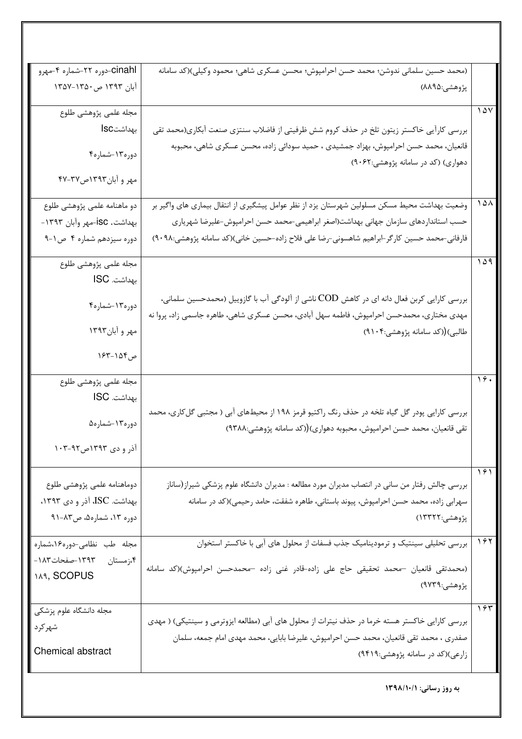| | | |
|---|---|---|
| | (محمد حسین سلمانی ندوشن؛ محمد حسن احرامپوش؛ محسن عسکری شاهی؛ محمود وکیلی)(کد سامانه پژوهشی:۸۸۹۵) | cinahl-دوره ۲۲-شماره ۴-مهرو آبان ۱۳۹۳ ص۱۳۵۰-۱۳۵۷ |
| ۱۵۷ | بررسی کارآیی خاکستر زیتون تلخ در حذف کروم شش ظرفیتی از فاضلاب سنتزی صنعت آبکاری(محمد تقی قانعیان، محمد حسن احرامپوش، بهزاد جمشیدی ، حمید سودائی زاده، محسن عسکری شاهی، محبوبه دهواری) (کد در سامانه پژوهشی:۹۰۶۲) | مجله علمی پژوهشی طلوع بهداشتIsc<br>دوره۱۳-شماره۴<br>مهر و آبان۱۳۹۳ص۳۷-۴۷ |
| ۱۵۸ | وضعیت بهداشت محیط مسکن مسلولین شهرستان یزد از نظر عوامل پیشگیری از انتقال بیماری های واگیر بر حسب استانداردهای سازمان جهانی بهداشت(اصغر ابراهیمی-محمد حسن احرامپوش-علیرضا شهریاری فارفانی-محمد حسین کارگر-ابراهیم شاهسونی-رضا علی فلاح زاده-حسین خانی)(کد سامانه پژوهشی:۹۰۹۸) | دو ماهنامه علمی پژوهشی طلوع بهداشت. isc-مهر وآبان ۱۳۹۳-دوره سیزدهم شماره ۴ ص۱-۹ |
| ۱۵۹ | بررسی کارایی کربن فعال دانه ای در کاهش COD ناشی از آلودگی آب با گازوییل (محمدحسین سلمانی، مهدی مختاری، محمدحسن احرامپوش، فاطمه سهل آبادی، محسن عسکری شاهی، طاهره جاسمی زاد، پروا نه طالبی)(کد سامانه پژوهشی:۹۱۰۴) | مجله علمی پژوهشی طلوع بهداشت. ISC<br>دوره۱۳-شماره۴<br>مهر و آبان۱۳۹۳<br>ص۱۵۴-۱۶۳ |
| ۱۶۰ | بررسی کارایی پودر گل گیاه تلخه در حذف رنگ راکتیو قرمز ۱۹۸ از محیط‌های آبی ( مجتبی گل‌کاری، محمد تقی قانعیان، محمد حسن احرامپوش، محبوبه دهواری)(کد سامانه پژوهشی:۹۳۸۸) | مجله علمی پژوهشی طلوع بهداشت. ISC<br>دوره۱۳-شماره۵<br>آذر و دی ۱۳۹۳ص۹۲-۱۰۳ |
| ۱۶۱ | بررسی چالش رفتار من سانی در انتصاب مدیران مورد مطالعه : مدیران دانشگاه علوم پزشکی شیراز(ساناز سهرابی زاده، محمد حسن احرامپوش، پیوند باستانی، طاهره شفقت، حامد رحیمی)(کد در سامانه پژوهشی:۱۳۳۲۲) | دوماهنامه علمی پژوهشی طلوع بهداشت. ISC، آذر و دی ۱۳۹۳، دوره ۱۳، شماره۵، ص۸۳-۹۱ |
| ۱۶۲ | بررسی تحلیلی سینتیک و ترمودینامیک جذب فسفات از محلول های آبی با خاکستر استخوان<br>(محمدتقی قانعیان –محمد تحقیقی حاج علی زاده-قادر غنی زاده –محمدحسن احرامپوش)(کد سامانه پژوهشی:۹۷۳۹) | مجله طب نظامی-دوره۱۶،شماره ۴،زمستان ۱۳۹۳-صفحات۱۸۳-۱۸۹, SCOPUS |
| ۱۶۳ | بررسی کارایی خاکستر هسته خرما در حذف نیترات از محلول های آبی (مطالعه ایزوترمی و سینتیکی) ( مهدی صفدری ، محمد تقی قانعیان، محمد حسن احرامپوش، علیرضا بابایی، محمد مهدی امام جمعه، سلمان زارعی)(کد در سامانه پژوهشی:۹۴۱۹) | مجله دانشگاه علوم پزشکی شهرکرد<br>Chemical abstract |

**به روز رسانی: ۱۳۹۸/۱۰/۱**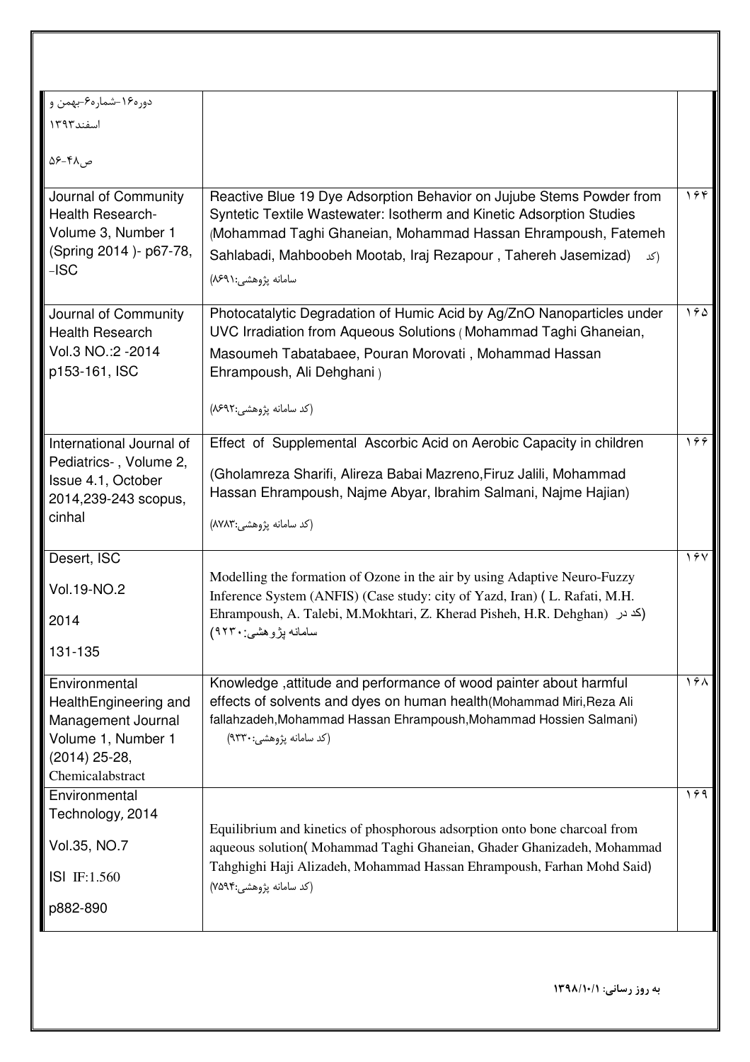| | | |
|---|---|---|
| دوره۱۶-شماره۶-بهمن و اسفند۱۳۹۳ ص۴۸-۵۶ | | |
| Journal of Community Health Research- Volume 3, Number 1 (Spring 2014 )- p67-78, -ISC | Reactive Blue 19 Dye Adsorption Behavior on Jujube Stems Powder from Syntetic Textile Wastewater: Isotherm and Kinetic Adsorption Studies (Mohammad Taghi Ghaneian, Mohammad Hassan Ehrampoush, Fatemeh Sahlabadi, Mahboobeh Mootab, Iraj Rezapour , Tahereh Jasemizad) (کد سامانه پژوهشی:۸۶۹۱) | ۱۶۴ |
| Journal of Community Health Research Vol.3 NO.:2 -2014 p153-161, ISC | Photocatalytic Degradation of Humic Acid by Ag/ZnO Nanoparticles under UVC Irradiation from Aqueous Solutions ( Mohammad Taghi Ghaneian, Masoumeh Tabatabaee, Pouran Morovati , Mohammad Hassan Ehrampoush, Ali Dehghani ) (کد سامانه پژوهشی:۸۶۹۲) | ۱۶۵ |
| International Journal of Pediatrics- , Volume 2, Issue 4.1, October 2014,239-243 scopus, cinhal | Effect of Supplemental Ascorbic Acid on Aerobic Capacity in children (Gholamreza Sharifi, Alireza Babai Mazreno,Firuz Jalili, Mohammad Hassan Ehrampoush, Najme Abyar, Ibrahim Salmani, Najme Hajian) (کد سامانه پژوهشی:۸۷۸۳) | ۱۶۶ |
| Desert, ISC Vol.19-NO.2 2014 131-135 | Modelling the formation of Ozone in the air by using Adaptive Neuro-Fuzzy Inference System (ANFIS) (Case study: city of Yazd, Iran) ( L. Rafati, M.H. Ehrampoush, A. Talebi, M.Mokhtari, Z. Kherad Pisheh, H.R. Dehghan) (کد در سامانه پژوهشی:۹۲۳۰) | ۱۶۷ |
| Environmental HealthEngineering and Management Journal Volume 1, Number 1 (2014) 25-28, Chemicalabstract | Knowledge ,attitude and performance of wood painter about harmful effects of solvents and dyes on human health(Mohammad Miri,Reza Ali fallahzadeh,Mohammad Hassan Ehrampoush,Mohammad Hossien Salmani) (کد سامانه پژوهشی:۹۳۳۰) | ۱۶۸ |
| Environmental Technology, 2014 Vol.35, NO.7 ISI IF:1.560 p882-890 | Equilibrium and kinetics of phosphorous adsorption onto bone charcoal from aqueous solution( Mohammad Taghi Ghaneian, Ghader Ghanizadeh, Mohammad Tahghighi Haji Alizadeh, Mohammad Hassan Ehrampoush, Farhan Mohd Said) (کد سامانه پژوهشی:۷۵۹۴) | ۱۶۹ |

**به روز رسانی: ۱۳۹۸/۱۰/۱**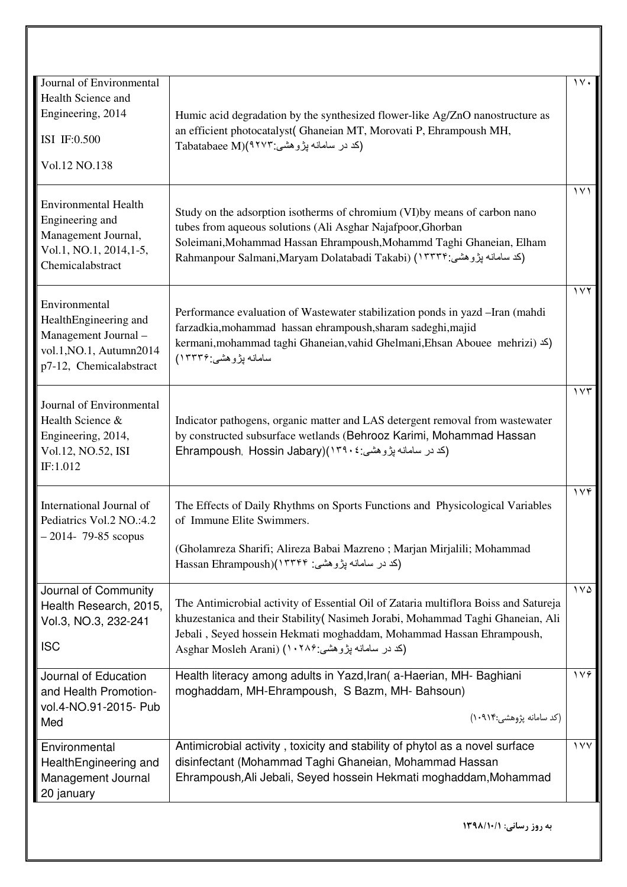| | | |
|---|---|---|
| Journal of Environmental Health Science and Engineering, 2014<br>ISI IF:0.500<br>Vol.12 NO.138 | Humic acid degradation by the synthesized flower-like Ag/ZnO nanostructure as an efficient photocatalyst( Ghaneian MT, Morovati P, Ehrampoush MH, Tabatabaee M)(کد در سامانه پژوهشی:۹۲۷۳) | ۱۷۰ |
| Environmental Health Engineering and Management Journal, Vol.1, NO.1, 2014,1-5, Chemicalabstract | Study on the adsorption isotherms of chromium (VI)by means of carbon nano tubes from aqueous solutions (Ali Asghar Najafpoor,Ghorban Soleimani,Mohammad Hassan Ehrampoush,Mohammd Taghi Ghaneian, Elham Rahmanpour Salmani,Maryam Dolatabadi Takabi) (کد سامانه پژوهشی:۱۳۳۳۴) | ۱۷۱ |
| Environmental HealthEngineering and Management Journal – vol.1,NO.1, Autumn2014 p7-12, Chemicalabstract | Performance evaluation of Wastewater stabilization ponds in yazd –Iran (mahdi farzadkia,mohammad hassan ehrampoush,sharam sadeghi,majid kermani,mohammad taghi Ghaneian,vahid Ghelmani,Ehsan Abouee mehrizi) (کد سامانه پژوهشی:۱۳۳۳۶) | ۱۷۲ |
| Journal of Environmental Health Science & Engineering, 2014, Vol.12, NO.52, ISI IF:1.012 | Indicator pathogens, organic matter and LAS detergent removal from wastewater by constructed subsurface wetlands (Behrooz Karimi, Mohammad Hassan Ehrampoush, Hossin Jabary)(کد در سامانه پژوهشی:۱۳۹۰٤) | ۱۷۳ |
| International Journal of Pediatrics Vol.2 NO.:4.2 – 2014- 79-85 scopus | The Effects of Daily Rhythms on Sports Functions and Physicological Variables of Immune Elite Swimmers.<br>(Gholamreza Sharifi; Alireza Babai Mazreno ; Marjan Mirjalili; Mohammad Hassan Ehrampoush)(کد در سامانه پژوهشی: ۱۳۳۴۴) | ۱۷۴ |
| Journal of Community Health Research, 2015, Vol.3, NO.3, 232-241<br>ISC | The Antimicrobial activity of Essential Oil of Zataria multiflora Boiss and Satureja khuzestanica and their Stability( Nasimeh Jorabi, Mohammad Taghi Ghaneian, Ali Jebali , Seyed hossein Hekmati moghaddam, Mohammad Hassan Ehrampoush, Asghar Mosleh Arani) (کد در سامانه پژوهشی:۱۰۲۸۶) | ۱۷۵ |
| Journal of Education and Health Promotion-vol.4-NO.91-2015- Pub Med | Health literacy among adults in Yazd,Iran( a-Haerian, MH- Baghiani moghaddam, MH-Ehrampoush, S Bazm, MH- Bahsoun)<br>(کد سامانه پژوهشی:۱۰۹۱۴) | ۱۷۶ |
| Environmental HealthEngineering and Management Journal 20 january | Antimicrobial activity , toxicity and stability of phytol as a novel surface disinfectant (Mohammad Taghi Ghaneian, Mohammad Hassan Ehrampoush,Ali Jebali, Seyed hossein Hekmati moghaddam,Mohammad | ۱۷۷ |

**به روز رسانی: ۱۳۹۸/۱۰/۱**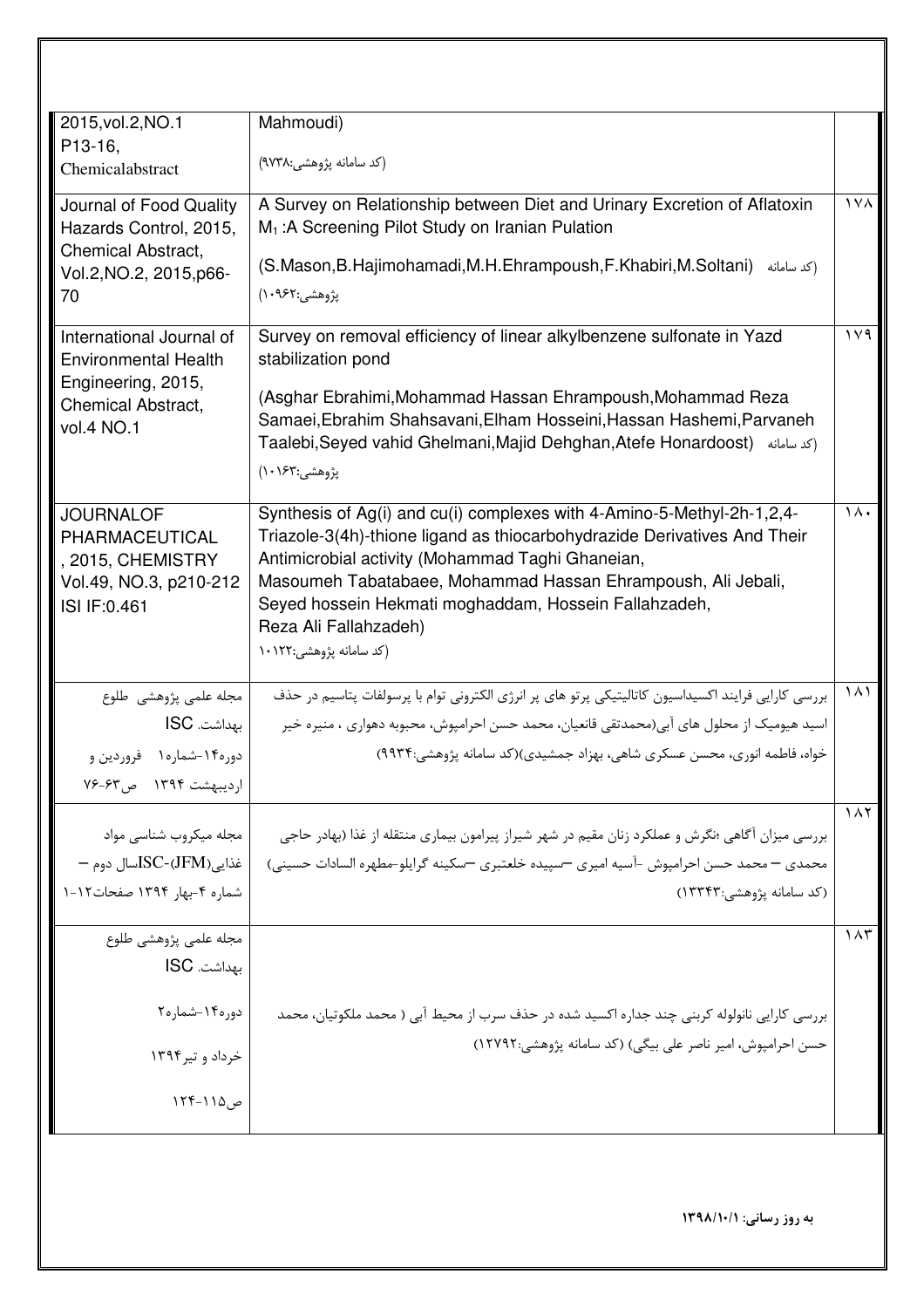| | | |
|---|---|---|
| 2015,vol.2,NO.1 P13-16, Chemicalabstract | Mahmoudi) (کد سامانه پژوهشی:۹۷۳۸) | |
| Journal of Food Quality Hazards Control, 2015, Chemical Abstract, Vol.2,NO.2, 2015,p66-70 | A Survey on Relationship between Diet and Urinary Excretion of Aflatoxin $M_1$ :A Screening Pilot Study on Iranian Pulation (S.Mason,B.Hajimohamadi,M.H.Ehrampoush,F.Khabiri,M.Soltani) (کد سامانه پژوهشی:۱۰۹۶۲) | ۱۷۸ |
| International Journal of Environmental Health Engineering, 2015, Chemical Abstract, vol.4 NO.1 | Survey on removal efficiency of linear alkylbenzene sulfonate in Yazd stabilization pond (Asghar Ebrahimi,Mohammad Hassan Ehrampoush,Mohammad Reza Samaei,Ebrahim Shahsavani,Elham Hosseini,Hassan Hashemi,Parvaneh Taalebi,Seyed vahid Ghelmani,Majid Dehghan,Atefe Honardoost) (کد سامانه پژوهشی:۱۰۱۶۳) | ۱۷۹ |
| JOURNALOF PHARMACEUTICAL , 2015, CHEMISTRY Vol.49, NO.3, p210-212 ISI IF:0.461 | Synthesis of Ag(i) and cu(i) complexes with 4-Amino-5-Methyl-2h-1,2,4-Triazole-3(4h)-thione ligand as thiocarbohydrazide Derivatives And Their Antimicrobial activity (Mohammad Taghi Ghaneian, Masoumeh Tabatabaee, Mohammad Hassan Ehrampoush, Ali Jebali, Seyed hossein Hekmati moghaddam, Hossein Fallahzadeh, Reza Ali Fallahzadeh) (کد سامانه پژوهشی:۱۰۱۲۲) | ۱۸۰ |
| مجله علمی پژوهشی طلوع بهداشت. ISC دوره۱۴-شماره۱ فروردین و اردیبهشت ۱۳۹۴ ص۶۳-۷۶ | بررسی کارایی فرایند اکسیداسیون کاتالیتیکی پرتو های پر انرژی الکترونی توام با پرسولفات پتاسیم در حذف اسید هیومیک از محلول های آبی(محمدتقی قانعیان، محمد حسن احرامپوش، محبوبه دهواری ، منیره خیر خواه، فاطمه انوری، محسن عسکری شاهی، بهزاد جمشیدی)(کد سامانه پژوهشی:۹۹۳۴) | ۱۸۱ |
| مجله میکروب شناسی مواد غذایی(ISC-(JFMسال دوم – شماره ۴-بهار ۱۳۹۴ صفحات۱۲-۱ | بررسی میزان آگاهی ؛نگرش و عملکرد زنان مقیم در شهر شیراز پیرامون بیماری منتقله از غذا (بهادر حاجی محمدی – محمد حسن احرامپوش -آسیه امیری –سپیده خلعتبری –سکینه گرایلو-مطهره السادات حسینی) (کد سامانه پژوهشی:۱۳۳۴۳) | ۱۸۲ |
| مجله علمی پژوهشی طلوع بهداشت. ISC دوره۱۴-شماره۲ خرداد و تیر۱۳۹۴ ص۱۱۵-۱۲۴ | بررسی کارایی نانولوله کربنی چند جداره اکسید شده در حذف سرب از محیط آبی ( محمد ملکوتیان، محمد حسن احرامپوش، امیر ناصر علی بیگی) (کد سامانه پژوهشی:۱۲۷۹۲) | ۱۸۳ |

**به روز رسانی: ۱۳۹۸/۱۰/۱**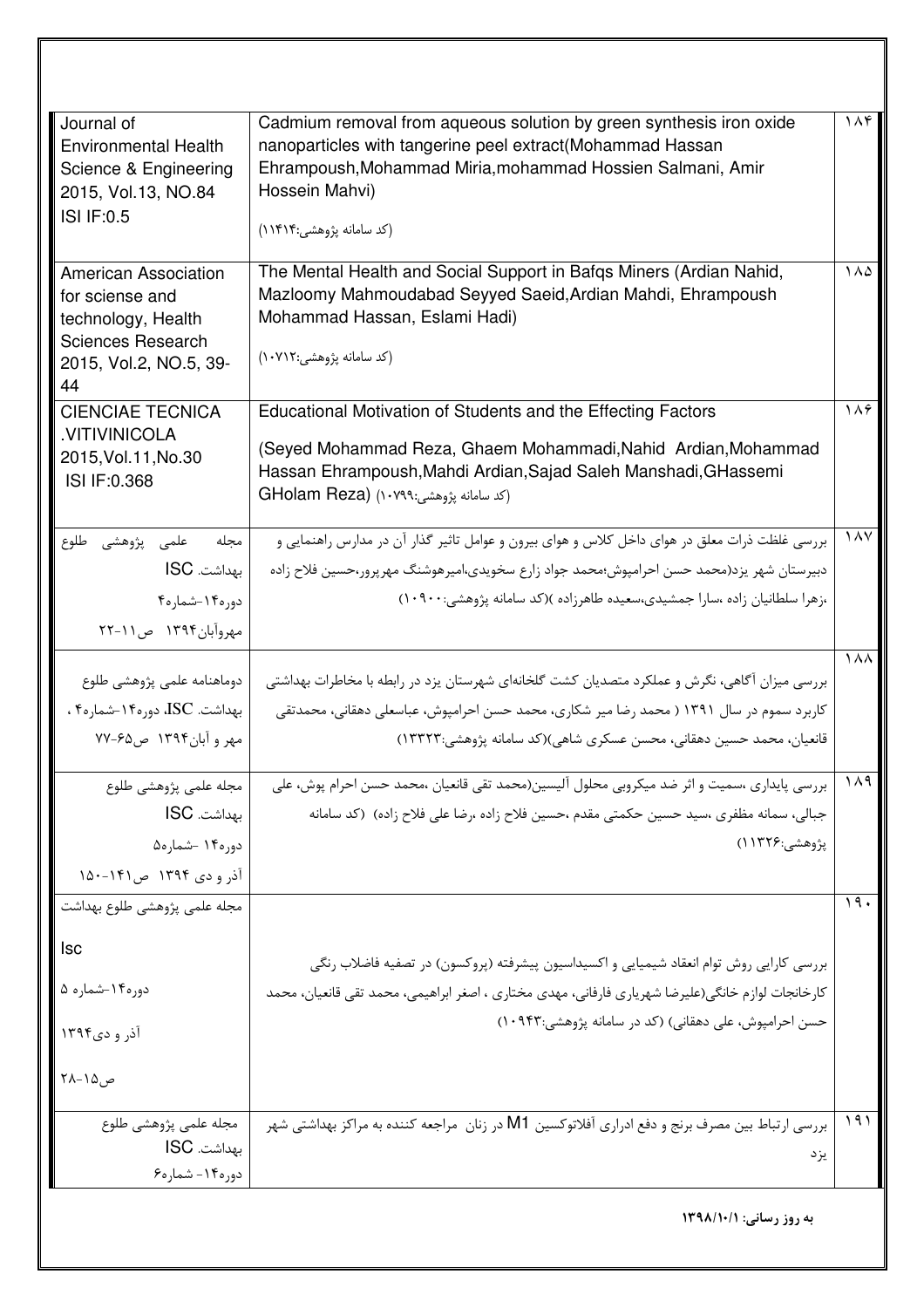| Journal | Title | No. |
| --- | --- | --- |
| Journal of Environmental Health Science & Engineering 2015, Vol.13, NO.84 ISI IF:0.5 | Cadmium removal from aqueous solution by green synthesis iron oxide nanoparticles with tangerine peel extract(Mohammad Hassan Ehrampoush,Mohammad Miria,mohammad Hossien Salmani, Amir Hossein Mahvi) (کد سامانه پژوهشی:۱۱۴۱۴) | ۱۸۴ |
| American Association for sciense and technology, Health Sciences Research 2015, Vol.2, NO.5, 39-44 | The Mental Health and Social Support in Bafqs Miners (Ardian Nahid, Mazloomy Mahmoudabad Seyyed Saeid,Ardian Mahdi, Ehrampoush Mohammad Hassan, Eslami Hadi) (کد سامانه پژوهشی:۱۰۷۱۲) | ۱۸۵ |
| CIENCIAE TECNICA .VITIVINICOLA 2015,Vol.11,No.30 ISI IF:0.368 | Educational Motivation of Students and the Effecting Factors (Seyed Mohammad Reza, Ghaem Mohammadi,Nahid Ardian,Mohammad Hassan Ehrampoush,Mahdi Ardian,Sajad Saleh Manshadi,GHassemi GHolam Reza) (کد سامانه پژوهشی:۱۰۷۹۹) | ۱۸۶ |
| مجله علمی پژوهشی طلوع بهداشت. ISC دوره۱۴-شماره۴ مهروآبان۱۳۹۴ ص۱۱-۲۲ | بررسی غلظت ذرات معلق در هوای داخل کلاس و هوای بیرون و عوامل تاثیر گذار آن در مدارس راهنمایی و دبیرستان شهر یزد(محمد حسن احرامپوش؛محمد جواد زارع سخویدی،امیرهوشنگ مهرپرور،حسین فلاح زاده ،زهرا سلطانیان زاده ،سارا جمشیدی،سعیده طاهرزاده )(کد سامانه پژوهشی:۱۰۹۰۰) | ۱۸۷ |
| دوماهنامه علمی پژوهشی طلوع بهداشت. ISC، دوره۱۴-شماره۴ ، مهر و آبان۱۳۹۴ ص۶۵-۷۷ | بررسی میزان آگاهی، نگرش و عملکرد متصدیان کشت گلخانه‌ای شهرستان یزد در رابطه با مخاطرات بهداشتی کاربرد سموم در سال ۱۳۹۱ ( محمد رضا میر شکاری، محمد حسن احرامپوش، عباسعلی دهقانی، محمدتقی قانعیان، محمد حسین دهقانی، محسن عسکری شاهی)(کد سامانه پژوهشی:۱۳۳۲۳) | ۱۸۸ |
| مجله علمی پژوهشی طلوع بهداشت. ISC دوره۱۴ -شماره۵ آذر و دی ۱۳۹۴ ص۱۴۱-۱۵۰ | بررسی پایداری ،سمیت و اثر ضد میکروبی محلول آلیسین(محمد تقی قانعیان ،محمد حسن احرام پوش، علی جبالی، سمانه مظفری ،سید حسین حکمتی مقدم ،حسین فلاح زاده ،رضا علی فلاح زاده) (کد سامانه پژوهشی:۱۱۳۲۶) | ۱۸۹ |
| مجله علمی پژوهشی طلوع بهداشت Isc دوره۱۴-شماره ۵ آذر و دی۱۳۹۴ ص۱۵-۲۸ | بررسی کارایی روش توام انعقاد شیمیایی و اکسیداسیون پیشرفته (پروکسون) در تصفیه فاضلاب رنگی کارخانجات لوازم خانگی(علیرضا شهریاری فارفانی، مهدی مختاری ، اصغر ابراهیمی، محمد تقی قانعیان، محمد حسن احرامپوش، علی دهقانی) (کد در سامانه پژوهشی:۱۰۹۴۳) | ۱۹۰ |
| مجله علمی پژوهشی طلوع بهداشت. ISC دوره۱۴- شماره۶ | بررسی ارتباط بین مصرف برنج و دفع ادراری آفلاتوکسین M1 در زنان مراجعه کننده به مراکز بهداشتی شهر یزد | ۱۹۱ |

**به روز رسانی: ۱۳۹۸/۱۰/۱**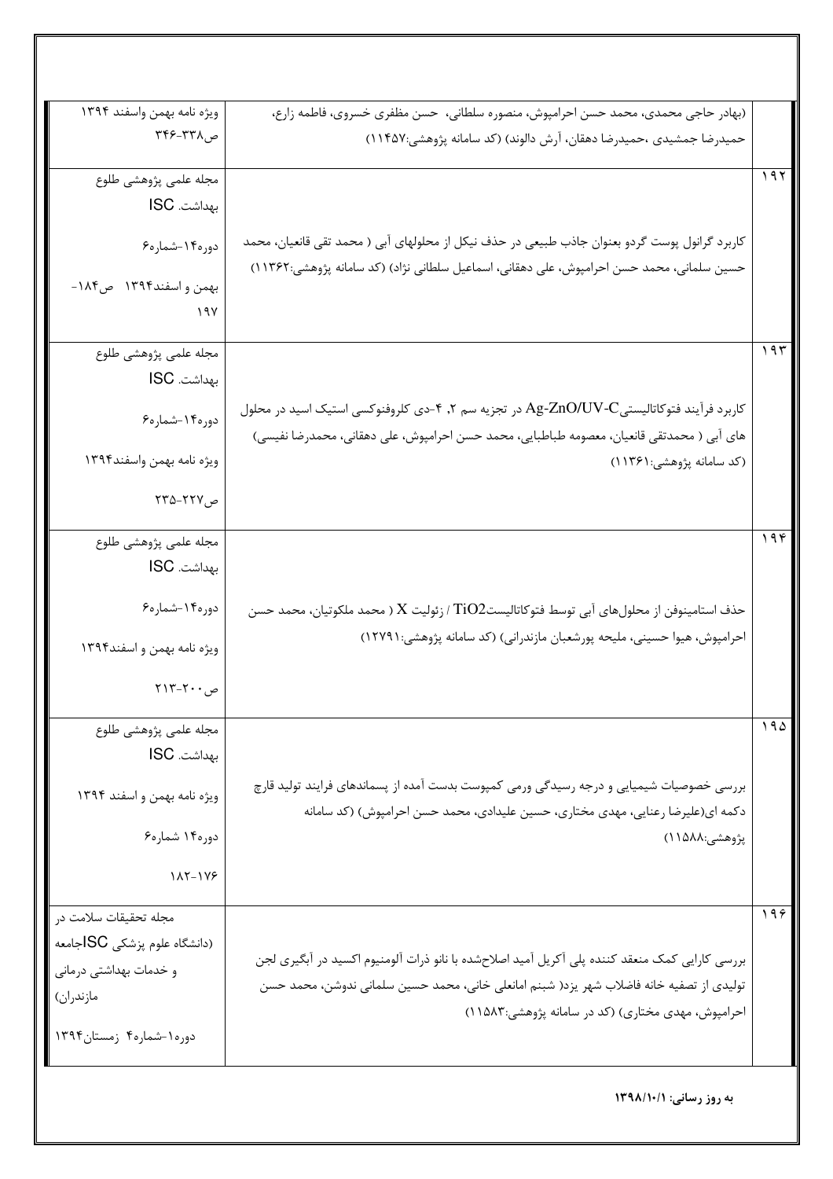| | | |
|---|---|---|
| | (بهادر حاجی محمدی، محمد حسن احرامپوش، منصوره سلطانی، حسن مظفری خسروی، فاطمه زارع، حمیدرضا جمشیدی ،حمیدرضا دهقان، آرش دالوند) (کد سامانه پژوهشی:۱۱۴۵۷) | ویژه نامه بهمن واسفند ۱۳۹۴ ص۳۳۸-۳۴۶ |
| ۱۹۲ | کاربرد گرانول پوست گردو بعنوان جاذب طبیعی در حذف نیکل از محلولهای آبی ( محمد تقی قانعیان، محمد حسین سلمانی، محمد حسن احرامپوش، علی دهقانی، اسماعیل سلطانی نژاد) (کد سامانه پژوهشی:۱۱۳۶۲) | مجله علمی پژوهشی طلوع بهداشت. ISC دوره۱۴-شماره۶ بهمن و اسفند۱۳۹۴ ص۱۸۴-۱۹۷ |
| ۱۹۳ | کاربرد فرآیند فتوکاتالیستی$Ag\text{-}ZnO/UV\text{-}C$ در تجزیه سم ۲, ۴-دی کلروفنوکسی استیک اسید در محلول های آبی ( محمدتقی قانعیان، معصومه طباطبایی، محمد حسن احرامپوش، علی دهقانی، محمدرضا نفیسی) (کد سامانه پژوهشی:۱۱۳۶۱) | مجله علمی پژوهشی طلوع بهداشت. ISC دوره۱۴-شماره۶ ویژه نامه بهمن واسفند۱۳۹۴ ص۲۲۷-۲۳۵ |
| ۱۹۴ | حذف استامینوفن از محلول‌های آبی توسط فتوکاتالیست$TiO_2$ / زئولیت X ( محمد ملکوتیان، محمد حسن احرامپوش، هیوا حسینی، ملیحه پورشعبان مازندرانی) (کد سامانه پژوهشی:۱۲۷۹۱) | مجله علمی پژوهشی طلوع بهداشت. ISC دوره۱۴-شماره۶ ویژه نامه بهمن و اسفند۱۳۹۴ ص۲۰۰-۲۱۳ |
| ۱۹۵ | بررسی خصوصیات شیمیایی و درجه رسیدگی ورمی کمپوست بدست آمده از پسماندهای فرایند تولید قارچ دکمه ای(علیرضا رعنایی، مهدی مختاری، حسین علیدادی، محمد حسن احرامپوش) (کد سامانه پژوهشی:۱۱۵۸۸) | مجله علمی پژوهشی طلوع بهداشت. ISC ویژه نامه بهمن و اسفند ۱۳۹۴ دوره۱۴ شماره۶ ۱۷۶-۱۸۲ |
| ۱۹۶ | بررسی کارایی کمک منعقد کننده پلی آکریل آمید اصلاح‌شده با نانو ذرات آلومنیوم اکسید در آبگیری لجن تولیدی از تصفیه خانه فاضلاب شهر یزد( شبنم امانعلی خانی، محمد حسین سلمانی ندوشن، محمد حسن احرامپوش، مهدی مختاری) (کد در سامانه پژوهشی:۱۱۵۸۳) | مجله تحقیقات سلامت در جامعهISC (دانشگاه علوم پزشکی و خدمات بهداشتی درمانی مازندران) دوره۱-شماره۴ زمستان۱۳۹۴ |

**به روز رسانی: ۱۳۹۸/۱۰/۱**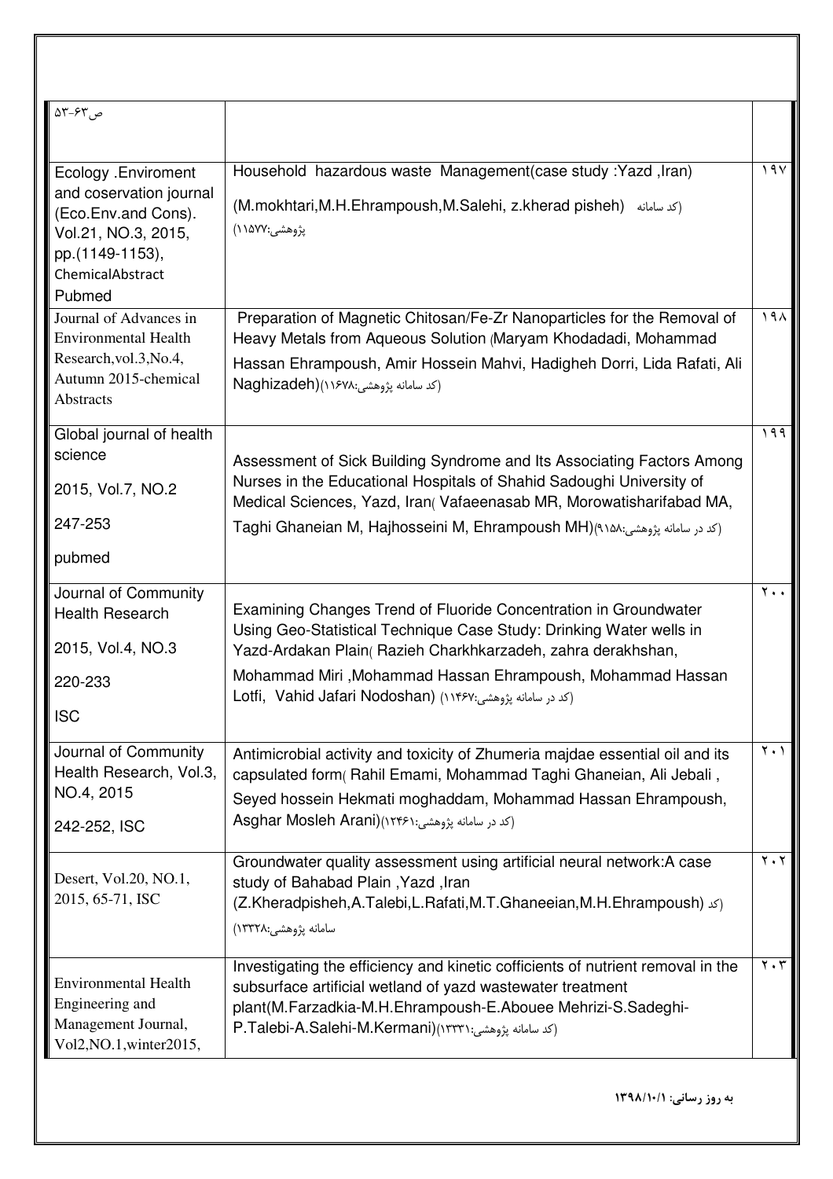| | | |
|---|---|---|
| ص۶۳-۵۳ | | |
| Ecology .Enviroment and coservation journal (Eco.Env.and Cons). Vol.21, NO.3, 2015, pp.(1149-1153), ChemicalAbstract Pubmed | Household hazardous waste Management(case study :Yazd ,Iran) (M.mokhtari,M.H.Ehrampoush,M.Salehi, z.kherad pisheh) (کد سامانه پژوهشی:۱۱۵۷۷) | ۱۹۷ |
| Journal of Advances in Environmental Health Research,vol.3,No.4, Autumn 2015-chemical Abstracts | Preparation of Magnetic Chitosan/Fe-Zr Nanoparticles for the Removal of Heavy Metals from Aqueous Solution (Maryam Khodadadi, Mohammad Hassan Ehrampoush, Amir Hossein Mahvi, Hadigheh Dorri, Lida Rafati, Ali Naghizadeh)(کد سامانه پژوهشی:۱۱۶۷۸) | ۱۹۸ |
| Global journal of health science 2015, Vol.7, NO.2 247-253 pubmed | Assessment of Sick Building Syndrome and Its Associating Factors Among Nurses in the Educational Hospitals of Shahid Sadoughi University of Medical Sciences, Yazd, Iran( Vafaeenasab MR, Morowatisharifabad MA, Taghi Ghaneian M, Hajhosseini M, Ehrampoush MH)(کد در سامانه پژوهشی:۹۱۵۸) | ۱۹۹ |
| Journal of Community Health Research 2015, Vol.4, NO.3 220-233 ISC | Examining Changes Trend of Fluoride Concentration in Groundwater Using Geo-Statistical Technique Case Study: Drinking Water wells in Yazd-Ardakan Plain( Razieh Charkhkarzadeh, zahra derakhshan, Mohammad Miri ,Mohammad Hassan Ehrampoush, Mohammad Hassan Lotfi, Vahid Jafari Nodoshan) (کد در سامانه پژوهشی:۱۱۴۶۷) | ۲۰۰ |
| Journal of Community Health Research, Vol.3, NO.4, 2015 242-252, ISC | Antimicrobial activity and toxicity of Zhumeria majdae essential oil and its capsulated form( Rahil Emami, Mohammad Taghi Ghaneian, Ali Jebali , Seyed hossein Hekmati moghaddam, Mohammad Hassan Ehrampoush, Asghar Mosleh Arani)(کد در سامانه پژوهشی:۱۲۴۶۱) | ۲۰۱ |
| Desert, Vol.20, NO.1, 2015, 65-71, ISC | Groundwater quality assessment using artificial neural network:A case study of Bahabad Plain ,Yazd ,Iran (Z.Kheradpisheh,A.Talebi,L.Rafati,M.T.Ghaneeian,M.H.Ehrampoush) (کد سامانه پژوهشی:۱۳۳۲۸) | ۲۰۲ |
| Environmental Health Engineering and Management Journal, Vol2,NO.1,winter2015, | Investigating the efficiency and kinetic cofficients of nutrient removal in the subsurface artificial wetland of yazd wastewater treatment plant(M.Farzadkia-M.H.Ehrampoush-E.Abouee Mehrizi-S.Sadeghi-P.Talebi-A.Salehi-M.Kermani)(کد سامانه پژوهشی:۱۳۳۳۱) | ۲۰۳ |

**به روز رسانی: ۱۳۹۸/۱۰/۱**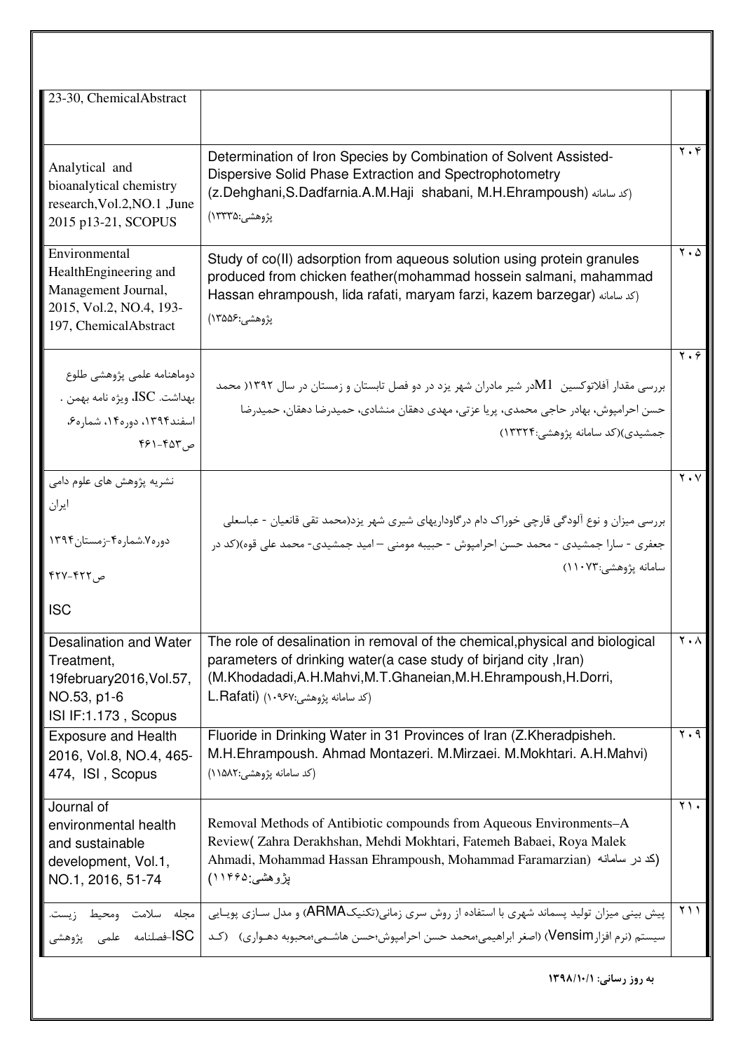| | | |
|---|---|---|
| 23-30, ChemicalAbstract | | |
| Analytical and bioanalytical chemistry research,Vol.2,NO.1 ,June 2015 p13-21, SCOPUS | Determination of Iron Species by Combination of Solvent Assisted-Dispersive Solid Phase Extraction and Spectrophotometry (z.Dehghani,S.Dadfarnia.A.M.Haji shabani, M.H.Ehrampoush) (کد سامانه پژوهشی:۱۳۳۳۵) | ۲۰۴ |
| Environmental HealthEngineering and Management Journal, 2015, Vol.2, NO.4, 193-197, ChemicalAbstract | Study of co(II) adsorption from aqueous solution using protein granules produced from chicken feather(mohammad hossein salmani, mahammad Hassan ehrampoush, lida rafati, maryam farzi, kazem barzegar) (کد سامانه پژوهشی:۱۳۵۵۶) | ۲۰۵ |
| دوماهنامه علمی پژوهشی طلوع بهداشت. ISC، ویژه نامه بهمن . اسفند۱۳۹۴، دوره۱۴، شماره۶، ص۴۵۳-۴۶۱ | بررسی مقدار آفلاتوکسین M1در شیر مادران شهر یزد در دو فصل تابستان و زمستان در سال ۱۳۹۲( محمد حسن احرامپوش، بهادر حاجی محمدی، پریا عزتی، مهدی دهقان منشادی، حمیدرضا دهقان، حمیدرضا جمشیدی)(کد سامانه پژوهشی:۱۳۳۲۴) | ۲۰۶ |
| نشریه پژوهش های علوم دامی ایران دوره۷.شماره۴-زمستان۱۳۹۴ ص۴۲۲-۴۲۷ ISC | بررسی میزان و نوع آلودگی قارچی خوراک دام درگاوداریهای شیری شهر یزد(محمد تقی قانعیان - عباسعلی جعفری - سارا جمشیدی - محمد حسن احرامپوش - حبیبه مومنی – امید جمشیدی- محمد علی قوه)(کد در سامانه پژوهشی:۱۱۰۷۳) | ۲۰۷ |
| Desalination and Water Treatment, 19february2016,Vol.57, NO.53, p1-6 ISI IF:1.173 , Scopus | The role of desalination in removal of the chemical,physical and biological parameters of drinking water(a case study of birjand city ,Iran) (M.Khodadadi,A.H.Mahvi,M.T.Ghaneian,M.H.Ehrampoush,H.Dorri, L.Rafati) (کد سامانه پژوهشی:۱۰۹۶۷) | ۲۰۸ |
| Exposure and Health 2016, Vol.8, NO.4, 465-474, ISI , Scopus | Fluoride in Drinking Water in 31 Provinces of Iran (Z.Kheradpisheh. M.H.Ehrampoush. Ahmad Montazeri. M.Mirzaei. M.Mokhtari. A.H.Mahvi) (کد سامانه پژوهشی:۱۱۵۸۲) | ۲۰۹ |
| Journal of environmental health and sustainable development, Vol.1, NO.1, 2016, 51-74 | Removal Methods of Antibiotic compounds from Aqueous Environments–A Review( Zahra Derakhshan, Mehdi Mokhtari, Fatemeh Babaei, Roya Malek Ahmadi, Mohammad Hassan Ehrampoush, Mohammad Faramarzian) (کد در سامانه پژوهشی:۱۱۴۶۵) | ۲۱۰ |
| مجله سلامت ومحیط زیست. ISC-فصلنامه علمی پژوهشی | پیش بینی میزان تولید پسماند شهری با استفاده از روش سری زمانی(تکنیکARMA) و مدل سازی پویایی سیستم (نرم افزارVensim) (اصغر ابراهیمی؛محمد حسن احرامپوش؛حسن هاشمی؛محبوبه دهواری) (کد | ۲۱۱ |

**به روز رسانی: ۱۳۹۸/۱۰/۱**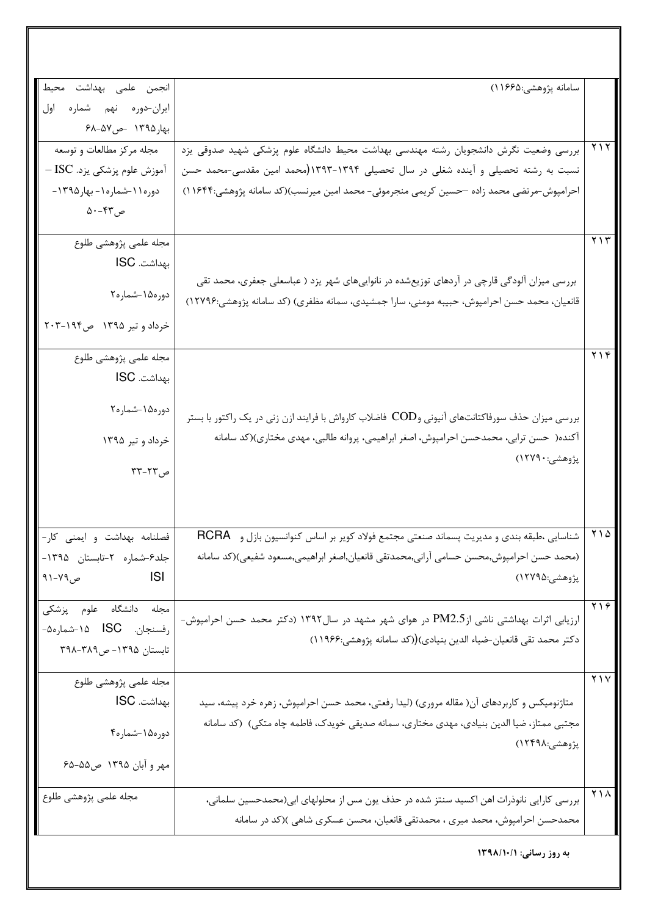| | | |
|---|---|---|
| | سامانه پژوهشی:۱۱۶۶۵) | انجمن علمی بهداشت محیط ایران-دوره نهم شماره اول بهار۱۳۹۵ -ص۵۷-۶۸ |
| ۲۱۲ | بررسی وضعیت نگرش دانشجویان رشته مهندسی بهداشت محیط دانشگاه علوم پزشکی شهید صدوقی یزد نسبت به رشته تحصیلی و آینده شغلی در سال تحصیلی ۱۳۹۴-۱۳۹۳(محمد امین مقدسی-محمد حسن احرامپوش-مرتضی محمد زاده –حسین کریمی منجرموئی- محمد امین میرنسب)(کد سامانه پژوهشی:۱۱۶۴۴) | مجله مرکز مطالعات و توسعه آموزش علوم پزشکی یزد. ISC – دوره۱۱-شماره۱- بهار۱۳۹۵- ص۴۳-۵۰ |
| ۲۱۳ | بررسی میزان آلودگی قارچی در آردهای توزیع‌شده در نانوایی‌های شهر یزد ( عباسعلی جعفری، محمد تقی قانعیان، محمد حسن احرامپوش، حبیبه مومنی، سارا جمشیدی، سمانه مظفری) (کد سامانه پژوهشی:۱۲۷۹۶) | مجله علمی پژوهشی طلوع بهداشت. ISC دوره۱۵-شماره۲ خرداد و تیر ۱۳۹۵ ص۱۹۴-۲۰۳ |
| ۲۱۴ | بررسی میزان حذف سورفاکتانت‌های آنیونی و COD فاضلاب کارواش با فرایند ازن زنی در یک راکتور با بستر آکنده( حسن ترابی، محمدحسن احرامپوش، اصغر ابراهیمی، پروانه طالبی، مهدی مختاری)(کد سامانه پژوهشی:۱۲۷۹۰) | مجله علمی پژوهشی طلوع بهداشت. ISC دوره۱۵-شماره۲ خرداد و تیر ۱۳۹۵ ص۲۳-۳۳ |
| ۲۱۵ | شناسایی ،طبقه بندی و مدیریت پسماند صنعتی مجتمع فولاد کویر بر اساس کنوانسیون بازل و RCRA (محمد حسن احرامپوش،محسن حسامی آرانی،محمدتقی قانعیان،اصغر ابراهیمی،مسعود شفیعی)(کد سامانه پژوهشی:۱۲۷۹۵) | فصلنامه بهداشت و ایمنی کار-جلد۶-شماره ۲-تابستان ۱۳۹۵- ص۷۹-۹۱ ISI |
| ۲۱۶ | ارزیابی اثرات بهداشتی ناشی از PM2.5 در هوای شهر مشهد در سال۱۳۹۲ (دکتر محمد حسن احرامپوش-دکتر محمد تقی قانعیان-ضیاء الدین بنیادی)(کد سامانه پژوهشی:۱۱۹۶۶) | مجله دانشگاه علوم پزشکی رفسنجان. ISC ۱۵-شماره۵-تابستان ۱۳۹۵- ص۳۸۹-۳۹۸ |
| ۲۱۷ | متاژنومیکس و کاربردهای آن( مقاله مروری) (لیدا رفعتی، محمد حسن احرامپوش، زهره خرد پیشه، سید مجتبی ممتاز، ضیا الدین بنیادی، مهدی مختاری، سمانه صدیقی خویدک، فاطمه چاه متکی) (کد سامانه پژوهشی:۱۲۴۹۸) | مجله علمی پژوهشی طلوع بهداشت. ISC دوره۱۵-شماره۴ مهر و آبان ۱۳۹۵ ص۵۵-۶۵ |
| ۲۱۸ | بررسی کارایی نانوذرات اهن اکسید سنتز شده در حذف یون مس از محلولهای ابی(محمدحسین سلمانی، محمدحسن احرامپوش، محمد میری ، محمدتقی قانعیان، محسن عسکری شاهی )(کد در سامانه | مجله علمی پژوهشی طلوع |

**به روز رسانی: ۱۳۹۸/۱۰/۱**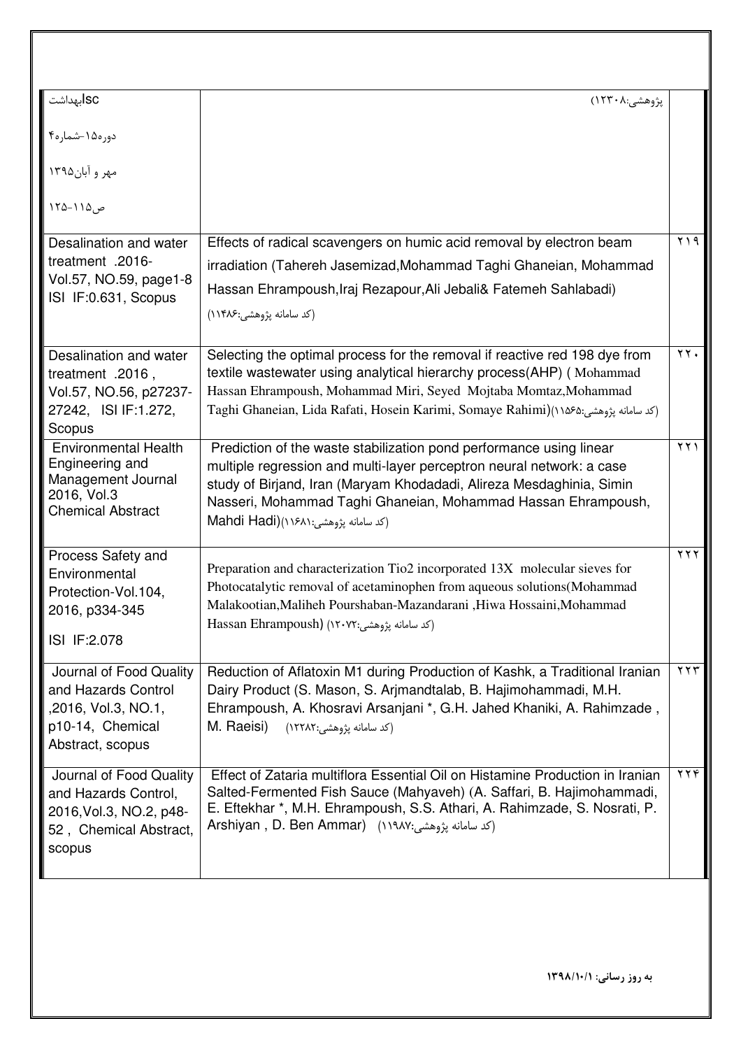| | | |
|---|---|---|
| بهداشتIsc<br><br>دوره۱۵-شماره۴<br><br>مهر و آبان۱۳۹۵<br><br>ص۱۱۵-۱۲۵ | پژوهشی:۱۲۳۰۸) | |
| Desalination and water treatment .2016- Vol.57, NO.59, page1-8 ISI IF:0.631, Scopus | Effects of radical scavengers on humic acid removal by electron beam irradiation (Tahereh Jasemizad,Mohammad Taghi Ghaneian, Mohammad Hassan Ehrampoush,Iraj Rezapour,Ali Jebali& Fatemeh Sahlabadi)<br>(کد سامانه پژوهشی:۱۱۴۸۶) | ۲۱۹ |
| Desalination and water treatment .2016 , Vol.57, NO.56, p27237-27242, ISI IF:1.272, Scopus | Selecting the optimal process for the removal if reactive red 198 dye from textile wastewater using analytical hierarchy process(AHP) ( Mohammad Hassan Ehrampoush, Mohammad Miri, Seyed Mojtaba Momtaz,Mohammad Taghi Ghaneian, Lida Rafati, Hosein Karimi, Somaye Rahimi)(کد سامانه پژوهشی:۱۱۵۶۵) | ۲۲۰ |
| Environmental Health Engineering and Management Journal 2016, Vol.3 Chemical Abstract | Prediction of the waste stabilization pond performance using linear multiple regression and multi-layer perceptron neural network: a case study of Birjand, Iran (Maryam Khodadadi, Alireza Mesdaghinia, Simin Nasseri, Mohammad Taghi Ghaneian, Mohammad Hassan Ehrampoush, Mahdi Hadi)(کد سامانه پژوهشی:۱۱۶۸۱) | ۲۲۱ |
| Process Safety and Environmental Protection-Vol.104, 2016, p334-345<br><br>ISI IF:2.078 | Preparation and characterization Tio2 incorporated 13X molecular sieves for Photocatalytic removal of acetaminophen from aqueous solutions(Mohammad Malakootian,Maliheh Pourshaban-Mazandarani ,Hiwa Hossaini,Mohammad Hassan Ehrampoush) (کد سامانه پژوهشی:۱۲۰۷۲) | ۲۲۲ |
| Journal of Food Quality and Hazards Control ,2016, Vol.3, NO.1, p10-14, Chemical Abstract, scopus | Reduction of Aflatoxin M1 during Production of Kashk, a Traditional Iranian Dairy Product (S. Mason, S. Arjmandtalab, B. Hajimohammadi, M.H. Ehrampoush, A. Khosravi Arsanjani *, G.H. Jahed Khaniki, A. Rahimzade , M. Raeisi) (کد سامانه پژوهشی:۱۲۲۸۲) | ۲۲۳ |
| Journal of Food Quality and Hazards Control, 2016,Vol.3, NO.2, p48-52 , Chemical Abstract, scopus | Effect of Zataria multiflora Essential Oil on Histamine Production in Iranian Salted-Fermented Fish Sauce (Mahyaveh) (A. Saffari, B. Hajimohammadi, E. Eftekhar *, M.H. Ehrampoush, S.S. Athari, A. Rahimzade, S. Nosrati, P. Arshiyan , D. Ben Ammar) (کد سامانه پژوهشی:۱۱۹۸۷) | ۲۲۴ |

**به روز رسانی: ۱۳۹۸/۱۰/۱**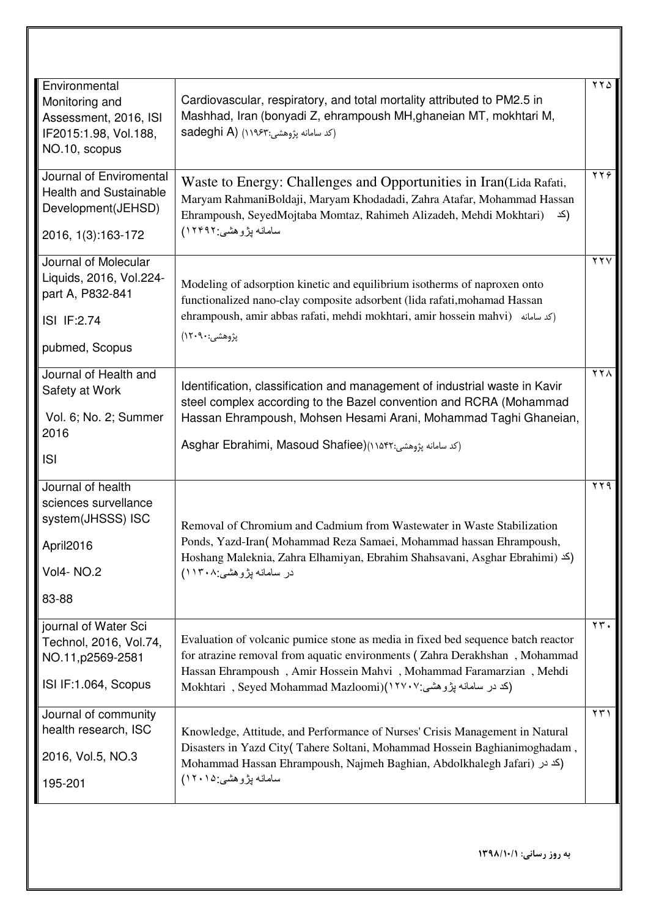| | | |
|---|---|---|
| Environmental Monitoring and Assessment, 2016, ISI IF2015:1.98, Vol.188, NO.10, scopus | Cardiovascular, respiratory, and total mortality attributed to PM2.5 in Mashhad, Iran (bonyadi Z, ehrampoush MH,ghaneian MT, mokhtari M, sadeghi A) (کد سامانه پژوهشی:۱۱۹۶۳) | ۲۲۵ |
| Journal of Enviromental Health and Sustainable Development(JEHSD) 2016, 1(3):163-172 | Waste to Energy: Challenges and Opportunities in Iran(Lida Rafati, Maryam RahmaniBoldaji, Maryam Khodadadi, Zahra Atafar, Mohammad Hassan Ehrampoush, SeyedMojtaba Momtaz, Rahimeh Alizadeh, Mehdi Mokhtari) (کد سامانه پژوهشی:۱۲۴۹۲) | ۲۲۶ |
| Journal of Molecular Liquids, 2016, Vol.224-part A, P832-841 ISI IF:2.74 pubmed, Scopus | Modeling of adsorption kinetic and equilibrium isotherms of naproxen onto functionalized nano-clay composite adsorbent (lida rafati,mohamad Hassan ehrampoush, amir abbas rafati, mehdi mokhtari, amir hossein mahvi) (کد سامانه پژوهشی:۱۲۰۹۰) | ۲۲۷ |
| Journal of Health and Safety at Work Vol. 6; No. 2; Summer 2016 ISI | Identification, classification and management of industrial waste in Kavir steel complex according to the Bazel convention and RCRA (Mohammad Hassan Ehrampoush, Mohsen Hesami Arani, Mohammad Taghi Ghaneian, Asghar Ebrahimi, Masoud Shafiee)(کد سامانه پژوهشی:۱۱۵۴۲) | ۲۲۸ |
| Journal of health sciences survellance system(JHSSS) ISC April2016 Vol4- NO.2 83-88 | Removal of Chromium and Cadmium from Wastewater in Waste Stabilization Ponds, Yazd-Iran( Mohammad Reza Samaei, Mohammad hassan Ehrampoush, Hoshang Maleknia, Zahra Elhamiyan, Ebrahim Shahsavani, Asghar Ebrahimi) (کد در سامانه پژوهشی:۱۱۳۰۸) | ۲۲۹ |
| journal of Water Sci Technol, 2016, Vol.74, NO.11,p2569-2581 ISI IF:1.064, Scopus | Evaluation of volcanic pumice stone as media in fixed bed sequence batch reactor for atrazine removal from aquatic environments ( Zahra Derakhshan , Mohammad Hassan Ehrampoush , Amir Hossein Mahvi , Mohammad Faramarzian , Mehdi Mokhtari , Seyed Mohammad Mazloomi)(کد در سامانه پژوهشی:۱۲۷۰۷) | ۲۳۰ |
| Journal of community health research, ISC 2016, Vol.5, NO.3 195-201 | Knowledge, Attitude, and Performance of Nurses' Crisis Management in Natural Disasters in Yazd City( Tahere Soltani, Mohammad Hossein Baghianimoghadam , Mohammad Hassan Ehrampoush, Najmeh Baghian, Abdolkhalegh Jafari) (کد در سامانه پژوهشی:۱۲۰۱۵) | ۲۳۱ |

**به روز رسانی: ۱۳۹۸/۱۰/۱**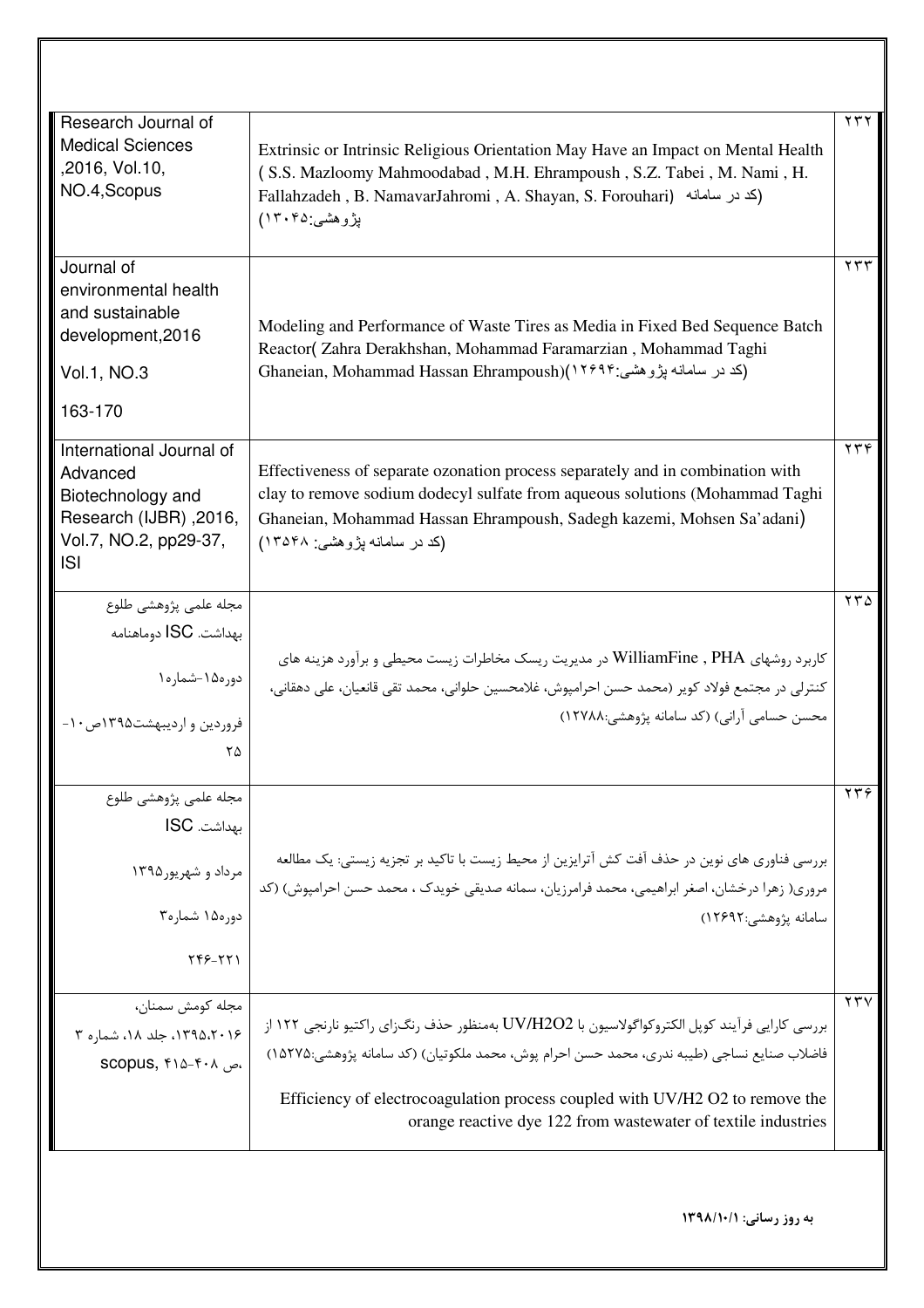| | | |
|---|---|---|
| Research Journal of Medical Sciences ,2016, Vol.10, NO.4,Scopus | Extrinsic or Intrinsic Religious Orientation May Have an Impact on Mental Health ( S.S. Mazloomy Mahmoodabad , M.H. Ehrampoush , S.Z. Tabei , M. Nami , H. Fallahzadeh , B. NamavarJahromi , A. Shayan, S. Forouhari) (کد در سامانه پژوهشی:۱۳۰۴۵) | ۲۳۲ |
| Journal of environmental health and sustainable development,2016 Vol.1, NO.3 163-170 | Modeling and Performance of Waste Tires as Media in Fixed Bed Sequence Batch Reactor( Zahra Derakhshan, Mohammad Faramarzian , Mohammad Taghi Ghaneian, Mohammad Hassan Ehrampoush)(کد در سامانه پژوهشی:۱۲۶۹۴) | ۲۳۳ |
| International Journal of Advanced Biotechnology and Research (IJBR) ,2016, Vol.7, NO.2, pp29-37, ISI | Effectiveness of separate ozonation process separately and in combination with clay to remove sodium dodecyl sulfate from aqueous solutions (Mohammad Taghi Ghaneian, Mohammad Hassan Ehrampoush, Sadegh kazemi, Mohsen Sa'adani) (کد در سامانه پژوهشی: ۱۳۵۴۸) | ۲۳۴ |
| مجله علمی پژوهشی طلوع بهداشت. ISC دوماهنامه دوره۱۵-شماره۱ فروردین و اردیبهشت۱۳۹۵ص۱۰-۲۵ | کاربرد روشهای WilliamFine , PHA در مدیریت ریسک مخاطرات زیست محیطی و برآورد هزینه های کنترلی در مجتمع فولاد کویر (محمد حسن احرامپوش، غلامحسین حلوانی، محمد تقی قانعیان، علی دهقانی، محسن حسامی آرانی) (کد سامانه پژوهشی:۱۲۷۸۸) | ۲۳۵ |
| مجله علمی پژوهشی طلوع بهداشت. ISC مرداد و شهریور۱۳۹۵ دوره۱۵ شماره۳ ۲۲۱-۲۴۶ | بررسی فناوری های نوین در حذف آفت کش آترازین از محیط زیست با تاکید بر تجزیه زیستی: یک مطالعه مروری( زهرا درخشان، اصغر ابراهیمی، محمد فرامرزیان، سمانه صدیقی خویدک ، محمد حسن احرامپوش) (کد سامانه پژوهشی:۱۲۶۹۲) | ۲۳۶ |
| مجله کومش سمنان، ۱۳۹۵،۲۰۱۶، جلد ۱۸، شماره ۳ ،ص ۴۰۸-۴۱۵, scopus | بررسی کارایی فرآیند کوپل الکتروکواگولاسیون با UV/H2O2 به‌منظور حذف رنگ‌زای راکتیو نارنجی ۱۲۲ از فاضلاب صنایع نساجی (طیبه ندری، محمد حسن احرام پوش، محمد ملکوتیان) (کد سامانه پژوهشی:۱۵۲۷۵) Efficiency of electrocoagulation process coupled with UV/H2 O2 to remove the orange reactive dye 122 from wastewater of textile industries | ۲۳۷ |

**به روز رسانی: ۱۳۹۸/۱۰/۱**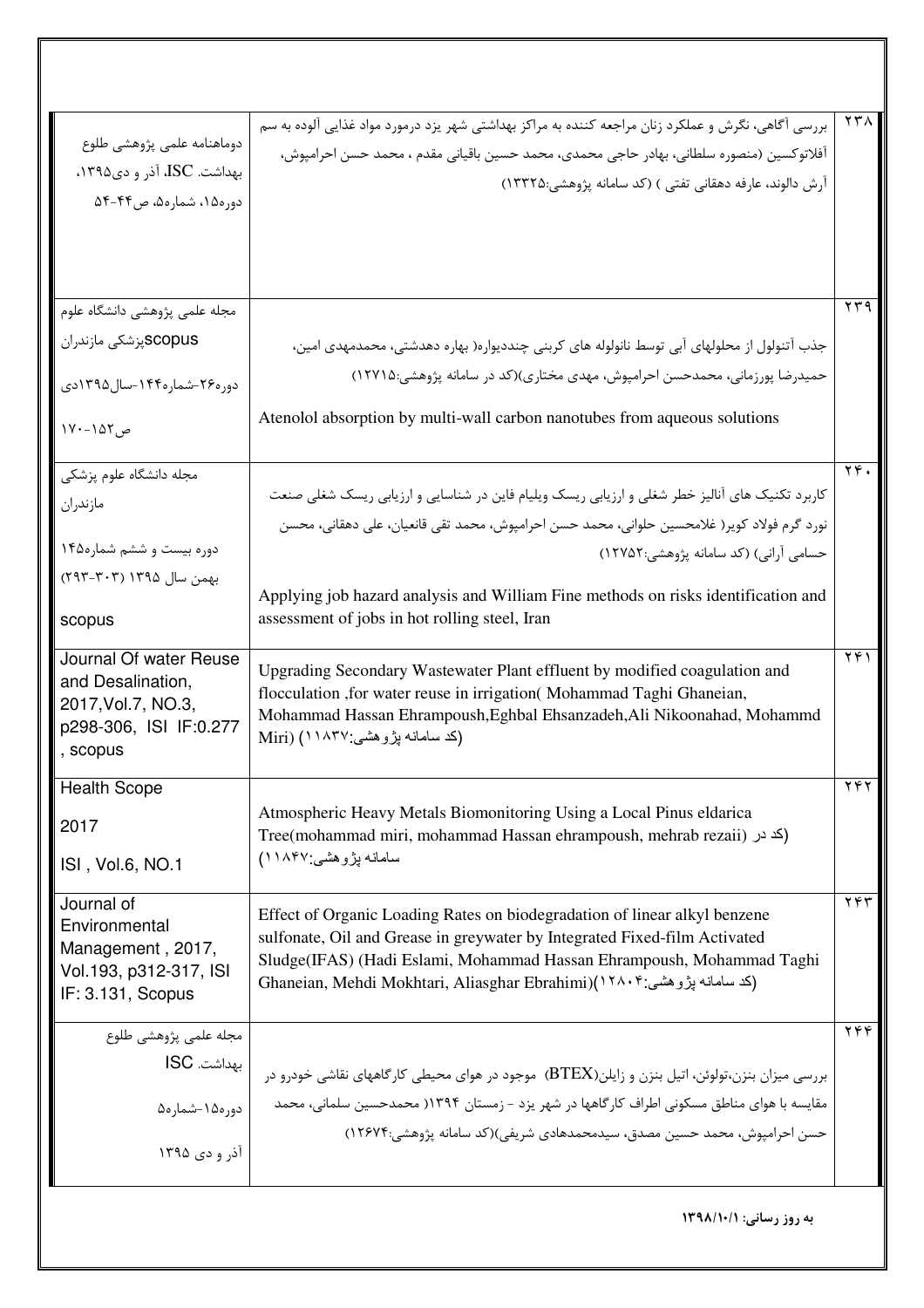| ۲۳۸ | بررسی آگاهی، نگرش و عملکرد زنان مراجعه کننده به مراکز بهداشتی شهر یزد درمورد مواد غذایی آلوده به سم آفلاتوکسین (منصوره سلطانی، بهادر حاجی محمدی، محمد حسین باقیانی مقدم ، محمد حسن احرامپوش، آرش دالوند، عارفه دهقانی تفتی ) (کد سامانه پژوهشی:۱۳۳۲۵) | دوماهنامه علمی پژوهشی طلوع بهداشت. ISC، آذر و دی۱۳۹۵، دوره۱۵، شماره۵، ص۴۴-۵۴ |
|---|---|---|
| ۲۳۹ | جذب آتنولول از محلولهای آبی توسط نانولوله های کربنی چنددیواره( بهاره دهدشتی، محمدمهدی امین، حمیدرضا پورزمانی، محمدحسن احرامپوش، مهدی مختاری)(کد در سامانه پژوهشی:۱۲۷۱۵) Atenolol absorption by multi-wall carbon nanotubes from aqueous solutions | مجله علمی پژوهشی دانشگاه علوم پزشکی مازندران scopus دوره۲۶-شماره۱۴۴-سال۱۳۹۵دی ص۱۵۲-۱۷۰ |
| ۲۴۰ | کاربرد تکنیک های آنالیز خطر شغلی و ارزیابی ریسک ویلیام فاین در شناسایی و ارزیابی ریسک شغلی صنعت نورد گرم فولاد کویر( غلامحسین حلوانی، محمد حسن احرامپوش، محمد تقی قانعیان، علی دهقانی، محسن حسامی آرانی) (کد سامانه پژوهشی:۱۲۷۵۲) Applying job hazard analysis and William Fine methods on risks identification and assessment of jobs in hot rolling steel, Iran | مجله دانشگاه علوم پزشکی مازندران دوره بیست و ششم شماره۱۴۵ بهمن سال ۱۳۹۵ (۳۰۳-۲۹۳) scopus |
| ۲۴۱ | Upgrading Secondary Wastewater Plant effluent by modified coagulation and flocculation ,for water reuse in irrigation( Mohammad Taghi Ghaneian, Mohammad Hassan Ehrampoush,Eghbal Ehsanzadeh,Ali Nikoonahad, Mohammd Miri) (کد سامانه پژوهشی:۱۱۸۳۷) | Journal Of water Reuse and Desalination, 2017,Vol.7, NO.3, p298-306, ISI IF:0.277 , scopus |
| ۲۴۲ | Atmospheric Heavy Metals Biomonitoring Using a Local Pinus eldarica Tree(mohammad miri, mohammad Hassan ehrampoush, mehrab rezaii) (کد در سامانه پژوهشی:۱۱۸۴۷) | Health Scope 2017 ISI , Vol.6, NO.1 |
| ۲۴۳ | Effect of Organic Loading Rates on biodegradation of linear alkyl benzene sulfonate, Oil and Grease in greywater by Integrated Fixed-film Activated Sludge(IFAS) (Hadi Eslami, Mohammad Hassan Ehrampoush, Mohammad Taghi Ghaneian, Mehdi Mokhtari, Aliasghar Ebrahimi)(کد سامانه پژوهشی:۱۲۸۰۴) | Journal of Environmental Management , 2017, Vol.193, p312-317, ISI IF: 3.131, Scopus |
| ۲۴۴ | بررسی میزان بنزن،تولوئن، اتیل بنزن و زایلن(BTEX) موجود در هوای محیطی کارگاههای نقاشی خودرو در مقایسه با هوای مناطق مسکونی اطراف کارگاهها در شهر یزد - زمستان ۱۳۹۴( محمدحسین سلمانی، محمد حسن احرامپوش، محمد حسین مصدق، سیدمحمدهادی شریفی)(کد سامانه پژوهشی:۱۲۶۷۴) | مجله علمی پژوهشی طلوع بهداشت. ISC دوره۱۵-شماره۵ آذر و دی ۱۳۹۵ |

**به روز رسانی: ۱۳۹۸/۱۰/۱**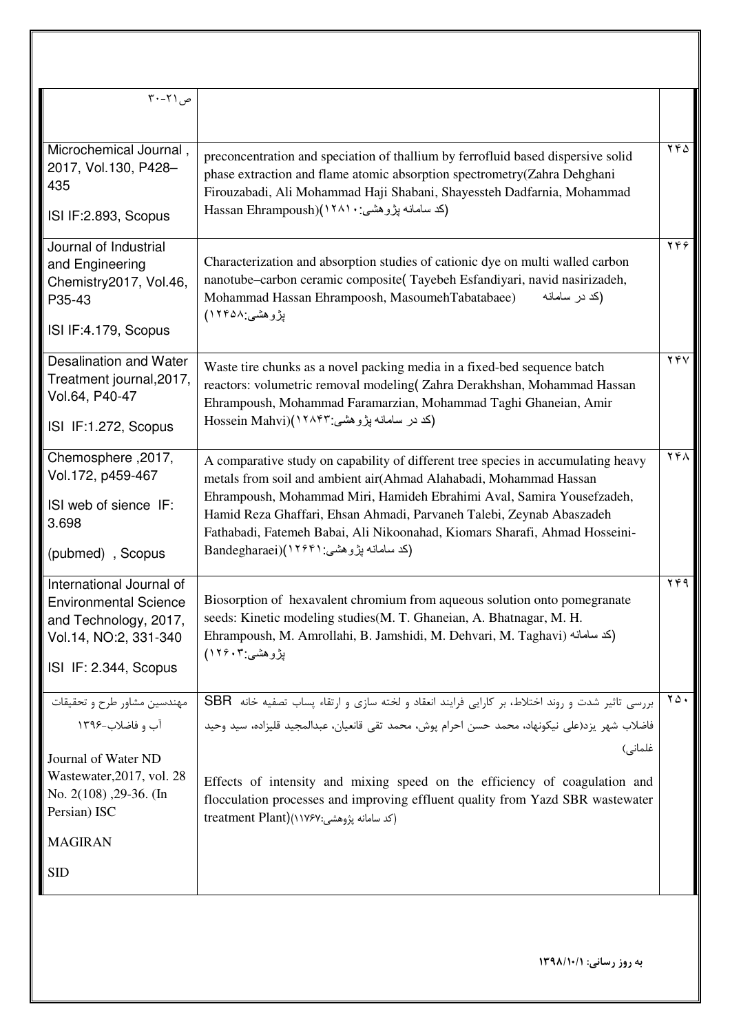| | | |
|---|---|---|
| ص۲۱-۳۰ | | |
| Microchemical Journal , 2017, Vol.130, P428–435<br><br>ISI IF:2.893, Scopus | preconcentration and speciation of thallium by ferrofluid based dispersive solid phase extraction and flame atomic absorption spectrometry(Zahra Dehghani Firouzabadi, Ali Mohammad Haji Shabani, Shayessteh Dadfarnia, Mohammad Hassan Ehrampoush)(کد سامانه پژوهشی:۱۲۸۱۰) | ۲۴۵ |
| Journal of Industrial and Engineering Chemistry2017, Vol.46, P35-43<br><br>ISI IF:4.179, Scopus | Characterization and absorption studies of cationic dye on multi walled carbon nanotube–carbon ceramic composite( Tayebeh Esfandiyari, navid nasirizadeh, Mohammad Hassan Ehrampoosh, MasoumehTabatabaee) (کد در سامانه پژوهشی:۱۲۴۵۸) | ۲۴۶ |
| Desalination and Water Treatment journal,2017, Vol.64, P40-47<br><br>ISI IF:1.272, Scopus | Waste tire chunks as a novel packing media in a fixed-bed sequence batch reactors: volumetric removal modeling( Zahra Derakhshan, Mohammad Hassan Ehrampoush, Mohammad Faramarzian, Mohammad Taghi Ghaneian, Amir Hossein Mahvi)(کد در سامانه پژوهشی:۱۲۸۴۳) | ۲۴۷ |
| Chemosphere ,2017, Vol.172, p459-467<br><br>ISI web of sience IF: 3.698<br><br>(pubmed) , Scopus | A comparative study on capability of different tree species in accumulating heavy metals from soil and ambient air(Ahmad Alahabadi, Mohammad Hassan Ehrampoush, Mohammad Miri, Hamideh Ebrahimi Aval, Samira Yousefzadeh, Hamid Reza Ghaffari, Ehsan Ahmadi, Parvaneh Talebi, Zeynab Abaszadeh Fathabadi, Fatemeh Babai, Ali Nikoonahad, Kiomars Sharafi, Ahmad Hosseini-Bandegharaei)(کد سامانه پژوهشی:۱۲۶۴۱) | ۲۴۸ |
| International Journal of Environmental Science and Technology, 2017, Vol.14, NO:2, 331-340<br><br>ISI IF: 2.344, Scopus | Biosorption of hexavalent chromium from aqueous solution onto pomegranate seeds: Kinetic modeling studies(M. T. Ghaneian, A. Bhatnagar, M. H. Ehrampoush, M. Amrollahi, B. Jamshidi, M. Dehvari, M. Taghavi) (کد سامانه پژوهشی:۱۲۶۰۳) | ۲۴۹ |
| مهندسین مشاور طرح و تحقیقات آب و فاضلاب-۱۳۹۶<br><br>Journal of Water ND Wastewater,2017, vol. 28 No. 2(108) ,29-36. (In Persian) ISC<br><br>MAGIRAN<br><br>SID | بررسی تاثیر شدت و روند اختلاط، بر کارایی فرایند انعقاد و لخته سازی و ارتقاء پساب تصفیه خانه SBR فاضلاب شهر یزد(علی نیکونهاد، محمد حسن احرام پوش، محمد تقی قانعیان، عبدالمجید قلیزاده، سید وحید غلمانی)<br><br>Effects of intensity and mixing speed on the efficiency of coagulation and flocculation processes and improving effluent quality from Yazd SBR wastewater treatment Plant)(کد سامانه پژوهشی:۱۱۷۶۷) | ۲۵۰ |

**به روز رسانی: ۱۳۹۸/۱۰/۱**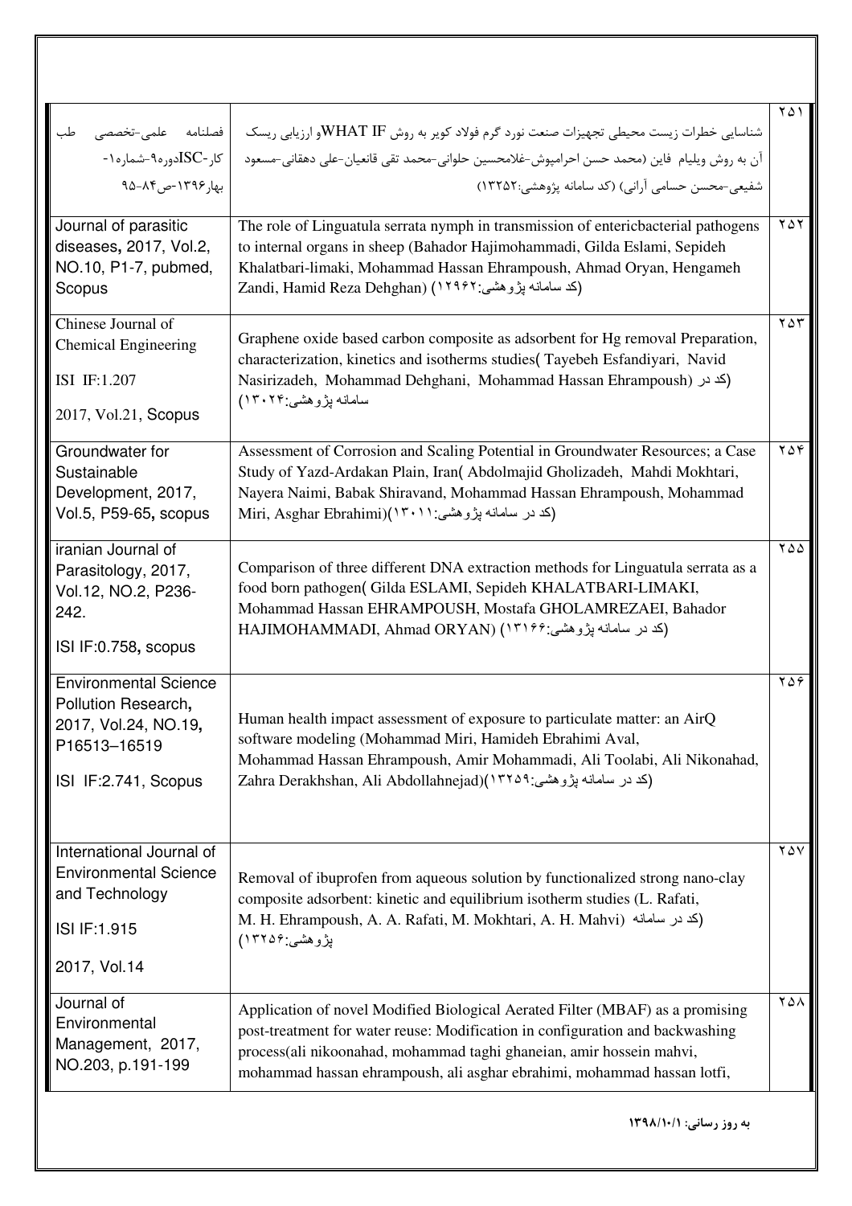| | | |
|---|---|---|
| ۲۵۱ | شناسایی خطرات زیست محیطی تجهیزات صنعت نورد گرم فولاد کویر به روش WHAT IF و ارزیابی ریسک آن به روش ویلیام فاین (محمد حسن احرامپوش-غلامحسین حلوانی-محمد تقی قانعیان-علی دهقانی-مسعود شفیعی-محسن حسامی آرانی) (کد سامانه پژوهشی:۱۳۲۵۲) | فصلنامه علمی-تخصصی طب کار-ISCدوره۹-شماره۱-بهار۱۳۹۶-ص۸۴-۹۵ |
| ۲۵۲ | The role of Linguatula serrata nymph in transmission of entericbacterial pathogens to internal organs in sheep (Bahador Hajimohammadi, Gilda Eslami, Sepideh Khalatbari-limaki, Mohammad Hassan Ehrampoush, Ahmad Oryan, Hengameh Zandi, Hamid Reza Dehghan) (کد سامانه پژوهشی:۱۲۹۶۲) | Journal of parasitic diseases, 2017, Vol.2, NO.10, P1-7, pubmed, Scopus |
| ۲۵۳ | Graphene oxide based carbon composite as adsorbent for Hg removal Preparation, characterization, kinetics and isotherms studies( Tayebeh Esfandiyari, Navid Nasirizadeh, Mohammad Dehghani, Mohammad Hassan Ehrampoush) (کد در سامانه پژوهشی:۱۳۰۲۴) | Chinese Journal of Chemical Engineering ISI IF:1.207 2017, Vol.21, Scopus |
| ۲۵۴ | Assessment of Corrosion and Scaling Potential in Groundwater Resources; a Case Study of Yazd-Ardakan Plain, Iran( Abdolmajid Gholizadeh, Mahdi Mokhtari, Nayera Naimi, Babak Shiravand, Mohammad Hassan Ehrampoush, Mohammad Miri, Asghar Ebrahimi)(کد در سامانه پژوهشی:۱۳۰۱۱) | Groundwater for Sustainable Development, 2017, Vol.5, P59-65, scopus |
| ۲۵۵ | Comparison of three different DNA extraction methods for Linguatula serrata as a food born pathogen( Gilda ESLAMI, Sepideh KHALATBARI-LIMAKI, Mohammad Hassan EHRAMPOUSH, Mostafa GHOLAMREZAEI, Bahador HAJIMOHAMMADI, Ahmad ORYAN) (کد در سامانه پژوهشی:۱۳۱۶۶) | iranian Journal of Parasitology, 2017, Vol.12, NO.2, P236-242. ISI IF:0.758, scopus |
| ۲۵۶ | Human health impact assessment of exposure to particulate matter: an AirQ software modeling (Mohammad Miri, Hamideh Ebrahimi Aval, Mohammad Hassan Ehrampoush, Amir Mohammadi, Ali Toolabi, Ali Nikonahad, Zahra Derakhshan, Ali Abdollahnejad)(کد در سامانه پژوهشی:۱۳۲۵۹) | Environmental Science Pollution Research, 2017, Vol.24, NO.19, P16513–16519 ISI IF:2.741, Scopus |
| ۲۵۷ | Removal of ibuprofen from aqueous solution by functionalized strong nano-clay composite adsorbent: kinetic and equilibrium isotherm studies (L. Rafati, M. H. Ehrampoush, A. A. Rafati, M. Mokhtari, A. H. Mahvi) (کد در سامانه پژوهشی:۱۳۲۵۶) | International Journal of Environmental Science and Technology ISI IF:1.915 2017, Vol.14 |
| ۲۵۸ | Application of novel Modified Biological Aerated Filter (MBAF) as a promising post-treatment for water reuse: Modification in configuration and backwashing process(ali nikoonahad, mohammad taghi ghaneian, amir hossein mahvi, mohammad hassan ehrampoush, ali asghar ebrahimi, mohammad hassan lotfi, | Journal of Environmental Management, 2017, NO.203, p.191-199 |

به روز رسانی: ۱۳۹۸/۱۰/۱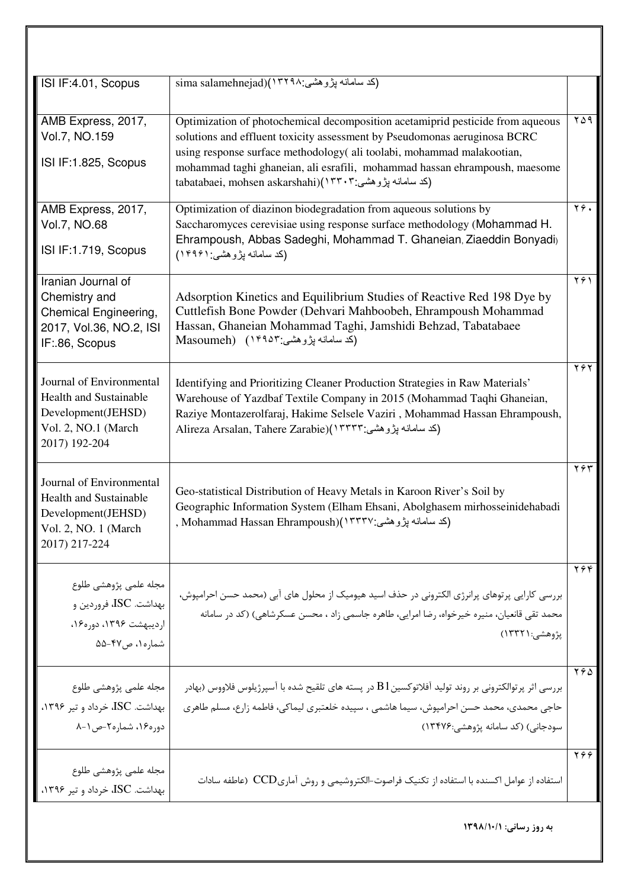| | | |
|---|---|---|
| ISI IF:4.01, Scopus | sima salamehnejad)(کد سامانه پژوهشی:۱۳۲۹۸) | |
| AMB Express, 2017, Vol.7, NO.159<br>ISI IF:1.825, Scopus | Optimization of photochemical decomposition acetamiprid pesticide from aqueous solutions and effluent toxicity assessment by Pseudomonas aeruginosa BCRC using response surface methodology( ali toolabi, mohammad malakootian, mohammad taghi ghaneian, ali esrafili, mohammad hassan ehrampoush, maesome tabatabaei, mohsen askarshahi)(کد سامانه پژوهشی:۱۳۳۰۳) | ۲۵۹ |
| AMB Express, 2017, Vol.7, NO.68<br>ISI IF:1.719, Scopus | Optimization of diazinon biodegradation from aqueous solutions by Saccharomyces cerevisiae using response surface methodology (Mohammad H. Ehrampoush, Abbas Sadeghi, Mohammad T. Ghaneian, Ziaeddin Bonyadi) (کد سامانه پژوهشی:۱۴۹۶۱) | ۲۶۰ |
| Iranian Journal of Chemistry and Chemical Engineering, 2017, Vol.36, NO.2, ISI IF:.86, Scopus | Adsorption Kinetics and Equilibrium Studies of Reactive Red 198 Dye by Cuttlefish Bone Powder (Dehvari Mahboobeh, Ehrampoush Mohammad Hassan, Ghaneian Mohammad Taghi, Jamshidi Behzad, Tabatabaee Masoumeh) (کد سامانه پژوهشی:۱۴۹۵۳) | ۲۶۱ |
| Journal of Environmental Health and Sustainable Development(JEHSD) Vol. 2, NO.1 (March 2017) 192-204 | Identifying and Prioritizing Cleaner Production Strategies in Raw Materials' Warehouse of Yazdbaf Textile Company in 2015 (Mohammad Taqhi Ghaneian, Raziye Montazerolfaraj, Hakime Selsele Vaziri , Mohammad Hassan Ehrampoush, Alireza Arsalan, Tahere Zarabie)(کد سامانه پژوهشی:۱۳۳۳۳) | ۲۶۲ |
| Journal of Environmental Health and Sustainable Development(JEHSD) Vol. 2, NO. 1 (March 2017) 217-224 | Geo-statistical Distribution of Heavy Metals in Karoon River's Soil by Geographic Information System (Elham Ehsani, Abolghasem mirhosseinidehabadi , Mohammad Hassan Ehrampoush)(کد سامانه پژوهشی:۱۳۳۳۷) | ۲۶۳ |
| مجله علمی پژوهشی طلوع بهداشت. ISC، فروردین و اردیبهشت ۱۳۹۶، دوره۱۶، شماره۱، ص۴۷-۵۵ | بررسی کارایی پرتوهای پرانرژی الکترونی در حذف اسید هیومیک از محلول های آبی (محمد حسن احرامپوش، محمد تقی قانعیان، منیره خیرخواه، رضا امرایی، طاهره جاسمی زاد ، محسن عسکرشاهی) (کد در سامانه پژوهشی:۱۳۳۲۱) | ۲۶۴ |
| مجله علمی پژوهشی طلوع بهداشت. ISC، خرداد و تیر ۱۳۹۶، دوره۱۶، شماره۲-ص۱-۸ | بررسی اثر پرتوالکترونی بر روند تولید آفلاتوکسین B1 در پسته های تلقیح شده با آسپرژیلوس فلاووس (بهادر حاجی محمدی، محمد حسن احرامپوش، سیما هاشمی ، سپیده خلعتبری لیماکی، فاطمه زارع، مسلم طاهری سودجانی) (کد سامانه پژوهشی:۱۳۴۷۶) | ۲۶۵ |
| مجله علمی پژوهشی طلوع بهداشت. ISC، خرداد و تیر ۱۳۹۶، | استفاده از عوامل اکسنده با استفاده از تکنیک فراصوت-الکتروشیمی و روش آماری CCD (عاطفه سادات | ۲۶۶ |

**به روز رسانی: ۱۳۹۸/۱۰/۱**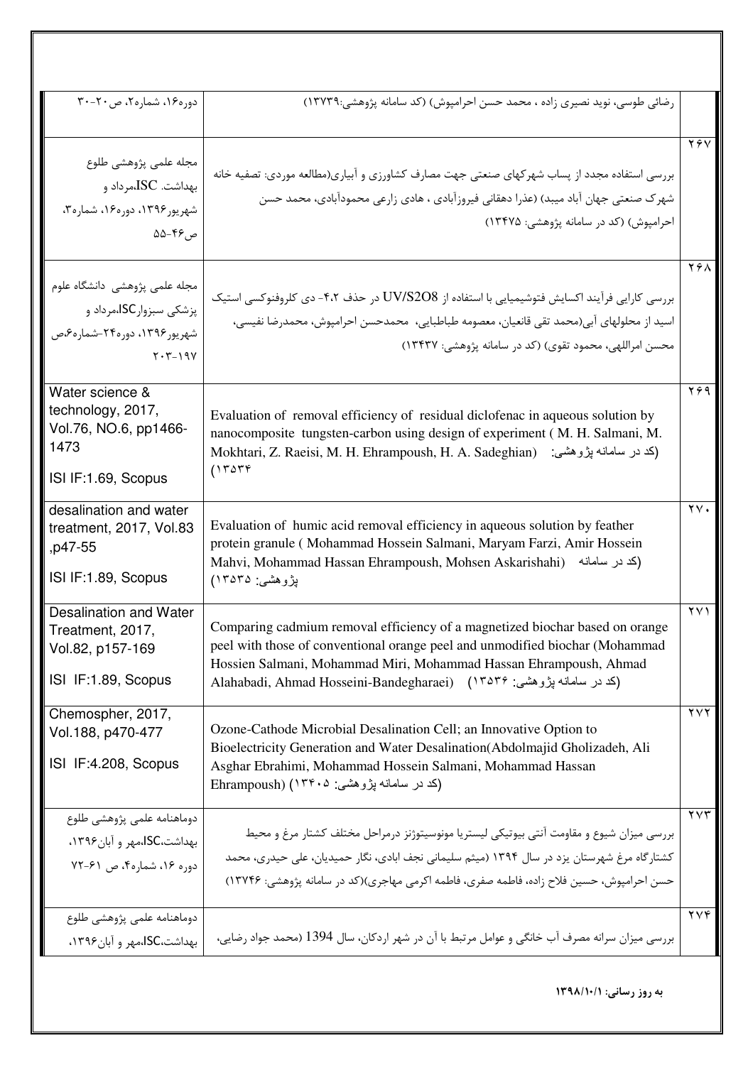| | | |
|---|---|---|
| | رضائی طوسی، نوید نصیری زاده ، محمد حسن احرامپوش) (کد سامانه پژوهشی:۱۳۷۳۹) | دوره۱۶، شماره۲، ص۲۰-۳۰ |
| ۲۶۷ | بررسی استفاده مجدد از پساب شهرکهای صنعتی جهت مصارف کشاورزی و آبیاری(مطالعه موردی: تصفیه خانه شهرک صنعتی جهان آباد میبد) (عذرا دهقانی فیروزآبادی ، هادی زارعی محمودآبادی، محمد حسن احرامپوش) (کد در سامانه پژوهشی: ۱۳۴۷۵) | مجله علمی پژوهشی طلوع بهداشت. ISC،مرداد و شهریور۱۳۹۶، دوره۱۶، شماره۳، ص۴۶-۵۵ |
| ۲۶۸ | بررسی کارایی فرآیند اکسایش فتوشیمیایی با استفاده از $UV/S_2O_8$ در حذف ۲،۴- دی کلروفنوکسی استیک اسید از محلولهای آبی(محمد تقی قانعیان، معصومه طباطبایی، محمدحسن احرامپوش، محمدرضا نفیسی، محسن امراللهی، محمود تقوی) (کد در سامانه پژوهشی: ۱۳۴۳۷) | مجله علمی پژوهشی دانشگاه علوم پزشکی سبزوارISC،مرداد و شهریور۱۳۹۶، دوره۲۴-شماره۶،ص ۱۹۷-۲۰۳ |
| ۲۶۹ | Evaluation of removal efficiency of residual diclofenac in aqueous solution by nanocomposite tungsten-carbon using design of experiment ( M. H. Salmani, M. Mokhtari, Z. Raeisi, M. H. Ehrampoush, H. A. Sadeghian) (کد در سامانه پژوهشی: ۱۳۵۳۴) | Water science & technology, 2017, Vol.76, NO.6, pp1466-1473<br>ISI IF:1.69, Scopus |
| ۲۷۰ | Evaluation of humic acid removal efficiency in aqueous solution by feather protein granule ( Mohammad Hossein Salmani, Maryam Farzi, Amir Hossein Mahvi, Mohammad Hassan Ehrampoush, Mohsen Askarishahi) (کد در سامانه پژوهشی: ۱۳۵۳۵) | desalination and water treatment, 2017, Vol.83 ,p47-55<br>ISI IF:1.89, Scopus |
| ۲۷۱ | Comparing cadmium removal efficiency of a magnetized biochar based on orange peel with those of conventional orange peel and unmodified biochar (Mohammad Hossien Salmani, Mohammad Miri, Mohammad Hassan Ehrampoush, Ahmad Alahabadi, Ahmad Hosseini-Bandegharaei) (کد در سامانه پژوهشی: ۱۳۵۳۶) | Desalination and Water Treatment, 2017, Vol.82, p157-169<br>ISI IF:1.89, Scopus |
| ۲۷۲ | Ozone-Cathode Microbial Desalination Cell; an Innovative Option to Bioelectricity Generation and Water Desalination(Abdolmajid Gholizadeh, Ali Asghar Ebrahimi, Mohammad Hossein Salmani, Mohammad Hassan Ehrampoush) (کد در سامانه پژوهشی: ۱۳۴۰۵) | Chemospher, 2017, Vol.188, p470-477<br>ISI IF:4.208, Scopus |
| ۲۷۳ | بررسی میزان شیوع و مقاومت آنتی بیوتیکی لیستریا مونوسیتوژنز درمراحل مختلف کشتار مرغ و محیط کشتارگاه مرغ شهرستان یزد در سال ۱۳۹۴ (میثم سلیمانی نجف ابادی، نگار حمیدیان، علی حیدری، محمد حسن احرامپوش، حسین فلاح زاده، فاطمه صفری، فاطمه اکرمی مهاجری)(کد در سامانه پژوهشی: ۱۳۷۴۶) | دوماهنامه علمی پژوهشی طلوع بهداشت،ISC،مهر و آبان۱۳۹۶، دوره ۱۶، شماره۴، ص ۶۱-۷۲ |
| ۲۷۴ | بررسی میزان سرانه مصرف آب خانگی و عوامل مرتبط با آن در شهر اردکان، سال 1394 (محمد جواد رضایی، | دوماهنامه علمی پژوهشی طلوع بهداشت،ISC،مهر و آبان۱۳۹۶، |

**به روز رسانی: ۱۳۹۸/۱۰/۱**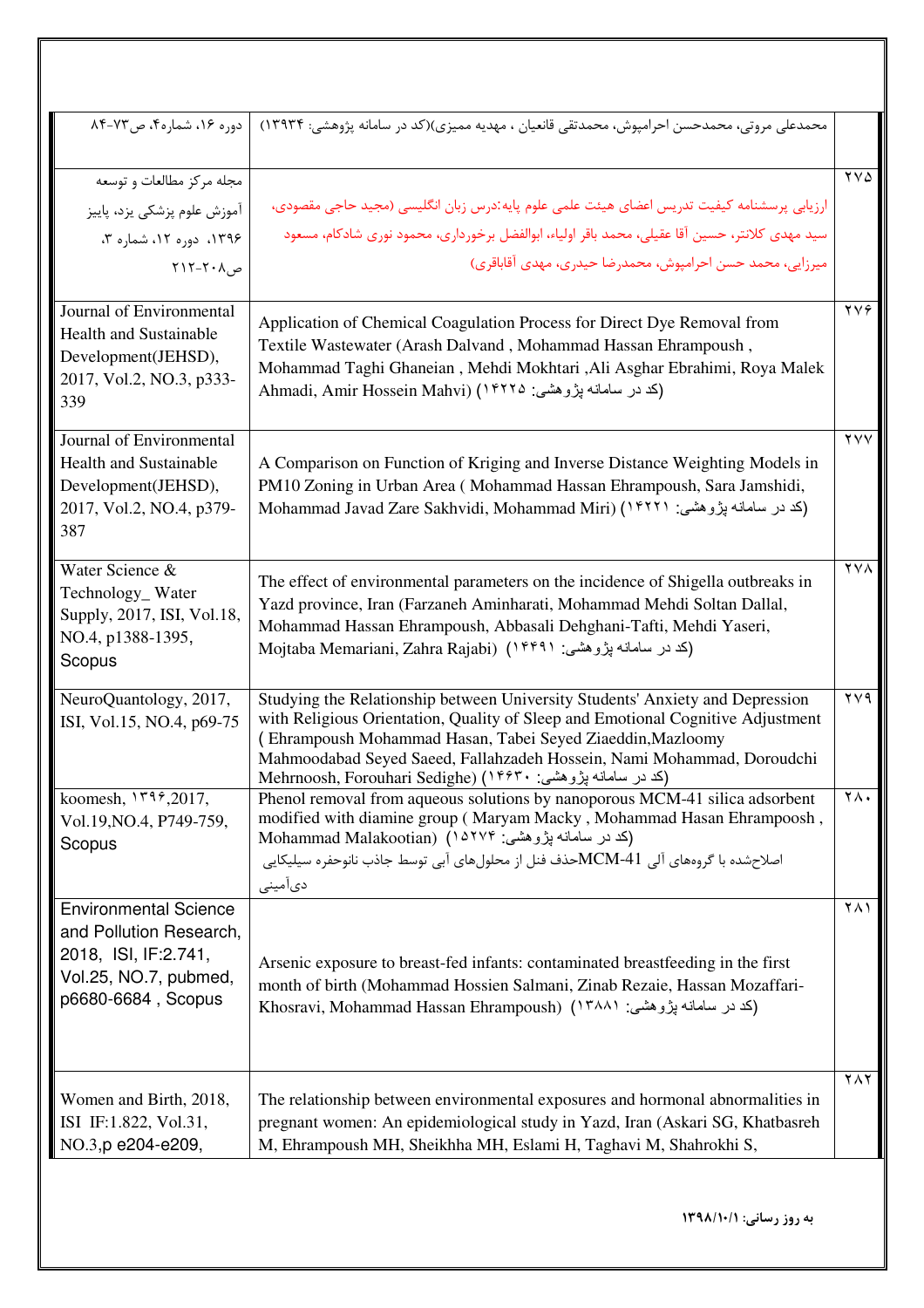| | | |
|---|---|---|
| | محمدعلی مروتی، محمدحسن احرامپوش، محمدتقی قانعیان ، مهدیه ممیزی)(کد در سامانه پژوهشی: ۱۳۹۳۴) | دوره ۱۶، شماره۴، ص۷۳-۸۴ |
| ۲۷۵ | ارزیابی پرسشنامه کیفیت تدریس اعضای هیئت علمی علوم پایه:درس زبان انگلیسی (مجید حاجی مقصودی، سید مهدی کلانتر، حسین آقا عقیلی، محمد باقر اولیاء، ابوالفضل برخورداری، محمود نوری شادکام، مسعود میرزایی، محمد حسن احرامپوش، محمدرضا حیدری، مهدی آقاباقری) | مجله مرکز مطالعات و توسعه آموزش علوم پزشکی یزد، پاییز ۱۳۹۶، دوره ۱۲، شماره ۳، ص۲۰۸-۲۱۲ |
| ۲۷۶ | Application of Chemical Coagulation Process for Direct Dye Removal from Textile Wastewater (Arash Dalvand , Mohammad Hassan Ehrampoush , Mohammad Taghi Ghaneian , Mehdi Mokhtari ,Ali Asghar Ebrahimi, Roya Malek Ahmadi, Amir Hossein Mahvi) (کد در سامانه پژوهشی: ۱۴۲۲۵) | Journal of Environmental Health and Sustainable Development(JEHSD), 2017, Vol.2, NO.3, p333-339 |
| ۲۷۷ | A Comparison on Function of Kriging and Inverse Distance Weighting Models in PM10 Zoning in Urban Area ( Mohammad Hassan Ehrampoush, Sara Jamshidi, Mohammad Javad Zare Sakhvidi, Mohammad Miri) (کد در سامانه پژوهشی: ۱۴۲۲۱) | Journal of Environmental Health and Sustainable Development(JEHSD), 2017, Vol.2, NO.4, p379-387 |
| ۲۷۸ | The effect of environmental parameters on the incidence of Shigella outbreaks in Yazd province, Iran (Farzaneh Aminharati, Mohammad Mehdi Soltan Dallal, Mohammad Hassan Ehrampoush, Abbasali Dehghani-Tafti, Mehdi Yaseri, Mojtaba Memariani, Zahra Rajabi) (کد در سامانه پژوهشی: ۱۴۴۹۱) | Water Science & Technology_ Water Supply, 2017, ISI, Vol.18, NO.4, p1388-1395, Scopus |
| ۲۷۹ | Studying the Relationship between University Students' Anxiety and Depression with Religious Orientation, Quality of Sleep and Emotional Cognitive Adjustment ( Ehrampoush Mohammad Hasan, Tabei Seyed Ziaeddin,Mazloomy Mahmoodabad Seyed Saeed, Fallahzadeh Hossein, Nami Mohammad, Doroudchi Mehrnoosh, Forouhari Sedighe) (کد در سامانه پژوهشی: ۱۴۶۳۰) | NeuroQuantology, 2017, ISI, Vol.15, NO.4, p69-75 |
| ۲۸۰ | Phenol removal from aqueous solutions by nanoporous MCM-41 silica adsorbent modified with diamine group ( Maryam Macky , Mohammad Hasan Ehrampoosh , Mohammad Malakootian) (کد در سامانه پژوهشی: ۱۵۲۷۴) حذف فنل از محلول‌های آبی توسط جاذب نانوحفره سیلیکایی MCM-41 اصلاح‌شده با گروه‌های آلی دی‌آمینی | koomesh, ۱۳۹۶,2017, Vol.19,NO.4, P749-759, Scopus |
| ۲۸۱ | Arsenic exposure to breast-fed infants: contaminated breastfeeding in the first month of birth (Mohammad Hossien Salmani, Zinab Rezaie, Hassan Mozaffari-Khosravi, Mohammad Hassan Ehrampoush) (کد در سامانه پژوهشی: ۱۳۸۸۱) | Environmental Science and Pollution Research, 2018, ISI, IF:2.741, Vol.25, NO.7, pubmed, p6680-6684 , Scopus |
| ۲۸۲ | The relationship between environmental exposures and hormonal abnormalities in pregnant women: An epidemiological study in Yazd, Iran (Askari SG, Khatbasreh M, Ehrampoush MH, Sheikhha MH, Eslami H, Taghavi M, Shahrokhi S, | Women and Birth, 2018, ISI IF:1.822, Vol.31, NO.3,p e204-e209, |

**به روز رسانی: ۱۳۹۸/۱۰/۱**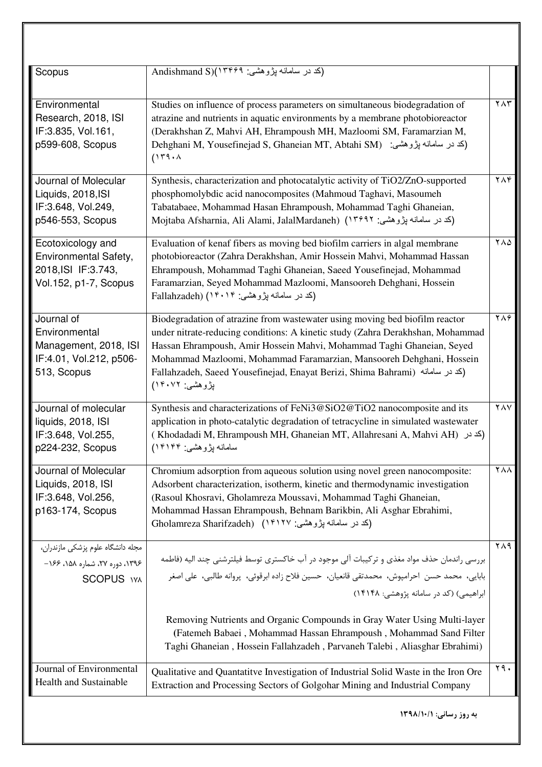| | | |
|---|---|---|
| Scopus | Andishmand S)(کد در سامانه پژوهشی: ۱۳۴۶۹) | |
| Environmental Research, 2018, ISI IF:3.835, Vol.161, p599-608, Scopus | Studies on influence of process parameters on simultaneous biodegradation of atrazine and nutrients in aquatic environments by a membrane photobioreactor (Derakhshan Z, Mahvi AH, Ehrampoush MH, Mazloomi SM, Faramarzian M, Dehghani M, Yousefinejad S, Ghaneian MT, Abtahi SM) (کد در سامانه پژوهشی: ۱۳۹۰۸) | ۲۸۳ |
| Journal of Molecular Liquids, 2018,ISI IF:3.648, Vol.249, p546-553, Scopus | Synthesis, characterization and photocatalytic activity of TiO2/ZnO-supported phosphomolybdic acid nanocomposites (Mahmoud Taghavi, Masoumeh Tabatabaee, Mohammad Hasan Ehrampoush, Mohammad Taghi Ghaneian, Mojtaba Afsharnia, Ali Alami, JalalMardaneh) (کد در سامانه پژوهشی: ۱۳۶۹۲) | ۲۸۴ |
| Ecotoxicology and Environmental Safety, 2018,ISI IF:3.743, Vol.152, p1-7, Scopus | Evaluation of kenaf fibers as moving bed biofilm carriers in algal membrane photobioreactor (Zahra Derakhshan, Amir Hossein Mahvi, Mohammad Hassan Ehrampoush, Mohammad Taghi Ghaneian, Saeed Yousefinejad, Mohammad Faramarzian, Seyed Mohammad Mazloomi, Mansooreh Dehghani, Hossein Fallahzadeh) (کد در سامانه پژوهشی: ۱۴۰۱۴) | ۲۸۵ |
| Journal of Environmental Management, 2018, ISI IF:4.01, Vol.212, p506-513, Scopus | Biodegradation of atrazine from wastewater using moving bed biofilm reactor under nitrate-reducing conditions: A kinetic study (Zahra Derakhshan, Mohammad Hassan Ehrampoush, Amir Hossein Mahvi, Mohammad Taghi Ghaneian, Seyed Mohammad Mazloomi, Mohammad Faramarzian, Mansooreh Dehghani, Hossein Fallahzadeh, Saeed Yousefinejad, Enayat Berizi, Shima Bahrami) (کد در سامانه پژوهشی: ۱۴۰۷۲) | ۲۸۶ |
| Journal of molecular liquids, 2018, ISI IF:3.648, Vol.255, p224-232, Scopus | Synthesis and characterizations of FeNi3@SiO2@TiO2 nanocomposite and its application in photo-catalytic degradation of tetracycline in simulated wastewater ( Khodadadi M, Ehrampoush MH, Ghaneian MT, Allahresani A, Mahvi AH) (کد در سامانه پژوهشی: ۱۴۱۴۴) | ۲۸۷ |
| Journal of Molecular Liquids, 2018, ISI IF:3.648, Vol.256, p163-174, Scopus | Chromium adsorption from aqueous solution using novel green nanocomposite: Adsorbent characterization, isotherm, kinetic and thermodynamic investigation (Rasoul Khosravi, Gholamreza Moussavi, Mohammad Taghi Ghaneian, Mohammad Hassan Ehrampoush, Behnam Barikbin, Ali Asghar Ebrahimi, Gholamreza Sharifzadeh) (کد در سامانه پژوهشی: ۱۴۱۲۷) | ۲۸۸ |
| مجله دانشگاه علوم پزشکی مازندران، ۱۳۹۶، دوره ۲۷، شماره ۱۵۸، ۱۶۶-۱۷۸ SCOPUS | بررسی راندمان حذف مواد مغذی و ترکیبات آلی موجود در آب خاکستری توسط فیلترشنی چند الیه (فاطمه بابایی، محمد حسن احرامپوش، محمدتقی قانعیان، حسین فلاح زاده ابرقوئی، پروانه طالبی، علی اصغر ابراهیمی) (کد در سامانه پژوهشی: ۱۴۱۴۸)<br><br>Removing Nutrients and Organic Compounds in Gray Water Using Multi-layer Sand Filter (Fatemeh Babaei , Mohammad Hassan Ehrampoush , Mohammad Taghi Ghaneian , Hossein Fallahzadeh , Parvaneh Talebi , Aliasghar Ebrahimi) | ۲۸۹ |
| Journal of Environmental Health and Sustainable | Qualitative and Quantatitve Investigation of Industrial Solid Waste in the Iron Ore Extraction and Processing Sectors of Golgohar Mining and Industrial Company | ۲۹۰ |

**به روز رسانی: ۱۳۹۸/۱۰/۱**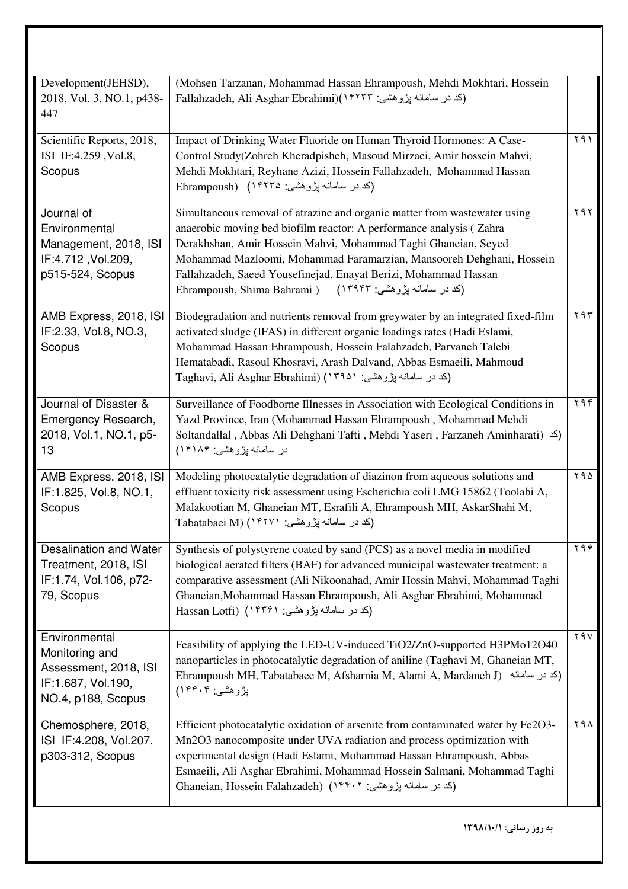| | | |
|---|---|---|
| Development(JEHSD), 2018, Vol. 3, NO.1, p438-447 | (Mohsen Tarzanan, Mohammad Hassan Ehrampoush, Mehdi Mokhtari, Hossein Fallahzadeh, Ali Asghar Ebrahimi)(کد در سامانه پژوهشی: ۱۴۲۳۳) | |
| Scientific Reports, 2018, ISI IF:4.259 ,Vol.8, Scopus | Impact of Drinking Water Fluoride on Human Thyroid Hormones: A Case-Control Study(Zohreh Kheradpisheh, Masoud Mirzaei, Amir hossein Mahvi, Mehdi Mokhtari, Reyhane Azizi, Hossein Fallahzadeh, Mohammad Hassan Ehrampoush) (کد در سامانه پژوهشی: ۱۴۲۳۵) | ۲۹۱ |
| Journal of Environmental Management, 2018, ISI IF:4.712 ,Vol.209, p515-524, Scopus | Simultaneous removal of atrazine and organic matter from wastewater using anaerobic moving bed biofilm reactor: A performance analysis ( Zahra Derakhshan, Amir Hossein Mahvi, Mohammad Taghi Ghaneian, Seyed Mohammad Mazloomi, Mohammad Faramarzian, Mansooreh Dehghani, Hossein Fallahzadeh, Saeed Yousefinejad, Enayat Berizi, Mohammad Hassan Ehrampoush, Shima Bahrami ) (کد در سامانه پژوهشی: ۱۳۹۴۳) | ۲۹۲ |
| AMB Express, 2018, ISI IF:2.33, Vol.8, NO.3, Scopus | Biodegradation and nutrients removal from greywater by an integrated fixed-film activated sludge (IFAS) in different organic loadings rates (Hadi Eslami, Mohammad Hassan Ehrampoush, Hossein Falahzadeh, Parvaneh Talebi Hematabadi, Rasoul Khosravi, Arash Dalvand, Abbas Esmaeili, Mahmoud Taghavi, Ali Asghar Ebrahimi) (کد در سامانه پژوهشی: ۱۳۹۵۱) | ۲۹۳ |
| Journal of Disaster & Emergency Research, 2018, Vol.1, NO.1, p5-13 | Surveillance of Foodborne Illnesses in Association with Ecological Conditions in Yazd Province, Iran (Mohammad Hassan Ehrampoush , Mohammad Mehdi Soltandallal , Abbas Ali Dehghani Tafti , Mehdi Yaseri , Farzaneh Aminharati) (کد در سامانه پژوهشی: ۱۴۱۸۶) | ۲۹۴ |
| AMB Express, 2018, ISI IF:1.825, Vol.8, NO.1, Scopus | Modeling photocatalytic degradation of diazinon from aqueous solutions and effluent toxicity risk assessment using Escherichia coli LMG 15862 (Toolabi A, Malakootian M, Ghaneian MT, Esrafili A, Ehrampoush MH, AskarShahi M, Tabatabaei M) (کد در سامانه پژوهشی: ۱۴۲۷۱) | ۲۹۵ |
| Desalination and Water Treatment, 2018, ISI IF:1.74, Vol.106, p72-79, Scopus | Synthesis of polystyrene coated by sand (PCS) as a novel media in modified biological aerated filters (BAF) for advanced municipal wastewater treatment: a comparative assessment (Ali Nikoonahad, Amir Hossin Mahvi, Mohammad Taghi Ghaneian,Mohammad Hassan Ehrampoush, Ali Asghar Ebrahimi, Mohammad Hassan Lotfi) (کد در سامانه پژوهشی: ۱۴۳۶۱) | ۲۹۶ |
| Environmental Monitoring and Assessment, 2018, ISI IF:1.687, Vol.190, NO.4, p188, Scopus | Feasibility of applying the LED-UV-induced $TiO_2$/ZnO-supported $H_3PMo_{12}O_{40}$ nanoparticles in photocatalytic degradation of aniline (Taghavi M, Ghaneian MT, Ehrampoush MH, Tabatabaee M, Afsharnia M, Alami A, Mardaneh J) (کد در سامانه پژوهشی: ۱۴۴۰۴) | ۲۹۷ |
| Chemosphere, 2018, ISI IF:4.208, Vol.207, p303-312, Scopus | Efficient photocatalytic oxidation of arsenite from contaminated water by $Fe_2O_3$-$Mn_2O_3$ nanocomposite under UVA radiation and process optimization with experimental design (Hadi Eslami, Mohammad Hassan Ehrampoush, Abbas Esmaeili, Ali Asghar Ebrahimi, Mohammad Hossein Salmani, Mohammad Taghi Ghaneian, Hossein Falahzadeh) (کد در سامانه پژوهشی: ۱۴۴۰۲) | ۲۹۸ |

**به روز رسانی: ۱۳۹۸/۱۰/۱**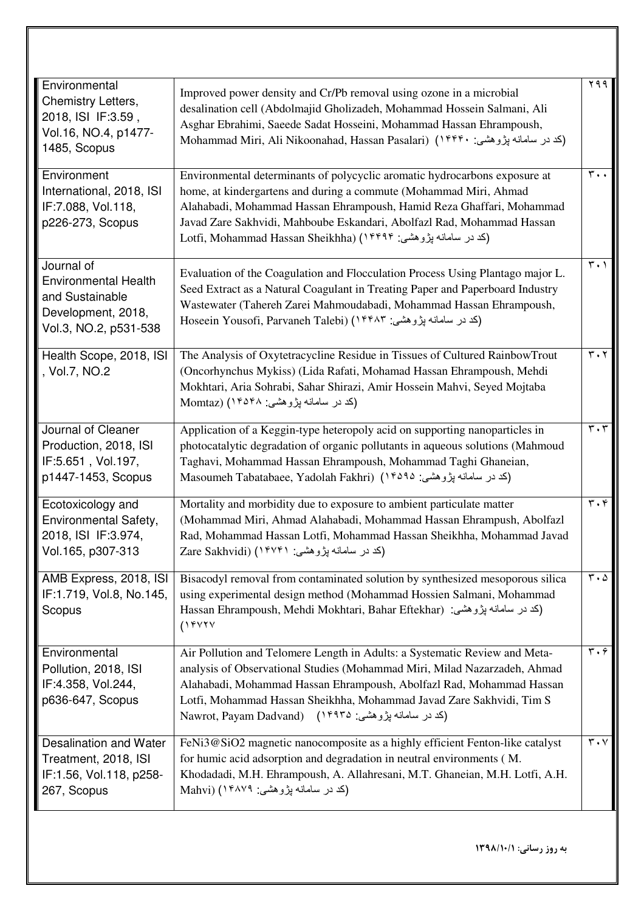| | | |
|---|---|---|
| Environmental Chemistry Letters, 2018, ISI IF:3.59 , Vol.16, NO.4, p1477-1485, Scopus | Improved power density and Cr/Pb removal using ozone in a microbial desalination cell (Abdolmajid Gholizadeh, Mohammad Hossein Salmani, Ali Asghar Ebrahimi, Saeede Sadat Hosseini, Mohammad Hassan Ehrampoush, Mohammad Miri, Ali Nikoonahad, Hassan Pasalari) (کد در سامانه پژوهشی: ۱۴۴۴۰) | ۲۹۹ |
| Environment International, 2018, ISI IF:7.088, Vol.118, p226-273, Scopus | Environmental determinants of polycyclic aromatic hydrocarbons exposure at home, at kindergartens and during a commute (Mohammad Miri, Ahmad Alahabadi, Mohammad Hassan Ehrampoush, Hamid Reza Ghaffari, Mohammad Javad Zare Sakhvidi, Mahboube Eskandari, Abolfazl Rad, Mohammad Hassan Lotfi, Mohammad Hassan Sheikhha) (کد در سامانه پژوهشی: ۱۴۴۹۴) | ۳۰۰ |
| Journal of Environmental Health and Sustainable Development, 2018, Vol.3, NO.2, p531-538 | Evaluation of the Coagulation and Flocculation Process Using Plantago major L. Seed Extract as a Natural Coagulant in Treating Paper and Paperboard Industry Wastewater (Tahereh Zarei Mahmoudabadi, Mohammad Hassan Ehrampoush, Hoseein Yousofi, Parvaneh Talebi) (کد در سامانه پژوهشی: ۱۴۴۸۳) | ۳۰۱ |
| Health Scope, 2018, ISI , Vol.7, NO.2 | The Analysis of Oxytetracycline Residue in Tissues of Cultured RainbowTrout (Oncorhynchus Mykiss) (Lida Rafati, Mohamad Hassan Ehrampoush, Mehdi Mokhtari, Aria Sohrabi, Sahar Shirazi, Amir Hossein Mahvi, Seyed Mojtaba Momtaz) (کد در سامانه پژوهشی: ۱۴۵۴۸) | ۳۰۲ |
| Journal of Cleaner Production, 2018, ISI IF:5.651 , Vol.197, p1447-1453, Scopus | Application of a Keggin-type heteropoly acid on supporting nanoparticles in photocatalytic degradation of organic pollutants in aqueous solutions (Mahmoud Taghavi, Mohammad Hassan Ehrampoush, Mohammad Taghi Ghaneian, Masoumeh Tabatabaee, Yadolah Fakhri) (کد در سامانه پژوهشی: ۱۴۵۹۵) | ۳۰۳ |
| Ecotoxicology and Environmental Safety, 2018, ISI IF:3.974, Vol.165, p307-313 | Mortality and morbidity due to exposure to ambient particulate matter (Mohammad Miri, Ahmad Alahabadi, Mohammad Hassan Ehrampush, Abolfazl Rad, Mohammad Hassan Lotfi, Mohammad Hassan Sheikhha, Mohammad Javad Zare Sakhvidi) (کد در سامانه پژوهشی: ۱۴۷۴۱) | ۳۰۴ |
| AMB Express, 2018, ISI IF:1.719, Vol.8, No.145, Scopus | Bisacodyl removal from contaminated solution by synthesized mesoporous silica using experimental design method (Mohammad Hossien Salmani, Mohammad Hassan Ehrampoush, Mehdi Mokhtari, Bahar Eftekhar) (کد در سامانه پژوهشی: ۱۴۷۲۷) | ۳۰۵ |
| Environmental Pollution, 2018, ISI IF:4.358, Vol.244, p636-647, Scopus | Air Pollution and Telomere Length in Adults: a Systematic Review and Meta-analysis of Observational Studies (Mohammad Miri, Milad Nazarzadeh, Ahmad Alahabadi, Mohammad Hassan Ehrampoush, Abolfazl Rad, Mohammad Hassan Lotfi, Mohammad Hassan Sheikhha, Mohammad Javad Zare Sakhvidi, Tim S Nawrot, Payam Dadvand) (کد در سامانه پژوهشی: ۱۴۹۳۵) | ۳۰۶ |
| Desalination and Water Treatment, 2018, ISI IF:1.56, Vol.118, p258-267, Scopus | FeNi3@SiO2 magnetic nanocomposite as a highly efficient Fenton-like catalyst for humic acid adsorption and degradation in neutral environments ( M. Khodadadi, M.H. Ehrampoush, A. Allahresani, M.T. Ghaneian, M.H. Lotfi, A.H. Mahvi) (کد در سامانه پژوهشی: ۱۴۸۷۹) | ۳۰۷ |

**به روز رسانی: ۱۳۹۸/۱۰/۱**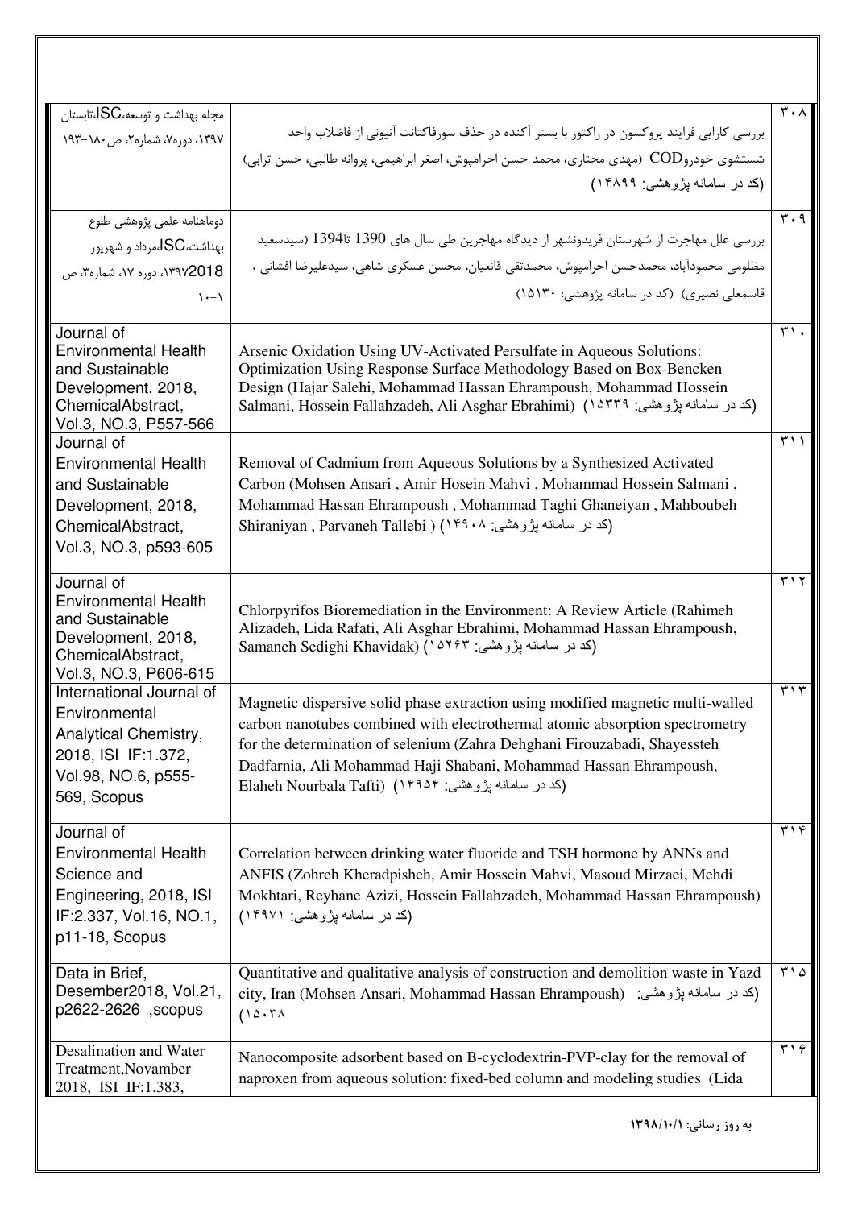| | | |
|---|---|---|
| مجله بهداشت و توسعه،ISC،تابستان ۱۳۹۷، دوره۷، شماره۲، ص۱۸۰-۱۹۳ | بررسی کارایی فرایند پروکسون در راکتور با بستر آکنده در حذف سورفاکتانت آنیونی از فاضلاب واحد شستشوی خودروCOD (مهدی مختاری، محمد حسن احرامپوش، اصغر ابراهیمی، پروانه طالبی، حسن ترابی) (کد در سامانه پژوهشی: ۱۴۸۹۹) | ۳۰۸ |
| دوماهنامه علمی پژوهشی طلوع بهداشت،ISC،مرداد و شهریور ۱۳۹۷2018، دوره ۱۷، شماره۳، ص ۱-۱۰ | بررسی علل مهاجرت از شهرستان فریدونشهر از دیدگاه مهاجرین طی سال های 1390 تا1394 (سیدسعید مظلومی محمودآباد، محمدحسن احرامپوش، محمدتقی قانعیان، محسن عسکری شاهی، سیدعلیرضا افشانی ، قاسمعلی نصیری) (کد در سامانه پژوهشی: ۱۵۱۳۰) | ۳۰۹ |
| Journal of Environmental Health and Sustainable Development, 2018, ChemicalAbstract, Vol.3, NO.3, P557-566 | Arsenic Oxidation Using UV-Activated Persulfate in Aqueous Solutions: Optimization Using Response Surface Methodology Based on Box-Bencken Design (Hajar Salehi, Mohammad Hassan Ehrampoush, Mohammad Hossein Salmani, Hossein Fallahzadeh, Ali Asghar Ebrahimi) (کد در سامانه پژوهشی: ۱۵۳۳۹) | ۳۱۰ |
| Journal of Environmental Health and Sustainable Development, 2018, ChemicalAbstract, Vol.3, NO.3, p593-605 | Removal of Cadmium from Aqueous Solutions by a Synthesized Activated Carbon (Mohsen Ansari , Amir Hosein Mahvi , Mohammad Hossein Salmani , Mohammad Hassan Ehrampoush , Mohammad Taghi Ghaneiyan , Mahboubeh Shiraniyan , Parvaneh Tallebi ) (کد در سامانه پژوهشی: ۱۴۹۰۸) | ۳۱۱ |
| Journal of Environmental Health and Sustainable Development, 2018, ChemicalAbstract, Vol.3, NO.3, P606-615 | Chlorpyrifos Bioremediation in the Environment: A Review Article (Rahimeh Alizadeh, Lida Rafati, Ali Asghar Ebrahimi, Mohammad Hassan Ehrampoush, Samaneh Sedighi Khavidak) (کد در سامانه پژوهشی: ۱۵۲۶۳) | ۳۱۲ |
| International Journal of Environmental Analytical Chemistry, 2018, ISI IF:1.372, Vol.98, NO.6, p555-569, Scopus | Magnetic dispersive solid phase extraction using modified magnetic multi-walled carbon nanotubes combined with electrothermal atomic absorption spectrometry for the determination of selenium (Zahra Dehghani Firouzabadi, Shayessteh Dadfarnia, Ali Mohammad Haji Shabani, Mohammad Hassan Ehrampoush, Elaheh Nourbala Tafti) (کد در سامانه پژوهشی: ۱۴۹۵۴) | ۳۱۳ |
| Journal of Environmental Health Science and Engineering, 2018, ISI IF:2.337, Vol.16, NO.1, p11-18, Scopus | Correlation between drinking water fluoride and TSH hormone by ANNs and ANFIS (Zohreh Kheradpisheh, Amir Hossein Mahvi, Masoud Mirzaei, Mehdi Mokhtari, Reyhane Azizi, Hossein Fallahzadeh, Mohammad Hassan Ehrampoush) (کد در سامانه پژوهشی: ۱۴۹۷۱) | ۳۱۴ |
| Data in Brief, Desember2018, Vol.21, p2622-2626 ,scopus | Quantitative and qualitative analysis of construction and demolition waste in Yazd city, Iran (Mohsen Ansari, Mohammad Hassan Ehrampoush) (کد در سامانه پژوهشی: ۱۵۰۳۸) | ۳۱۵ |
| Desalination and Water Treatment,Novamber 2018, ISI IF:1.383, | Nanocomposite adsorbent based on B-cyclodextrin-PVP-clay for the removal of naproxen from aqueous solution: fixed-bed column and modeling studies (Lida | ۳۱۶ |

به روز رسانی: ۱۳۹۸/۱۰/۱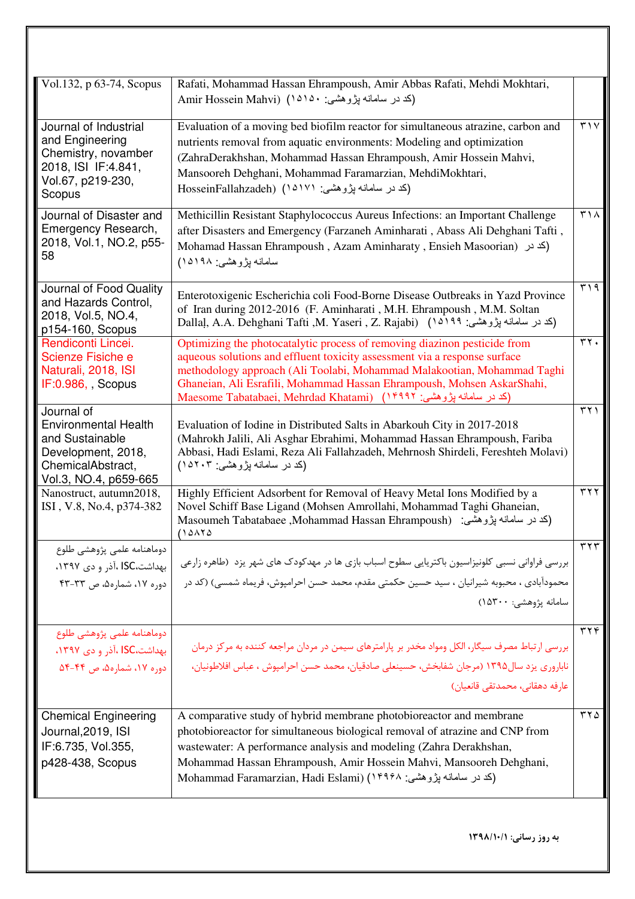| | | |
|---|---|---|
| Vol.132, p 63-74, Scopus | Rafati, Mohammad Hassan Ehrampoush, Amir Abbas Rafati, Mehdi Mokhtari, Amir Hossein Mahvi) (کد در سامانه پژوهشی: ۱۵۱۵۰) | |
| Journal of Industrial and Engineering Chemistry, novamber 2018, ISI IF:4.841, Vol.67, p219-230, Scopus | Evaluation of a moving bed biofilm reactor for simultaneous atrazine, carbon and nutrients removal from aquatic environments: Modeling and optimization (ZahraDerakhshan, Mohammad Hassan Ehrampoush, Amir Hossein Mahvi, Mansooreh Dehghani, Mohammad Faramarzian, MehdiMokhtari, HosseinFallahzadeh) (کد در سامانه پژوهشی: ۱۵۱۷۱) | ۳۱۷ |
| Journal of Disaster and Emergency Research, 2018, Vol.1, NO.2, p55-58 | Methicillin Resistant Staphylococcus Aureus Infections: an Important Challenge after Disasters and Emergency (Farzaneh Aminharati , Abass Ali Dehghani Tafti , Mohamad Hassan Ehrampoush , Azam Aminharaty , Ensieh Masoorian) (کد در سامانه پژوهشی: ۱۵۱۹۸) | ۳۱۸ |
| Journal of Food Quality and Hazards Control, 2018, Vol.5, NO.4, p154-160, Scopus | Enterotoxigenic Escherichia coli Food-Borne Disease Outbreaks in Yazd Province of Iran during 2012-2016 (F. Aminharati , M.H. Ehrampoush , M.M. Soltan Dallal, A.A. Dehghani Tafti ,M. Yaseri , Z. Rajabi) (کد در سامانه پژوهشی: ۱۵۱۹۹) | ۳۱۹ |
| Rendiconti Lincei. Scienze Fisiche e Naturali, 2018, ISI IF:0.986, , Scopus | Optimizing the photocatalytic process of removing diazinon pesticide from aqueous solutions and effluent toxicity assessment via a response surface methodology approach (Ali Toolabi, Mohammad Malakootian, Mohammad Taghi Ghaneian, Ali Esrafili, Mohammad Hassan Ehrampoush, Mohsen AskarShahi, Maesome Tabatabaei, Mehrdad Khatami) (کد در سامانه پژوهشی: ۱۴۹۹۲) | ۳۲۰ |
| Journal of Environmental Health and Sustainable Development, 2018, ChemicalAbstract, Vol.3, NO.4, p659-665 | Evaluation of Iodine in Distributed Salts in Abarkouh City in 2017-2018 (Mahrokh Jalili, Ali Asghar Ebrahimi, Mohammad Hassan Ehrampoush, Fariba Abbasi, Hadi Eslami, Reza Ali Fallahzadeh, Mehrnosh Shirdeli, Fereshteh Molavi) (کد در سامانه پژوهشی: ۱۵۲۰۳) | ۳۲۱ |
| Nanostruct, autumn2018, ISI , V.8, No.4, p374-382 | Highly Efficient Adsorbent for Removal of Heavy Metal Ions Modified by a Novel Schiff Base Ligand (Mohsen Amrollahi, Mohammad Taghi Ghaneian, Masoumeh Tabatabaee ,Mohammad Hassan Ehrampoush) (کد در سامانه پژوهشی: ۱۵۸۲۵) | ۳۲۲ |
| دوماهنامه علمی پژوهشی طلوع بهداشت،ISC، آذر و دی ۱۳۹۷، دوره ۱۷، شماره۵، ص ۳۳-۴۳ | بررسی فراوانی نسبی کلونیزاسیون باکتریایی سطوح اسباب بازی ها در مهدکودک های شهر یزد (طاهره زارعی محمودآبادی ، محبوبه شیرانیان ، سید حسین حکمتی مقدم، محمد حسن احرامپوش، فریماه شمسی) (کد در سامانه پژوهشی: ۱۵۳۰۰) | ۳۲۳ |
| دوماهنامه علمی پژوهشی طلوع بهداشت،ISC، آذر و دی ۱۳۹۷، دوره ۱۷، شماره۵، ص ۴۴-۵۴ | بررسی ارتباط مصرف سیگار، الکل ومواد مخدر بر پارامترهای سیمن در مردان مراجعه کننده به مرکز درمان ناباروری یزد سال۱۳۹۵ (مرجان شفابخش، حسینعلی صادقیان، محمد حسن احرامپوش ، عباس افلاطونیان، عارفه دهقانی، محمدتقی قانعیان) | ۳۲۴ |
| Chemical Engineering Journal,2019, ISI IF:6.735, Vol.355, p428-438, Scopus | A comparative study of hybrid membrane photobioreactor and membrane photobioreactor for simultaneous biological removal of atrazine and CNP from wastewater: A performance analysis and modeling (Zahra Derakhshan, Mohammad Hassan Ehrampoush, Amir Hossein Mahvi, Mansooreh Dehghani, Mohammad Faramarzian, Hadi Eslami) (کد در سامانه پژوهشی: ۱۴۹۶۸) | ۳۲۵ |

**به روز رسانی: ۱۳۹۸/۱۰/۱**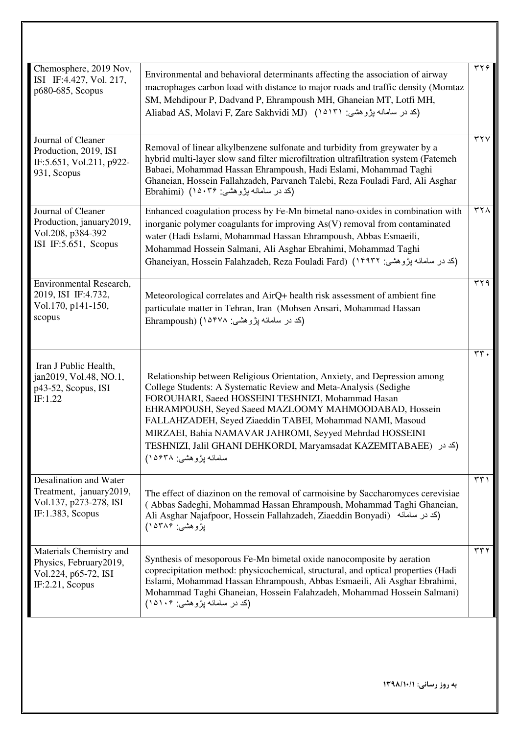| | | |
|---|---|---|
| Chemosphere, 2019 Nov, ISI IF:4.427, Vol. 217, p680-685, Scopus | Environmental and behavioral determinants affecting the association of airway macrophages carbon load with distance to major roads and traffic density (Momtaz SM, Mehdipour P, Dadvand P, Ehrampoush MH, Ghaneian MT, Lotfi MH, Aliabad AS, Molavi F, Zare Sakhvidi MJ) (کد در سامانه پژوهشی: ۱۵۱۳۱) | ۳۲۶ |
| Journal of Cleaner Production, 2019, ISI IF:5.651, Vol.211, p922-931, Scopus | Removal of linear alkylbenzene sulfonate and turbidity from greywater by a hybrid multi-layer slow sand filter microfiltration ultrafiltration system (Fatemeh Babaei, Mohammad Hassan Ehrampoush, Hadi Eslami, Mohammad Taghi Ghaneian, Hossein Fallahzadeh, Parvaneh Talebi, Reza Fouladi Fard, Ali Asghar Ebrahimi) (کد در سامانه پژوهشی: ۱۵۰۳۶) | ۳۲۷ |
| Journal of Cleaner Production, january2019, Vol.208, p384-392 ISI IF:5.651, Scopus | Enhanced coagulation process by Fe-Mn bimetal nano-oxides in combination with inorganic polymer coagulants for improving As(V) removal from contaminated water (Hadi Eslami, Mohammad Hassan Ehrampoush, Abbas Esmaeili, Mohammad Hossein Salmani, Ali Asghar Ebrahimi, Mohammad Taghi Ghaneiyan, Hossein Falahzadeh, Reza Fouladi Fard) (کد در سامانه پژوهشی: ۱۴۹۳۲) | ۳۲۸ |
| Environmental Research, 2019, ISI IF:4.732, Vol.170, p141-150, scopus | Meteorological correlates and AirQ+ health risk assessment of ambient fine particulate matter in Tehran, Iran (Mohsen Ansari, Mohammad Hassan Ehrampoush) (کد در سامانه پژوهشی: ۱۵۴۷۸) | ۳۲۹ |
| Iran J Public Health, jan2019, Vol.48, NO.1, p43-52, Scopus, ISI IF:1.22 | Relationship between Religious Orientation, Anxiety, and Depression among College Students: A Systematic Review and Meta-Analysis (Sedighe FOROUHARI, Saeed HOSSEINI TESHNIZI, Mohammad Hasan EHRAMPOUSH, Seyed Saeed MAZLOOMY MAHMOODABAD, Hossein FALLAHZADEH, Seyed Ziaeddin TABEI, Mohammad NAMI, Masoud MIRZAEI, Bahia NAMAVAR JAHROMI, Seyyed Mehrdad HOSSEINI TESHNIZI, Jalil GHANI DEHKORDI, Maryamsadat KAZEMITABAEE) (کد در سامانه پژوهشی: ۱۵۶۳۸) | ۳۳۰ |
| Desalination and Water Treatment, january2019, Vol.137, p273-278, ISI IF:1.383, Scopus | The effect of diazinon on the removal of carmoisine by Saccharomyces cerevisiae ( Abbas Sadeghi, Mohammad Hassan Ehrampoush, Mohammad Taghi Ghaneian, Ali Asghar Najafpoor, Hossein Fallahzadeh, Ziaeddin Bonyadi) (کد در سامانه پژوهشی: ۱۵۳۸۶) | ۳۳۱ |
| Materials Chemistry and Physics, February2019, Vol.224, p65-72, ISI IF:2.21, Scopus | Synthesis of mesoporous Fe-Mn bimetal oxide nanocomposite by aeration coprecipitation method: physicochemical, structural, and optical properties (Hadi Eslami, Mohammad Hassan Ehrampoush, Abbas Esmaeili, Ali Asghar Ebrahimi, Mohammad Taghi Ghaneian, Hossein Falahzadeh, Mohammad Hossein Salmani) (کد در سامانه پژوهشی: ۱۵۱۰۶) | ۳۳۲ |

**به روز رسانی: ۱۳۹۸/۱۰/۱**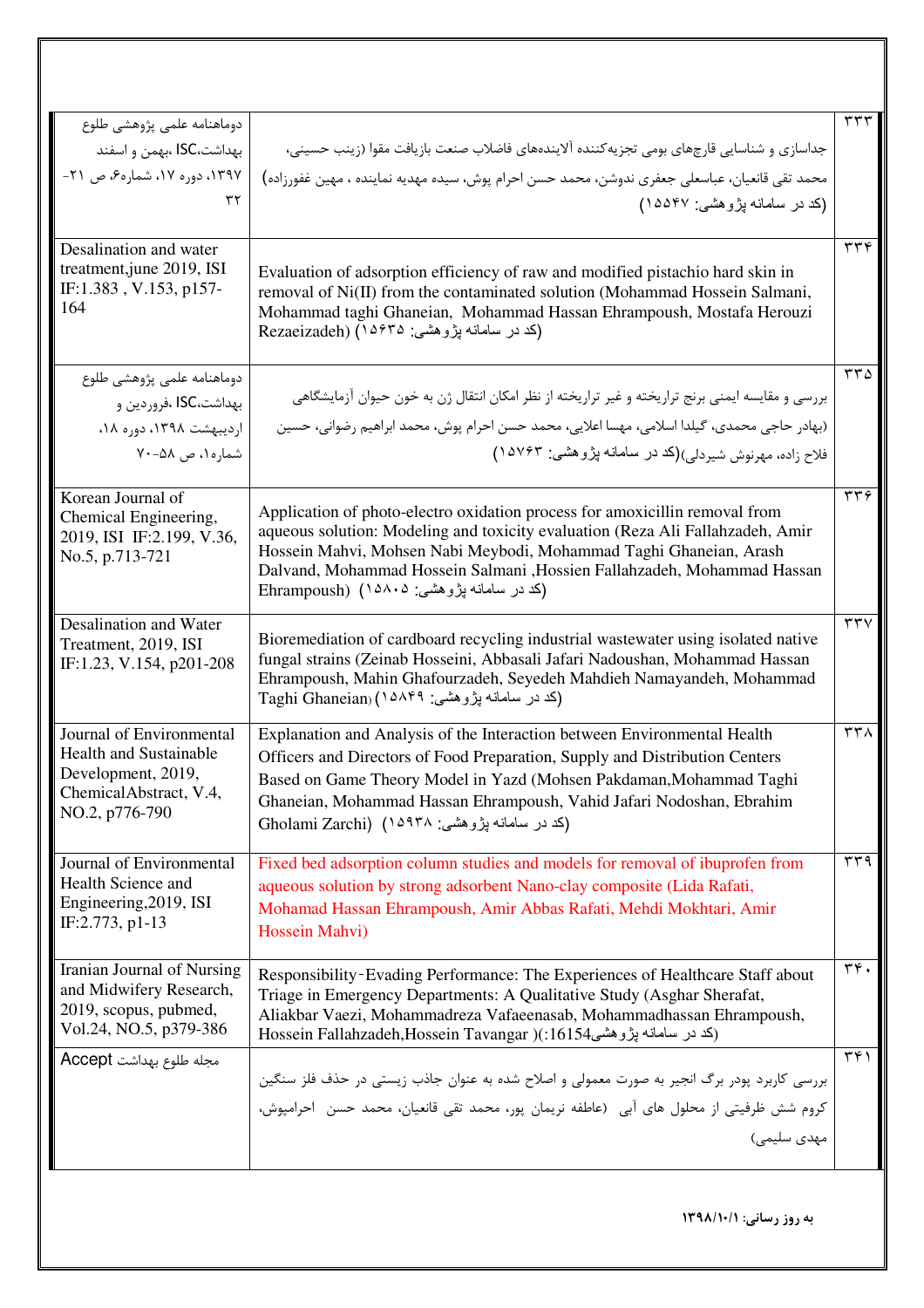| ردیف | عنوان | مجله |
|---|---|---|
| ۳۳۳ | جداسازی و شناسایی قارچهای بومی تجزیه‌کننده آلاینده‌های فاضلاب صنعت بازیافت مقوا (زینب حسینی، محمد تقی قانعیان، عباسعلی جعفری ندوشن، محمد حسن احرام پوش، سیده مهدیه نماینده ، مهین غفورزاده) (کد در سامانه پژوهشی: ۱۵۵۴۷) | دوماهنامه علمی پژوهشی طلوع بهداشت،ISC ،بهمن و اسفند ۱۳۹۷، دوره ۱۷، شماره۶، ص ۲۱-۳۲ |
| ۳۳۴ | Evaluation of adsorption efficiency of raw and modified pistachio hard skin in removal of Ni(II) from the contaminated solution (Mohammad Hossein Salmani, Mohammad taghi Ghaneian, Mohammad Hassan Ehrampoush, Mostafa Herouzi Rezaeizadeh) (کد در سامانه پژوهشی: ۱۵۶۳۵) | Desalination and water treatment,june 2019, ISI IF:1.383 , V.153, p157-164 |
| ۳۳۵ | بررسی و مقایسه ایمنی برنج تراریخته و غیر تراریخته از نظر امکان انتقال ژن به خون حیوان آزمایشگاهی (بهادر حاجی محمدی، گیلدا اسلامی، مهسا اعلایی، محمد حسن احرام پوش، محمد ابراهیم رضوانی، حسین فلاح زاده، مهرنوش شیردلی)(کد در سامانه پژوهشی: ۱۵۷۶۳) | دوماهنامه علمی پژوهشی طلوع بهداشت،ISC ،فروردین و اردیبهشت ۱۳۹۸، دوره ۱۸، شماره۱، ص ۵۸-۷۰ |
| ۳۳۶ | Application of photo-electro oxidation process for amoxicillin removal from aqueous solution: Modeling and toxicity evaluation (Reza Ali Fallahzadeh, Amir Hossein Mahvi, Mohsen Nabi Meybodi, Mohammad Taghi Ghaneian, Arash Dalvand, Mohammad Hossein Salmani ,Hossien Fallahzadeh, Mohammad Hassan Ehrampoush) (کد در سامانه پژوهشی: ۱۵۸۰۵) | Korean Journal of Chemical Engineering, 2019, ISI IF:2.199, V.36, No.5, p.713-721 |
| ۳۳۷ | Bioremediation of cardboard recycling industrial wastewater using isolated native fungal strains (Zeinab Hosseini, Abbasali Jafari Nadoushan, Mohammad Hassan Ehrampoush, Mahin Ghafourzadeh, Seyedeh Mahdieh Namayandeh, Mohammad Taghi Ghaneian) (کد در سامانه پژوهشی: ۱۵۸۴۹) | Desalination and Water Treatment, 2019, ISI IF:1.23, V.154, p201-208 |
| ۳۳۸ | Explanation and Analysis of the Interaction between Environmental Health Officers and Directors of Food Preparation, Supply and Distribution Centers Based on Game Theory Model in Yazd (Mohsen Pakdaman,Mohammad Taghi Ghaneian, Mohammad Hassan Ehrampoush, Vahid Jafari Nodoshan, Ebrahim Gholami Zarchi) (کد در سامانه پژوهشی: ۱۵۹۳۸) | Journal of Environmental Health and Sustainable Development, 2019, ChemicalAbstract, V.4, NO.2, p776-790 |
| ۳۳۹ | Fixed bed adsorption column studies and models for removal of ibuprofen from aqueous solution by strong adsorbent Nano-clay composite (Lida Rafati, Mohamad Hassan Ehrampoush, Amir Abbas Rafati, Mehdi Mokhtari, Amir Hossein Mahvi) | Journal of Environmental Health Science and Engineering,2019, ISI IF:2.773, p1-13 |
| ۳۴۰ | Responsibility‑Evading Performance: The Experiences of Healthcare Staff about Triage in Emergency Departments: A Qualitative Study (Asghar Sherafat, Aliakbar Vaezi, Mohammadreza Vafaeenasab, Mohammadhassan Ehrampoush, Hossein Fallahzadeh,Hossein Tavangar )(کد در سامانه پژوهشی:16154) | Iranian Journal of Nursing and Midwifery Research, 2019, scopus, pubmed, Vol.24, NO.5, p379-386 |
| ۳۴۱ | بررسی کاربرد پودر برگ انجیر به صورت معمولی و اصلاح شده به عنوان جاذب زیستی در حذف فلز سنگین کروم شش ظرفیتی از محلول های آبی (عاطفه نریمان پور، محمد تقی قانعیان، محمد حسن احرامپوش، مهدی سلیمی) | مجله طلوع بهداشت Accept |

**به روز رسانی: ۱۳۹۸/۱۰/۱**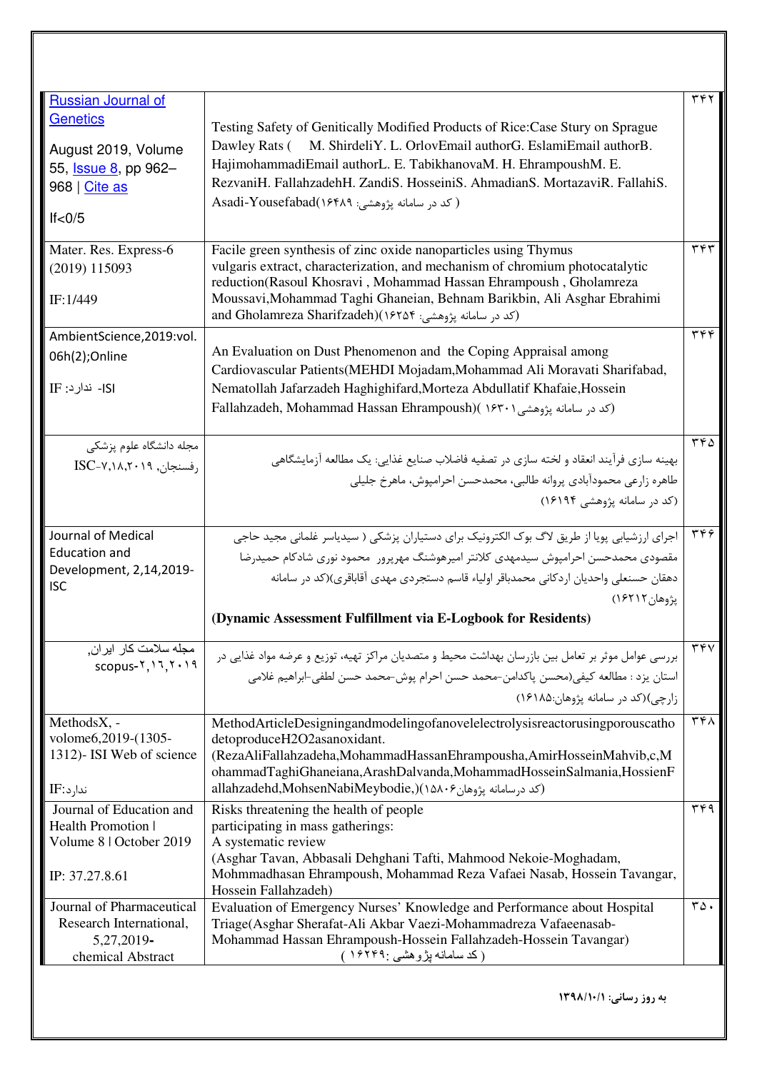| | | |
|---|---|---|
| Russian Journal of Genetics<br>August 2019, Volume 55, Issue 8, pp 962–968 \| Cite as<br>If<0/5 | Testing Safety of Genitically Modified Products of Rice:Case Stury on Sprague Dawley Rats ( M. ShirdeliY. L. OrlovEmail authorG. EslamiEmail authorB. HajimohammadiEmail authorL. E. TabikhanovaM. H. EhrampoushM. E. RezvaniH. FallahzadehH. ZandiS. HosseiniS. AhmadianS. MortazaviR. FallahiS. Asadi-Yousefabad(کد در سامانه پژوهشی: ۱۶۴۸۹ ) | ۳۴۲ |
| Mater. Res. Express-6 (2019) 115093<br>IF:1/449 | Facile green synthesis of zinc oxide nanoparticles using Thymus vulgaris extract, characterization, and mechanism of chromium photocatalytic reduction(Rasoul Khosravi , Mohammad Hassan Ehrampoush , Gholamreza Moussavi,Mohammad Taghi Ghaneian, Behnam Barikbin, Ali Asghar Ebrahimi and Gholamreza Sharifzadeh)(کد در سامانه پژوهشی: ۱۶۲۵۴) | ۳۴۳ |
| AmbientScience,2019:vol. 06h(2);Online<br>IF :ندارد -ISI | An Evaluation on Dust Phenomenon and the Coping Appraisal among Cardiovascular Patients(MEHDI Mojadam,Mohammad Ali Moravati Sharifabad, Nematollah Jafarzadeh Haghighifard,Morteza Abdullatif Khafaie,Hossein Fallahzadeh, Mohammad Hassan Ehrampoush)( کد در سامانه پژوهشی۱۶۳۰۱) | ۳۴۴ |
| مجله دانشگاه علوم پزشکی رفسنجان, ISC-۷,۱۸,۲۰۱۹ | بهینه سازی فرآیند انعقاد و لخته سازی در تصفیه فاضلاب صنایع غذایی: یک مطالعه آزمایشگاهی<br>طاهره زارعی محمودآبادی پروانه طالبی، محمدحسن احرامپوش، ماهرخ جلیلی<br>(کد در سامانه پژوهشی ۱۶۱۹۴) | ۳۴۵ |
| Journal of Medical Education and Development, 2,14,2019-ISC | اجرای ارزشیابی پویا از طریق لاگ بوک الکترونیک برای دستیاران پزشکی ( سیدیاسر غلمانی مجید حاجی مقصودی محمدحسن احرامپوش سیدمهدی کلانتر امیرهوشنگ مهرپرور محمود نوری شادکام حمیدرضا دهقان حسنعلی واحدیان اردکانی محمدباقر اولیاء قاسم دستجردی مهدی آقاباقری)(کد در سامانه پژوهان۱۶۲۱۲)<br>**(Dynamic Assessment Fulfillment via E-Logbook for Residents)** | ۳۴۶ |
| مجله سلامت کار ایران, scopus-۲,۱۶,۲۰۱۹ | بررسی عوامل موثر بر تعامل بین بازرسان بهداشت محیط و متصدیان مراکز تهیه، توزیع و عرضه مواد غذایی در استان یزد : مطالعه کیفی(محسن پاکدامن-محمد حسن احرام پوش-محمد حسن لطفی-ابراهیم غلامی زارچی)(کد در سامانه پژوهان:۱۶۱۸۵) | ۳۴۷ |
| MethodsX, -volome6,2019-(1305-1312)- ISI Web of science<br>IF:ندارد | MethodArticleDesigningandmodelingofanovelelectrolysisreactorusingporouscathodetoproduceH2O2asanoxidant.<br>(RezaAliFallahzadeha,MohammadHassanEhrampousha,AmirHosseinMahvib,c,MohammadTaghiGhaneiana,ArashDalvanda,MohammadHosseinSalmania,HossienFallahzadehd,MohsenNabiMeybodie,)(کد درسامانه پژوهان۱۵۸۰۶) | ۳۴۸ |
| Journal of Education and Health Promotion \| Volume 8 \| October 2019<br>IP: 37.27.8.61 | Risks threatening the health of people participating in mass gatherings:<br>A systematic review<br>(Asghar Tavan, Abbasali Dehghani Tafti, Mahmood Nekoie-Moghadam, Mohmmadhasan Ehrampoush, Mohammad Reza Vafaei Nasab, Hossein Tavangar, Hossein Fallahzadeh) | ۳۴۹ |
| Journal of Pharmaceutical Research International, 5,27,2019-chemical Abstract | Evaluation of Emergency Nurses' Knowledge and Performance about Hospital Triage(Asghar Sherafat-Ali Akbar Vaezi-Mohammadreza Vafaeenasab-Mohammad Hassan Ehrampoush-Hossein Fallahzadeh-Hossein Tavangar)<br>( کد سامانه پژوهشی :۱۶۲۴۹ ) | ۳۵۰ |

**به روز رسانی: ۱۳۹۸/۱۰/۱**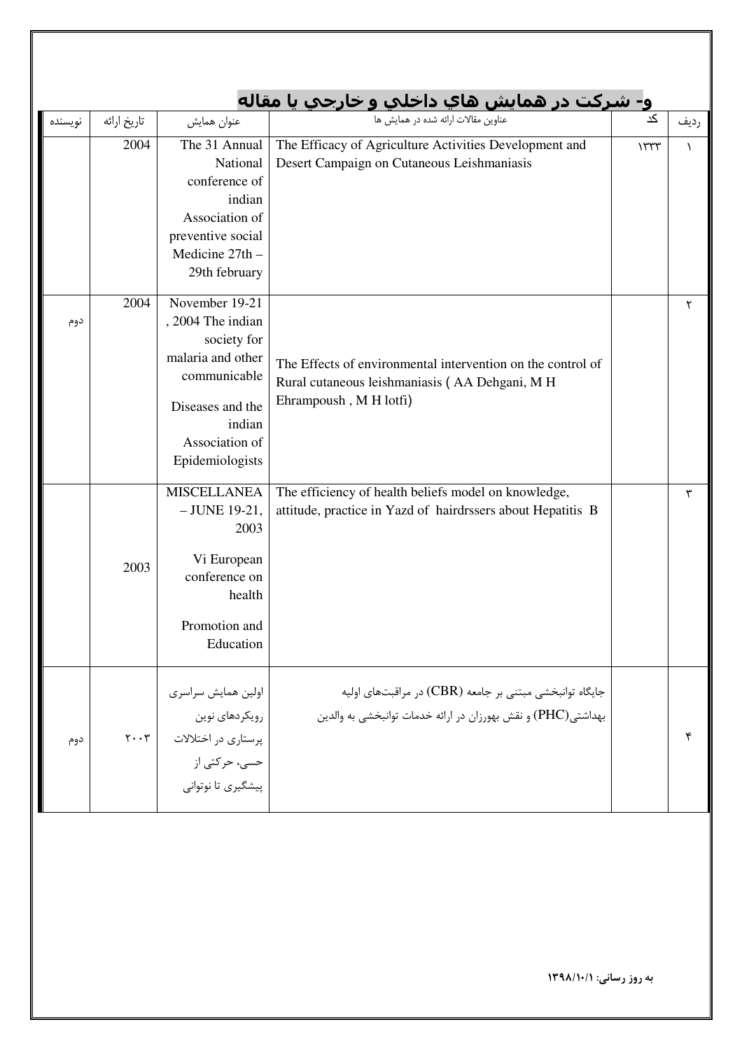## و- شركت در همايش هاي داخلي و خارجي يا مقاله

| رديف | كد | عناوين مقالات ارائه شده در همايش ها | عنوان همايش | تاريخ ارائه | نويسنده |
|---|---|---|---|---|---|
| ۱ | ۱۳۳۳ | The Efficacy of Agriculture Activities Development and Desert Campaign on Cutaneous Leishmaniasis | The 31 Annual National conference of indian Association of preventive social Medicine 27th – 29th february | 2004 | |
| ۲ | | The Effects of environmental intervention on the control of Rural cutaneous leishmaniasis ( AA Dehgani, M H Ehrampoush , M H lotfi) | November 19-21 , 2004 The indian society for malaria and other communicable Diseases and the indian Association of Epidemiologists | 2004 | دوم |
| ۳ | | The efficiency of health beliefs model on knowledge, attitude, practice in Yazd of hairdrssers about Hepatitis B | MISCELLANEA – JUNE 19-21, 2003 Vi European conference on health Promotion and Education | 2003 | |
| ۴ | | جايگاه توانبخشی مبتنی بر جامعه (CBR) در مراقبت‌های اوليه بهداشتی(PHC) و نقش بهورزان در ارائه خدمات توانبخشی به والدين | اولين همايش سراسری رويکردهای نوين پرستاری در اختلالات حسی، حرکتی از پيشگيری تا نوتوانی | ۲۰۰۳ | دوم |

**به روز رسانی: ۱۳۹۸/۱۰/۱**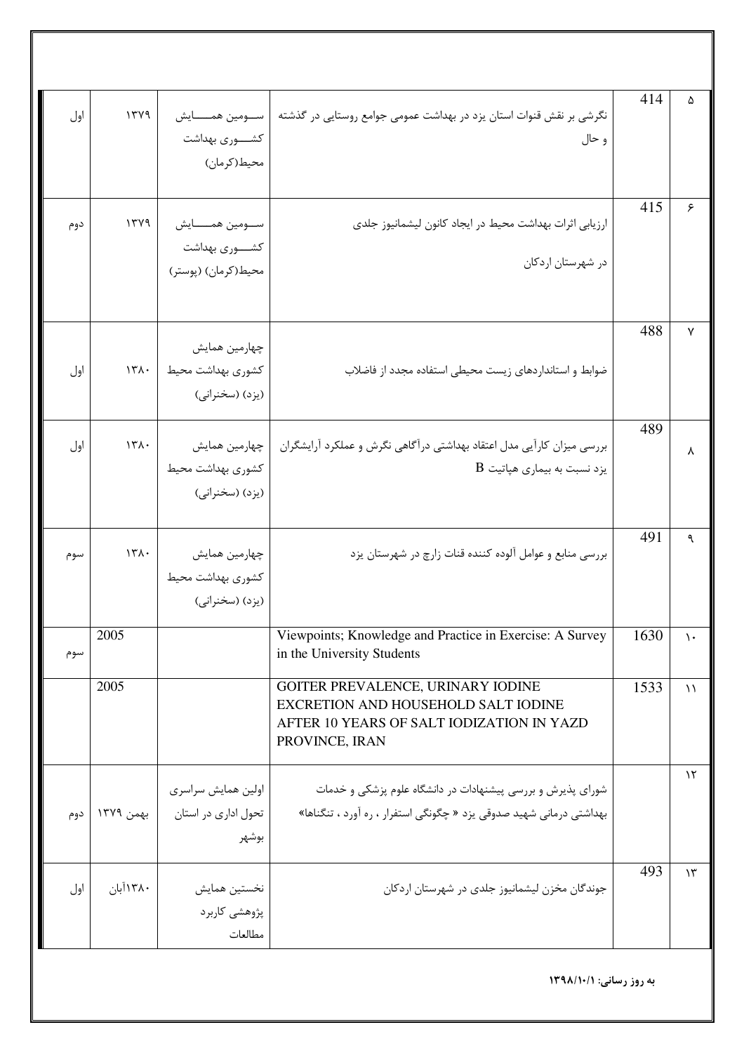| ۵ | 414 | نگرشی بر نقش قنوات استان یزد در بهداشت عمومی جوامع روستایی در گذشته و حال | سومین همایش کشوری بهداشت محیط(کرمان) | ۱۳۷۹ | اول |
|---|---|---|---|---|---|
| ۶ | 415 | ارزیابی اثرات بهداشت محیط در ایجاد کانون لیشمانیوز جلدی در شهرستان اردکان | سومین همایش کشوری بهداشت محیط(کرمان) (پوستر) | ۱۳۷۹ | دوم |
| ۷ | 488 | ضوابط و استانداردهای زیست محیطی استفاده مجدد از فاضلاب | چهارمین همایش کشوری بهداشت محیط (یزد) (سخنرانی) | ۱۳۸۰ | اول |
| ۸ | 489 | بررسی میزان کارآیی مدل اعتقاد بهداشتی درآگاهی نگرش و عملکرد آرایشگران یزد نسبت به بیماری هپاتیت B | چهارمین همایش کشوری بهداشت محیط (یزد) (سخنرانی) | ۱۳۸۰ | اول |
| ۹ | 491 | بررسی منابع و عوامل آلوده کننده قنات زارچ در شهرستان یزد | چهارمین همایش کشوری بهداشت محیط (یزد) (سخنرانی) | ۱۳۸۰ | سوم |
| ۱۰ | 1630 | Viewpoints; Knowledge and Practice in Exercise: A Survey in the University Students | | 2005 | سوم |
| ۱۱ | 1533 | GOITER PREVALENCE, URINARY IODINE EXCRETION AND HOUSEHOLD SALT IODINE AFTER 10 YEARS OF SALT IODIZATION IN YAZD PROVINCE, IRAN | | 2005 | |
| ۱۲ | | شورای پذیرش و بررسی پیشنهادات در دانشگاه علوم پزشکی و خدمات بهداشتی درمانی شهید صدوقی یزد « چگونگی استفرار ، ره آورد ، تنگناها» | اولین همایش سراسری تحول اداری در استان بوشهر | بهمن ۱۳۷۹ | دوم |
| ۱۳ | 493 | جوندگان مخزن لیشمانیوز جلدی در شهرستان اردکان | نخستین همایش پژوهشی کاربرد مطالعات | ۱۳۸۰آبان | اول |

**به روز رسانی: ۱۳۹۸/۱۰/۱**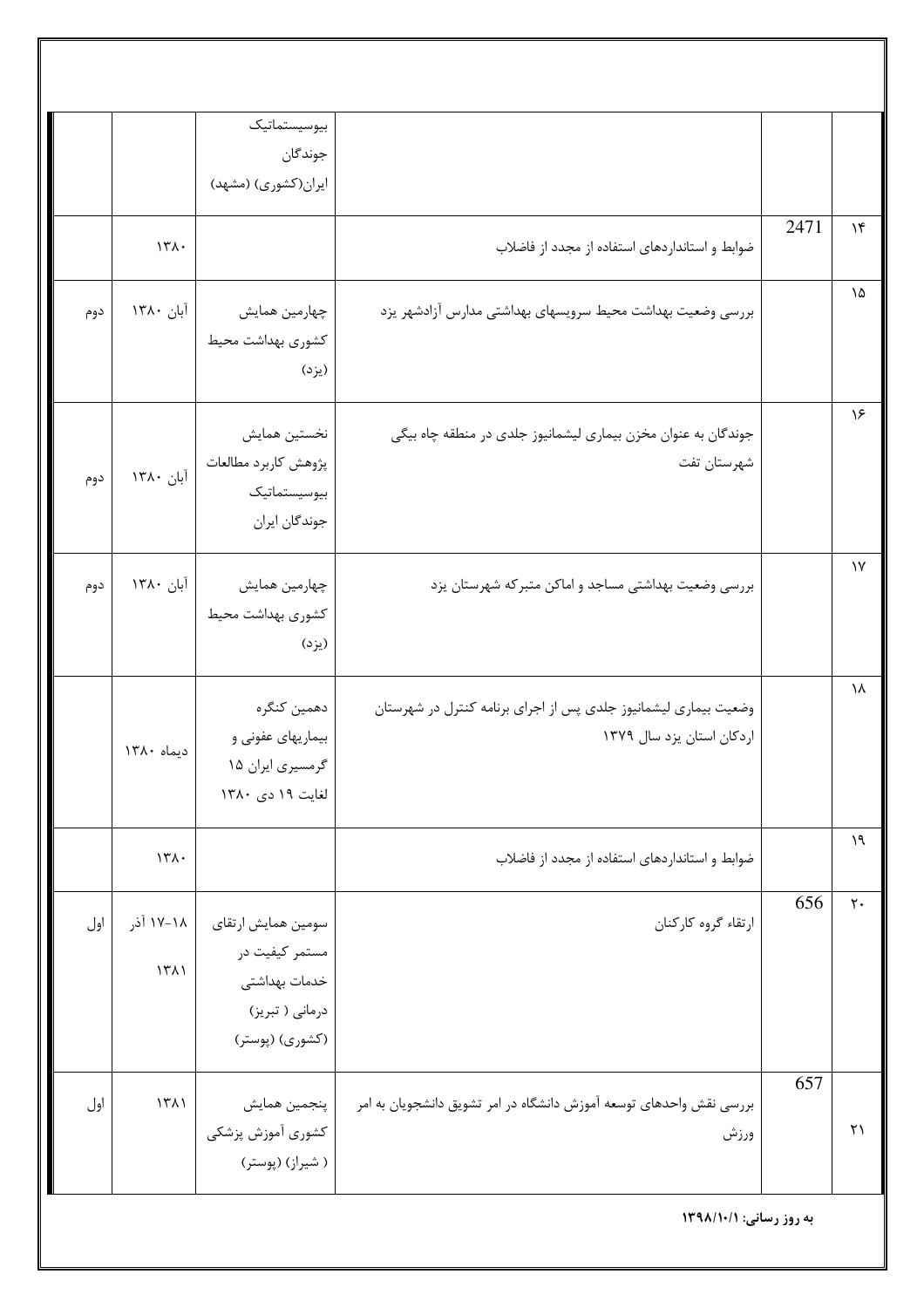| ردیف | کد | عنوان | محل ارائه | تاریخ | نفر |
| --- | --- | --- | --- | --- | --- |
| | | | بیوسیستماتیک جوندگان ایران(کشوری) (مشهد) | | |
| ۱۴ | 2471 | ضوابط و استانداردهای استفاده از مجدد از فاضلاب | | ۱۳۸۰ | |
| ۱۵ | | بررسی وضعیت بهداشت محیط سرویسهای بهداشتی مدارس آزادشهر یزد | چهارمین همایش کشوری بهداشت محیط (یزد) | آبان ۱۳۸۰ | دوم |
| ۱۶ | | جوندگان به عنوان مخزن بیماری لیشمانیوز جلدی در منطقه چاه بیگی شهرستان تفت | نخستین همایش پژوهش کاربرد مطالعات بیوسیستماتیک جوندگان ایران | آبان ۱۳۸۰ | دوم |
| ۱۷ | | بررسی وضعیت بهداشتی مساجد و اماکن متبرکه شهرستان یزد | چهارمین همایش کشوری بهداشت محیط (یزد) | آبان ۱۳۸۰ | دوم |
| ۱۸ | | وضعیت بیماری لیشمانیوز جلدی پس از اجرای برنامه کنترل در شهرستان اردکان استان یزد سال ۱۳۷۹ | دهمین کنگره بیماریهای عفونی و گرمسیری ایران ۱۵ لغایت ۱۹ دی ۱۳۸۰ | دیماه ۱۳۸۰ | |
| ۱۹ | | ضوابط و استانداردهای استفاده از مجدد از فاضلاب | | ۱۳۸۰ | |
| ۲۰ | 656 | ارتقاء گروه کارکنان | سومین همایش ارتقای مستمر کیفیت در خدمات بهداشتی درمانی ( تبریز) (کشوری) (پوستر) | ۱۸-۱۷ آذر ۱۳۸۱ | اول |
| ۲۱ | 657 | بررسی نقش واحدهای توسعه آموزش دانشگاه در امر تشویق دانشجویان به امر ورزش | پنجمین همایش کشوری آموزش پزشکی ( شیراز) (پوستر) | ۱۳۸۱ | اول |

**به روز رسانی: ۱۳۹۸/۱۰/۱**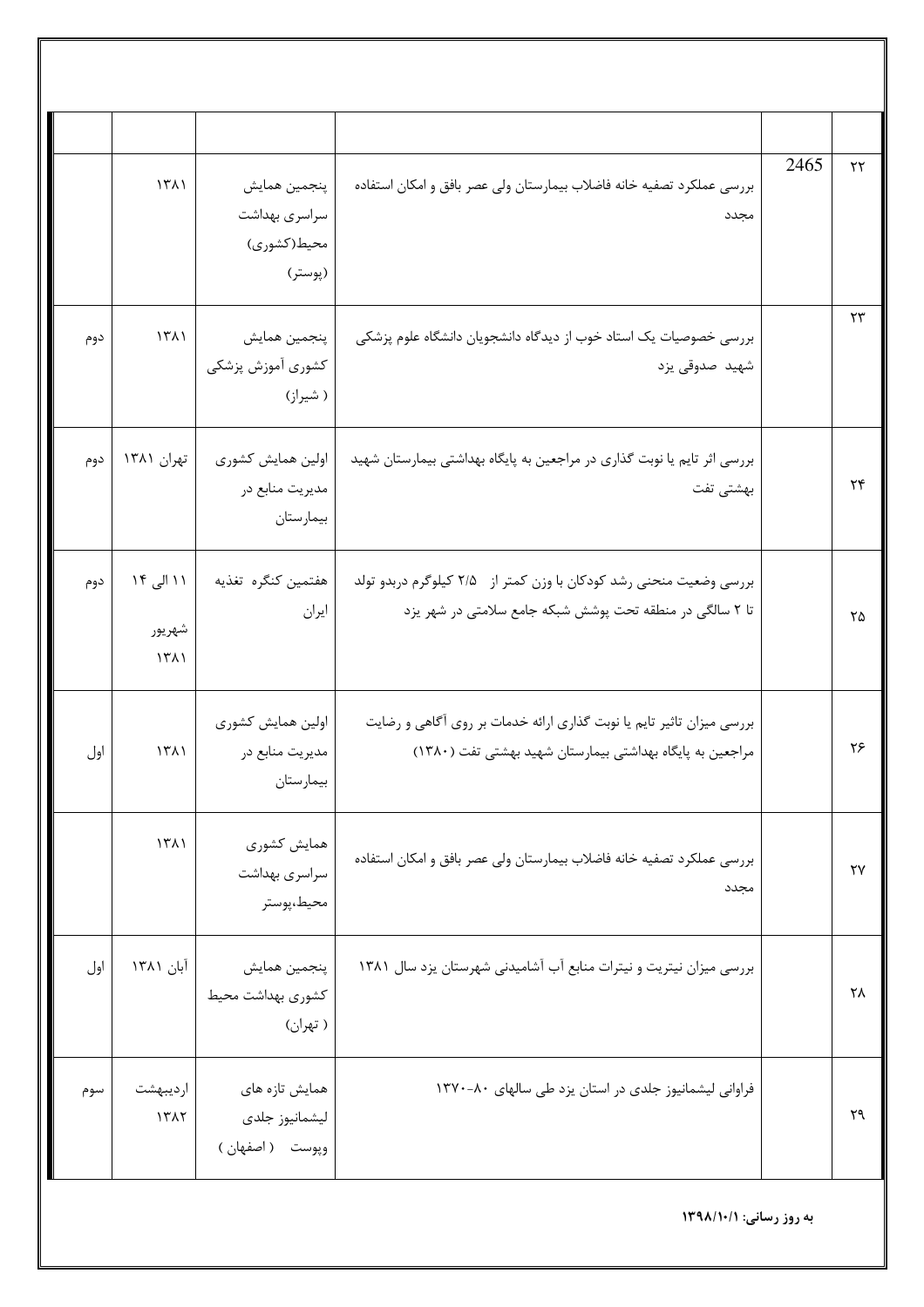| | | | | | |
|---|---|---|---|---|---|
| ۲۲ | 2465 | بررسی عملکرد تصفیه خانه فاضلاب بیمارستان ولی عصر بافق و امکان استفاده مجدد | پنجمین همایش سراسری بهداشت محیط(کشوری) (پوستر) | ۱۳۸۱ | |
| ۲۳ | | بررسی خصوصیات یک استاد خوب از دیدگاه دانشجویان دانشگاه علوم پزشکی شهید صدوقی یزد | پنجمین همایش کشوری آموزش پزشکی ( شیراز) | ۱۳۸۱ | دوم |
| ۲۴ | | بررسی اثر تایم یا نوبت گذاری در مراجعین به پایگاه بهداشتی بیمارستان شهید بهشتی تفت | اولین همایش کشوری مدیریت منابع در بیمارستان | تهران ۱۳۸۱ | دوم |
| ۲۵ | | بررسی وضعیت منحنی رشد کودکان با وزن کمتر از ۲/۵ کیلوگرم دربدو تولد تا ۲ سالگی در منطقه تحت پوشش شبکه جامع سلامتی در شهر یزد | هفتمین کنگره تغذیه ایران | ۱۱ الی ۱۴ شهریور ۱۳۸۱ | دوم |
| ۲۶ | | بررسی میزان تاثیر تایم یا نوبت گذاری ارائه خدمات بر روی آگاهی و رضایت مراجعین به پایگاه بهداشتی بیمارستان شهید بهشتی تفت (۱۳۸۰) | اولین همایش کشوری مدیریت منابع در بیمارستان | ۱۳۸۱ | اول |
| ۲۷ | | بررسی عملکرد تصفیه خانه فاضلاب بیمارستان ولی عصر بافق و امکان استفاده مجدد | همایش کشوری سراسری بهداشت محیط،پوستر | ۱۳۸۱ | |
| ۲۸ | | بررسی میزان نیتریت و نیترات منابع آب آشامیدنی شهرستان یزد سال ۱۳۸۱ | پنجمین همایش کشوری بهداشت محیط ( تهران) | آبان ۱۳۸۱ | اول |
| ۲۹ | | فراوانی لیشمانیوز جلدی در استان یزد طی سالهای ۸۰-۱۳۷۰ | همایش تازه های لیشمانیوز جلدی وپوست ( اصفهان ) | اردیبهشت ۱۳۸۲ | سوم |

**به روز رسانی: ۱۳۹۸/۱۰/۱**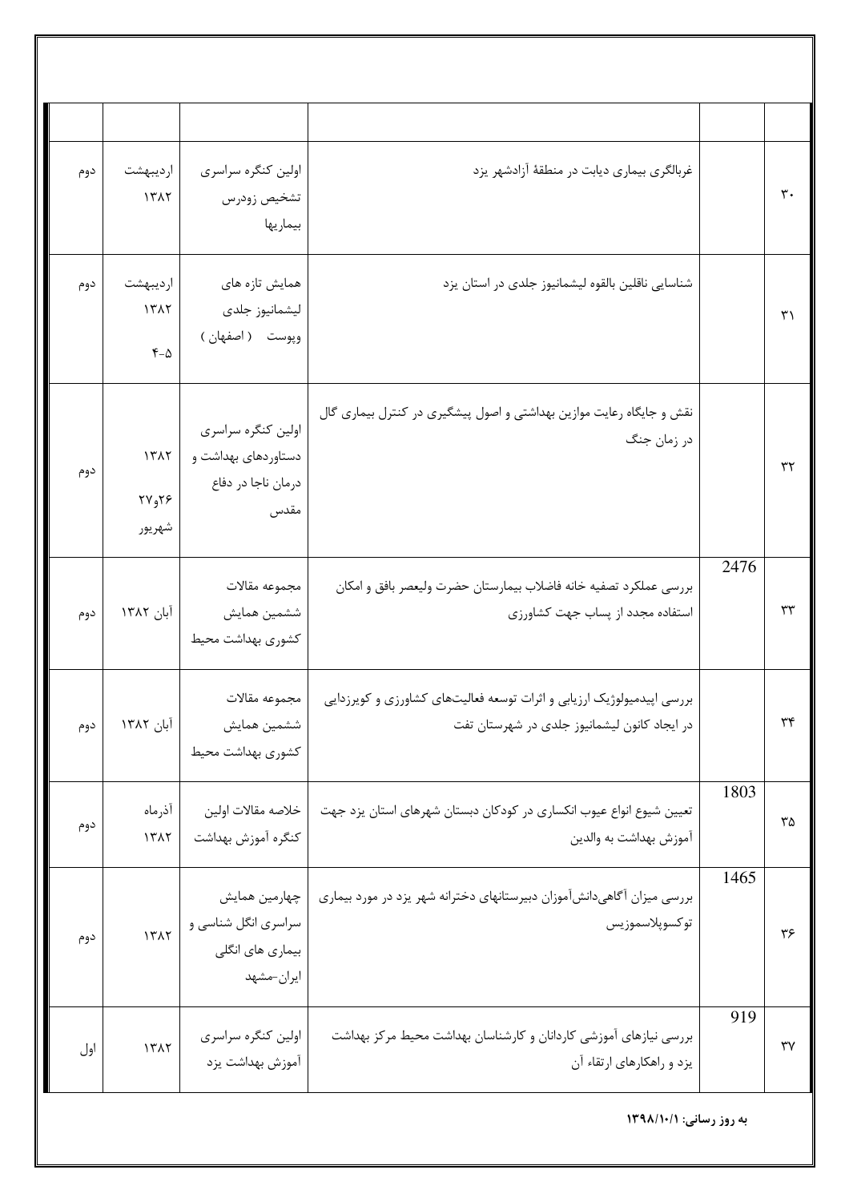| | | | | | |
|---|---|---|---|---|---|
| ۳۰ | | غربالگری بیماری دیابت در منطقهٔ آزادشهر یزد | اولین کنگره سراسری تشخیص زودرس بیماریها | اردیبهشت ۱۳۸۲ | دوم |
| ۳۱ | | شناسایی ناقلین بالقوه لیشمانیوز جلدی در استان یزد | همایش تازه های لیشمانیوز جلدی وپوست ( اصفهان ) | اردیبهشت ۱۳۸۲ ۵-۴ | دوم |
| ۳۲ | | نقش و جایگاه رعایت موازین بهداشتی و اصول پیشگیری در کنترل بیماری گال در زمان جنگ | اولین کنگره سراسری دستاوردهای بهداشت و درمان ناجا در دفاع مقدس | ۱۳۸۲ ۲۶و۲۷ شهریور | دوم |
| ۳۳ | 2476 | بررسی عملکرد تصفیه خانه فاضلاب بیمارستان حضرت ولیعصر بافق و امکان استفاده مجدد از پساب جهت کشاورزی | مجموعه مقالات ششمین همایش کشوری بهداشت محیط | آبان ۱۳۸۲ | دوم |
| ۳۴ | | بررسی اپیدمیولوژیک ارزیابی و اثرات توسعه فعالیت‌های کشاورزی و کویرزدایی در ایجاد کانون لیشمانیوز جلدی در شهرستان تفت | مجموعه مقالات ششمین همایش کشوری بهداشت محیط | آبان ۱۳۸۲ | دوم |
| ۳۵ | 1803 | تعیین شیوع انواع عیوب انکساری در کودکان دبستان شهرهای استان یزد جهت آموزش بهداشت به والدین | خلاصه مقالات اولین کنگره آموزش بهداشت | آذرماه ۱۳۸۲ | دوم |
| ۳۶ | 1465 | بررسی میزان آگاهی‌دانش‌آموزان دبیرستانهای دخترانه شهر یزد در مورد بیماری توکسوپلاسموزیس | چهارمین همایش سراسری انگل شناسی و بیماری های انگلی ایران-مشهد | ۱۳۸۲ | دوم |
| ۳۷ | 919 | بررسی نیازهای آموزشی کاردانان و کارشناسان بهداشت محیط مرکز بهداشت یزد و راهکارهای ارتقاء آن | اولین کنگره سراسری آموزش بهداشت یزد | ۱۳۸۲ | اول |

**به روز رسانی: ۱۳۹۸/۱۰/۱**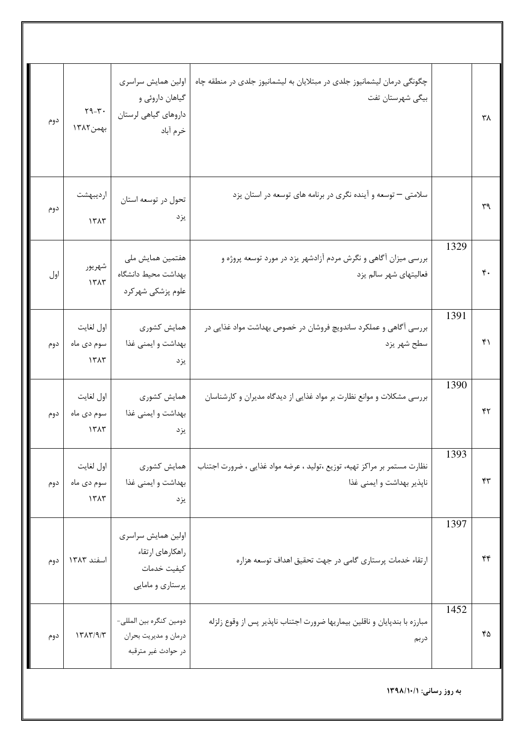| ۳۸ | | چگونگی درمان لیشمانیوز جلدی در مبتلایان به لیشمانیوز جلدی در منطقه چاه بیگی شهرستان تفت | اولین همایش سراسری گیاهان داروئی و داروهای گیاهی لرستان خرم آباد | ۳۰-۲۹ بهمن۱۳۸۲ | دوم |
|---|---|---|---|---|---|
| ۳۹ | | سلامتی – توسعه و آینده نگری در برنامه های توسعه در استان یزد | تحول در توسعه استان یزد | اردیبهشت ۱۳۸۳ | دوم |
| ۴۰ | 1329 | بررسی میزان آگاهی و نگرش مردم آزادشهر یزد در مورد توسعه پروژه و فعالیتهای شهر سالم یزد | هفتمین همایش ملی بهداشت محیط دانشگاه علوم پزشکی شهرکرد | شهریور ۱۳۸۳ | اول |
| ۴۱ | 1391 | بررسی آگاهی و عملکرد ساندویچ فروشان در خصوص بهداشت مواد غذایی در سطح شهر یزد | همایش کشوری بهداشت و ایمنی غذا یزد | اول لغایت سوم دی ماه ۱۳۸۳ | دوم |
| ۴۲ | 1390 | بررسی مشکلات و موانع نظارت بر مواد غذایی از دیدگاه مدیران و کارشناسان | همایش کشوری بهداشت و ایمنی غذا یزد | اول لغایت سوم دی ماه ۱۳۸۳ | دوم |
| ۴۳ | 1393 | نظارت مستمر بر مراکز تهیه، توزیع ،تولید ، عرضه مواد غذایی ، ضرورت اجتناب ناپذیر بهداشت و ایمنی غذا | همایش کشوری بهداشت و ایمنی غذا یزد | اول لغایت سوم دی ماه ۱۳۸۳ | دوم |
| ۴۴ | 1397 | ارتقاء خدمات پرستاری گامی در جهت تحقیق اهداف توسعه هزاره | اولین همایش سراسری راهکارهای ارتقاء کیفیت خدمات پرستاری و مامایی | اسفند ۱۳۸۳ | دوم |
| ۴۵ | 1452 | مبارزه با بندپایان و ناقلین بیماریها ضرورت اجتناب ناپذیر پس از وقوع زلزله دربم | دومین کنگره بین المللی-درمان و مدیریت بحران در حوادث غیر مترقبه | ۱۳۸۳/۹/۳ | دوم |

**به روز رسانی: ۱۳۹۸/۱۰/۱**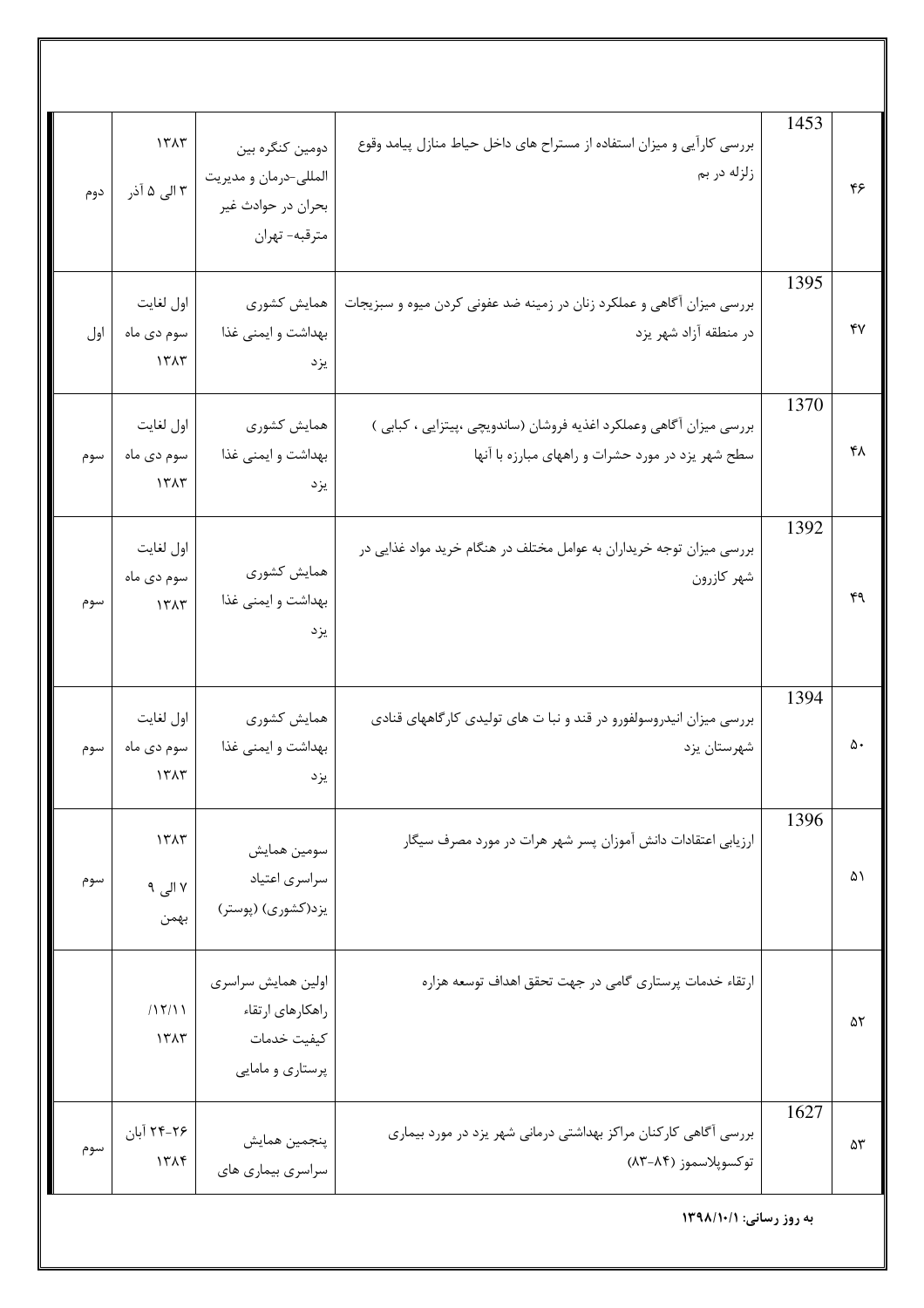| ۴۶ | 1453 | بررسی کارآیی و میزان استفاده از مستراح های داخل حیاط منازل پیامد وقوع زلزله در بم | دومین کنگره بین المللی-درمان و مدیریت بحران در حوادث غیر مترقبه- تهران | ۱۳۸۳ ۳ الی ۵ آذر | دوم |
|---|---|---|---|---|---|
| ۴۷ | 1395 | بررسی میزان آگاهی و عملکرد زنان در زمینه ضد عفونی کردن میوه و سبزیجات در منطقه آزاد شهر یزد | همایش کشوری بهداشت و ایمنی غذا یزد | اول لغایت سوم دی ماه ۱۳۸۳ | اول |
| ۴۸ | 1370 | بررسی میزان آگاهی وعملکرد اغذیه فروشان (ساندویچی ،پیتزایی ، کبابی ) سطح شهر یزد در مورد حشرات و راههای مبارزه با آنها | همایش کشوری بهداشت و ایمنی غذا یزد | اول لغایت سوم دی ماه ۱۳۸۳ | سوم |
| ۴۹ | 1392 | بررسی میزان توجه خریداران به عوامل مختلف در هنگام خرید مواد غذایی در شهر کازرون | همایش کشوری بهداشت و ایمنی غذا یزد | اول لغایت سوم دی ماه ۱۳۸۳ | سوم |
| ۵۰ | 1394 | بررسی میزان انیدروسولفورو در قند و نبا ت های تولیدی کارگاههای قنادی شهرستان یزد | همایش کشوری بهداشت و ایمنی غذا یزد | اول لغایت سوم دی ماه ۱۳۸۳ | سوم |
| ۵۱ | 1396 | ارزیابی اعتقادات دانش آموزان پسر شهر هرات در مورد مصرف سیگار | سومین همایش سراسری اعتیاد یزد(کشوری) (پوستر) | ۱۳۸۳ ۷ الی ۹ بهمن | سوم |
| ۵۲ | | ارتقاء خدمات پرستاری گامی در جهت تحقق اهداف توسعه هزاره | اولین همایش سراسری راهکارهای ارتقاء کیفیت خدمات پرستاری و مامایی | /۱۲/۱۱ ۱۳۸۳ | |
| ۵۳ | 1627 | بررسی آگاهی کارکنان مراکز بهداشتی درمانی شهر یزد در مورد بیماری توکسوپلاسموز (۸۴-۸۳) | پنجمین همایش سراسری بیماری های | ۲۶-۲۴ آبان ۱۳۸۴ | سوم |

**به روز رسانی: ۱۳۹۸/۱۰/۱**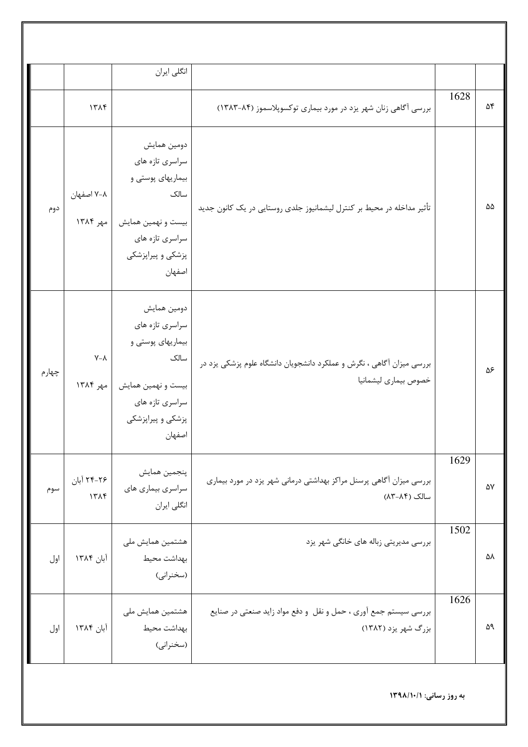| | | | | | |
|---|---|---|---|---|---|
| | | | انگلی ایران | | |
| ۵۴ | 1628 | بررسی آگاهی زنان شهر یزد در مورد بیماری توکسوپلاسموز (۸۴-۱۳۸۳) | | ۱۳۸۴ | |
| ۵۵ | | تأثیر مداخله در محیط بر کنترل لیشمانیوز جلدی روستایی در یک کانون جدید | دومین همایش سراسری تازه های بیماریهای پوستی و سالک<br>بیست و نهمین همایش سراسری تازه های پزشکی و پیراپزشکی اصفهان | ۸-۷ اصفهان مهر ۱۳۸۴ | دوم |
| ۵۶ | | بررسی میزان آگاهی ، نگرش و عملکرد دانشجویان دانشگاه علوم پزشکی یزد در خصوص بیماری لیشمانیا | دومین همایش سراسری تازه های بیماریهای پوستی و سالک<br>بیست و نهمین همایش سراسری تازه های پزشکی و پیراپزشکی اصفهان | ۸-۷ مهر ۱۳۸۴ | چهارم |
| ۵۷ | 1629 | بررسی میزان آگاهی پرسنل مراکز بهداشتی درمانی شهر یزد در مورد بیماری سالک (۸۴-۸۳) | پنجمین همایش سراسری بیماری های انگلی ایران | ۲۶-۲۴ آبان ۱۳۸۴ | سوم |
| ۵۸ | 1502 | بررسی مدیریتی زباله های خانگی شهر یزد | هشتمین همایش ملی بهداشت محیط (سخنرانی) | آبان ۱۳۸۴ | اول |
| ۵۹ | 1626 | بررسی سیستم جمع آوری ، حمل و نقل و دفع مواد زاید صنعتی در صنایع بزرگ شهر یزد (۱۳۸۲) | هشتمین همایش ملی بهداشت محیط (سخنرانی) | آبان ۱۳۸۴ | اول |

**به روز رسانی: ۱۳۹۸/۱۰/۱**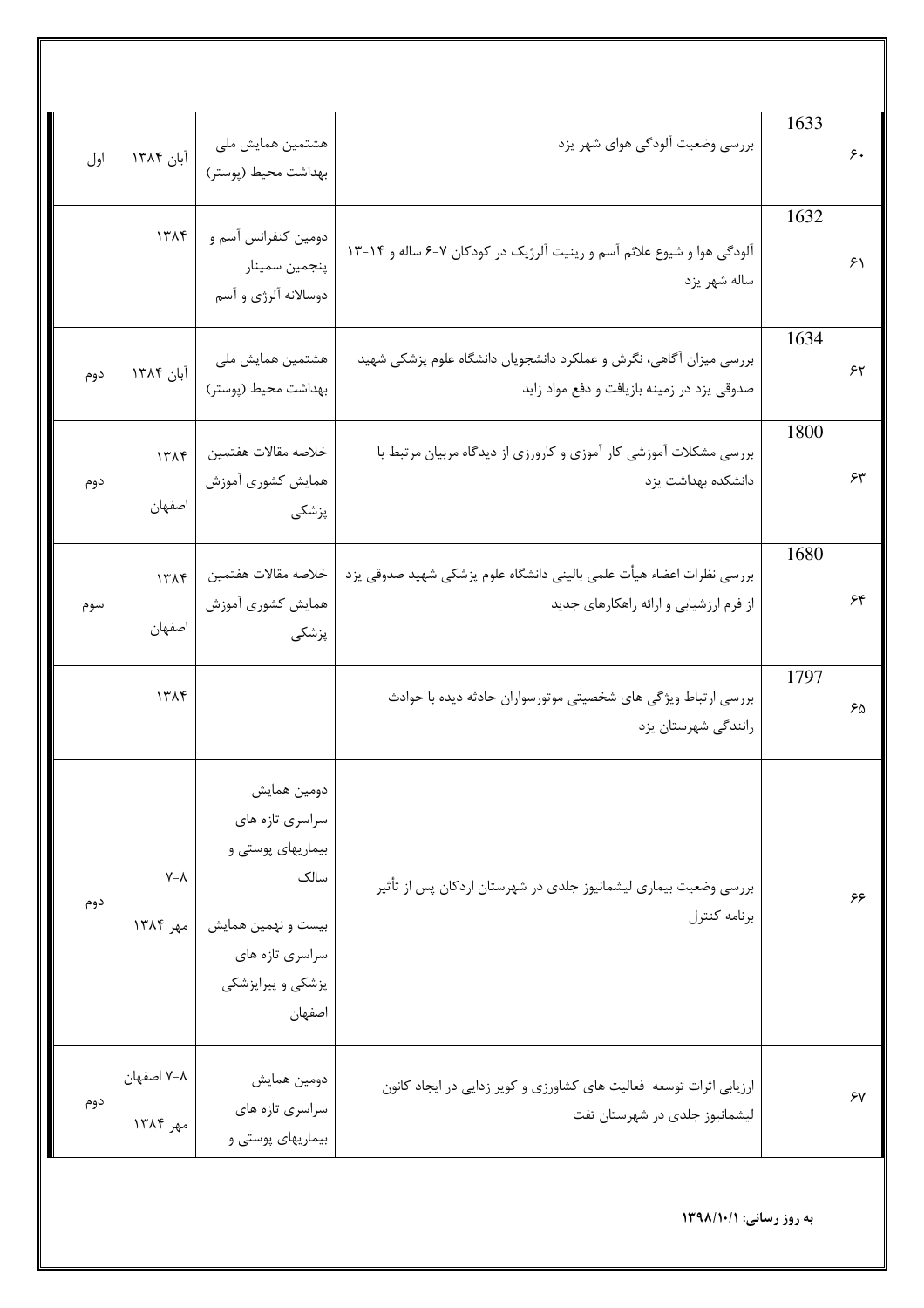| ۶۰ | 1633 | بررسی وضعیت آلودگی هوای شهر یزد | هشتمین همایش ملی بهداشت محیط (پوستر) | آبان ۱۳۸۴ | اول |
|---|---|---|---|---|---|
| ۶۱ | 1632 | آلودگی هوا و شیوع علائم آسم و رینیت آلرژیک در کودکان ۷-۶ ساله و ۱۴-۱۳ ساله شهر یزد | دومین کنفرانس آسم و پنجمین سمینار دوسالانه آلرژی و آسم | ۱۳۸۴ | |
| ۶۲ | 1634 | بررسی میزان آگاهی، نگرش و عملکرد دانشجویان دانشگاه علوم پزشکی شهید صدوقی یزد در زمینه بازیافت و دفع مواد زاید | هشتمین همایش ملی بهداشت محیط (پوستر) | آبان ۱۳۸۴ | دوم |
| ۶۳ | 1800 | بررسی مشکلات آموزشی کار آموزی و کارورزی از دیدگاه مربیان مرتبط با دانشکده بهداشت یزد | خلاصه مقالات هفتمین همایش کشوری آموزش پزشکی | ۱۳۸۴ اصفهان | دوم |
| ۶۴ | 1680 | بررسی نظرات اعضاء هیأت علمی بالینی دانشگاه علوم پزشکی شهید صدوقی یزد از فرم ارزشیابی و ارائه راهکارهای جدید | خلاصه مقالات هفتمین همایش کشوری آموزش پزشکی | ۱۳۸۴ اصفهان | سوم |
| ۶۵ | 1797 | بررسی ارتباط ویژگی های شخصیتی موتورسواران حادثه دیده با حوادث رانندگی شهرستان یزد | | ۱۳۸۴ | |
| ۶۶ | | بررسی وضعیت بیماری لیشمانیوز جلدی در شهرستان اردکان پس از تأثیر برنامه کنترل | دومین همایش سراسری تازه های بیماریهای پوستی و سالک بیست و نهمین همایش سراسری تازه های پزشکی و پیراپزشکی اصفهان | ۸-۷ مهر ۱۳۸۴ | دوم |
| ۶۷ | | ارزیابی اثرات توسعه فعالیت های کشاورزی و کویر زدایی در ایجاد کانون لیشمانیوز جلدی در شهرستان تفت | دومین همایش سراسری تازه های بیماریهای پوستی و | ۸-۷ اصفهان مهر ۱۳۸۴ | دوم |

**به روز رسانی: ۱۳۹۸/۱۰/۱**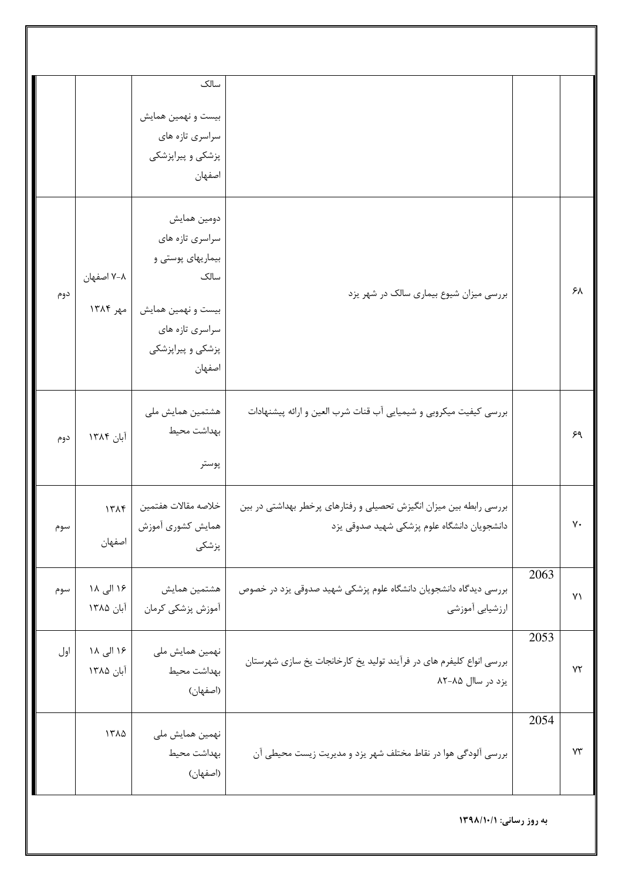| | | | | | |
|---|---|---|---|---|---|
| | | | سالک<br>بیست و نهمین همایش سراسری تازه های پزشکی و پیراپزشکی اصفهان | | |
| ۶۸ | | بررسی میزان شیوع بیماری سالک در شهر یزد | دومین همایش سراسری تازه های بیماریهای پوستی و سالک<br>بیست و نهمین همایش سراسری تازه های پزشکی و پیراپزشکی اصفهان | ۸-۷ اصفهان مهر ۱۳۸۴ | دوم |
| ۶۹ | | بررسی کیفیت میکروبی و شیمیایی آب قنات شرب العین و ارائه پیشنهادات | هشتمین همایش ملی بهداشت محیط<br>پوستر | آبان ۱۳۸۴ | دوم |
| ۷۰ | | بررسی رابطه بین میزان انگیزش تحصیلی و رفتارهای پرخطر بهداشتی در بین دانشجویان دانشگاه علوم پزشکی شهید صدوقی یزد | خلاصه مقالات هفتمین همایش کشوری آموزش پزشکی | ۱۳۸۴ اصفهان | سوم |
| ۷۱ | 2063 | بررسی دیدگاه دانشجویان دانشگاه علوم پزشکی شهید صدوقی یزد در خصوص ارزشیابی آموزشی | هشتمین همایش آموزش پزشکی کرمان | ۱۶ الی ۱۸ آبان ۱۳۸۵ | سوم |
| ۷۲ | 2053 | بررسی انواع کلیفرم های در فرآیند تولید یخ کارخانجات یخ سازی شهرستان یزد در سال ۸۵-۸۲ | نهمین همایش ملی بهداشت محیط (اصفهان) | ۱۶ الی ۱۸ آبان ۱۳۸۵ | اول |
| ۷۳ | 2054 | بررسی آلودگی هوا در نقاط مختلف شهر یزد و مدیریت زیست محیطی آن | نهمین همایش ملی بهداشت محیط (اصفهان) | ۱۳۸۵ | |

**به روز رسانی: ۱۳۹۸/۱۰/۱**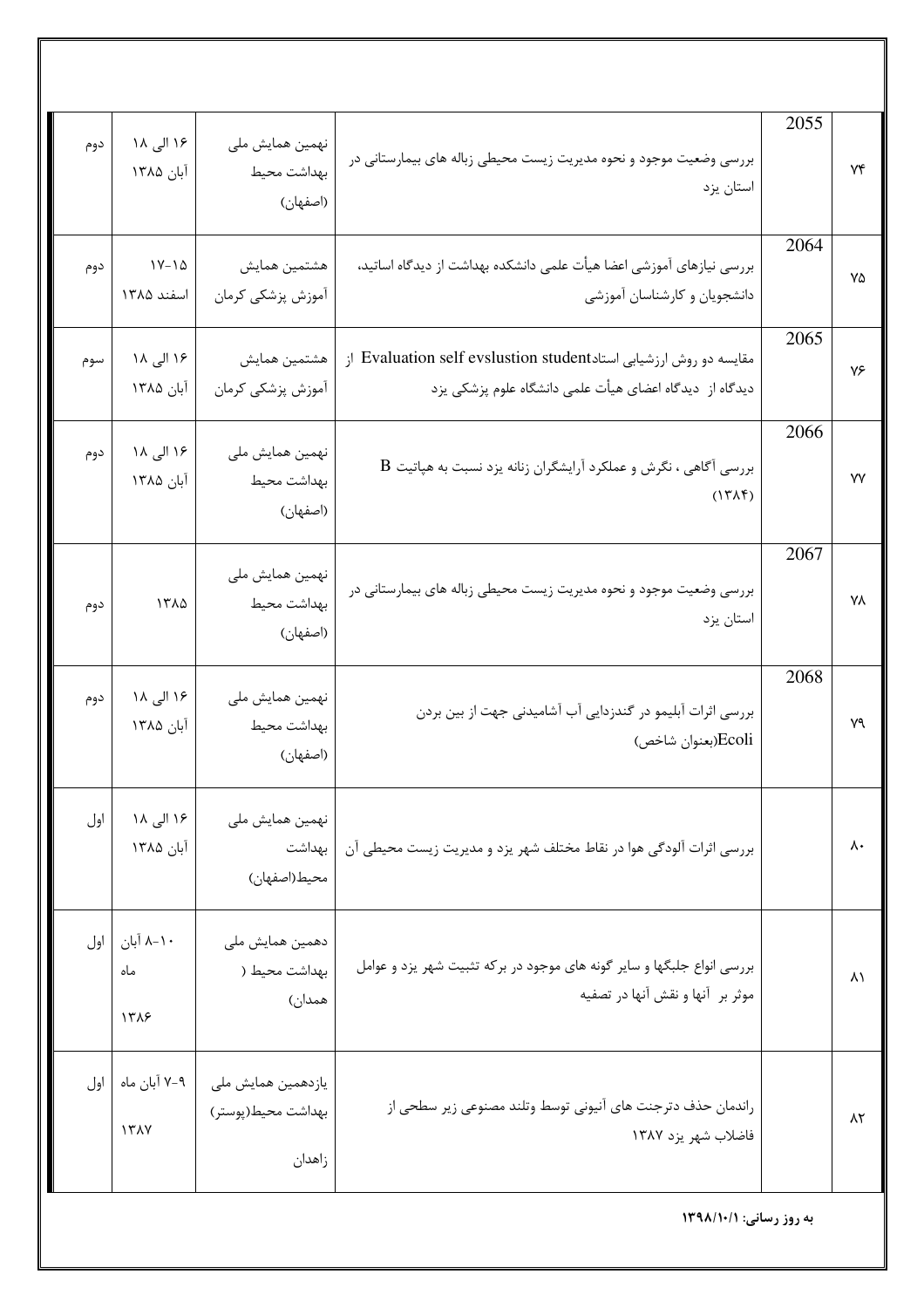| ۷۴ | 2055 | بررسی وضعیت موجود و نحوه مدیریت زیست محیطی زباله های بیمارستانی در استان یزد | نهمین همایش ملی بهداشت محیط (اصفهان) | ۱۶ الی ۱۸ آبان ۱۳۸۵ | دوم |
|---|---|---|---|---|---|
| ۷۵ | 2064 | بررسی نیازهای آموزشی اعضا هیأت علمی دانشکده بهداشت از دیدگاه اساتید، دانشجویان و کارشناسان آموزشی | هشتمین همایش آموزش پزشکی کرمان | ۱۵-۱۷ اسفند ۱۳۸۵ | دوم |
| ۷۶ | 2065 | مقایسه دو روش ارزشیابی استادEvaluation self evslustion student از دیدگاه از دیدگاه اعضای هیأت علمی دانشگاه علوم پزشکی یزد | هشتمین همایش آموزش پزشکی کرمان | ۱۶ الی ۱۸ آبان ۱۳۸۵ | سوم |
| ۷۷ | 2066 | بررسی آگاهی ، نگرش و عملکرد آرایشگران زنانه یزد نسبت به هپاتیت B (۱۳۸۴) | نهمین همایش ملی بهداشت محیط (اصفهان) | ۱۶ الی ۱۸ آبان ۱۳۸۵ | دوم |
| ۷۸ | 2067 | بررسی وضعیت موجود و نحوه مدیریت زیست محیطی زباله های بیمارستانی در استان یزد | نهمین همایش ملی بهداشت محیط (اصفهان) | ۱۳۸۵ | دوم |
| ۷۹ | 2068 | بررسی اثرات آبلیمو در گندزدایی آب آشامیدنی جهت از بین بردن Ecoli(بعنوان شاخص) | نهمین همایش ملی بهداشت محیط (اصفهان) | ۱۶ الی ۱۸ آبان ۱۳۸۵ | دوم |
| ۸۰ | | بررسی اثرات آلودگی هوا در نقاط مختلف شهر یزد و مدیریت زیست محیطی آن | نهمین همایش ملی بهداشت محیط(اصفهان) | ۱۶ الی ۱۸ آبان ۱۳۸۵ | اول |
| ۸۱ | | بررسی انواع جلبگها و سایر گونه های موجود در برکه تثبیت شهر یزد و عوامل موثر بر آنها و نقش آنها در تصفیه | دهمین همایش ملی بهداشت محیط ( همدان) | ۸-۱۰ آبان ماه ۱۳۸۶ | اول |
| ۸۲ | | راندمان حذف دترجنت های آنیونی توسط وتلند مصنوعی زیر سطحی از فاضلاب شهر یزد ۱۳۸۷ | یازدهمین همایش ملی بهداشت محیط(پوستر) زاهدان | ۷-۹ آبان ماه ۱۳۸۷ | اول |

**به روز رسانی: ۱۳۹۸/۱۰/۱**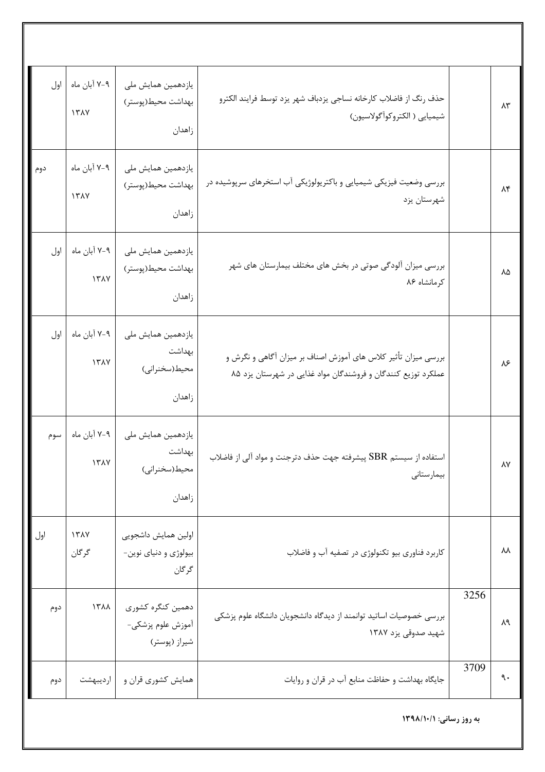| ۸۳ | | حذف رنگ از فاضلاب کارخانه نساجی یزدباف شهر یزد توسط فرایند الکترو شیمیایی ( الکتروکوآگولاسیون) | یازدهمین همایش ملی بهداشت محیط(پوستر) زاهدان | ۹-۷ آبان ماه ۱۳۸۷ | اول |
|---|---|---|---|---|---|
| ۸۴ | | بررسی وضعیت فیزیکی شیمیایی و باکتریولوژیکی آب استخرهای سرپوشیده در شهرستان یزد | یازدهمین همایش ملی بهداشت محیط(پوستر) زاهدان | ۹-۷ آبان ماه ۱۳۸۷ | دوم |
| ۸۵ | | بررسی میزان آلودگی صوتی در بخش های مختلف بیمارستان های شهر کرمانشاه ۸۶ | یازدهمین همایش ملی بهداشت محیط(پوستر) زاهدان | ۹-۷ آبان ماه ۱۳۸۷ | اول |
| ۸۶ | | بررسی میزان تأثیر کلاس های آموزش اصناف بر میزان آگاهی و نگرش و عملکرد توزیع کنندگان و فروشندگان مواد غذایی در شهرستان یزد ۸۵ | یازدهمین همایش ملی بهداشت محیط(سخنرانی) زاهدان | ۹-۷ آبان ماه ۱۳۸۷ | اول |
| ۸۷ | | استفاده از سیستم SBR پیشرفته جهت حذف دترجنت و مواد آلی از فاضلاب بیمارستانی | یازدهمین همایش ملی بهداشت محیط(سخنرانی) زاهدان | ۹-۷ آبان ماه ۱۳۸۷ | سوم |
| ۸۸ | | کاربرد فناوری بیو تکنولوژی در تصفیه آب و فاضلاب | اولین همایش داشجویی بیولوژی و دنیای نوین- گرگان | ۱۳۸۷ گرگان | اول |
| ۸۹ | 3256 | بررسی خصوصیات اساتید توانمند از دیدگاه دانشجویان دانشگاه علوم پزشکی شهید صدوقی یزد ۱۳۸۷ | دهمین کنگره کشوری آموزش علوم پزشکی- شیراز (پوستر) | ۱۳۸۸ | دوم |
| ۹۰ | 3709 | جایگاه بهداشت و حفاظت منابع آب در قران و روایات | همایش کشوری قران و | اردیبهشت | دوم |

**به روز رسانی: ۱۳۹۸/۱۰/۱**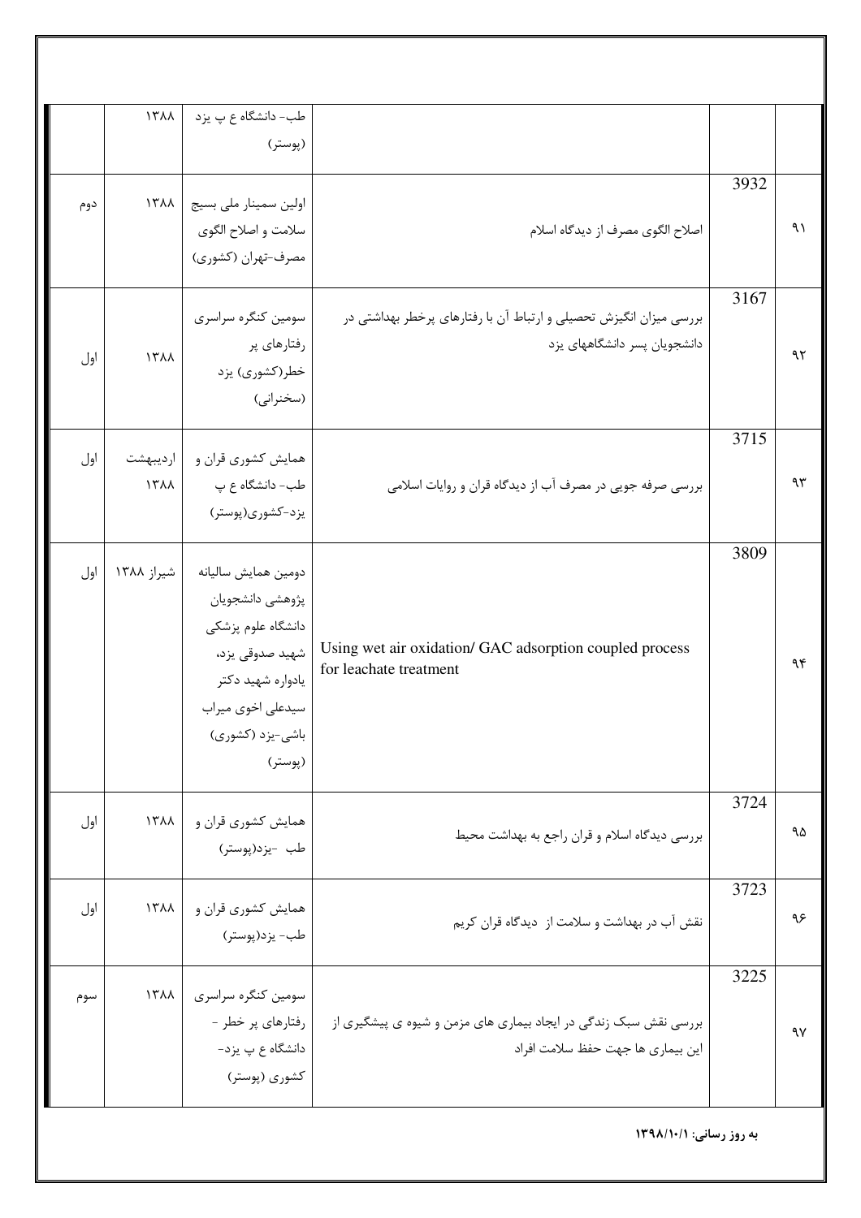| | | | | | |
|---|---|---|---|---|---|
| | | | طب- دانشگاه ع پ یزد (پوستر) | ۱۳۸۸ | |
| ۹۱ | 3932 | اصلاح الگوی مصرف از دیدگاه اسلام | اولین سمینار ملی بسیج سلامت و اصلاح الگوی مصرف-تهران (کشوری) | ۱۳۸۸ | دوم |
| ۹۲ | 3167 | بررسی میزان انگیزش تحصیلی و ارتباط آن با رفتارهای پرخطر بهداشتی در دانشجویان پسر دانشگاههای یزد | سومین کنگره سراسری رفتارهای پر خطر(کشوری) یزد (سخنرانی) | ۱۳۸۸ | اول |
| ۹۳ | 3715 | بررسی صرفه جویی در مصرف آب از دیدگاه قران و روایات اسلامی | همایش کشوری قران و طب- دانشگاه ع پ یزد-کشوری(پوستر) | اردیبهشت ۱۳۸۸ | اول |
| ۹۴ | 3809 | Using wet air oxidation/ GAC adsorption coupled process for leachate treatment | دومین همایش سالیانه پژوهشی دانشجویان دانشگاه علوم پزشکی شهید صدوقی یزد، یادواره شهید دکتر سیدعلی اخوی میراب باشی-یزد (کشوری) (پوستر) | شیراز ۱۳۸۸ | اول |
| ۹۵ | 3724 | بررسی دیدگاه اسلام و قران راجع به بهداشت محیط | همایش کشوری قران و طب -یزد(پوستر) | ۱۳۸۸ | اول |
| ۹۶ | 3723 | نقش آب در بهداشت و سلامت از دیدگاه قران کریم | همایش کشوری قران و طب- یزد(پوستر) | ۱۳۸۸ | اول |
| ۹۷ | 3225 | بررسی نقش سبک زندگی در ایجاد بیماری های مزمن و شیوه ی پیشگیری از این بیماری ها جهت حفظ سلامت افراد | سومین کنگره سراسری رفتارهای پر خطر - دانشگاه ع پ یزد- کشوری (پوستر) | ۱۳۸۸ | سوم |

**به روز رسانی: ۱۳۹۸/۱۰/۱**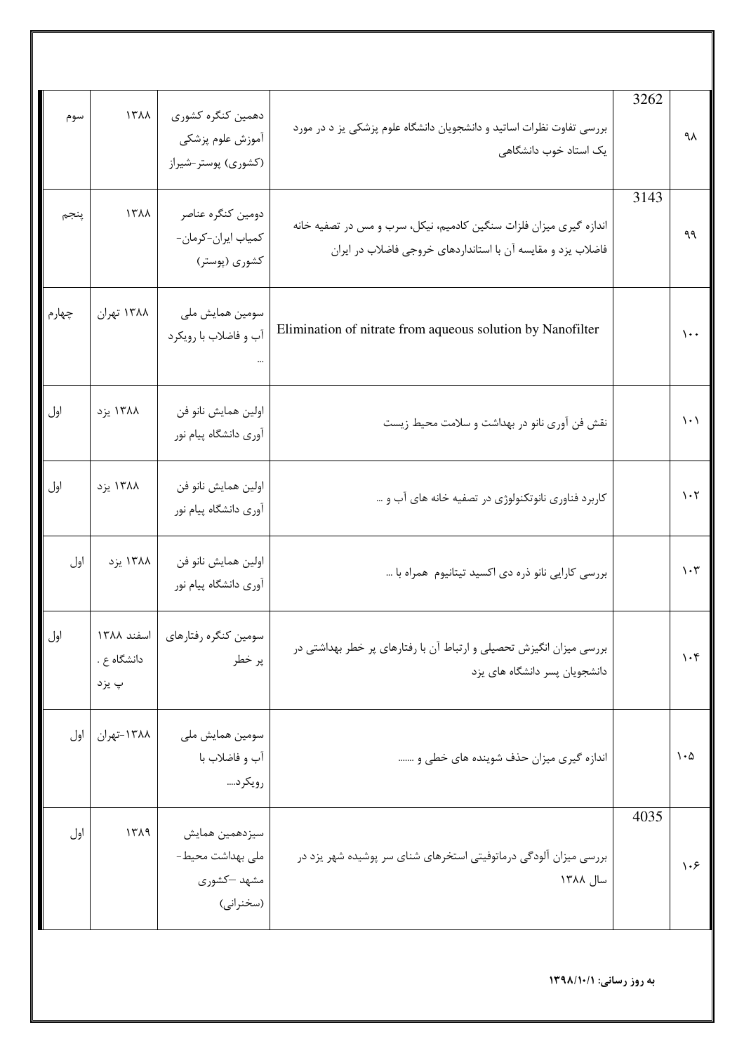| ردیف | | عنوان | محل ارائه | سال | رتبه نویسنده |
|---|---|---|---|---|---|
| ۹۸ | 3262 | بررسی تفاوت نظرات اساتید و دانشجویان دانشگاه علوم پزشکی یز د در مورد یک استاد خوب دانشگاهی | دهمین کنگره کشوری آموزش علوم پزشکی (کشوری) پوستر-شیراز | ۱۳۸۸ | سوم |
| ۹۹ | 3143 | اندازه گیری میزان فلزات سنگین کادمیم، نیکل، سرب و مس در تصفیه خانه فاضلاب یزد و مقایسه آن با استانداردهای خروجی فاضلاب در ایران | دومین کنگره عناصر کمیاب ایران-کرمان- کشوری (پوستر) | ۱۳۸۸ | پنجم |
| ۱۰۰ | | Elimination of nitrate from aqueous solution by Nanofilter | سومین همایش ملی آب و فاضلاب با رویکرد ... | ۱۳۸۸ تهران | چهارم |
| ۱۰۱ | | نقش فن آوری نانو در بهداشت و سلامت محیط زیست | اولین همایش نانو فن آوری دانشگاه پیام نور | ۱۳۸۸ یزد | اول |
| ۱۰۲ | | کاربرد فناوری نانوتکنولوژی در تصفیه خانه های آب و ... | اولین همایش نانو فن آوری دانشگاه پیام نور | ۱۳۸۸ یزد | اول |
| ۱۰۳ | | بررسی کارایی نانو ذره دی اکسید تیتانیوم همراه با ... | اولین همایش نانو فن آوری دانشگاه پیام نور | ۱۳۸۸ یزد | اول |
| ۱۰۴ | | بررسی میزان انگیزش تحصیلی و ارتباط آن با رفتارهای پر خطر بهداشتی در دانشجویان پسر دانشگاه های یزد | سومین کنگره رفتارهای پر خطر | اسفند ۱۳۸۸ دانشگاه ع . پ یزد | اول |
| ۱۰۵ | | اندازه گیری میزان حذف شوینده های خطی و ....... | سومین همایش ملی آب و فاضلاب با رویکرد.... | ۱۳۸۸-تهران | اول |
| ۱۰۶ | 4035 | بررسی میزان آلودگی درماتوفیتی استخرهای شنای سر پوشیده شهر یزد در سال ۱۳۸۸ | سیزدهمین همایش ملی بهداشت محیط- مشهد –کشوری (سخنرانی) | ۱۳۸۹ | اول |

**به روز رسانی: ۱۳۹۸/۱۰/۱**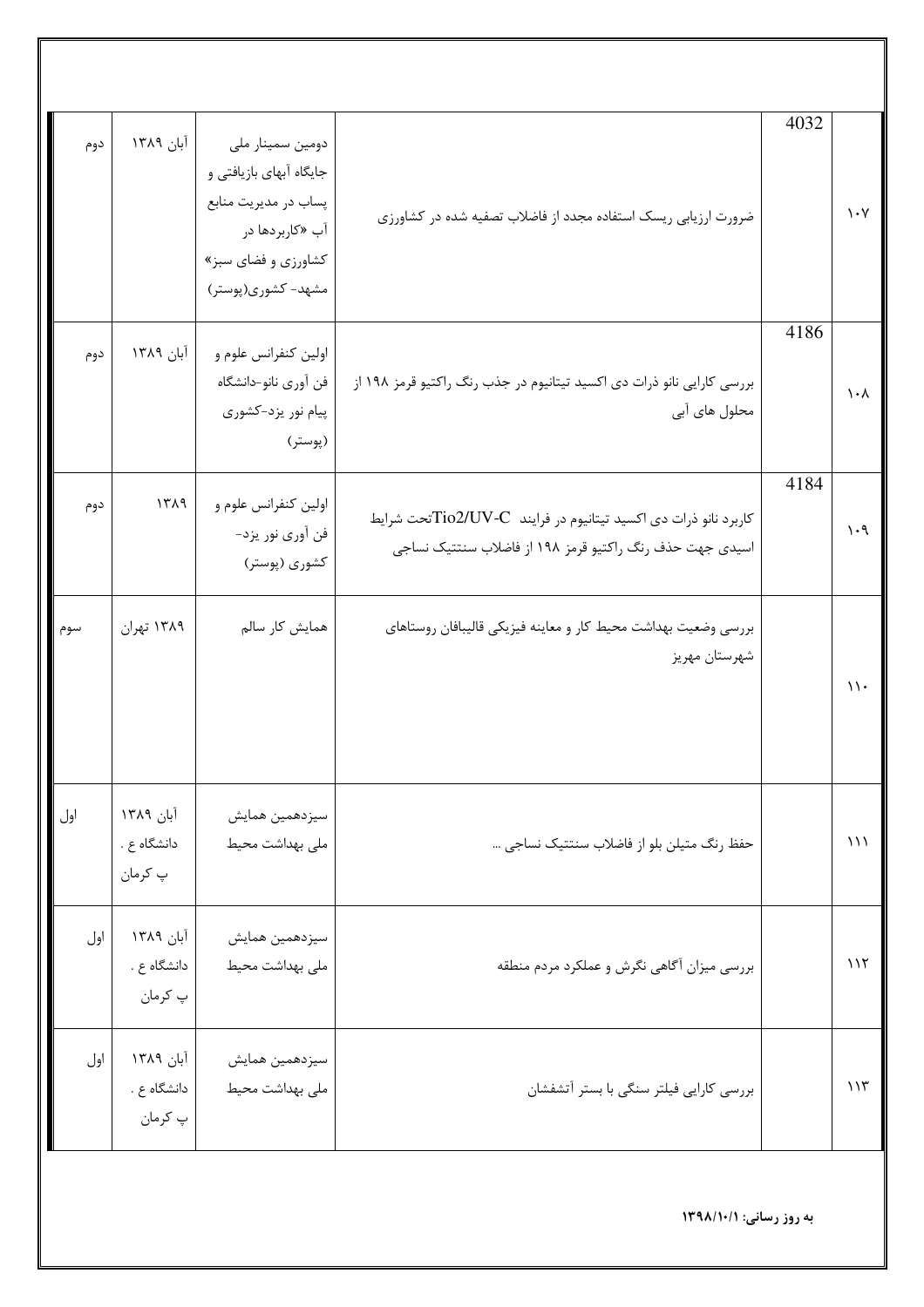| ۱۰۷ | 4032 | ضرورت ارزیابی ریسک استفاده مجدد از فاضلاب تصفیه شده در کشاورزی | دومین سمینار ملی جایگاه آبهای بازیافتی و پساب در مدیریت منابع آب «کاربردها در کشاورزی و فضای سبز» مشهد- کشوری(پوستر) | آبان ۱۳۸۹ | دوم |
|---|---|---|---|---|---|
| ۱۰۸ | 4186 | بررسی کارایی نانو ذرات دی اکسید تیتانیوم در جذب رنگ راکتیو قرمز ۱۹۸ از محلول های آبی | اولین کنفرانس علوم و فن آوری نانو-دانشگاه پیام نور یزد-کشوری (پوستر) | آبان ۱۳۸۹ | دوم |
| ۱۰۹ | 4184 | کاربرد نانو ذرات دی اکسید تیتانیوم در فرایند Tio2/UV-C تحت شرایط اسیدی جهت حذف رنگ راکتیو قرمز ۱۹۸ از فاضلاب سنتتیک نساجی | اولین کنفرانس علوم و فن آوری نانو یزد- کشوری (پوستر) | ۱۳۸۹ | دوم |
| ۱۱۰ | | بررسی وضعیت بهداشت محیط کار و معاینه فیزیکی قالیبافان روستاهای شهرستان مهریز | همایش کار سالم | ۱۳۸۹ تهران | سوم |
| ۱۱۱ | | حفظ رنگ متیلن بلو از فاضلاب سنتتیک نساجی ... | سیزدهمین همایش ملی بهداشت محیط | آبان ۱۳۸۹ دانشگاه ع . پ کرمان | اول |
| ۱۱۲ | | بررسی میزان آگاهی نگرش و عملکرد مردم منطقه | سیزدهمین همایش ملی بهداشت محیط | آبان ۱۳۸۹ دانشگاه ع . پ کرمان | اول |
| ۱۱۳ | | بررسی کارایی فیلتر سنگی با بستر آتشفشان | سیزدهمین همایش ملی بهداشت محیط | آبان ۱۳۸۹ دانشگاه ع . پ کرمان | اول |

**به روز رسانی: ۱۳۹۸/۱۰/۱**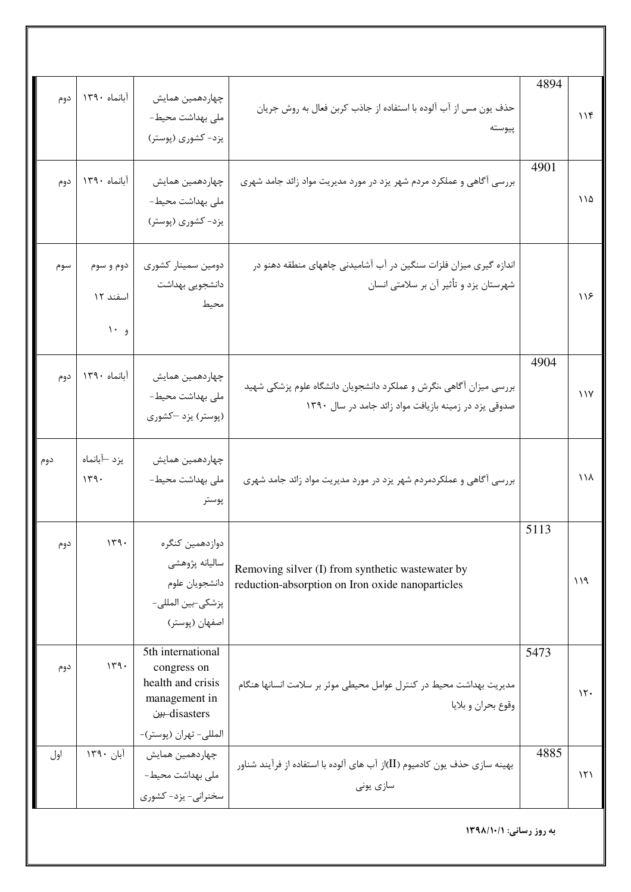| ۱۱۴ | 4894 | حذف یون مس از آب آلوده با استفاده از جاذب کربن فعال به روش جریان پیوسته | چهاردهمین همایش ملی بهداشت محیط- یزد- کشوری (پوستر) | آبانماه ۱۳۹۰ | دوم |
|---|---|---|---|---|---|
| ۱۱۵ | 4901 | بررسی آگاهی و عملکرد مردم شهر یزد در مورد مدیریت مواد زائد جامد شهری | چهاردهمین همایش ملی بهداشت محیط- یزد- کشوری (پوستر) | آبانماه ۱۳۹۰ | دوم |
| ۱۱۶ | | اندازه گیری میزان فلزات سنگین در آب آشامیدنی چاههای منطقه دهنو در شهرستان یزد و تأثیر آن بر سلامتی انسان | دومین سمینار کشوری دانشجویی بهداشت محیط | دوم و سوم اسفند ۱۲ و ۱۰ | سوم |
| ۱۱۷ | 4904 | بررسی میزان آگاهی ،نگرش و عملکرد دانشجویان دانشگاه علوم پزشکی شهید صدوقی یزد در زمینه بازیافت مواد زائد جامد در سال ۱۳۹۰ | چهاردهمین همایش ملی بهداشت محیط- (پوستر) یزد –کشوری | آبانماه ۱۳۹۰ | دوم |
| ۱۱۸ | | بررسی آگاهی و عملکردمردم شهر یزد در مورد مدیریت مواد زائد جامد شهری | چهاردهمین همایش ملی بهداشت محیط- پوستر | یزد –آبانماه ۱۳۹۰ | دوم |
| ۱۱۹ | 5113 | Removing silver (I) from synthetic wastewater by reduction-absorption on Iron oxide nanoparticles | دوازدهمین کنگره سالیانه پژوهشی دانشجویان علوم پزشکی-بین المللی- اصفهان (پوستر) | ۱۳۹۰ | دوم |
| ۱۲۰ | 5473 | مدیریت بهداشت محیط در کنترل عوامل محیطی موثر بر سلامت انسانها هنگام وقوع بحران و بلایا | 5th international congress on health and crisis management in disasters-بین المللی- تهران (پوستر)- | ۱۳۹۰ | دوم |
| ۱۲۱ | 4885 | بهینه سازی حذف یون کادمیوم (II)از آب های آلوده با استفاده از فرآیند شناور سازی یونی | چهاردهمین همایش ملی بهداشت محیط- سخنرانی- یزد- کشوری | آبان ۱۳۹۰ | اول |

**به روز رسانی: ۱۳۹۸/۱۰/۱**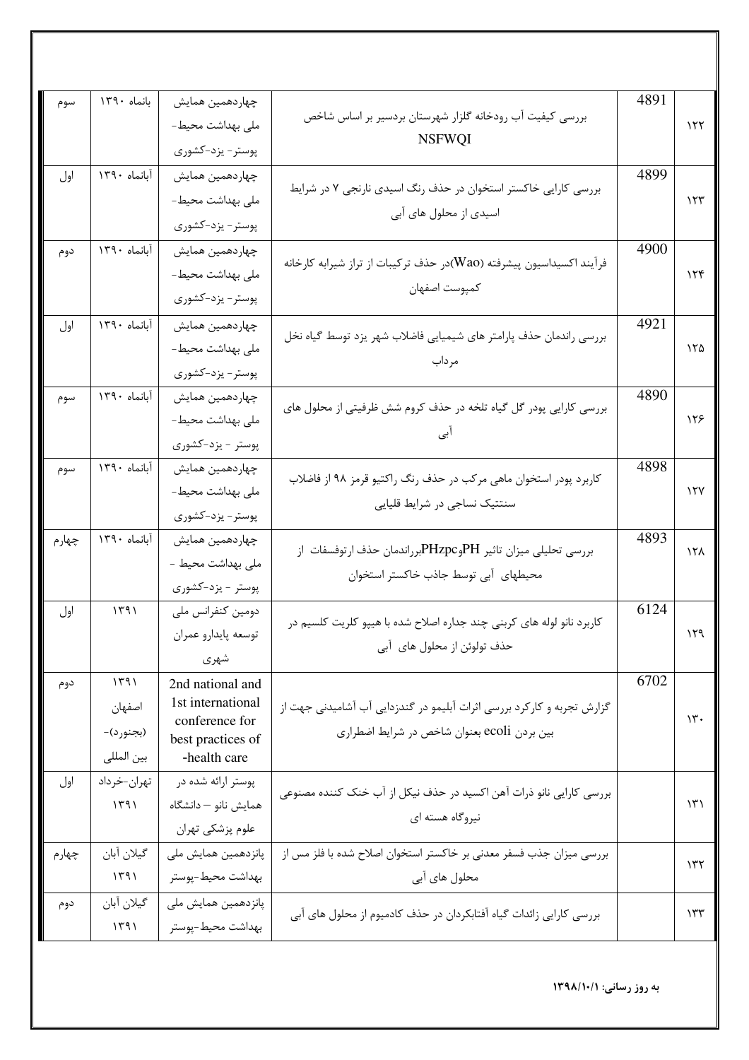| | | | | | |
|---|---|---|---|---|---|
| ۱۲۲ | 4891 | بررسی کیفیت آب رودخانه گلزار شهرستان بردسیر بر اساس شاخص NSFWQI | چهاردهمین همایش ملی بهداشت محیط-پوستر- یزد-کشوری | بانماه ۱۳۹۰ | سوم |
| ۱۲۳ | 4899 | بررسی کارایی خاکستر استخوان در حذف رنگ اسیدی نارنجی ۷ در شرایط اسیدی از محلول های آبی | چهاردهمین همایش ملی بهداشت محیط-پوستر- یزد-کشوری | آبانماه ۱۳۹۰ | اول |
| ۱۲۴ | 4900 | فرآیند اکسیداسیون پیشرفته (Wao)در حذف ترکیبات از تراز شیرابه کارخانه کمپوست اصفهان | چهاردهمین همایش ملی بهداشت محیط-پوستر- یزد-کشوری | آبانماه ۱۳۹۰ | دوم |
| ۱۲۵ | 4921 | بررسی راندمان حذف پارامتر های شیمیایی فاضلاب شهر یزد توسط گیاه نخل مرداب | چهاردهمین همایش ملی بهداشت محیط-پوستر- یزد-کشوری | آبانماه ۱۳۹۰ | اول |
| ۱۲۶ | 4890 | بررسی کارایی پودر گل گیاه تلخه در حذف کروم شش ظرفیتی از محلول های آبی | چهاردهمین همایش ملی بهداشت محیط-پوستر - یزد-کشوری | آبانماه ۱۳۹۰ | سوم |
| ۱۲۷ | 4898 | کاربرد پودر استخوان ماهی مرکب در حذف رنگ راکتیو قرمز ۹۸ از فاضلاب سنتتیک نساجی در شرایط قلیایی | چهاردهمین همایش ملی بهداشت محیط-پوستر- یزد-کشوری | آبانماه ۱۳۹۰ | سوم |
| ۱۲۸ | 4893 | بررسی تحلیلی میزان تاثیر PHوPHzpcبرراندمان حذف ارتوفسفات از محیطهای آبی توسط جاذب خاکستر استخوان | چهاردهمین همایش ملی بهداشت محیط - پوستر - یزد-کشوری | آبانماه ۱۳۹۰ | چهارم |
| ۱۲۹ | 6124 | کاربرد نانو لوله های کربنی چند جداره اصلاح شده با هیپو کلریت کلسیم در حذف تولوئن از محلول های آبی | دومین کنفرانس ملی توسعه پایدارو عمران شهری | ۱۳۹۱ | اول |
| ۱۳۰ | 6702 | گزارش تجربه و کارکرد بررسی اثرات آبلیمو در گندزدایی آب آشامیدنی جهت از بین بردن ecoli بعنوان شاخص در شرایط اضطراری | 2nd national and 1st international conference for best practices of health care- | ۱۳۹۱ اصفهان (بجنورد)- بین المللی | دوم |
| ۱۳۱ | | بررسی کارایی نانو ذرات آهن اکسید در حذف نیکل از آب خنک کننده مصنوعی نیروگاه هسته ای | پوستر ارائه شده در همایش نانو – دانشگاه علوم پزشکی تهران | تهران-خرداد ۱۳۹۱ | اول |
| ۱۳۲ | | بررسی میزان جذب فسفر معدنی بر خاکستر استخوان اصلاح شده با فلز مس از محلول های آبی | پانزدهمین همایش ملی بهداشت محیط-پوستر | گیلان آبان ۱۳۹۱ | چهارم |
| ۱۳۳ | | بررسی کارایی زائدات گیاه آفتابکردان در حذف کادمیوم از محلول های آبی | پانزدهمین همایش ملی بهداشت محیط-پوستر | گیلان آبان ۱۳۹۱ | دوم |

**به روز رسانی: ۱۳۹۸/۱۰/۱**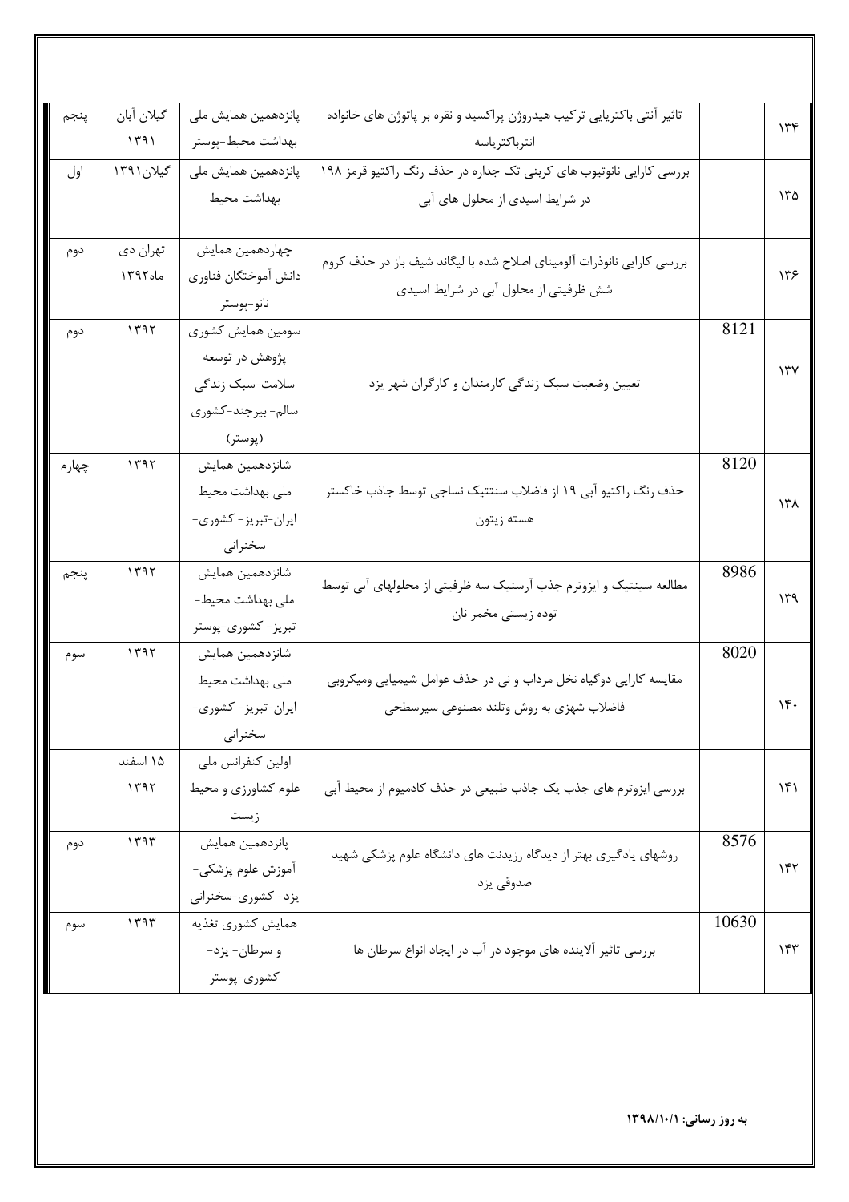| | | | | | |
|---|---|---|---|---|---|
| ۱۳۴ | | تاثیر آنتی باکتریایی ترکیب هیدروژن پراکسید و نقره بر پاتوژن های خانواده انتراباکتریاسه | پانزدهمین همایش ملی بهداشت محیط-پوستر | گیلان آبان ۱۳۹۱ | پنجم |
| ۱۳۵ | | بررسی کارایی نانوتیوب های کربنی تک جداره در حذف رنگ راکتیو قرمز ۱۹۸ در شرایط اسیدی از محلول های آبی | پانزدهمین همایش ملی بهداشت محیط | گیلان۱۳۹۱ | اول |
| ۱۳۶ | | بررسی کارایی نانوذرات آلومینای اصلاح شده با لیگاند شیف باز در حذف کروم شش ظرفیتی از محلول آبی در شرایط اسیدی | چهاردهمین همایش دانش آموختگان فناوری نانو-پوستر | تهران دی ماه۱۳۹۲ | دوم |
| ۱۳۷ | 8121 | تعیین وضعیت سبک زندگی کارمندان و کارگران شهر یزد | سومین همایش کشوری پژوهش در توسعه سلامت-سبک زندگی سالم- بیرجند-کشوری (پوستر) | ۱۳۹۲ | دوم |
| ۱۳۸ | 8120 | حذف رنگ راکتیو آبی ۱۹ از فاضلاب سنتتیک نساجی توسط جاذب خاکستر هسته زیتون | شانزدهمین همایش ملی بهداشت محیط ایران-تبریز- کشوری-سخنرانی | ۱۳۹۲ | چهارم |
| ۱۳۹ | 8986 | مطالعه سینتیک و ایزوترم جذب آرسنیک سه ظرفیتی از محلولهای آبی توسط توده زیستی مخمر نان | شانزدهمین همایش ملی بهداشت محیط-تبریز- کشوری-پوستر | ۱۳۹۲ | پنجم |
| ۱۴۰ | 8020 | مقایسه کارایی دوگیاه نخل مرداب و نی در حذف عوامل شیمیایی ومیکروبی فاضلاب شهری به روش وتلند مصنوعی سیرسطحی | شانزدهمین همایش ملی بهداشت محیط ایران-تبریز- کشوری-سخنرانی | ۱۳۹۲ | سوم |
| ۱۴۱ | | بررسی ایزوترم های جذب یک جاذب طبیعی در حذف کادمیوم از محیط آبی | اولین کنفرانس ملی علوم کشاورزی و محیط زیست | ۱۵ اسفند ۱۳۹۲ | |
| ۱۴۲ | 8576 | روشهای یادگیری بهتر از دیدگاه رزیدنت های دانشگاه علوم پزشکی شهید صدوقی یزد | پانزدهمین همایش آموزش علوم پزشکی-یزد- کشوری-سخنرانی | ۱۳۹۳ | دوم |
| ۱۴۳ | 10630 | بررسی تاثیر آلاینده های موجود در آب در ایجاد انواع سرطان ها | همایش کشوری تغذیه و سرطان- یزد-کشوری-پوستر | ۱۳۹۳ | سوم |

**به روز رسانی: ۱۳۹۸/۱۰/۱**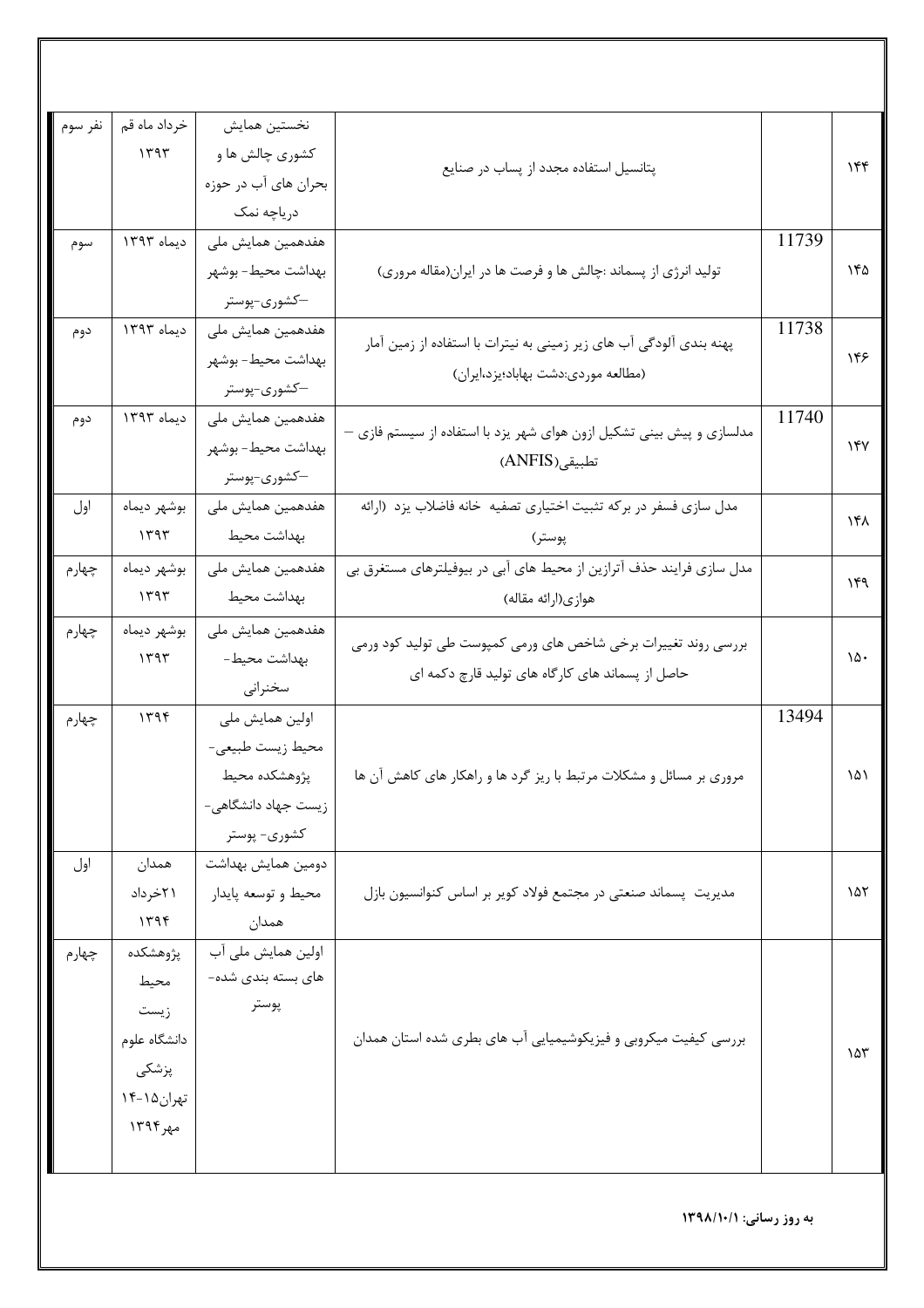| | | | | | |
|---|---|---|---|---|---|
| ۱۴۴ | | پتانسیل استفاده مجدد از پساب در صنایع | نخستین همایش کشوری چالش ها و بحران های آب در حوزه دریاچه نمک | خرداد ماه قم ۱۳۹۳ | نفر سوم |
| ۱۴۵ | 11739 | تولید انرژی از پسماند :چالش ها و فرصت ها در ایران(مقاله مروری) | هفدهمین همایش ملی بهداشت محیط- بوشهر –کشوری-پوستر | دیماه ۱۳۹۳ | سوم |
| ۱۴۶ | 11738 | پهنه بندی آلودگی آب های زیر زمینی به نیترات با استفاده از زمین آمار (مطالعه موردی:دشت بهاباد؛یزد،ایران) | هفدهمین همایش ملی بهداشت محیط- بوشهر –کشوری-پوستر | دیماه ۱۳۹۳ | دوم |
| ۱۴۷ | 11740 | مدلسازی و پیش بینی تشکیل ازون هوای شهر یزد با استفاده از سیستم فازی – تطبیقی(ANFIS) | هفدهمین همایش ملی بهداشت محیط- بوشهر –کشوری-پوستر | دیماه ۱۳۹۳ | دوم |
| ۱۴۸ | | مدل سازی فسفر در برکه تثبیت اختیاری تصفیه خانه فاضلاب یزد (ارائه پوستر) | هفدهمین همایش ملی بهداشت محیط | بوشهر دیماه ۱۳۹۳ | اول |
| ۱۴۹ | | مدل سازی فرایند حذف آترازین از محیط های آبی در بیوفیلترهای مستغرق بی هوازی(ارائه مقاله) | هفدهمین همایش ملی بهداشت محیط | بوشهر دیماه ۱۳۹۳ | چهارم |
| ۱۵۰ | | بررسی روند تغییرات برخی شاخص های ورمی کمپوست طی تولید کود ورمی حاصل از پسماند های کارگاه های تولید قارچ دکمه ای | هفدهمین همایش ملی بهداشت محیط- سخنرانی | بوشهر دیماه ۱۳۹۳ | چهارم |
| ۱۵۱ | 13494 | مروری بر مسائل و مشکلات مرتبط با ریز گرد ها و راهکار های کاهش آن ها | اولین همایش ملی محیط زیست طبیعی- پژوهشکده محیط زیست جهاد دانشگاهی- کشوری- پوستر | ۱۳۹۴ | چهارم |
| ۱۵۲ | | مدیریت پسماند صنعتی در مجتمع فولاد کویر بر اساس کنوانسیون بازل | دومین همایش بهداشت محیط و توسعه پایدار همدان | همدان ۲۱خرداد ۱۳۹۴ | اول |
| ۱۵۳ | | بررسی کیفیت میکروبی و فیزیکوشیمیایی آب های بطری شده استان همدان | اولین همایش ملی آب های بسته بندی شده- پوستر | پژوهشکده محیط زیست دانشگاه علوم پزشکی تهران۱۵-۱۴ مهر۱۳۹۴ | چهارم |

**به روز رسانی: ۱۳۹۸/۱۰/۱**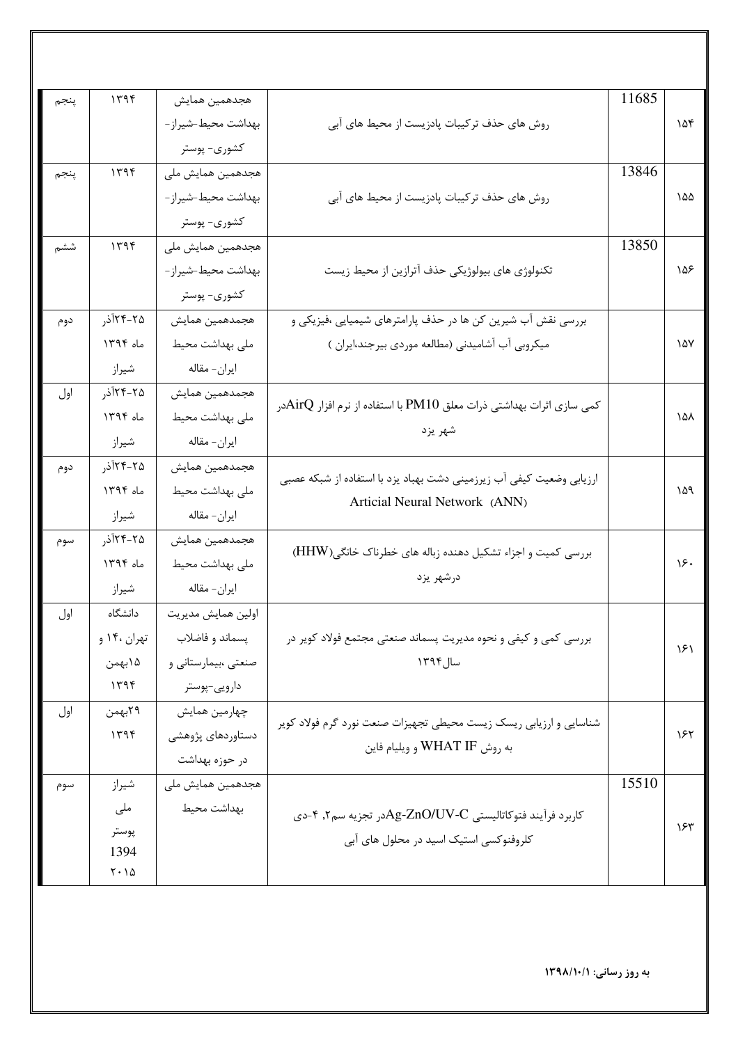| ۱۵۴ | 11685 | روش های حذف ترکیبات پادزیست از محیط های آبی | هجدهمین همایش بهداشت محیط-شیراز-کشوری- پوستر | ۱۳۹۴ | پنجم |
|---|---|---|---|---|---|
| ۱۵۵ | 13846 | روش های حذف ترکیبات پادزیست از محیط های آبی | هجدهمین همایش ملی بهداشت محیط-شیراز-کشوری- پوستر | ۱۳۹۴ | پنجم |
| ۱۵۶ | 13850 | تکنولوژی های بیولوژیکی حذف آترازین از محیط زیست | هجدهمین همایش ملی بهداشت محیط-شیراز-کشوری- پوستر | ۱۳۹۴ | ششم |
| ۱۵۷ | | بررسی نقش آب شیرین کن ها در حذف پارامترهای شیمیایی ،فیزیکی و میکروبی آب آشامیدنی (مطالعه موردی بیرجند،ایران ) | هجمدهمین همایش ملی بهداشت محیط ایران- مقاله | ۲۵-۲۴آذر ماه ۱۳۹۴ شیراز | دوم |
| ۱۵۸ | | کمی سازی اثرات بهداشتی ذرات معلق PM10 با استفاده از نرم افزار AirQدر شهر یزد | هجمدهمین همایش ملی بهداشت محیط ایران- مقاله | ۲۵-۲۴آذر ماه ۱۳۹۴ شیراز | اول |
| ۱۵۹ | | ارزیابی وضعیت کیفی آب زیرزمینی دشت بهباد یزد با استفاده از شبکه عصبی Articial Neural Network (ANN) | هجمدهمین همایش ملی بهداشت محیط ایران- مقاله | ۲۵-۲۴آذر ماه ۱۳۹۴ شیراز | دوم |
| ۱۶۰ | | بررسی کمیت و اجزاء تشکیل دهنده زباله های خطرناک خانگی(HHW) درشهر یزد | هجمدهمین همایش ملی بهداشت محیط ایران- مقاله | ۲۵-۲۴آذر ماه ۱۳۹۴ شیراز | سوم |
| ۱۶۱ | | بررسی کمی و کیفی و نحوه مدیریت پسماند صنعتی مجتمع فولاد کویر در سال۱۳۹۴ | اولین همایش مدیریت پسماند و فاضلاب صنعتی ،بیمارستانی و دارویی-پوستر | دانشگاه تهران ،۱۴ و ۱۵بهمن ۱۳۹۴ | اول |
| ۱۶۲ | | شناسایی و ارزیابی ریسک زیست محیطی تجهیزات صنعت نورد گرم فولاد کویر به روش WHAT IF و ویلیام فاین | چهارمین همایش دستاوردهای پژوهشی در حوزه بهداشت | ۲۹بهمن ۱۳۹۴ | اول |
| ۱۶۳ | 15510 | کاربرد فرآیند فتوکاتالیستی Ag-ZnO/UV-Cدر تجزیه سم۲, ۴-دی کلروفنوکسی استیک اسید در محلول های آبی | هجدهمین همایش ملی بهداشت محیط | شیراز ملی پوستر 1394 ۲۰۱۵ | سوم |

**به روز رسانی: ۱۳۹۸/۱۰/۱**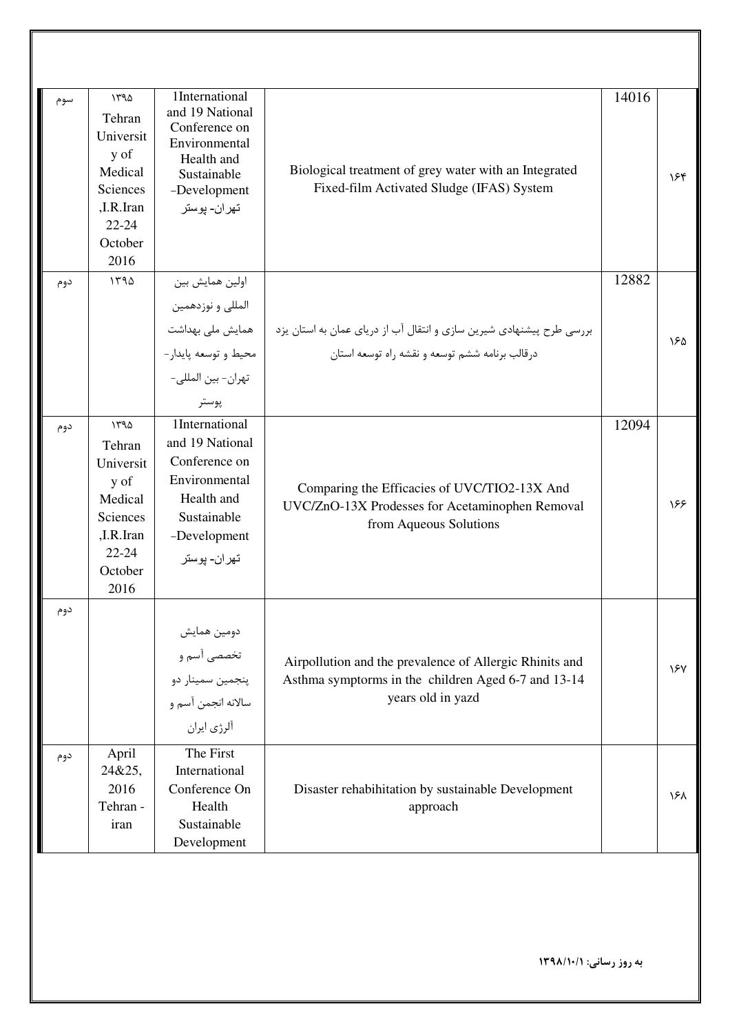| ۱۶۴ | 14016 | Biological treatment of grey water with an Integrated Fixed-film Activated Sludge (IFAS) System | 1International and 19 National Conference on Environmental Health and Sustainable –Development تهران- پوستر | ۱۳۹۵ Tehran University of Medical Sciences ,I.R.Iran 22-24 October 2016 | سوم |
|---|---|---|---|---|---|
| ۱۶۵ | 12882 | بررسی طرح پیشنهادی شیرین سازی و انتقال آب از دریای عمان به استان یزد درقالب برنامه ششم توسعه و نقشه راه توسعه استان | اولین همایش بین المللی و نوزدهمین همایش ملی بهداشت محیط و توسعه پایدار- تهران- بین المللی- پوستر | ۱۳۹۵ | دوم |
| ۱۶۶ | 12094 | Comparing the Efficacies of UVC/TIO2-13X And UVC/ZnO-13X Prodesses for Acetaminophen Removal from Aqueous Solutions | 1International and 19 National Conference on Environmental Health and Sustainable –Development تهران- پوستر | ۱۳۹۵ Tehran University of Medical Sciences ,I.R.Iran 22-24 October 2016 | دوم |
| ۱۶۷ | | Airpollution and the prevalence of Allergic Rhinits and Asthma symptorms in the children Aged 6-7 and 13-14 years old in yazd | دومین همایش تخصصی آسم و پنجمین سمینار دو سالانه انجمن آسم و آلرژی ایران | | دوم |
| ۱۶۸ | | Disaster rehabihitation by sustainable Development approach | The First International Conference On Health Sustainable Development | April 24&25, 2016 Tehran - iran | دوم |

**به روز رسانی: ۱۳۹۸/۱۰/۱**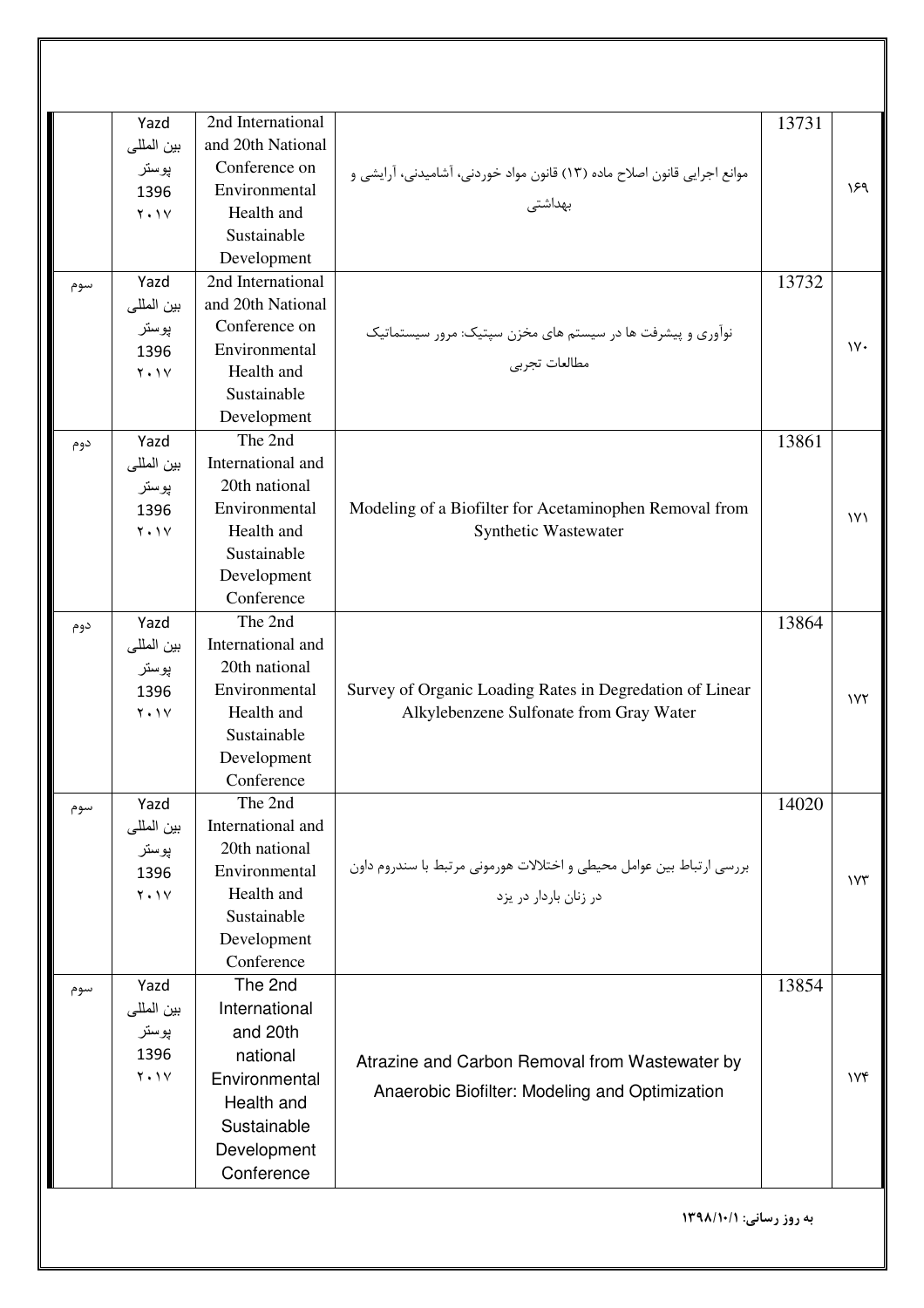| | | | | | |
|---|---|---|---|---|---|
| ۱۶۹ | 13731 | موانع اجرایی قانون اصلاح ماده (۱۳) قانون مواد خوردنی، آشامیدنی، آرایشی و بهداشتی | 2nd International and 20th National Conference on Environmental Health and Sustainable Development | Yazd بین المللی پوستر 1396 ۲۰۱۷ | |
| ۱۷۰ | 13732 | نوآوری و پیشرفت ها در سیستم های مخزن سپتیک: مرور سیستماتیک مطالعات تجربی | 2nd International and 20th National Conference on Environmental Health and Sustainable Development | Yazd بین المللی پوستر 1396 ۲۰۱۷ | سوم |
| ۱۷۱ | 13861 | Modeling of a Biofilter for Acetaminophen Removal from Synthetic Wastewater | The 2nd International and 20th national Environmental Health and Sustainable Development Conference | Yazd بین المللی پوستر 1396 ۲۰۱۷ | دوم |
| ۱۷۲ | 13864 | Survey of Organic Loading Rates in Degredation of Linear Alkylebenzene Sulfonate from Gray Water | The 2nd International and 20th national Environmental Health and Sustainable Development Conference | Yazd بین المللی پوستر 1396 ۲۰۱۷ | دوم |
| ۱۷۳ | 14020 | بررسی ارتباط بین عوامل محیطی و اختلالات هورمونی مرتبط با سندروم داون در زنان باردار در یزد | The 2nd International and 20th national Environmental Health and Sustainable Development Conference | Yazd بین المللی پوستر 1396 ۲۰۱۷ | سوم |
| ۱۷۴ | 13854 | Atrazine and Carbon Removal from Wastewater by Anaerobic Biofilter: Modeling and Optimization | The 2nd International and 20th national Environmental Health and Sustainable Development Conference | Yazd بین المللی پوستر 1396 ۲۰۱۷ | سوم |

**به روز رسانی: ۱۳۹۸/۱۰/۱**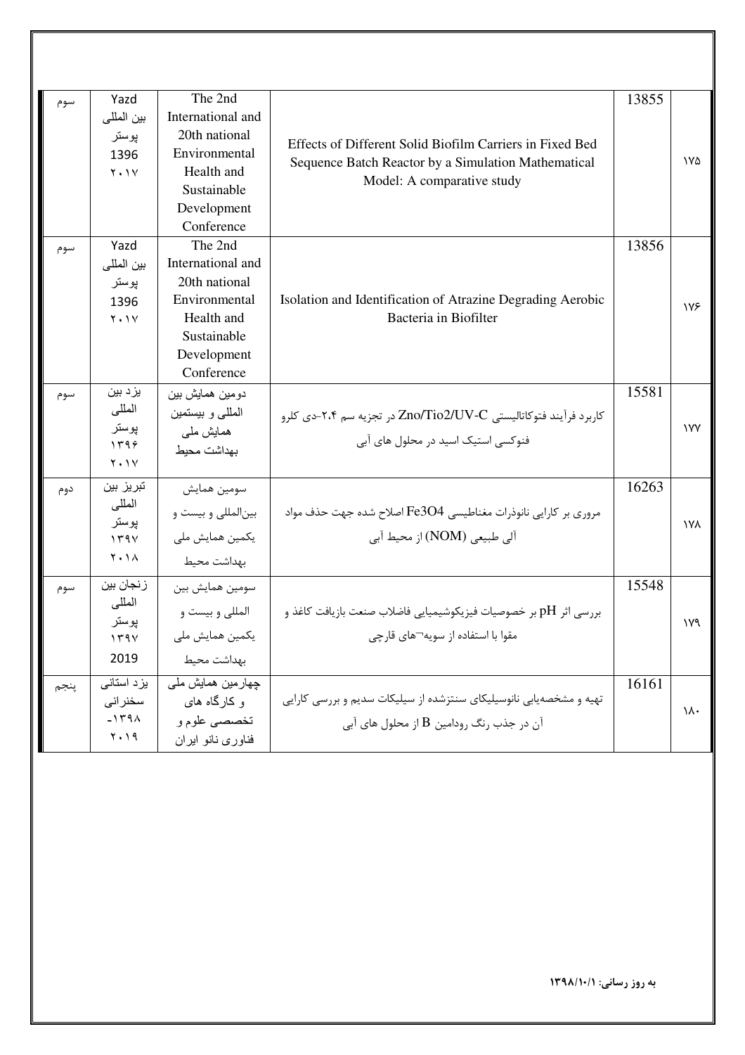| سوم | Yazd<br>بین المللی<br>پوستر<br>1396<br>۲۰۱۷ | The 2nd International and 20th national Environmental Health and Sustainable Development Conference | Effects of Different Solid Biofilm Carriers in Fixed Bed Sequence Batch Reactor by a Simulation Mathematical Model: A comparative study | 13855 | ۱۷۵ |
|---|---|---|---|---|---|
| سوم | Yazd<br>بین المللی<br>پوستر<br>1396<br>۲۰۱۷ | The 2nd International and 20th national Environmental Health and Sustainable Development Conference | Isolation and Identification of Atrazine Degrading Aerobic Bacteria in Biofilter | 13856 | ۱۷۶ |
| سوم | یزد بین المللی<br>پوستر<br>۱۳۹۶<br>۲۰۱۷ | دومین همایش بین المللی و بیستمین همایش ملی بهداشت محیط | کاربرد فرآیند فتوکاتالیستی Zno/Tio2/UV-C در تجزیه سم ۲،۴-دی کلرو فنوکسی استیک اسید در محلول های آبی | 15581 | ۱۷۷ |
| دوم | تبریز بین المللی<br>پوستر<br>۱۳۹۷<br>۲۰۱۸ | سومین همایش بین‌المللی و بیست و یکمین همایش ملی بهداشت محیط | مروری بر کارایی نانوذرات مغناطیسی Fe3O4 اصلاح شده جهت حذف مواد آلی طبیعی (NOM) از محیط آبی | 16263 | ۱۷۸ |
| سوم | زنجان بین المللی<br>پوستر<br>۱۳۹۷<br>2019 | سومین همایش بین المللی و بیست و یکمین همایش ملی بهداشت محیط | بررسی اثر pH بر خصوصیات فیزیکوشیمیایی فاضلاب صنعت بازیافت کاغذ و مقوا با استفاده از سویه‌¬های قارچی | 15548 | ۱۷۹ |
| پنجم | یزد استانی<br>سخنرانی<br>-۱۳۹۸<br>۲۰۱۹ | چهارمین همایش ملی و کارگاه های تخصصی علوم و فناوری نانو ایران | تهیه و مشخصه‌یابی نانوسیلیکای سنتزشده از سیلیکات سدیم و بررسی کارایی آن در جذب رنگ رودامین B از محلول های آبی | 16161 | ۱۸۰ |

**به روز رسانی: ۱۳۹۸/۱۰/۱**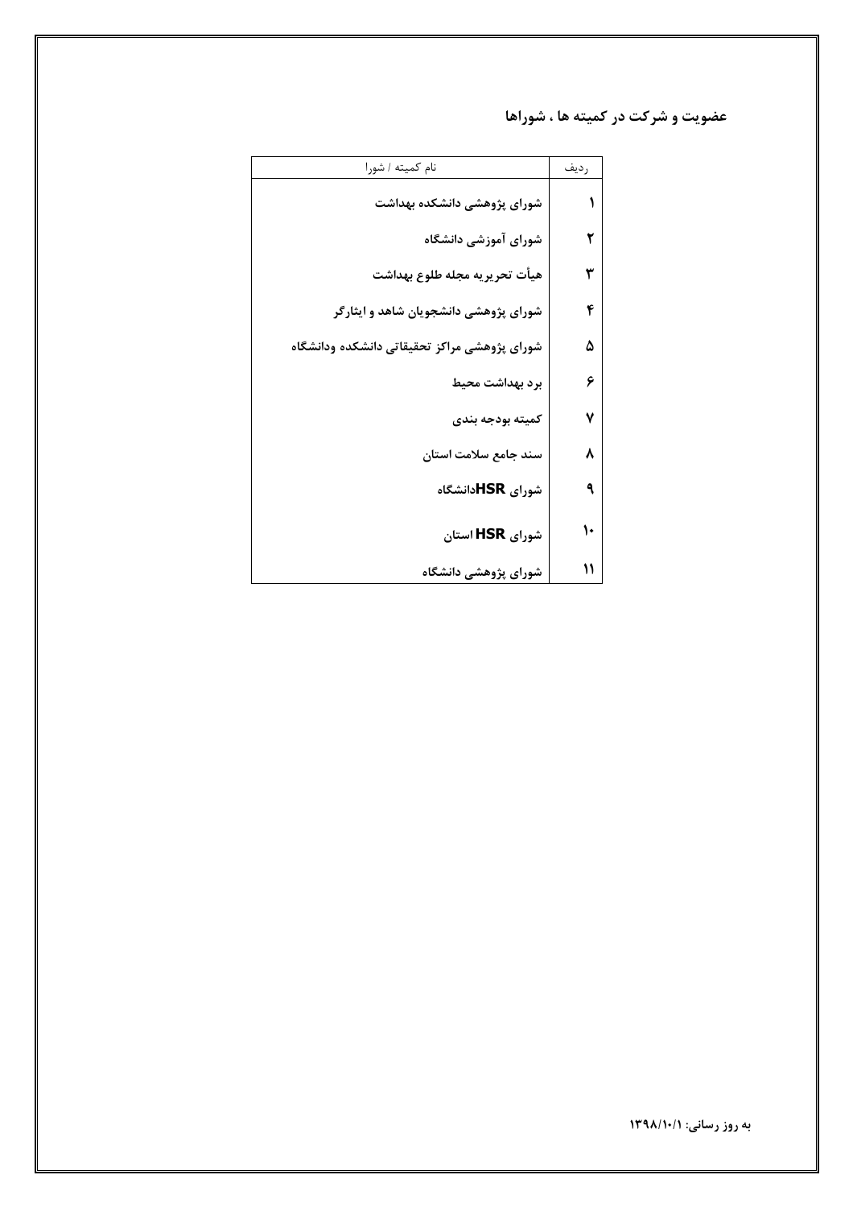## عضویت و شرکت در کمیته ها ، شوراها

| ردیف | نام کمیته / شورا |
| --- | --- |
| ۱ | **شورای پژوهشی دانشکده بهداشت** |
| ۲ | **شورای آموزشی دانشگاه** |
| ۳ | **هیأت تحریریه مجله طلوع بهداشت** |
| ۴ | **شورای پژوهشی دانشجویان شاهد و ایثارگر** |
| ۵ | **شورای پژوهشی مراکز تحقیقاتی دانشکده ودانشگاه** |
| ۶ | **برد بهداشت محیط** |
| ۷ | **کمیته بودجه بندی** |
| ۸ | **سند جامع سلامت استان** |
| ۹ | **شورای HSRدانشگاه** |
| ۱۰ | **شورای HSR استان** |
| ۱۱ | **شورای پژوهشی دانشگاه** |

**به روز رسانی: ۱۳۹۸/۱۰/۱**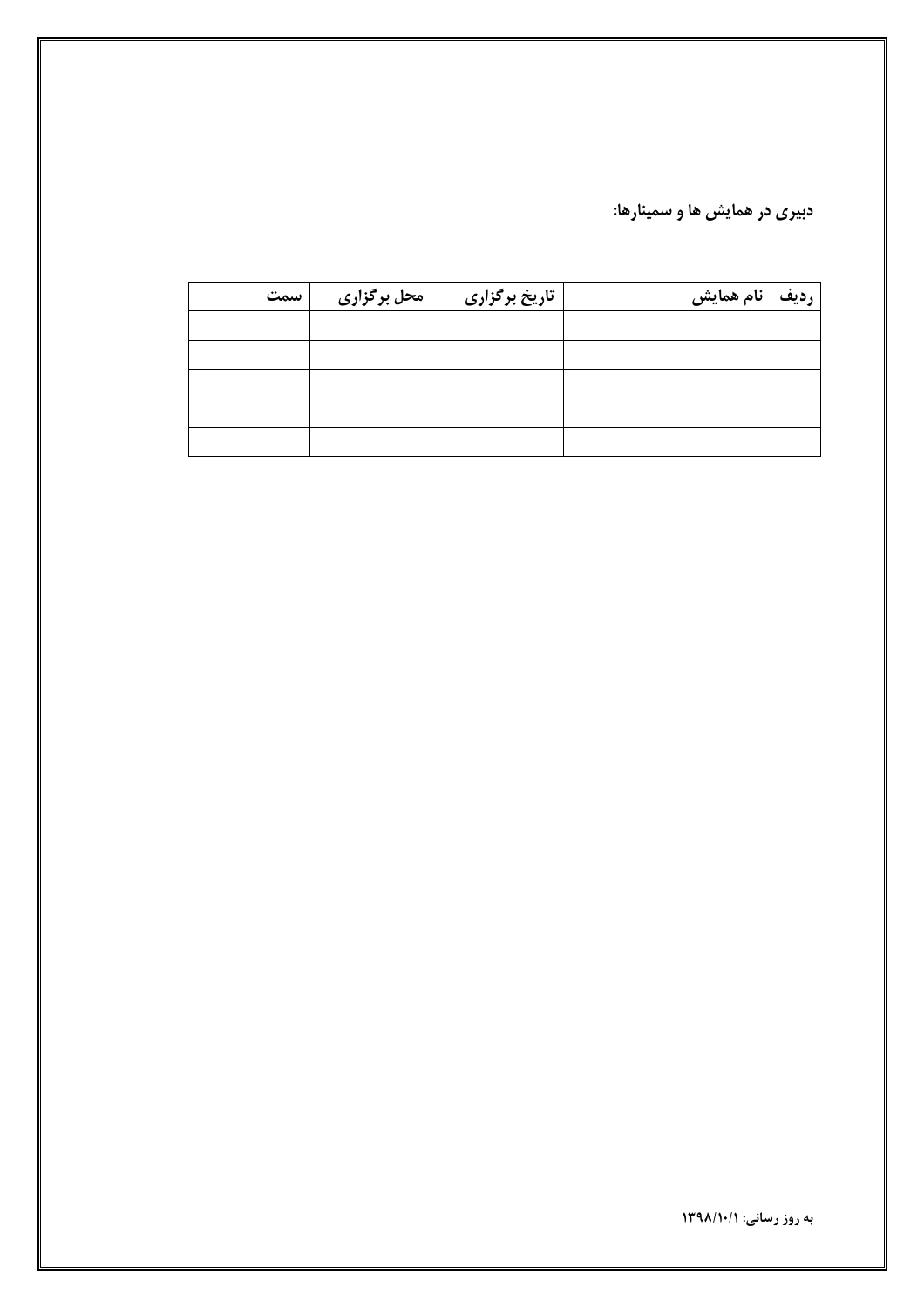**دبیری در همایش ها و سمینارها:**

| ردیف | نام همایش | تاریخ برگزاری | محل برگزاری | سمت |
|---|---|---|---|---|
| | | | | |
| | | | | |
| | | | | |
| | | | | |
| | | | | |

**به روز رسانی: ۱۳۹۸/۱۰/۱**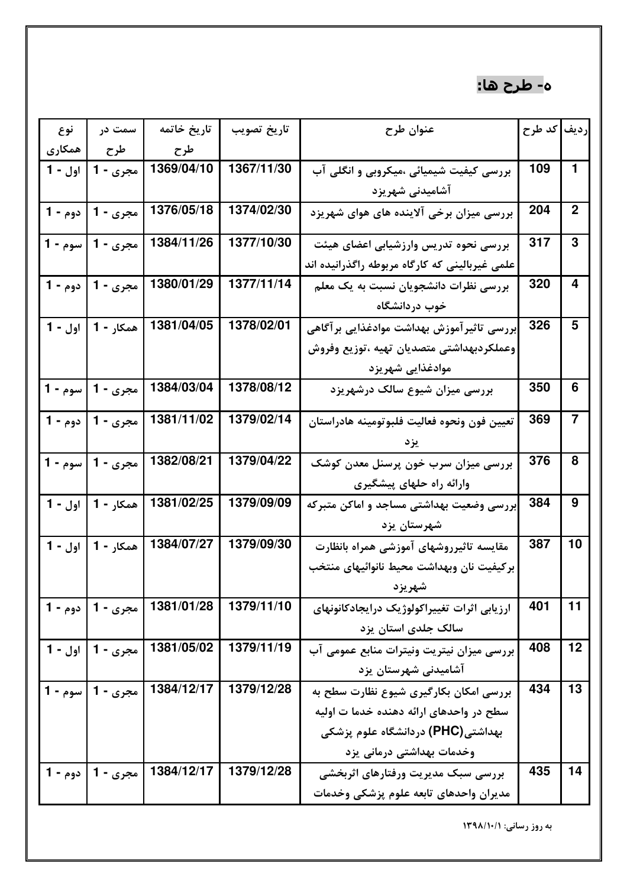## ه- طرح ها:

| ردیف | کد طرح | عنوان طرح | تاریخ تصویب | تاریخ خاتمه طرح | سمت در طرح | نوع همکاری |
|---|---|---|---|---|---|---|
| 1 | 109 | بررسی کیفیت شیمیائی ،میکروبی و انگلی آب آشامیدنی شهریزد | 1367/11/30 | 1369/04/10 | مجری - 1 | اول - 1 |
| 2 | 204 | بررسی میزان برخی آلاینده های هوای شهریزد | 1374/02/30 | 1376/05/18 | مجری - 1 | دوم - 1 |
| 3 | 317 | بررسی نحوه تدریس وارزشیابی اعضای هیئت علمی غیربالینی که کارگاه مربوطه راگذرانیده اند | 1377/10/30 | 1384/11/26 | مجری - 1 | سوم - 1 |
| 4 | 320 | بررسی نظرات دانشجویان نسبت به یک معلم خوب دردانشگاه | 1377/11/14 | 1380/01/29 | مجری - 1 | دوم - 1 |
| 5 | 326 | بررسی تاثیرآموزش بهداشت موادغذایی برآگاهی وعملکردبهداشتی متصدیان تهیه ،توزیع وفروش موادغذایی شهریزد | 1378/02/01 | 1381/04/05 | همکار - 1 | اول - 1 |
| 6 | 350 | بررسی میزان شیوع سالک درشهریزد | 1378/08/12 | 1384/03/04 | مجری - 1 | سوم - 1 |
| 7 | 369 | تعیین فون ونحوه فعالیت فلبوتومینه هادراستان یزد | 1379/02/14 | 1381/11/02 | مجری - 1 | دوم - 1 |
| 8 | 376 | بررسی میزان سرب خون پرسنل معدن کوشک وارائه راه حلهای پیشگیری | 1379/04/22 | 1382/08/21 | مجری - 1 | سوم - 1 |
| 9 | 384 | بررسی وضعیت بهداشتی مساجد و اماکن متبرکه شهرستان یزد | 1379/09/09 | 1381/02/25 | همکار - 1 | اول - 1 |
| 10 | 387 | مقایسه تاثیرروشهای آموزشی همراه بانظارت برکیفیت نان وبهداشت محیط نانوائیهای منتخب شهریزد | 1379/09/30 | 1384/07/27 | همکار - 1 | اول - 1 |
| 11 | 401 | ارزیابی اثرات تغییراکولوژیک درایجادکانونهای سالک جلدی استان یزد | 1379/11/10 | 1381/01/28 | مجری - 1 | دوم - 1 |
| 12 | 408 | بررسی میزان نیتریت ونیترات منابع عمومی آب آشامیدنی شهرستان یزد | 1379/11/19 | 1381/05/02 | مجری - 1 | اول - 1 |
| 13 | 434 | بررسی امکان بکارگیری شیوع نظارت سطح به سطح در واحدهای ارائه دهنده خدما ت اولیه بهداشتی(PHC) دردانشگاه علوم پزشکی وخدمات بهداشتی درمانی یزد | 1379/12/28 | 1384/12/17 | مجری - 1 | سوم - 1 |
| 14 | 435 | بررسی سبک مدیریت ورفتارهای اثربخشی مدیران واحدهای تابعه علوم پزشکی وخدمات | 1379/12/28 | 1384/12/17 | مجری - 1 | دوم - 1 |

به روز رسانی: ۱۳۹۸/۱۰/۱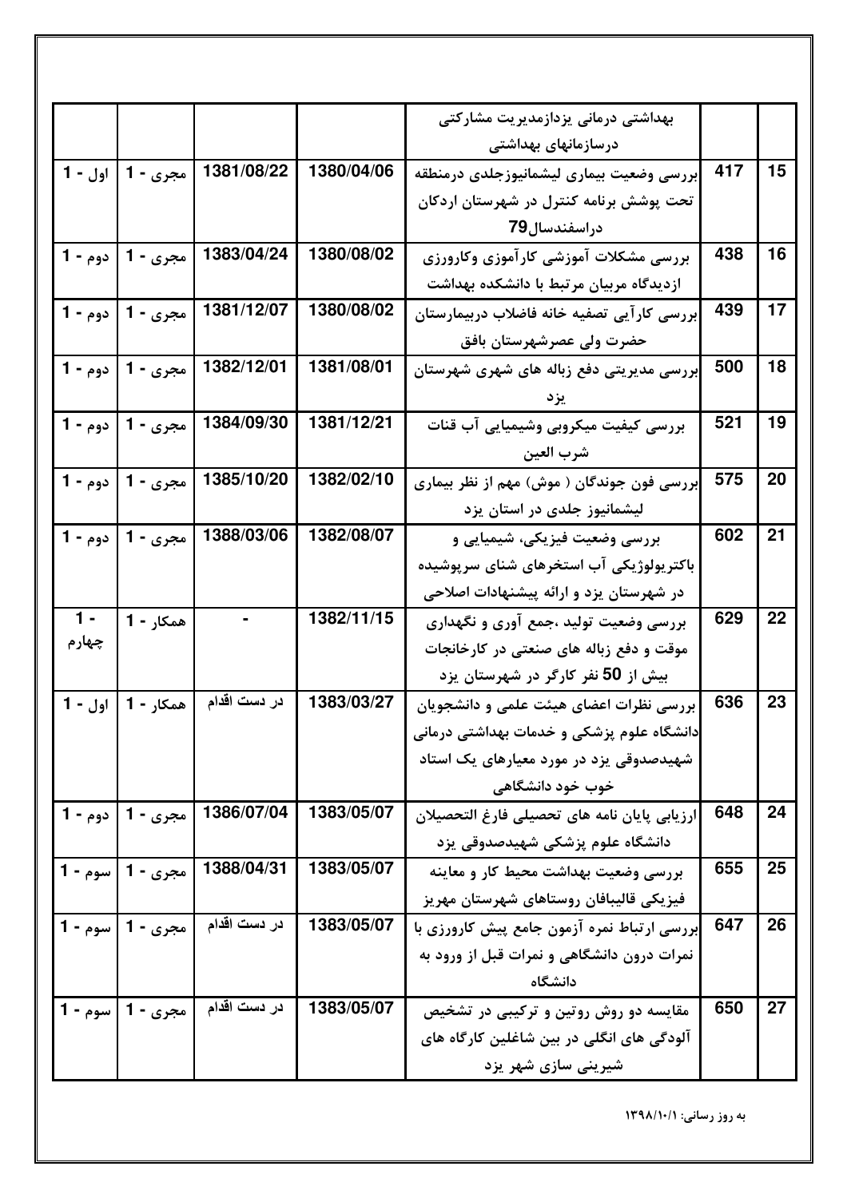| | | | | | | |
|---|---|---|---|---|---|---|
| | | بهداشتی درمانی یزدازمدیریت مشارکتی درسازمانهای بهداشتی | | | | |
| 15 | 417 | بررسی وضعیت بیماری لیشمانیوزجلدی درمنطقه تحت پوشش برنامه کنترل در شهرستان اردکان دراسفندسال79 | 1380/04/06 | 1381/08/22 | مجری - 1 | اول - 1 |
| 16 | 438 | بررسی مشکلات آموزشی کارآموزی وکارورزی ازدیدگاه مربیان مرتبط با دانشکده بهداشت | 1380/08/02 | 1383/04/24 | مجری - 1 | دوم - 1 |
| 17 | 439 | بررسی کارآیی تصفیه خانه فاضلاب دربیمارستان حضرت ولی عصرشهرستان بافق | 1380/08/02 | 1381/12/07 | مجری - 1 | دوم - 1 |
| 18 | 500 | بررسی مدیریتی دفع زباله های شهری شهرستان یزد | 1381/08/01 | 1382/12/01 | مجری - 1 | دوم - 1 |
| 19 | 521 | بررسی کیفیت میکروبی وشیمیایی آب قنات شرب العین | 1381/12/21 | 1384/09/30 | مجری - 1 | دوم - 1 |
| 20 | 575 | بررسی فون جوندگان ( موش) مهم از نظر بیماری لیشمانیوز جلدی در استان یزد | 1382/02/10 | 1385/10/20 | مجری - 1 | دوم - 1 |
| 21 | 602 | بررسی وضعیت فیزیکی، شیمیایی و باکتریولوژیکی آب استخرهای شنای سرپوشیده در شهرستان یزد و ارائه پیشنهادات اصلاحی | 1382/08/07 | 1388/03/06 | مجری - 1 | دوم - 1 |
| 22 | 629 | بررسی وضعیت تولید ،جمع آوری و نگهداری موقت و دفع زباله های صنعتی در کارخانجات بیش از 50 نفر کارگر در شهرستان یزد | 1382/11/15 | - | همکار - 1 | 1 - چهارم |
| 23 | 636 | بررسی نظرات اعضای هیئت علمی و دانشجویان دانشگاه علوم پزشکی و خدمات بهداشتی درمانی شهیدصدوقی یزد در مورد معیارهای یک استاد خوب خود دانشگاهی | 1383/03/27 | در دست اقدام | همکار - 1 | اول - 1 |
| 24 | 648 | ارزیابی پایان نامه های تحصیلی فارغ التحصیلان دانشگاه علوم پزشکی شهیدصدوقی یزد | 1383/05/07 | 1386/07/04 | مجری - 1 | دوم - 1 |
| 25 | 655 | بررسی وضعیت بهداشت محیط کار و معاینه فیزیکی قالیبافان روستاهای شهرستان مهریز | 1383/05/07 | 1388/04/31 | مجری - 1 | سوم - 1 |
| 26 | 647 | بررسی ارتباط نمره آزمون جامع پیش کارورزی با نمرات درون دانشگاهی و نمرات قبل از ورود به دانشگاه | 1383/05/07 | در دست اقدام | مجری - 1 | سوم - 1 |
| 27 | 650 | مقایسه دو روش روتین و ترکیبی در تشخیص آلودگی های انگلی در بین شاغلین کارگاه های شیرینی سازی شهر یزد | 1383/05/07 | در دست اقدام | مجری - 1 | سوم - 1 |

به روز رسانی: ۱۳۹۸/۱۰/۱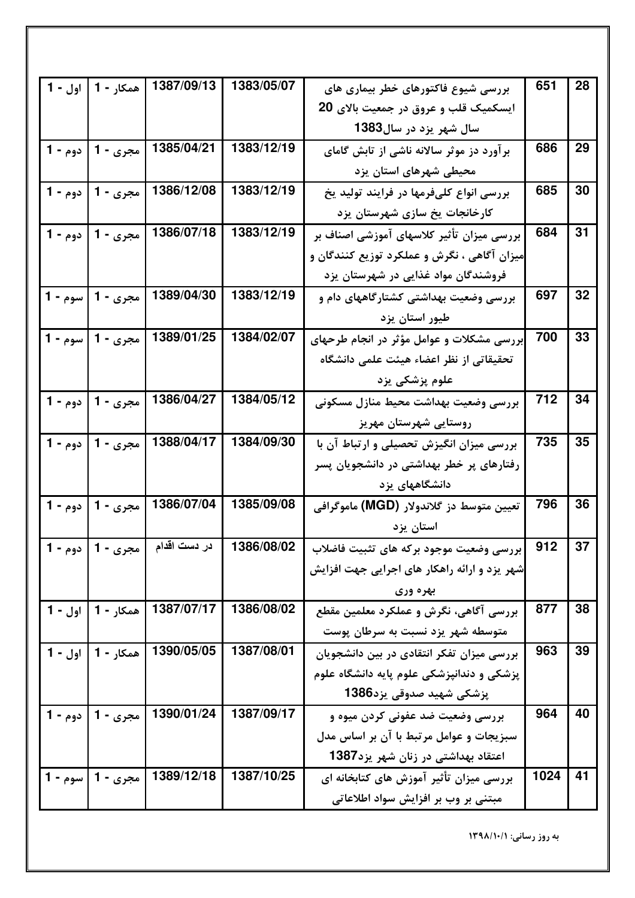| 28 | 651 | بررسی شیوع فاکتورهای خطر بیماری های ایسکمیک قلب و عروق در جمعیت بالای 20 سال شهر یزد در سال1383 | 1383/05/07 | 1387/09/13 | همکار - 1 | اول - 1 |
|---|---|---|---|---|---|---|
| 29 | 686 | برآورد دز موثر سالانه ناشی از تابش گامای محیطی شهرهای استان یزد | 1383/12/19 | 1385/04/21 | مجری - 1 | دوم - 1 |
| 30 | 685 | بررسی انواع کلی‌فرمها در فرایند تولید یخ کارخانجات یخ سازی شهرستان یزد | 1383/12/19 | 1386/12/08 | مجری - 1 | دوم - 1 |
| 31 | 684 | بررسی میزان تأثیر کلاسهای آموزشی اصناف بر میزان آگاهی ، نگرش و عملکرد توزیع کنندگان و فروشندگان مواد غذایی در شهرستان یزد | 1383/12/19 | 1386/07/18 | مجری - 1 | دوم - 1 |
| 32 | 697 | بررسی وضعیت بهداشتی کشتارگاههای دام و طیور استان یزد | 1383/12/19 | 1389/04/30 | مجری - 1 | سوم - 1 |
| 33 | 700 | بررسی مشکلات و عوامل مؤثر در انجام طرحهای تحقیقاتی از نظر اعضاء هیئت علمی دانشگاه علوم پزشکی یزد | 1384/02/07 | 1389/01/25 | مجری - 1 | سوم - 1 |
| 34 | 712 | بررسی وضعیت بهداشت محیط منازل مسکونی روستایی شهرستان مهریز | 1384/05/12 | 1386/04/27 | مجری - 1 | دوم - 1 |
| 35 | 735 | بررسی میزان انگیزش تحصیلی و ارتباط آن با رفتارهای پر خطر بهداشتی در دانشجویان پسر دانشگاههای یزد | 1384/09/30 | 1388/04/17 | مجری - 1 | دوم - 1 |
| 36 | 796 | تعیین متوسط دز گلاندولار (MGD) ماموگرافی استان یزد | 1385/09/08 | 1386/07/04 | مجری - 1 | دوم - 1 |
| 37 | 912 | بررسی وضعیت موجود برکه های تثبیت فاضلاب شهر یزد و ارائه راهکار های اجرایی جهت افزایش بهره وری | 1386/08/02 | در دست اقدام | مجری - 1 | دوم - 1 |
| 38 | 877 | بررسی آگاهی، نگرش و عملکرد معلمین مقطع متوسطه شهر یزد نسبت به سرطان پوست | 1386/08/02 | 1387/07/17 | همکار - 1 | اول - 1 |
| 39 | 963 | بررسی میزان تفکر انتقادی در بین دانشجویان پزشکی و دندانپزشکی علوم پایه دانشگاه علوم پزشکی شهید صدوقی یزد1386 | 1387/08/01 | 1390/05/05 | همکار - 1 | اول - 1 |
| 40 | 964 | بررسی وضعیت ضد عفونی کردن میوه و سبزیجات و عوامل مرتبط با آن بر اساس مدل اعتقاد بهداشتی در زنان شهر یزد1387 | 1387/09/17 | 1390/01/24 | مجری - 1 | دوم - 1 |
| 41 | 1024 | بررسی میزان تأثیر آموزش های کتابخانه ای مبتنی بر وب بر افزایش سواد اطلاعاتی | 1387/10/25 | 1389/12/18 | مجری - 1 | سوم - 1 |

به روز رسانی: ۱۳۹۸/۱۰/۱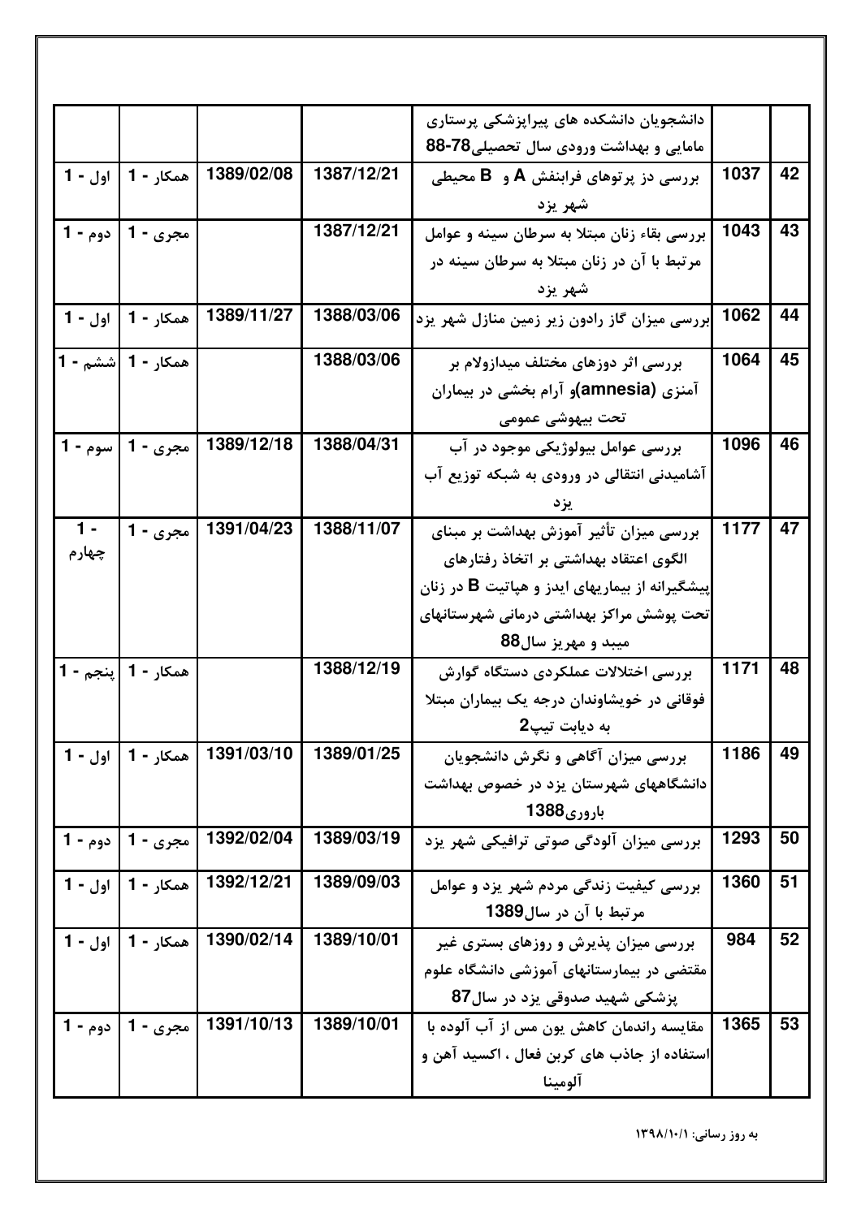| | | | | | | |
|---|---|---|---|---|---|---|
| | | | | دانشجویان دانشکده های پیراپزشکی پرستاری مامایی و بهداشت ورودی سال تحصیلی78-88 | | |
| 42 | 1037 | بررسی دز پرتوهای فرابنفش A و B محیطی شهر یزد | 1387/12/21 | 1389/02/08 | همکار - 1 | اول - 1 |
| 43 | 1043 | بررسی بقاء زنان مبتلا به سرطان سینه و عوامل مرتبط با آن در زنان مبتلا به سرطان سینه در شهر یزد | 1387/12/21 | | مجری - 1 | دوم - 1 |
| 44 | 1062 | بررسی میزان گاز رادون زیر زمین منازل شهر یزد | 1388/03/06 | 1389/11/27 | همکار - 1 | اول - 1 |
| 45 | 1064 | بررسی اثر دوزهای مختلف میدازولام بر آمنزی (amnesia)و آرام بخشی در بیماران تحت بیهوشی عمومی | 1388/03/06 | | همکار - 1 | ششم - 1 |
| 46 | 1096 | بررسی عوامل بیولوژیکی موجود در آب آشامیدنی انتقالی در ورودی به شبکه توزیع آب یزد | 1388/04/31 | 1389/12/18 | مجری - 1 | سوم - 1 |
| 47 | 1177 | بررسی میزان تأثیر آموزش بهداشت بر مبنای الگوی اعتقاد بهداشتی بر اتخاذ رفتارهای پیشگیرانه از بیماریهای ایدز و هپاتیت B در زنان تحت پوشش مراکز بهداشتی درمانی شهرستانهای میبد و مهریز سال88 | 1388/11/07 | 1391/04/23 | مجری - 1 | 1 - چهارم |
| 48 | 1171 | بررسی اختلالات عملکردی دستگاه گوارش فوقانی در خویشاوندان درجه یک بیماران مبتلا به دیابت تیپ2 | 1388/12/19 | | همکار - 1 | پنجم - 1 |
| 49 | 1186 | بررسی میزان آگاهی و نگرش دانشجویان دانشگاههای شهرستان یزد در خصوص بهداشت باروری1388 | 1389/01/25 | 1391/03/10 | همکار - 1 | اول - 1 |
| 50 | 1293 | بررسی میزان آلودگی صوتی ترافیکی شهر یزد | 1389/03/19 | 1392/02/04 | مجری - 1 | دوم - 1 |
| 51 | 1360 | بررسی کیفیت زندگی مردم شهر یزد و عوامل مرتبط با آن در سال1389 | 1389/09/03 | 1392/12/21 | همکار - 1 | اول - 1 |
| 52 | 984 | بررسی میزان پذیرش و روزهای بستری غیر مقتضی در بیمارستانهای آموزشی دانشگاه علوم پزشکی شهید صدوقی یزد در سال87 | 1389/10/01 | 1390/02/14 | همکار - 1 | اول - 1 |
| 53 | 1365 | مقایسه راندمان کاهش یون مس از آب آلوده با استفاده از جاذب های کربن فعال ، اکسید آهن و آلومینا | 1389/10/01 | 1391/10/13 | مجری - 1 | دوم - 1 |

به روز رسانی: ۱۳۹۸/۱۰/۱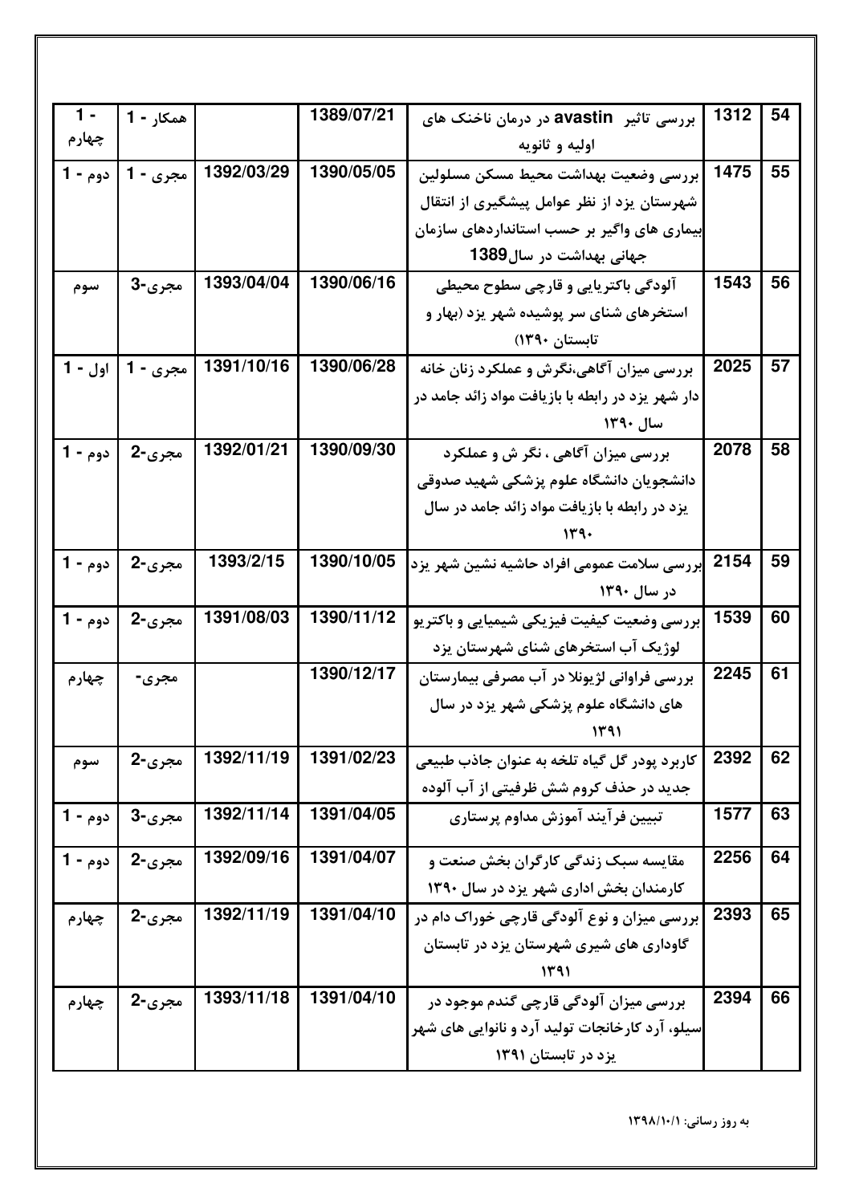| 54 | 1312 | بررسی تاثیر avastin در درمان ناخنک های اولیه و ثانویه | 1389/07/21 | | همکار - 1 | 1 - چهارم |
|---|---|---|---|---|---|---|
| 55 | 1475 | بررسی وضعیت بهداشت محیط مسکن مسلولین شهرستان یزد از نظر عوامل پیشگیری از انتقال بیماری های واگیر بر حسب استانداردهای سازمان جهانی بهداشت در سال1389 | 1390/05/05 | 1392/03/29 | مجری - 1 | دوم - 1 |
| 56 | 1543 | آلودگی باکتریایی و قارچی سطوح محیطی استخرهای شنای سر پوشیده شهر یزد (بهار و تابستان ۱۳۹۰) | 1390/06/16 | 1393/04/04 | مجری-3 | سوم |
| 57 | 2025 | بررسی میزان آگاهی،نگرش و عملکرد زنان خانه دار شهر یزد در رابطه با بازیافت مواد زائد جامد در سال ۱۳۹۰ | 1390/06/28 | 1391/10/16 | مجری - 1 | اول - 1 |
| 58 | 2078 | بررسی میزان آگاهی ، نگر ش و عملکرد دانشجویان دانشگاه علوم پزشکی شهید صدوقی یزد در رابطه با بازیافت مواد زائد جامد در سال ۱۳۹۰ | 1390/09/30 | 1392/01/21 | مجری-2 | دوم - 1 |
| 59 | 2154 | بررسی سلامت عمومی افراد حاشیه نشین شهر یزد در سال ۱۳۹۰ | 1390/10/05 | 1393/2/15 | مجری-2 | دوم - 1 |
| 60 | 1539 | بررسی وضعیت کیفیت فیزیکی شیمیایی و باکتریو لوژیک آب استخرهای شنای شهرستان یزد | 1390/11/12 | 1391/08/03 | مجری-2 | دوم - 1 |
| 61 | 2245 | بررسی فراوانی لژیونلا در آب مصرفی بیمارستان های دانشگاه علوم پزشکی شهر یزد در سال ۱۳۹۱ | 1390/12/17 | | مجری- | چهارم |
| 62 | 2392 | کاربرد پودر گل گیاه تلخه به عنوان جاذب طبیعی جدید در حذف کروم شش ظرفیتی از آب آلوده | 1391/02/23 | 1392/11/19 | مجری-2 | سوم |
| 63 | 1577 | تبیین فرآیند آموزش مداوم پرستاری | 1391/04/05 | 1392/11/14 | مجری-3 | دوم - 1 |
| 64 | 2256 | مقایسه سبک زندگی کارگران بخش صنعت و کارمندان بخش اداری شهر یزد در سال ۱۳۹۰ | 1391/04/07 | 1392/09/16 | مجری-2 | دوم - 1 |
| 65 | 2393 | بررسی میزان و نوع آلودگی قارچی خوراک دام در گاوداری های شیری شهرستان یزد در تابستان ۱۳۹۱ | 1391/04/10 | 1392/11/19 | مجری-2 | چهارم |
| 66 | 2394 | بررسی میزان آلودگی قارچی گندم موجود در سیلو، آرد کارخانجات تولید آرد و نانوایی های شهر یزد در تابستان ۱۳۹۱ | 1391/04/10 | 1393/11/18 | مجری-2 | چهارم |

به روز رسانی: ۱۳۹۸/۱۰/۱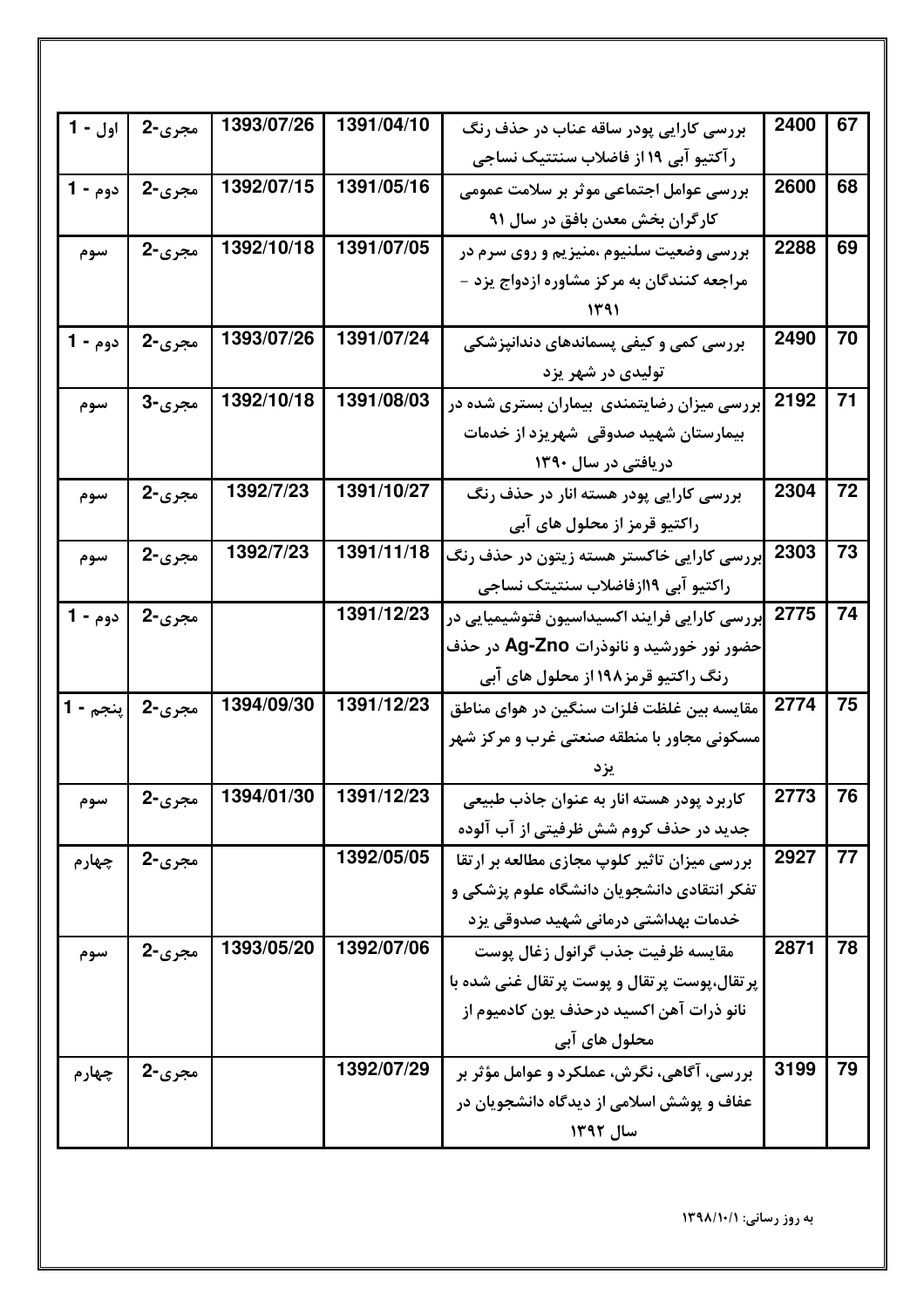| 67 | 2400 | بررسی کارایی پودر ساقه عناب در حذف رنگ رآکتیو آبی ۱۹ از فاضلاب سنتتیک نساجی | 1391/04/10 | 1393/07/26 | مجری-2 | اول - 1 |
|---|---|---|---|---|---|---|
| 68 | 2600 | بررسی عوامل اجتماعی موثر بر سلامت عمومی کارگران بخش معدن بافق در سال ۹۱ | 1391/05/16 | 1392/07/15 | مجری-2 | دوم - 1 |
| 69 | 2288 | بررسی وضعیت سلنیوم ،منیزیم و روی سرم در مراجعه کنندگان به مرکز مشاوره ازدواج یزد – ۱۳۹۱ | 1391/07/05 | 1392/10/18 | مجری-2 | سوم |
| 70 | 2490 | بررسی کمی و کیفی پسماندهای دندانپزشکی تولیدی در شهر یزد | 1391/07/24 | 1393/07/26 | مجری-2 | دوم - 1 |
| 71 | 2192 | بررسی میزان رضایتمندی بیماران بستری شده در بیمارستان شهید صدوقی شهریزد از خدمات دریافتی در سال ۱۳۹۰ | 1391/08/03 | 1392/10/18 | مجری-3 | سوم |
| 72 | 2304 | بررسی کارایی پودر هسته انار در حذف رنگ راکتیو قرمز از محلول های آبی | 1391/10/27 | 1392/7/23 | مجری-2 | سوم |
| 73 | 2303 | بررسی کارایی خاکستر هسته زیتون در حذف رنگ راکتیو آبی ۱۹ازفاضلاب سنتتیک نساجی | 1391/11/18 | 1392/7/23 | مجری-2 | سوم |
| 74 | 2775 | بررسی کارایی فرایند اکسیداسیون فتوشیمیایی در حضور نور خورشید و نانوذرات **Ag-Zno** در حذف رنگ راکتیو قرمز۱۹۸ از محلول های آبی | 1391/12/23 | | مجری-2 | دوم - 1 |
| 75 | 2774 | مقایسه بین غلظت فلزات سنگین در هوای مناطق مسکونی مجاور با منطقه صنعتی غرب و مرکز شهر یزد | 1391/12/23 | 1394/09/30 | مجری-2 | پنجم - 1 |
| 76 | 2773 | کاربرد پودر هسته انار به عنوان جاذب طبیعی جدید در حذف کروم شش ظرفیتی از آب آلوده | 1391/12/23 | 1394/01/30 | مجری-2 | سوم |
| 77 | 2927 | بررسی میزان تاثیر کلوپ مجازی مطالعه بر ارتقا تفکر انتقادی دانشجویان دانشگاه علوم پزشکی و خدمات بهداشتی درمانی شهید صدوقی یزد | 1392/05/05 | | مجری-2 | چهارم |
| 78 | 2871 | مقایسه ظرفیت جذب گرانول زغال پوست پرتقال،پوست پرتقال و پوست پرتقال غنی شده با نانو ذرات آهن اکسید درحذف یون کادمیوم از محلول های آبی | 1392/07/06 | 1393/05/20 | مجری-2 | سوم |
| 79 | 3199 | بررسی، آگاهی، نگرش، عملکرد و عوامل مؤثر بر عفاف و پوشش اسلامی از دیدگاه دانشجویان در سال ۱۳۹۲ | 1392/07/29 | | مجری-2 | چهارم |

به روز رسانی: ۱۳۹۸/۱۰/۱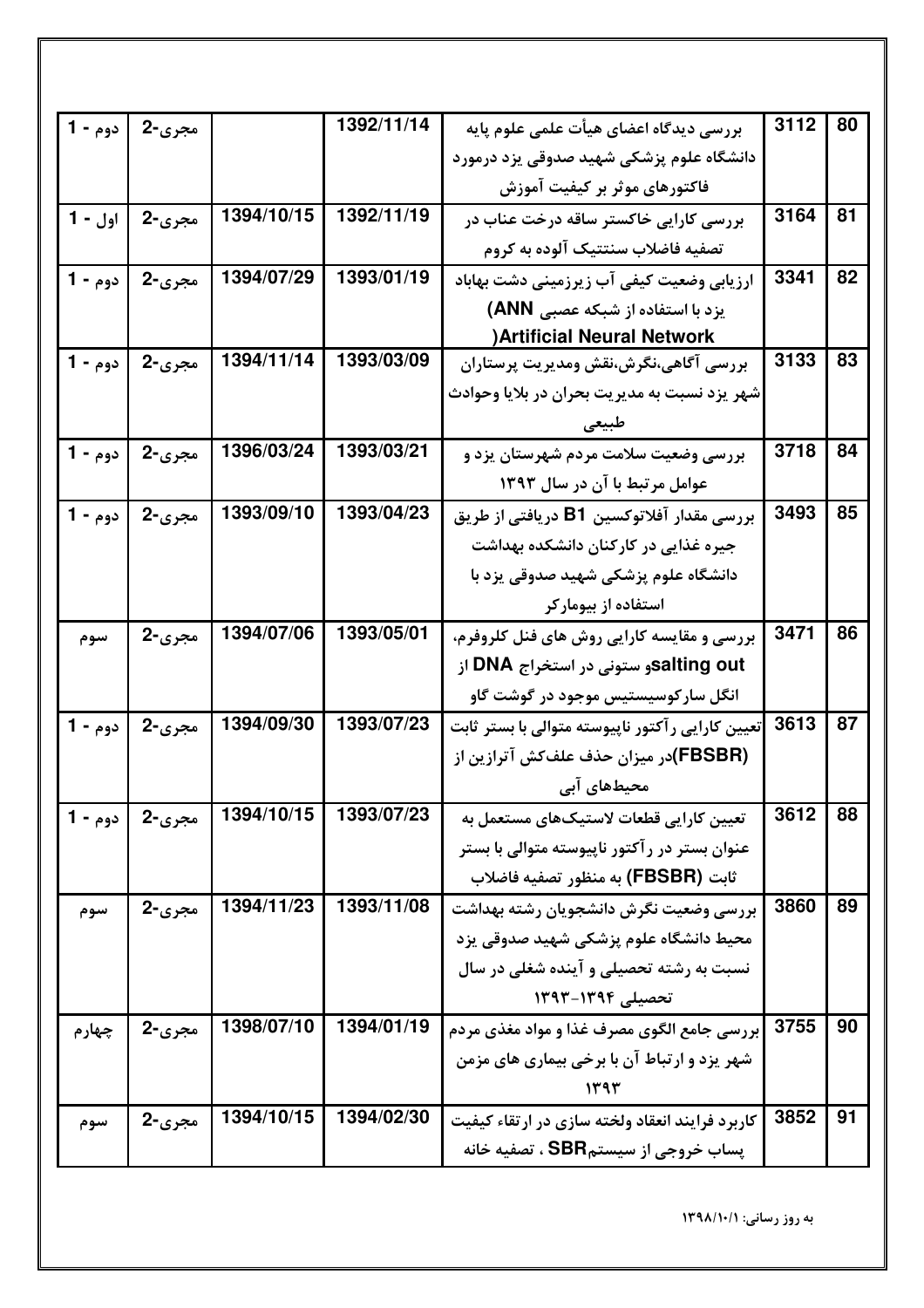| | | | | | | |
|---|---|---|---|---|---|---|
| 80 | 3112 | بررسی دیدگاه اعضای هیأت علمی علوم پایه دانشگاه علوم پزشکی شهید صدوقی یزد درمورد فاکتورهای موثر بر کیفیت آموزش | 1392/11/14 | | مجری-2 | دوم - 1 |
| 81 | 3164 | بررسی کارایی خاکستر ساقه درخت عناب در تصفیه فاضلاب سنتتیک آلوده به کروم | 1392/11/19 | 1394/10/15 | مجری-2 | اول - 1 |
| 82 | 3341 | ارزیابی وضعیت کیفی آب زیرزمینی دشت بهاباد یزد با استفاده از شبکه عصبی ANN) (Artificial Neural Network | 1393/01/19 | 1394/07/29 | مجری-2 | دوم - 1 |
| 83 | 3133 | بررسی آگاهی،نگرش،نقش ومدیریت پرستاران شهر یزد نسبت به مدیریت بحران در بلایا وحوادث طبیعی | 1393/03/09 | 1394/11/14 | مجری-2 | دوم - 1 |
| 84 | 3718 | بررسی وضعیت سلامت مردم شهرستان یزد و عوامل مرتبط با آن در سال ۱۳۹۳ | 1393/03/21 | 1396/03/24 | مجری-2 | دوم - 1 |
| 85 | 3493 | بررسی مقدار آفلاتوکسین B1 دریافتی از طریق جیره غذایی در کارکنان دانشکده بهداشت دانشگاه علوم پزشکی شهید صدوقی یزد با استفاده از بیومارکر | 1393/04/23 | 1393/09/10 | مجری-2 | دوم - 1 |
| 86 | 3471 | بررسی و مقایسه کارایی روش های فنل کلروفرم، salting outو ستونی در استخراج DNA از انگل سارکوسیستیس موجود در گوشت گاو | 1393/05/01 | 1394/07/06 | مجری-2 | سوم |
| 87 | 3613 | تعیین کارایی رآکتور ناپیوسته متوالی با بستر ثابت (FBSBR)در میزان حذف علف‌کش آترازین از محیط‌های آبی | 1393/07/23 | 1394/09/30 | مجری-2 | دوم - 1 |
| 88 | 3612 | تعیین کارایی قطعات لاستیک‌های مستعمل به عنوان بستر در رآکتور ناپیوسته متوالی با بستر ثابت (FBSBR) به منظور تصفیه فاضلاب | 1393/07/23 | 1394/10/15 | مجری-2 | دوم - 1 |
| 89 | 3860 | بررسی وضعیت نگرش دانشجویان رشته بهداشت محیط دانشگاه علوم پزشکی شهید صدوقی یزد نسبت به رشته تحصیلی و آینده شغلی در سال تحصیلی ۱۳۹۴-۱۳۹۳ | 1393/11/08 | 1394/11/23 | مجری-2 | سوم |
| 90 | 3755 | بررسی جامع الگوی مصرف غذا و مواد مغذی مردم شهر یزد و ارتباط آن با برخی بیماری های مزمن ۱۳۹۳ | 1394/01/19 | 1398/07/10 | مجری-2 | چهارم |
| 91 | 3852 | کاربرد فرایند انعقاد ولخته سازی در ارتقاء کیفیت پساب خروجی از سیستمSBR ، تصفیه خانه | 1394/02/30 | 1394/10/15 | مجری-2 | سوم |

به روز رسانی: ۱۳۹۸/۱۰/۱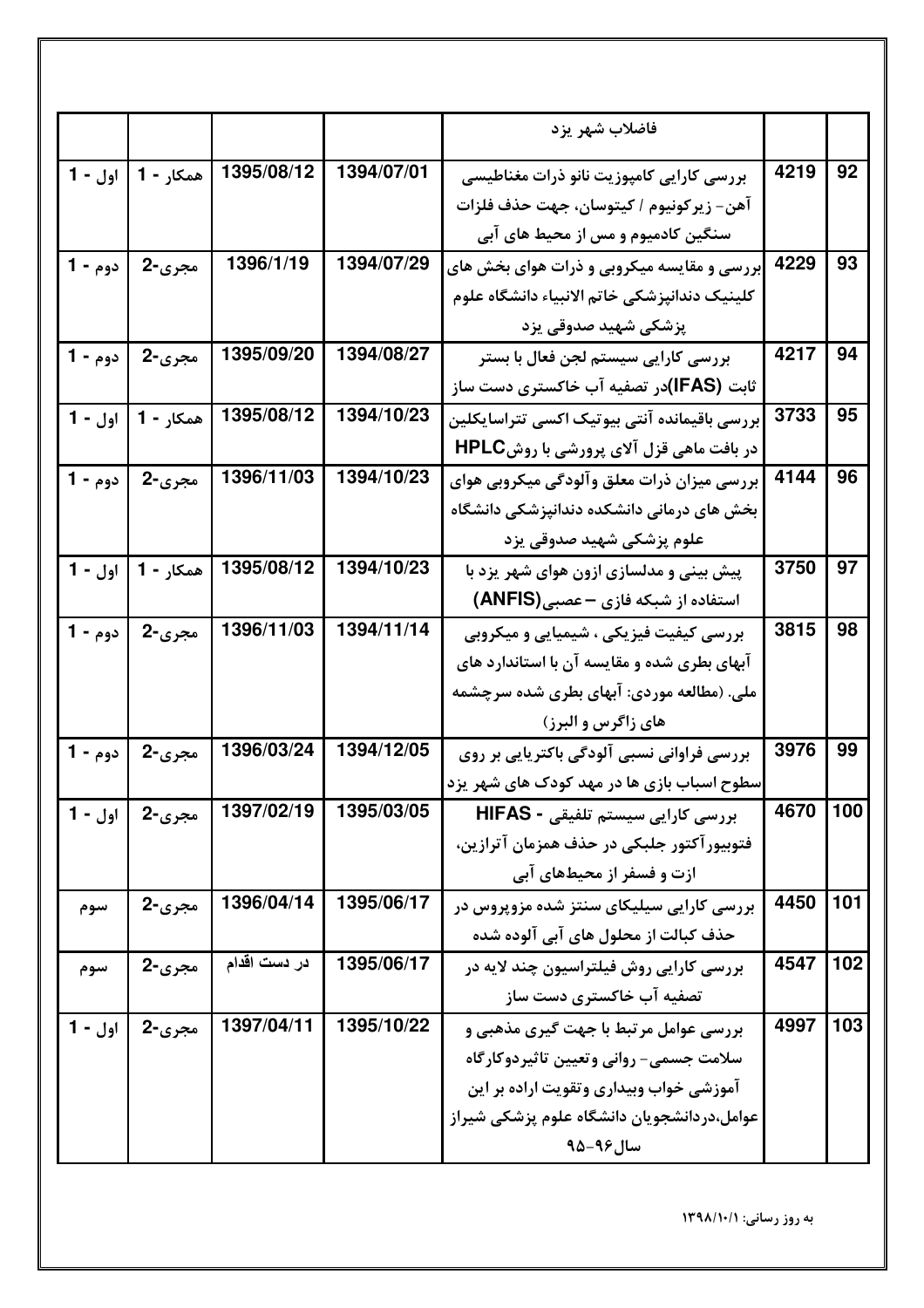| | | | | | | |
|---|---|---|---|---|---|---|
| | | | | فاضلاب شهر یزد | | |
| 92 | 4219 | بررسی کارایی کامپوزیت نانو ذرات مغناطیسی آهن- زیرکونیوم / کیتوسان، جهت حذف فلزات سنگین کادمیوم و مس از محیط های آبی | 1394/07/01 | 1395/08/12 | همکار - 1 | اول - 1 |
| 93 | 4229 | بررسی و مقایسه میکروبی و ذرات هوای بخش های کلینیک دندانپزشکی خاتم الانبیاء دانشگاه علوم پزشکی شهید صدوقی یزد | 1394/07/29 | 1396/1/19 | مجری-2 | دوم - 1 |
| 94 | 4217 | بررسی کارایی سیستم لجن فعال با بستر ثابت (IFAS)در تصفیه آب خاکستری دست ساز | 1394/08/27 | 1395/09/20 | مجری-2 | دوم - 1 |
| 95 | 3733 | بررسی باقیمانده آنتی بیوتیک اکسی تتراسایکلین در بافت ماهی قزل آلای پرورشی با روشHPLC | 1394/10/23 | 1395/08/12 | همکار - 1 | اول - 1 |
| 96 | 4144 | بررسی میزان ذرات معلق وآلودگی میکروبی هوای بخش های درمانی دانشکده دندانپزشکی دانشگاه علوم پزشکی شهید صدوقی یزد | 1394/10/23 | 1396/11/03 | مجری-2 | دوم - 1 |
| 97 | 3750 | پیش بینی و مدلسازی ازون هوای شهر یزد با استفاده از شبکه فازی – عصبی(ANFIS) | 1394/10/23 | 1395/08/12 | همکار - 1 | اول - 1 |
| 98 | 3815 | بررسی کیفیت فیزیکی ، شیمیایی و میکروبی آبهای بطری شده و مقایسه آن با استاندارد های ملی. (مطالعه موردی: آبهای بطری شده سرچشمه های زاگرس و البرز) | 1394/11/14 | 1396/11/03 | مجری-2 | دوم - 1 |
| 99 | 3976 | بررسی فراوانی نسبی آلودگی باکتریایی بر روی سطوح اسباب بازی ها در مهد کودک های شهر یزد | 1394/12/05 | 1396/03/24 | مجری-2 | دوم - 1 |
| 100 | 4670 | بررسی کارایی سیستم تلفیقی - HIFAS فتوبیورآکتور جلبکی در حذف همزمان آترازین، ازت و فسفر از محیط‌های آبی | 1395/03/05 | 1397/02/19 | مجری-2 | اول - 1 |
| 101 | 4450 | بررسی کارایی سیلیکای سنتز شده مزوپروس در حذف کبالت از محلول های آبی آلوده شده | 1395/06/17 | 1396/04/14 | مجری-2 | سوم |
| 102 | 4547 | بررسی کارایی روش فیلتراسیون چند لایه در تصفیه آب خاکستری دست ساز | 1395/06/17 | در دست اقدام | مجری-2 | سوم |
| 103 | 4997 | بررسی عوامل مرتبط با جهت گیری مذهبی و سلامت جسمی- روانی وتعیین تاثیردوکارگاه آموزشی خواب وبیداری وتقویت اراده بر این عوامل،دردانشجویان دانشگاه علوم پزشکی شیراز سال۹۶-۹۵ | 1395/10/22 | 1397/04/11 | مجری-2 | اول - 1 |

به روز رسانی: ۱۳۹۸/۱۰/۱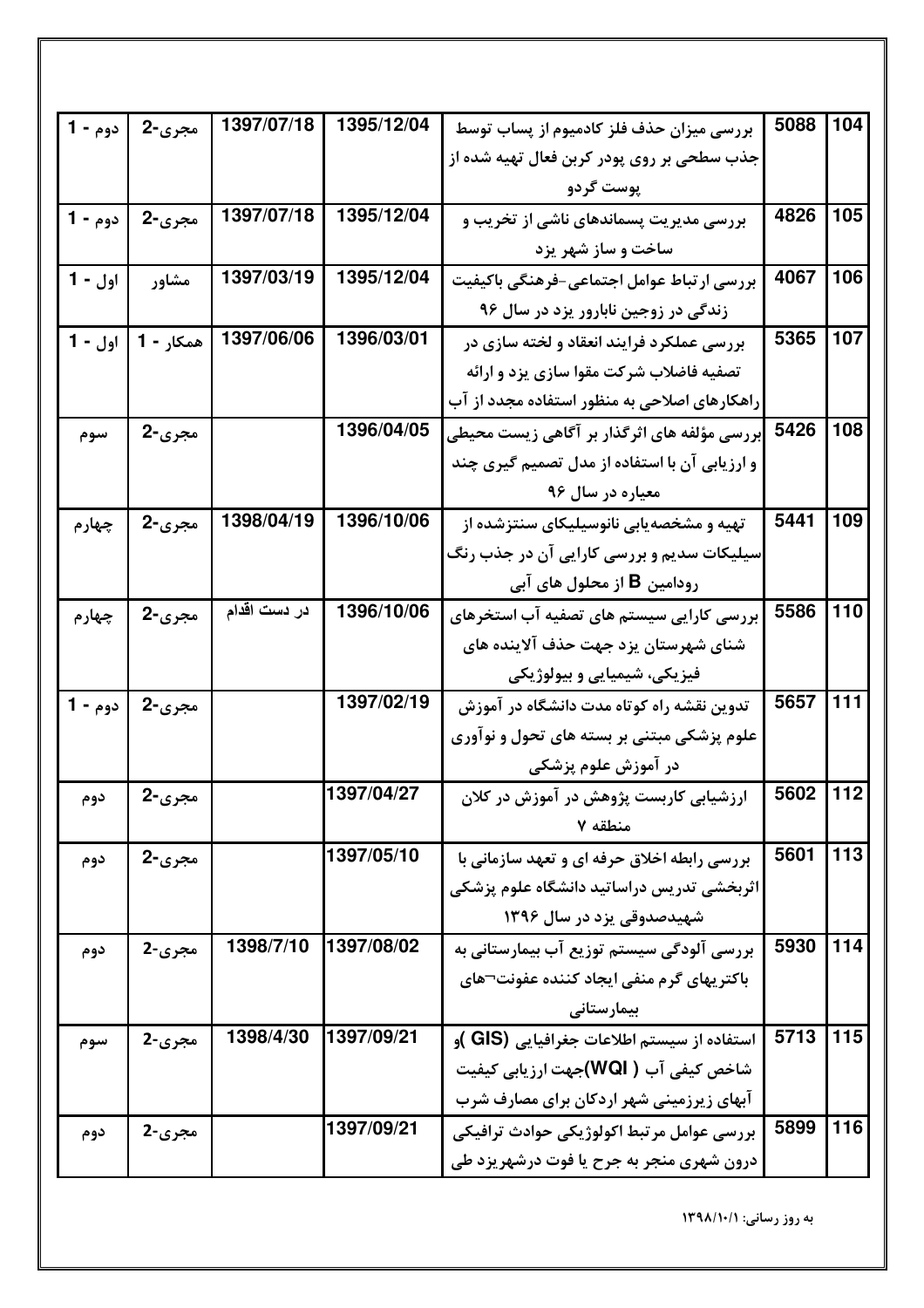| | | | | | | |
|---|---|---|---|---|---|---|
| 104 | 5088 | بررسی میزان حذف فلز کادمیوم از پساب توسط جذب سطحی بر روی پودر کربن فعال تهیه شده از پوست گردو | 1395/12/04 | 1397/07/18 | مجری-2 | دوم - 1 |
| 105 | 4826 | بررسی مدیریت پسماندهای ناشی از تخریب و ساخت و ساز شهر یزد | 1395/12/04 | 1397/07/18 | مجری-2 | دوم - 1 |
| 106 | 4067 | بررسی ارتباط عوامل اجتماعی-فرهنگی باکیفیت زندگی در زوجین نابارور یزد در سال ۹۶ | 1395/12/04 | 1397/03/19 | مشاور | اول - 1 |
| 107 | 5365 | بررسی عملکرد فرایند انعقاد و لخته سازی در تصفیه فاضلاب شرکت مقوا سازی یزد و ارائه راهکارهای اصلاحی به منظور استفاده مجدد از آب | 1396/03/01 | 1397/06/06 | همکار - 1 | اول - 1 |
| 108 | 5426 | بررسی مؤلفه های اثرگذار بر آگاهی زیست محیطی و ارزیابی آن با استفاده از مدل تصمیم گیری چند معیاره در سال ۹۶ | 1396/04/05 | | مجری-2 | سوم |
| 109 | 5441 | تهیه و مشخصه‌یابی نانوسیلیکای سنتزشده از سیلیکات سدیم و بررسی کارایی آن در جذب رنگ رودامین B از محلول های آبی | 1396/10/06 | 1398/04/19 | مجری-2 | چهارم |
| 110 | 5586 | بررسی کارایی سیستم های تصفیه آب استخرهای شنای شهرستان یزد جهت حذف آلاینده های فیزیکی، شیمیایی و بیولوژیکی | 1396/10/06 | در دست اقدام | مجری-2 | چهارم |
| 111 | 5657 | تدوین نقشه راه کوتاه مدت دانشگاه در آموزش علوم پزشکی مبتنی بر بسته های تحول و نوآوری در آموزش علوم پزشکی | 1397/02/19 | | مجری-2 | دوم - 1 |
| 112 | 5602 | ارزشیابی کاربست پژوهش در آموزش در کلان منطقه ۷ | 1397/04/27 | | مجری-2 | دوم |
| 113 | 5601 | بررسی رابطه اخلاق حرفه ای و تعهد سازمانی با اثربخشی تدریس دراساتید دانشگاه علوم پزشکی شهیدصدوقی یزد در سال ۱۳۹۶ | 1397/05/10 | | مجری-2 | دوم |
| 114 | 5930 | بررسی آلودگی سیستم توزیع آب بیمارستانی به باکتریهای گرم منفی ایجاد کننده عفونت¬های بیمارستانی | 1397/08/02 | 1398/7/10 | مجری-2 | دوم |
| 115 | 5713 | استفاده از سیستم اطلاعات جغرافیایی (GIS )و شاخص کیفی آب ( WQI)جهت ارزیابی کیفیت آبهای زیرزمینی شهر اردکان برای مصارف شرب | 1397/09/21 | 1398/4/30 | مجری-2 | سوم |
| 116 | 5899 | بررسی عوامل مرتبط اکولوژیکی حوادث ترافیکی درون شهری منجر به جرح یا فوت درشهریزد طی | 1397/09/21 | | مجری-2 | دوم |

به روز رسانی: ۱۳۹۸/۱۰/۱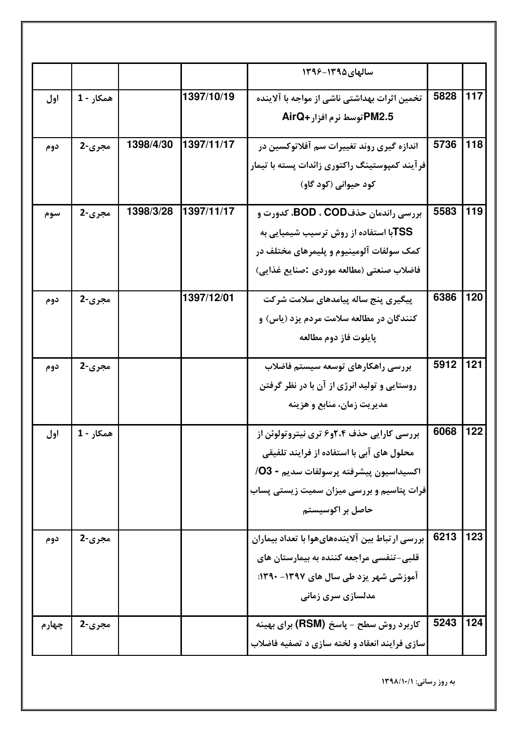| | | | | | | |
|---|---|---|---|---|---|---|
| | | | | سالهای۱۳۹۵-۱۳۹۶ | | |
| 117 | 5828 | تخمین اثرات بهداشتی ناشی از مواجه با آلاینده PM2.5توسط نرم افزار+AirQ | 1397/10/19 | | همکار - 1 | اول |
| 118 | 5736 | اندازه گیری روند تغییرات سم آفلاتوکسین در فرآیند کمپوستینگ راکتوری زائدات پسته با تیمار کود حیوانی (کود گاو) | 1397/11/17 | 1398/4/30 | مجری-2 | دوم |
| 119 | 5583 | بررسی راندمان حذفBOD ، COD، کدورت و TSSبا استفاده از روش ترسیب شیمیایی به کمک سولفات آلومینیوم و پلیمرهای مختلف در فاضلاب صنعتی (مطالعه موردی :صنایع غذایی) | 1397/11/17 | 1398/3/28 | مجری-2 | سوم |
| 120 | 6386 | پیگیری پنج ساله پیامدهای سلامت شرکت کنندگان در مطالعه سلامت مردم یزد (یاس) و پایلوت فاز دوم مطالعه | 1397/12/01 | | مجری-2 | دوم |
| 121 | 5912 | بررسی راهکارهای توسعه سیستم فاضلاب روستایی و تولید انرژی از آن با در نظر گرفتن مدیریت زمان، منابع و هزینه | | | مجری-2 | دوم |
| 122 | 6068 | بررسی کارایی حذف ۲،۴و۶ تری نیتروتولوئن از محلول های آبی با استفاده از فرایند تلفیقی اکسیداسیون پیشرفته پرسولفات سدیم - O3/ فرات پتاسیم و بررسی میزان سمیت زیستی پساب حاصل بر اکوسیستم | | | همکار - 1 | اول |
| 123 | 6213 | بررسی ارتباط بین آلایندههایهوا با تعداد بیماران قلبی-تنفسی مراجعه کننده به بیمارستان های آموزشی شهر یزد طی سال های ۱۳۹۷- ۱۳۹۰: مدلسازی سری زمانی | | | مجری-2 | دوم |
| 124 | 5243 | کاربرد روش سطح - پاسخ (RSM) برای بهینه سازی فرایند انعقاد و لخته سازی د تصفیه فاضلاب | | | مجری-2 | چهارم |

به روز رسانی: ۱۳۹۸/۱۰/۱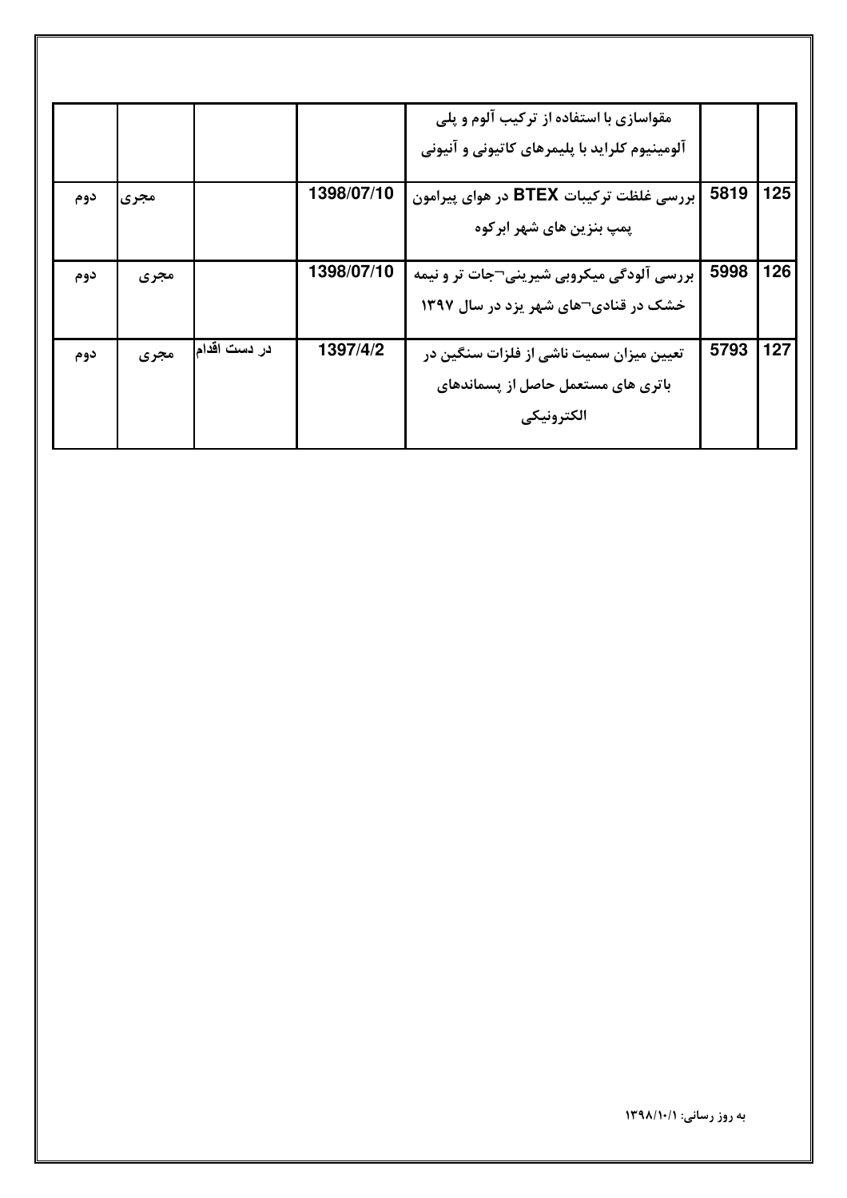| | | | | | | |
|---|---|---|---|---|---|---|
| | | | | مقواسازی با استفاده از ترکیب آلوم و پلی آلومینیوم کلراید با پلیمرهای کاتیونی و آنیونی | | |
| 125 | 5819 | بررسی غلظت ترکیبات BTEX در هوای پیرامون پمپ بنزین های شهر ابرکوه | 1398/07/10 | | مجری | دوم |
| 126 | 5998 | بررسی آلودگی میکروبی شیرینی¬جات تر و نیمه خشک در قنادی¬های شهر یزد در سال ۱۳۹۷ | 1398/07/10 | | مجری | دوم |
| 127 | 5793 | تعیین میزان سمیت ناشی از فلزات سنگین در باتری های مستعمل حاصل از پسماندهای الکترونیکی | 1397/4/2 | در دست اقدام | مجری | دوم |

به روز رسانی: ۱۳۹۸/۱۰/۱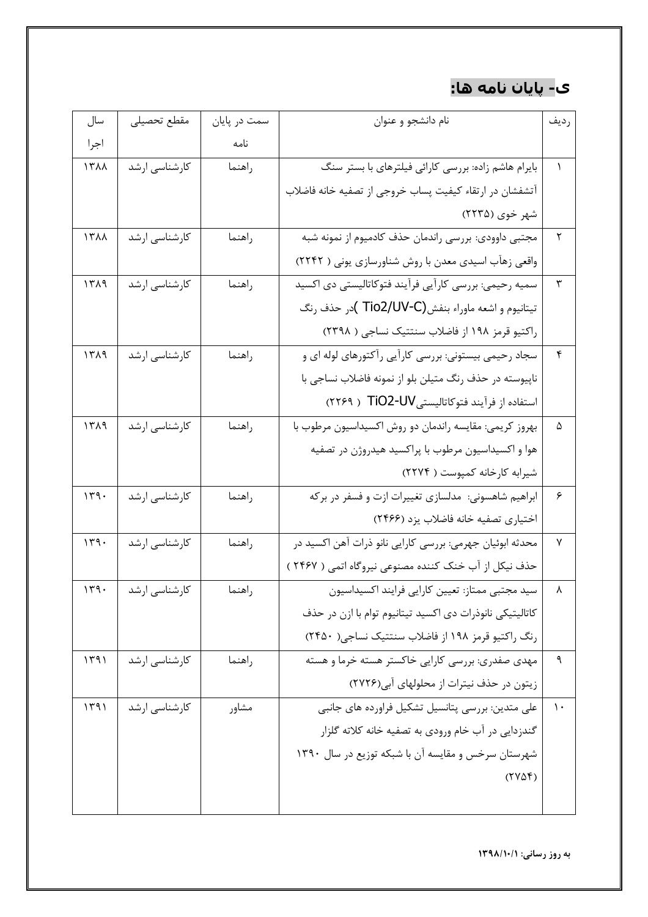## ی- پایان نامه ها:

| ردیف | نام دانشجو و عنوان | سمت در پایان نامه | مقطع تحصیلی | سال اجرا |
|---|---|---|---|---|
| ۱ | بایرام هاشم زاده: بررسی کارائی فیلترهای با بستر سنگ آتشفشان در ارتقاء کیفیت پساب خروجی از تصفیه خانه فاضلاب شهر خوی (۲۲۳۵) | راهنما | کارشناسی ارشد | ۱۳۸۸ |
| ۲ | مجتبی داوودی: بررسی راندمان حذف کادمیوم از نمونه شبه واقعی زهآب اسیدی معدن با روش شناورسازی یونی ( ۲۲۴۲) | راهنما | کارشناسی ارشد | ۱۳۸۸ |
| ۳ | سمیه رحیمی: بررسی کارآیی فرآیند فتوکاتالیستی دی اکسید تیتانیوم و اشعه ماوراء بنفش(Tio2/UV-C )در حذف رنگ راکتیو قرمز ۱۹۸ از فاضلاب سنتتیک نساجی ( ۲۳۹۸) | راهنما | کارشناسی ارشد | ۱۳۸۹ |
| ۴ | سجاد رحیمی بیستونی: بررسی کارآیی رآکتورهای لوله ای و ناپیوسته در حذف رنگ متیلن بلو از نمونه فاضلاب نساجی با استفاده از فرآیند فتوکاتالیستی TiO2-UV ( ۲۲۶۹) | راهنما | کارشناسی ارشد | ۱۳۸۹ |
| ۵ | بهروز کریمی: مقایسه راندمان دو روش اکسیداسیون مرطوب با هوا و اکسیداسیون مرطوب با پراکسید هیدروژن در تصفیه شیرابه کارخانه کمپوست ( ۲۲۷۴) | راهنما | کارشناسی ارشد | ۱۳۸۹ |
| ۶ | ابراهیم شاهسونی: مدلسازی تغییرات ازت و فسفر در برکه اختیاری تصفیه خانه فاضلاب یزد (۲۴۶۶) | راهنما | کارشناسی ارشد | ۱۳۹۰ |
| ۷ | محدثه ابوئیان جهرمی: بررسی کارایی نانو ذرات آهن اکسید در حذف نیکل از آب خنک کننده مصنوعی نیروگاه اتمی ( ۲۴۶۷ ) | راهنما | کارشناسی ارشد | ۱۳۹۰ |
| ۸ | سید مجتبی ممتاز: تعیین کارایی فرایند اکسیداسیون کاتالیتیکی نانوذرات دی اکسید تیتانیوم توام با ازن در حذف رنگ راکتیو قرمز ۱۹۸ از فاضلاب سنتتیک نساجی( ۲۴۵۰) | راهنما | کارشناسی ارشد | ۱۳۹۰ |
| ۹ | مهدی صفدری: بررسی کارایی خاکستر هسته خرما و هسته زیتون در حذف نیترات از محلولهای آبی(۲۷۲۶) | راهنما | کارشناسی ارشد | ۱۳۹۱ |
| ۱۰ | علی متدین: بررسی پتانسیل تشکیل فراورده های جانبی گندزدایی در آب خام ورودی به تصفیه خانه کلاته گلزار شهرستان سرخس و مقایسه آن با شبکه توزیع در سال ۱۳۹۰ (۲۷۵۴) | مشاور | کارشناسی ارشد | ۱۳۹۱ |

**به روز رسانی: ۱۳۹۸/۱۰/۱**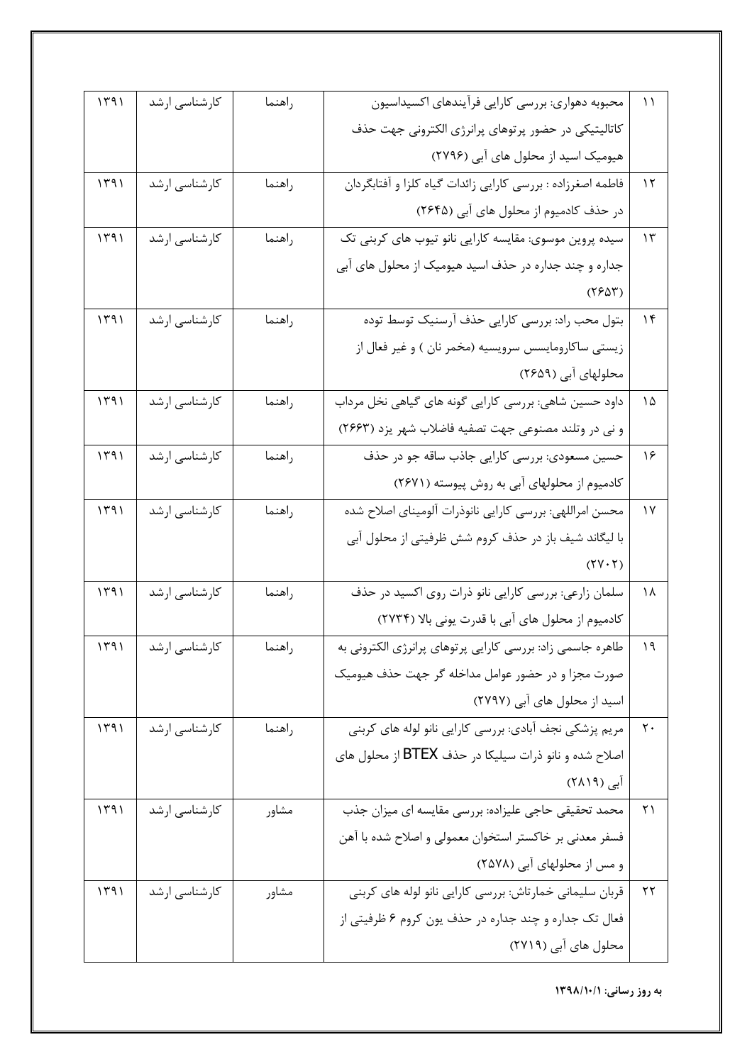| ۱۱ | محبوبه دهواری: بررسی کارایی فرآیندهای اکسیداسیون کاتالیتیکی در حضور پرتوهای پرانرژی الکترونی جهت حذف هیومیک اسید از محلول های آبی (۲۷۹۶) | راهنما | کارشناسی ارشد | ۱۳۹۱ |
|---|---|---|---|---|
| ۱۲ | فاطمه اصغرزاده : بررسی کارایی زائدات گیاه کلزا و آفتابگردان در حذف کادمیوم از محلول های آبی (۲۶۴۵) | راهنما | کارشناسی ارشد | ۱۳۹۱ |
| ۱۳ | سیده پروین موسوی: مقایسه کارایی نانو تیوب های کربنی تک جداره و چند جداره در حذف اسید هیومیک از محلول های آبی (۲۶۵۳) | راهنما | کارشناسی ارشد | ۱۳۹۱ |
| ۱۴ | بتول محب راد: بررسی کارایی حذف آرسنیک توسط توده زیستی ساکارومایسس سرویسیه (مخمر نان ) و غیر فعال از محلولهای آبی (۲۶۵۹) | راهنما | کارشناسی ارشد | ۱۳۹۱ |
| ۱۵ | داود حسین شاهی: بررسی کارایی گونه های گیاهی نخل مرداب و نی در وتلند مصنوعی جهت تصفیه فاضلاب شهر یزد (۲۶۶۳) | راهنما | کارشناسی ارشد | ۱۳۹۱ |
| ۱۶ | حسین مسعودی: بررسی کارایی جاذب ساقه جو در حذف کادمیوم از محلولهای آبی به روش پیوسته (۲۶۷۱) | راهنما | کارشناسی ارشد | ۱۳۹۱ |
| ۱۷ | محسن امراللهی: بررسی کارایی نانوذرات آلومینای اصلاح شده با لیگاند شیف باز در حذف کروم شش ظرفیتی از محلول آبی (۲۷۰۲) | راهنما | کارشناسی ارشد | ۱۳۹۱ |
| ۱۸ | سلمان زارعی: بررسی کارایی نانو ذرات روی اکسید در حذف کادمیوم از محلول های آبی با قدرت یونی بالا (۲۷۳۴) | راهنما | کارشناسی ارشد | ۱۳۹۱ |
| ۱۹ | طاهره جاسمی زاد: بررسی کارایی پرتوهای پرانرژی الکترونی به صورت مجزا و در حضور عوامل مداخله گر جهت حذف هیومیک اسید از محلول های آبی (۲۷۹۷) | راهنما | کارشناسی ارشد | ۱۳۹۱ |
| ۲۰ | مریم پزشکی نجف آبادی: بررسی کارایی نانو لوله های کربنی اصلاح شده و نانو ذرات سیلیکا در حذف BTEX از محلول های آبی (۲۸۱۹) | راهنما | کارشناسی ارشد | ۱۳۹۱ |
| ۲۱ | محمد تحقیقی حاجی علیزاده: بررسی مقایسه ای میزان جذب فسفر معدنی بر خاکستر استخوان معمولی و اصلاح شده با آهن و مس از محلولهای آبی (۲۵۷۸) | مشاور | کارشناسی ارشد | ۱۳۹۱ |
| ۲۲ | قربان سلیمانی خمارتاش: بررسی کارایی نانو لوله های کربنی فعال تک جداره و چند جداره در حذف یون کروم ۶ ظرفیتی از محلول های آبی (۲۷۱۹) | مشاور | کارشناسی ارشد | ۱۳۹۱ |

**به روز رسانی: ۱۳۹۸/۱۰/۱**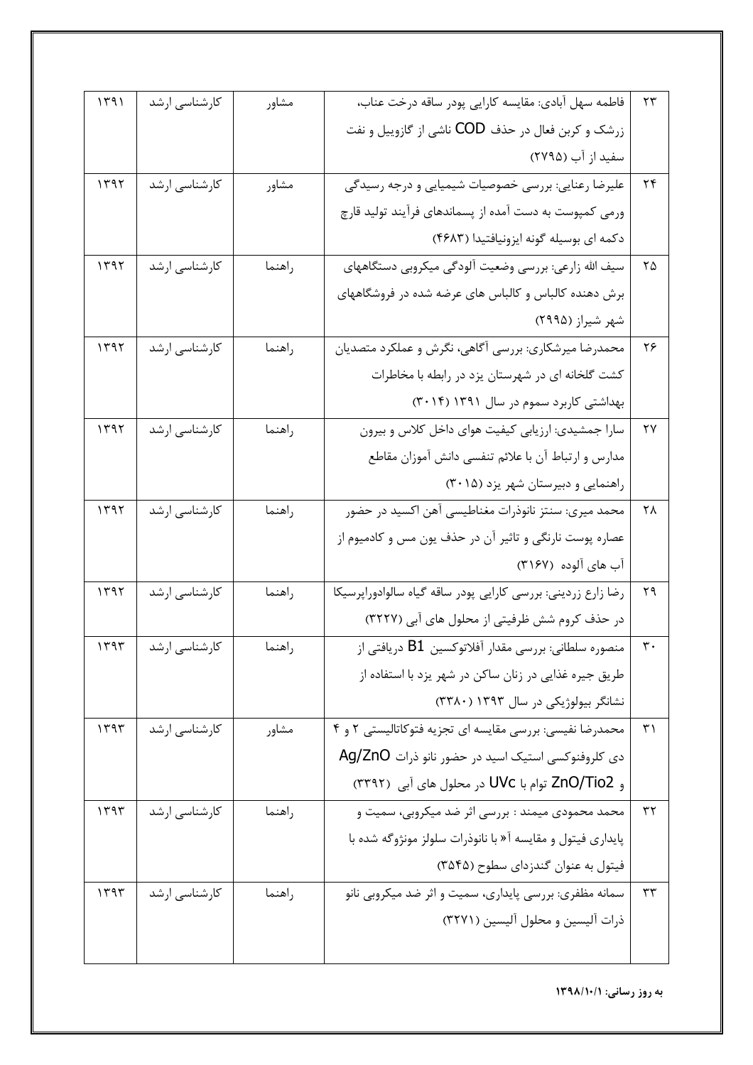| ۲۳ | فاطمه سهل آبادی: مقایسه کارایی پودر ساقه درخت عناب، زرشک و کربن فعال در حذف COD ناشی از گازوییل و نفت سفید از آب (۲۷۹۵) | مشاور | کارشناسی ارشد | ۱۳۹۱ |
|---|---|---|---|---|
| ۲۴ | علیرضا رعنایی: بررسی خصوصیات شیمیایی و درجه رسیدگی ورمی کمپوست به دست آمده از پسماندهای فرآیند تولید قارچ دکمه ای بوسیله گونه ایزونیافتیدا (۴۶۸۳) | مشاور | کارشناسی ارشد | ۱۳۹۲ |
| ۲۵ | سیف الله زارعی: بررسی وضعیت آلودگی میکروبی دستگاههای برش دهنده کالباس و کالباس های عرضه شده در فروشگاههای شهر شیراز (۲۹۹۵) | راهنما | کارشناسی ارشد | ۱۳۹۲ |
| ۲۶ | محمدرضا میرشکاری: بررسی آگاهی، نگرش و عملکرد متصدیان کشت گلخانه ای در شهرستان یزد در رابطه با مخاطرات بهداشتی کاربرد سموم در سال ۱۳۹۱ (۳۰۱۴) | راهنما | کارشناسی ارشد | ۱۳۹۲ |
| ۲۷ | سارا جمشیدی: ارزیابی کیفیت هوای داخل کلاس و بیرون مدارس و ارتباط آن با علائم تنفسی دانش آموزان مقاطع راهنمایی و دبیرستان شهر یزد (۳۰۱۵) | راهنما | کارشناسی ارشد | ۱۳۹۲ |
| ۲۸ | محمد میری: سنتز نانوذرات مغناطیسی آهن اکسید در حضور عصاره پوست نارنگی و تاثیر آن در حذف یون مس و کادمیوم از آب های آلوده (۳۱۶۷) | راهنما | کارشناسی ارشد | ۱۳۹۲ |
| ۲۹ | رضا زارع زردینی: بررسی کارایی پودر ساقه گیاه سالوادوراپرسیکا در حذف کروم شش ظرفیتی از محلول های آبی (۳۲۲۷) | راهنما | کارشناسی ارشد | ۱۳۹۲ |
| ۳۰ | منصوره سلطانی: بررسی مقدار آفلاتوکسین B1 دریافتی از طریق جیره غذایی در زنان ساکن در شهر یزد با استفاده از نشانگر بیولوژیکی در سال ۱۳۹۳ (۳۳۸۰) | راهنما | کارشناسی ارشد | ۱۳۹۳ |
| ۳۱ | محمدرضا نفیسی: بررسی مقایسه ای تجزیه فتوکاتالیستی ۲ و ۴ دی کلروفنوکسی استیک اسید در حضور نانو ذرات Ag/ZnO و ZnO/Tio2 توام با UVc در محلول های آبی (۳۳۹۲) | مشاور | کارشناسی ارشد | ۱۳۹۳ |
| ۳۲ | محمد محمودی میمند : بررسی اثر ضد میکروبی، سمیت و پایداری فیتول و مقایسه آ« با نانوذرات سلولز مونژوگه شده با فیتول به عنوان گندزدای سطوح (۳۵۴۵) | راهنما | کارشناسی ارشد | ۱۳۹۳ |
| ۳۳ | سمانه مظفری: بررسی پایداری، سمیت و اثر ضد میکروبی نانو ذرات آلیسین و محلول آلیسین (۳۲۷۱) | راهنما | کارشناسی ارشد | ۱۳۹۳ |

**به روز رسانی: ۱۳۹۸/۱۰/۱**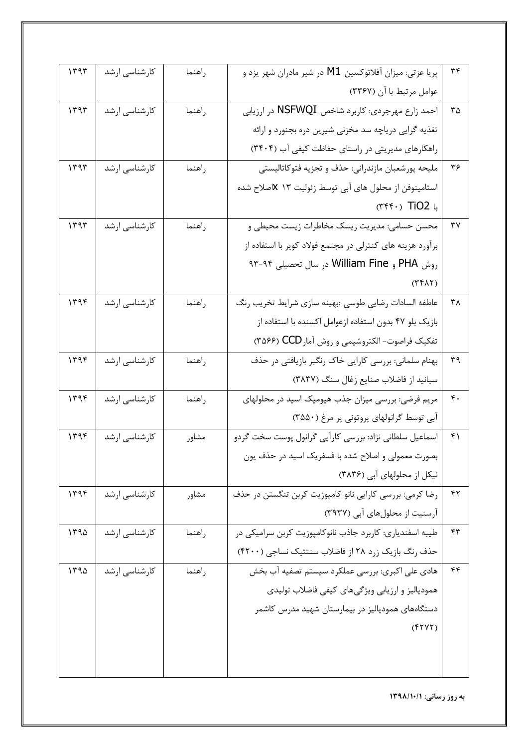| ۳۴ | پریا عزتی: میزان آفلاتوکسین M1 در شیر مادران شهر یزد و عوامل مرتبط با آن (۳۳۶۷) | راهنما | کارشناسی ارشد | ۱۳۹۳ |
|---|---|---|---|---|
| ۳۵ | احمد زارع مهرجردی: کاربرد شاخص NSFWQI در ارزیابی تغذیه گرایی دریاچه سد مخزنی شیرین دره بجنورد و ارائه راهکارهای مدیریتی در راستای حفاظت کیفی آب (۳۴۰۴) | راهنما | کارشناسی ارشد | ۱۳۹۳ |
| ۳۶ | ملیحه پورشعبان مازندرانی: حذف و تجزیه فتوکاتالیستی استامینوفن از محلول های آبی توسط زئولیت ۱۳ xاصلاح شده با TiO2 (۳۴۴۰) | راهنما | کارشناسی ارشد | ۱۳۹۳ |
| ۳۷ | محسن حسامی: مدیریت ریسک مخاطرات زیست محیطی و برآورد هزینه های کنترلی در مجتمع فولاد کویر با استفاده از روش PHA و William Fine در سال تحصیلی ۹۴-۹۳ (۳۴۸۲) | راهنما | کارشناسی ارشد | ۱۳۹۳ |
| ۳۸ | عاطفه السادات رضایی طوسی :بهینه سازی شرایط تخریب رنگ بازیک بلو ۴۷ بدون استفاده ازعوامل اکسنده با استفاده از تفکیک فراصوت- الکتروشیمی و روش آمارCCD (۳۵۶۶) | راهنما | کارشناسی ارشد | ۱۳۹۴ |
| ۳۹ | بهنام سلمانی: بررسی کارایی خاک رنگبر بازیافتی در حذف سیانید از فاضلاب صنایع زغال سنگ (۳۸۳۷) | راهنما | کارشناسی ارشد | ۱۳۹۴ |
| ۴۰ | مریم فرضی: بررسی میزان جذب هیومیک اسید در محلولهای آبی توسط گرانولهای پروتونی پر مرغ (۳۵۵۰) | راهنما | کارشناسی ارشد | ۱۳۹۴ |
| ۴۱ | اسماعیل سلطانی نژاد: بررسی کارآیی گرانول پوست سخت گردو بصورت معمولی و اصلاح شده با فسفریک اسید در حذف یون نیکل از محلولهای آبی (۳۸۳۶) | مشاور | کارشناسی ارشد | ۱۳۹۴ |
| ۴۲ | رضا کرمی: بررسی کارایی نانو کامپوزیت کربن تنگستن در حذف آرسنیت از محلول‌های آبی (۳۹۳۷) | مشاور | کارشناسی ارشد | ۱۳۹۴ |
| ۴۳ | طیبه اسفندیاری: کاربرد جاذب نانوکامپوزیت کربن سرامیکی در حذف رنگ بازیک زرد ۲۸ از فاضلاب سنتتیک نساجی (۴۲۰۰) | راهنما | کارشناسی ارشد | ۱۳۹۵ |
| ۴۴ | هادی علی اکبری: بررسی عملکرد سیستم تصفیه آب بخش همودیالیز و ارزیابی ویژگی‌های کیفی فاضلاب تولیدی دستگاه‌های همودیالیز در بیمارستان شهید مدرس کاشمر (۴۲۷۲) | راهنما | کارشناسی ارشد | ۱۳۹۵ |

**به روز رسانی: ۱۳۹۸/۱۰/۱**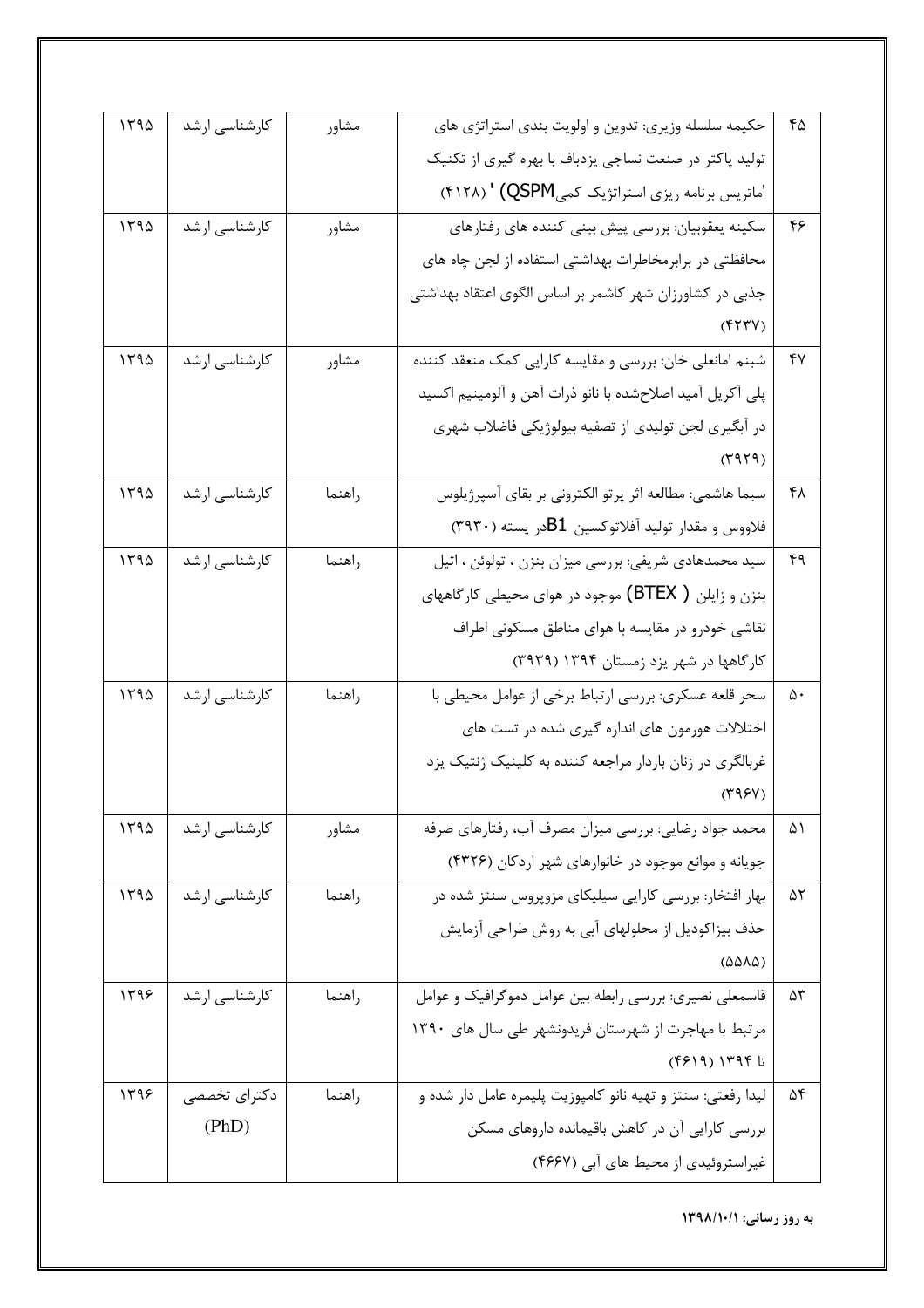| ۴۵ | حکیمه سلسله وزیری: تدوین و اولویت بندی استراتژی های تولید پاکتر در صنعت نساجی یزدباف با بهره گیری از تکنیک 'ماتریس برنامه ریزی استراتژیک کمیQSPM) ' (۴۱۲۸) | مشاور | کارشناسی ارشد | ۱۳۹۵ |
|---|---|---|---|---|
| ۴۶ | سکینه یعقوبیان: بررسی پیش بینی کننده های رفتارهای محافظتی در برابرمخاطرات بهداشتی استفاده از لجن چاه های جذبی در کشاورزان شهر کاشمر بر اساس الگوی اعتقاد بهداشتی (۴۲۳۷) | مشاور | کارشناسی ارشد | ۱۳۹۵ |
| ۴۷ | شبنم امانعلی خان: بررسی و مقایسه کارایی کمک منعقد کننده پلی آکریل آمید اصلاح‌شده با نانو ذرات آهن و آلومینیم اکسید در آبگیری لجن تولیدی از تصفیه بیولوژیکی فاضلاب شهری (۳۹۲۹) | مشاور | کارشناسی ارشد | ۱۳۹۵ |
| ۴۸ | سیما هاشمی: مطالعه اثر پرتو الکترونی بر بقای آسپرژیلوس فلاووس و مقدار تولید آفلاتوکسین B1در پسته (۳۹۳۰) | راهنما | کارشناسی ارشد | ۱۳۹۵ |
| ۴۹ | سید محمدهادی شریفی: بررسی میزان بنزن ، تولوئن ، اتیل بنزن و زایلن ( BTEX) موجود در هوای محیطی کارگاههای نقاشی خودرو در مقایسه با هوای مناطق مسکونی اطراف کارگاهها در شهر یزد زمستان ۱۳۹۴ (۳۹۳۹) | راهنما | کارشناسی ارشد | ۱۳۹۵ |
| ۵۰ | سحر قلعه عسکری: بررسی ارتباط برخی از عوامل محیطی با اختلالات هورمون های اندازه گیری شده در تست های غربالگری در زنان باردار مراجعه کننده به کلینیک ژنتیک یزد (۳۹۶۷) | راهنما | کارشناسی ارشد | ۱۳۹۵ |
| ۵۱ | محمد جواد رضایی: بررسی میزان مصرف آب، رفتارهای صرفه جویانه و موانع موجود در خانوارهای شهر اردکان (۴۳۲۶) | مشاور | کارشناسی ارشد | ۱۳۹۵ |
| ۵۲ | بهار افتخار: بررسی کارایی سیلیکای مزوپروس سنتز شده در حذف بیزاکودیل از محلولهای آبی به روش طراحی آزمایش (۵۵۸۵) | راهنما | کارشناسی ارشد | ۱۳۹۵ |
| ۵۳ | قاسمعلی نصیری: بررسی رابطه بین عوامل دموگرافیک و عوامل مرتبط با مهاجرت از شهرستان فریدونشهر طی سال های ۱۳۹۰ تا ۱۳۹۴ (۴۶۱۹) | راهنما | کارشناسی ارشد | ۱۳۹۶ |
| ۵۴ | لیدا رفعتی: سنتز و تهیه نانو کامپوزیت پلیمره عامل دار شده و بررسی کارایی آن در کاهش باقیمانده داروهای مسکن غیراستروئیدی از محیط های آبی (۴۶۶۷) | راهنما | دکترای تخصصی (PhD) | ۱۳۹۶ |

**به روز رسانی: ۱۳۹۸/۱۰/۱**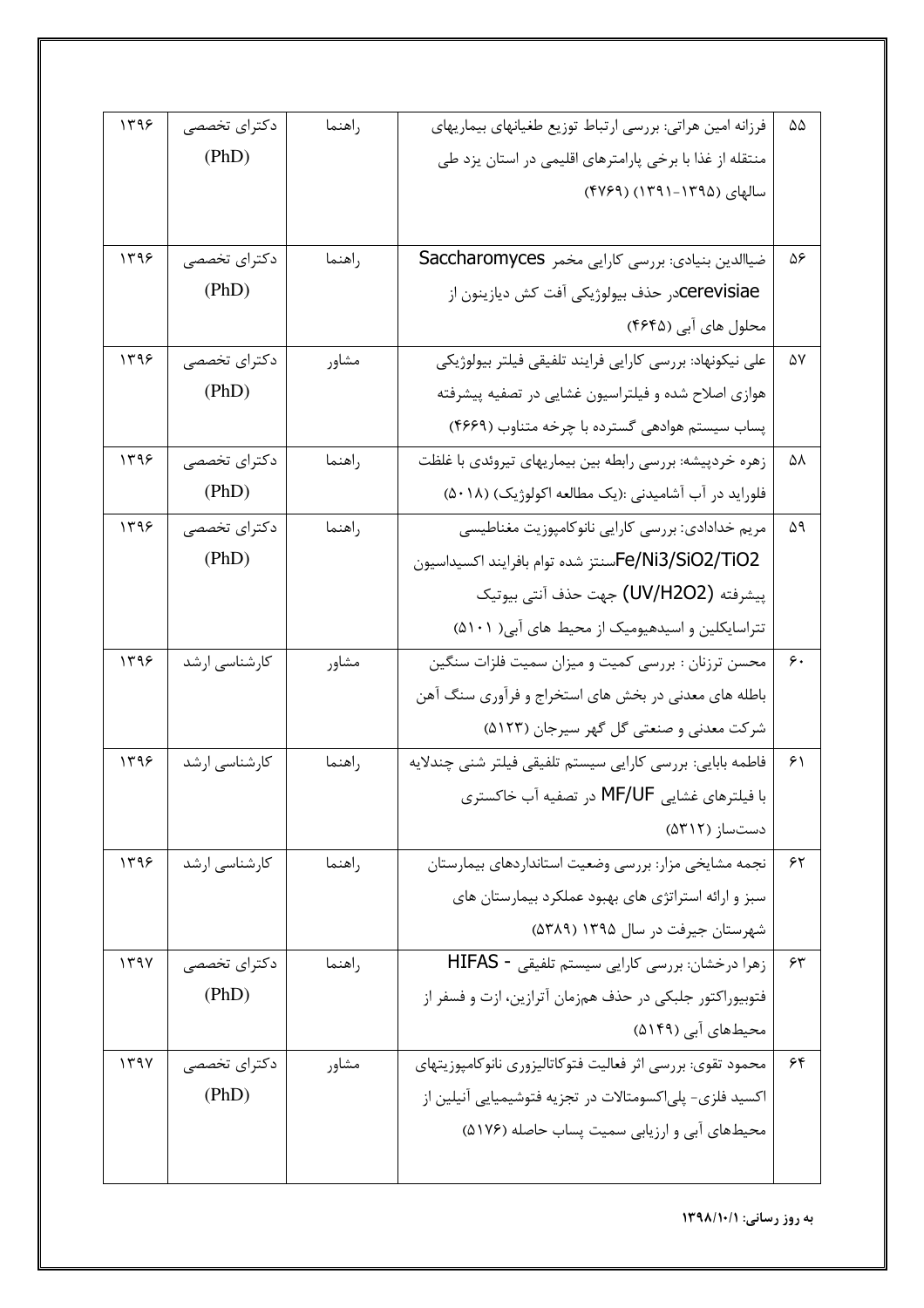| ۵۵ | فرزانه امین هراتی: بررسی ارتباط توزیع طغیانهای بیماریهای منتقله از غذا با برخی پارامترهای اقلیمی در استان یزد طی سالهای (۱۳۹۵-۱۳۹۱) (۴۷۶۹) | راهنما | دکترای تخصصی (PhD) | ۱۳۹۶ |
|---|---|---|---|---|
| ۵۶ | ضیاالدین بنیادی: بررسی کارایی مخمر Saccharomyces cerevisiaeدر حذف بیولوژیکی آفت کش دیازینون از محلول های آبی (۴۶۴۵) | راهنما | دکترای تخصصی (PhD) | ۱۳۹۶ |
| ۵۷ | علی نیکونهاد: بررسی کارایی فرایند تلفیقی فیلتر بیولوژیکی هوازی اصلاح شده و فیلتراسیون غشایی در تصفیه پیشرفته پساب سیستم هوادهی گسترده با چرخه متناوب (۴۶۶۹) | مشاور | دکترای تخصصی (PhD) | ۱۳۹۶ |
| ۵۸ | زهره خردپیشه: بررسی رابطه بین بیماریهای تیروئدی با غلظت فلوراید در آب آشامیدنی :(یک مطالعه اکولوژیک) (۵۰۱۸) | راهنما | دکترای تخصصی (PhD) | ۱۳۹۶ |
| ۵۹ | مریم خدادادی: بررسی کارایی نانوکامپوزیت مغناطیسی Fe/Ni3/SiO2/TiO2سنتز شده توام بافرایند اکسیداسیون پیشرفته (UV/H2O2) جهت حذف آنتی بیوتیک تتراسایکلین و اسیدهیومیک از محیط های آبی( ۵۱۰۱) | راهنما | دکترای تخصصی (PhD) | ۱۳۹۶ |
| ۶۰ | محسن ترزنان : بررسی کمیت و میزان سمیت فلزات سنگین باطله های معدنی در بخش های استخراج و فرآوری سنگ آهن شرکت معدنی و صنعتی گل گهر سیرجان (۵۱۲۳) | مشاور | کارشناسی ارشد | ۱۳۹۶ |
| ۶۱ | فاطمه بابایی: بررسی کارایی سیستم تلفیقی فیلتر شنی چندلایه با فیلترهای غشایی MF/UF در تصفیه آب خاکستری دست‌ساز (۵۳۱۲) | راهنما | کارشناسی ارشد | ۱۳۹۶ |
| ۶۲ | نجمه مشایخی مزار: بررسی وضعیت استانداردهای بیمارستان سبز و ارائه استراتژی های بهبود عملکرد بیمارستان های شهرستان جیرفت در سال ۱۳۹۵ (۵۳۸۹) | راهنما | کارشناسی ارشد | ۱۳۹۶ |
| ۶۳ | زهرا درخشان: بررسی کارایی سیستم تلفیقی HIFAS - فتوبیوراکتور جلبکی در حذف همزمان آترازین، ازت و فسفر از محیط‌های آبی (۵۱۴۹) | راهنما | دکترای تخصصی (PhD) | ۱۳۹۷ |
| ۶۴ | محمود تقوی: بررسی اثر فعالیت فتوکاتالیزوری نانوکامپوزیتهای اکسید فلزی- پلی‌اکسومتالات در تجزیه فتوشیمیایی آنیلین از محیط‌های آبی و ارزیابی سمیت پساب حاصله (۵۱۷۶) | مشاور | دکترای تخصصی (PhD) | ۱۳۹۷ |

**به روز رسانی: ۱۳۹۸/۱۰/۱**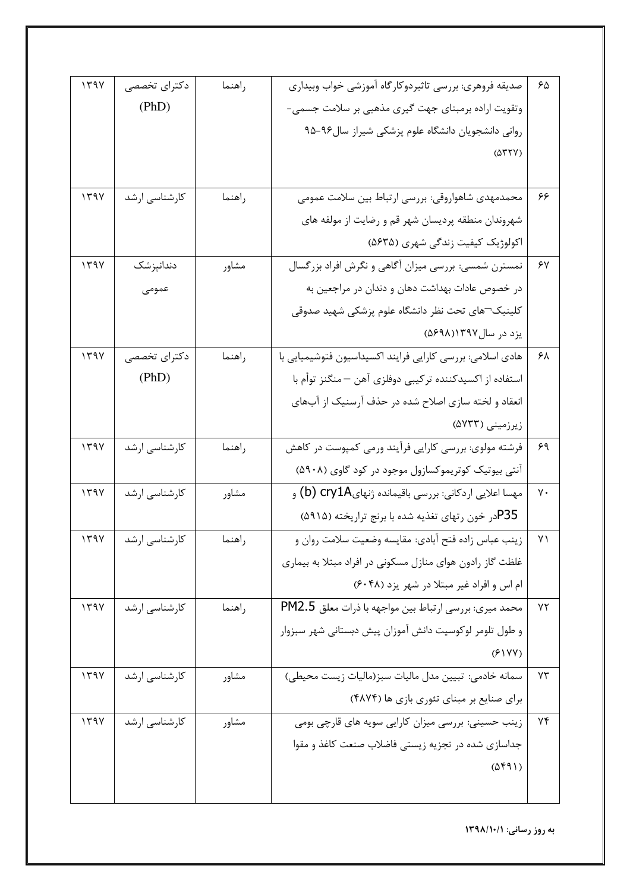| ۶۵ | صدیقه فروهری: بررسی تاثیردوکارگاه آموزشی خواب وبیداری وتقویت اراده برمبنای جهت گیری مذهبی بر سلامت جسمی- روانی دانشجویان دانشگاه علوم پزشکی شیراز سال۹۶-۹۵ (۵۳۲۷) | راهنما | دکترای تخصصی (PhD) | ۱۳۹۷ |
|---|---|---|---|---|
| ۶۶ | محمدمهدی شاهواروقی: بررسی ارتباط بین سلامت عمومی شهروندان منطقه پردیسان شهر قم و رضایت از مولفه های اکولوژیک کیفیت زندگی شهری (۵۶۳۵) | راهنما | کارشناسی ارشد | ۱۳۹۷ |
| ۶۷ | نسسترن شمسی: بررسی میزان آگاهی و نگرش افراد بزرگسال در خصوص عادات بهداشت دهان و دندان در مراجعین به کلینیک¬های تحت نظر دانشگاه علوم پزشکی شهید صدوقی یزد در سال۱۳۹۷(۵۶۹۸) | مشاور | دندانپزشک عمومی | ۱۳۹۷ |
| ۶۸ | هادی اسلامی: بررسی کارایی فرایند اکسیداسیون فتوشیمیایی با استفاده از اکسیدکننده ترکیبی دوفلزی آهن – منگنز توأم با انعقاد و لخته سازی اصلاح شده در حذف آرسنیک از آبهای زیرزمینی (۵۷۳۳) | راهنما | دکترای تخصصی (PhD) | ۱۳۹۷ |
| ۶۹ | فرشته مولوی: بررسی کارایی فرآیند ورمی کمپوست در کاهش آنتی بیوتیک کوتریموکسازول موجود در کود گاوی (۵۹۰۸) | راهنما | کارشناسی ارشد | ۱۳۹۷ |
| ۷۰ | مهسا اعلایی اردکانی: بررسی باقیمانده ژنهای(b) cry1A و P35در خون رتهای تغذیه شده با برنج تراریخته (۵۹۱۵) | مشاور | کارشناسی ارشد | ۱۳۹۷ |
| ۷۱ | زینب عباس زاده فتح آبادی: مقایسه وضعیت سلامت روان و غلظت گاز رادون هوای منازل مسکونی در افراد مبتلا به بیماری ام اس و افراد غیر مبتلا در شهر یزد (۶۰۴۸) | راهنما | کارشناسی ارشد | ۱۳۹۷ |
| ۷۲ | محمد میری: بررسی ارتباط بین مواجهه با ذرات معلق PM2.5 و طول تلومر لوکوسیت دانش آموزان پیش دبستانی شهر سبزوار (۶۱۷۷) | راهنما | کارشناسی ارشد | ۱۳۹۷ |
| ۷۳ | سمانه خادمی: تبیین مدل مالیات سبز(مالیات زیست محیطی) برای صنایع بر مبنای تئوری بازی ها (۴۸۷۴) | مشاور | کارشناسی ارشد | ۱۳۹۷ |
| ۷۴ | زینب حسینی: بررسی میزان کارایی سویه های قارچی بومی جداسازی شده در تجزیه زیستی فاضلاب صنعت کاغذ و مقوا (۵۴۹۱) | مشاور | کارشناسی ارشد | ۱۳۹۷ |

**به روز رسانی: ۱۳۹۸/۱۰/۱**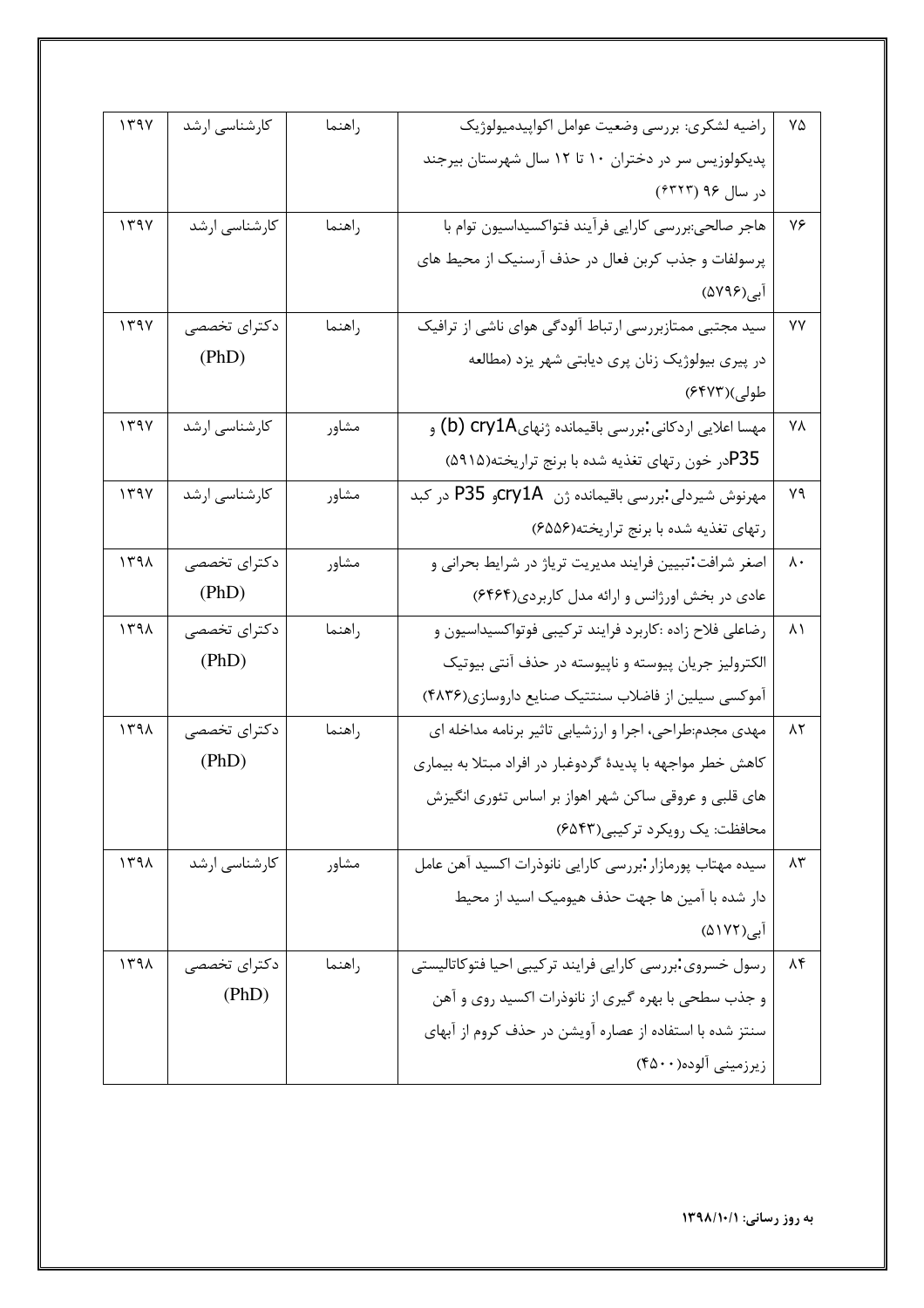| | | | | |
|---|---|---|---|---|
| ۷۵ | راضیه لشکری: بررسی وضعیت عوامل اکواپیدمیولوژیک پدیکولوزیس سر در دختران ۱۰ تا ۱۲ سال شهرستان بیرجند در سال ۹۶ (۶۳۲۳) | راهنما | کارشناسی ارشد | ۱۳۹۷ |
| ۷۶ | هاجر صالحی:بررسی کارایی فرآیند فتواکسیداسیون توام با پرسولفات و جذب کربن فعال در حذف آرسنیک از محیط های آبی(۵۷۹۶) | راهنما | کارشناسی ارشد | ۱۳۹۷ |
| ۷۷ | سید مجتبی ممتازبررسی ارتباط آلودگی هوای ناشی از ترافیک در پیری بیولوژیک زنان پری دیابتی شهر یزد (مطالعه طولی)(۶۴۷۳) | راهنما | دکترای تخصصی (PhD) | ۱۳۹۷ |
| ۷۸ | مهسا اعلایی اردکانی:بررسی باقیمانده ژنهای cry1A (b) و P35در خون رتهای تغذیه شده با برنج تراریخته(۵۹۱۵) | مشاور | کارشناسی ارشد | ۱۳۹۷ |
| ۷۹ | مهرنوش شیردلی:بررسی باقیمانده ژن cry1Aو P35 در کبد رتهای تغذیه شده با برنج تراریخته(۶۵۵۶) | مشاور | کارشناسی ارشد | ۱۳۹۷ |
| ۸۰ | اصغر شرافت:تبیین فرایند مدیریت تریاژ در شرایط بحرانی و عادی در بخش اورژانس و ارائه مدل کاربردی(۶۴۶۴) | مشاور | دکترای تخصصی (PhD) | ۱۳۹۸ |
| ۸۱ | رضاعلی فلاح زاده :کاربرد فرایند ترکیبی فوتواکسیداسیون و الکترولیز جریان پیوسته و ناپیوسته در حذف آنتی بیوتیک آموکسی سیلین از فاضلاب سنتتیک صنایع داروسازی(۴۸۳۶) | راهنما | دکترای تخصصی (PhD) | ۱۳۹۸ |
| ۸۲ | مهدی مجدم:طراحی، اجرا و ارزشیابی تاثیر برنامه مداخله ای کاهش خطر مواجهه با پدیدهٔ گردوغبار در افراد مبتلا به بیماری های قلبی و عروقی ساکن شهر اهواز بر اساس تئوری انگیزش محافظت: یک رویکرد ترکیبی(۶۵۴۳) | راهنما | دکترای تخصصی (PhD) | ۱۳۹۸ |
| ۸۳ | سیده مهتاب پورمازار:بررسی کارایی نانوذرات اکسید آهن عامل دار شده با آمین ها جهت حذف هیومیک اسید از محیط آبی(۵۱۷۲) | مشاور | کارشناسی ارشد | ۱۳۹۸ |
| ۸۴ | رسول خسروی:بررسی کارایی فرایند ترکیبی احیا فتوکاتالیستی و جذب سطحی با بهره گیری از نانوذرات اکسید روی و آهن سنتز شده با استفاده از عصاره آویشن در حذف کروم از آبهای زیرزمینی آلوده(۴۵۰۰) | راهنما | دکترای تخصصی (PhD) | ۱۳۹۸ |

**به روز رسانی: ۱۳۹۸/۱۰/۱**